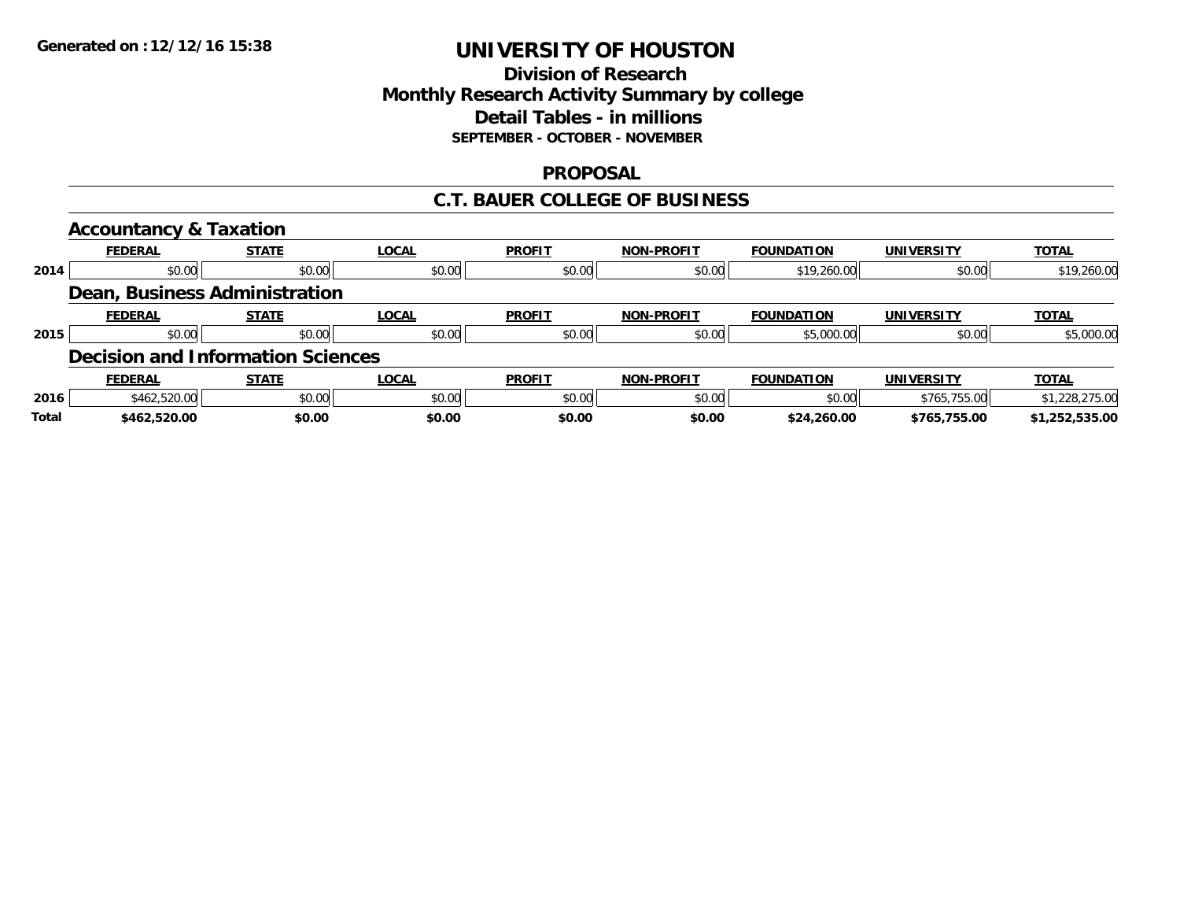**Generated on :12/12/16 15:38**

# UNIVERSITY OF HOUSTON

## Division of Research
## Monthly Research Activity Summary by college
## Detail Tables - in millions
### SEPTEMBER - OCTOBER - NOVEMBER

## PROPOSAL

## C.T. BAUER COLLEGE OF BUSINESS

### Accountancy & Taxation

| | FEDERAL | STATE | LOCAL | PROFIT | NON-PROFIT | FOUNDATION | UNIVERSITY | TOTAL |
|---|---|---|---|---|---|---|---|---|
| 2014 | $0.00 | $0.00 | $0.00 | $0.00 | $0.00 | $19,260.00 | $0.00 | $19,260.00 |

### Dean, Business Administration

| | FEDERAL | STATE | LOCAL | PROFIT | NON-PROFIT | FOUNDATION | UNIVERSITY | TOTAL |
|---|---|---|---|---|---|---|---|---|
| 2015 | $0.00 | $0.00 | $0.00 | $0.00 | $0.00 | $5,000.00 | $0.00 | $5,000.00 |

### Decision and Information Sciences

| | FEDERAL | STATE | LOCAL | PROFIT | NON-PROFIT | FOUNDATION | UNIVERSITY | TOTAL |
|---|---|---|---|---|---|---|---|---|
| 2016 | $462,520.00 | $0.00 | $0.00 | $0.00 | $0.00 | $0.00 | $765,755.00 | $1,228,275.00 |
| **Total** | **$462,520.00** | **$0.00** | **$0.00** | **$0.00** | **$0.00** | **$24,260.00** | **$765,755.00** | **$1,252,535.00** |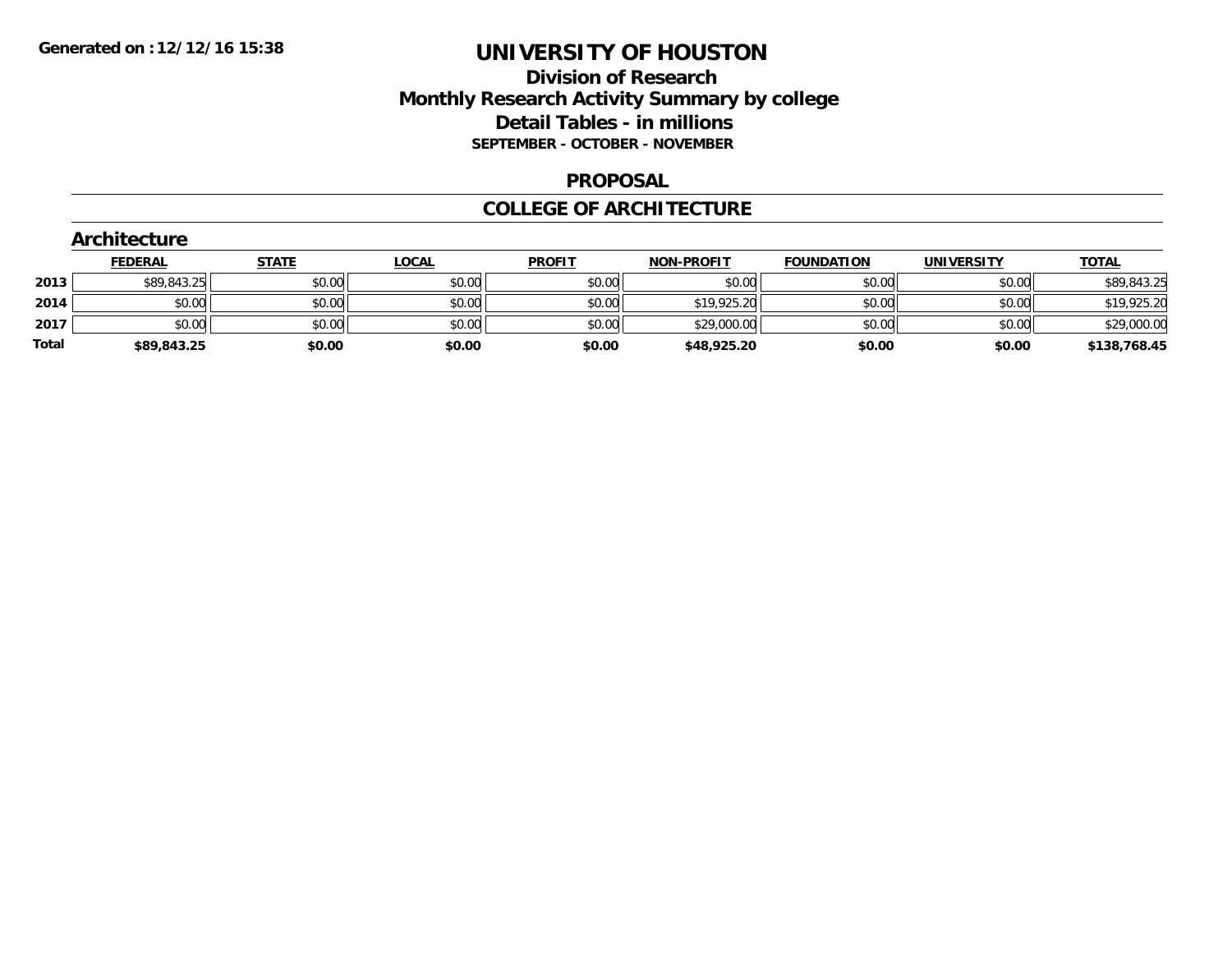# UNIVERSITY OF HOUSTON

## Division of Research
## Monthly Research Activity Summary by college
## Detail Tables - in millions
### SEPTEMBER - OCTOBER - NOVEMBER

## PROPOSAL

## COLLEGE OF ARCHITECTURE

### Architecture

| | FEDERAL | STATE | LOCAL | PROFIT | NON-PROFIT | FOUNDATION | UNIVERSITY | TOTAL |
|---|---|---|---|---|---|---|---|---|
| **2013** | $89,843.25 | $0.00 | $0.00 | $0.00 | $0.00 | $0.00 | $0.00 | $89,843.25 |
| **2014** | $0.00 | $0.00 | $0.00 | $0.00 | $19,925.20 | $0.00 | $0.00 | $19,925.20 |
| **2017** | $0.00 | $0.00 | $0.00 | $0.00 | $29,000.00 | $0.00 | $0.00 | $29,000.00 |
| **Total** | **$89,843.25** | **$0.00** | **$0.00** | **$0.00** | **$48,925.20** | **$0.00** | **$0.00** | **$138,768.45** |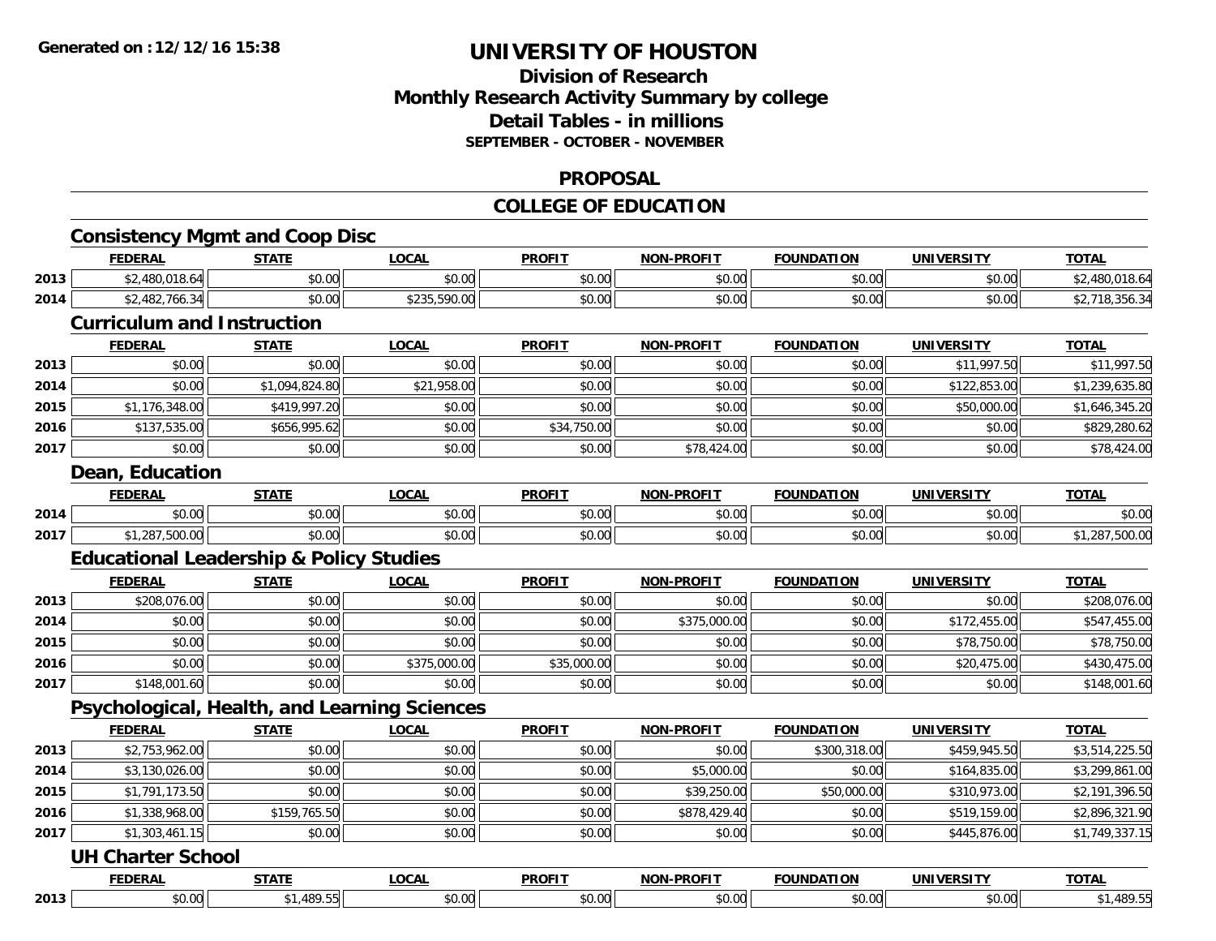# UNIVERSITY OF HOUSTON

## Division of Research
## Monthly Research Activity Summary by college
## Detail Tables - in millions
### SEPTEMBER - OCTOBER - NOVEMBER

## PROPOSAL

## COLLEGE OF EDUCATION

### Consistency Mgmt and Coop Disc

| | FEDERAL | STATE | LOCAL | PROFIT | NON-PROFIT | FOUNDATION | UNIVERSITY | TOTAL |
|---|---|---|---|---|---|---|---|---|
| 2013 | $2,480,018.64 | $0.00 | $0.00 | $0.00 | $0.00 | $0.00 | $0.00 | $2,480,018.64 |
| 2014 | $2,482,766.34 | $0.00 | $235,590.00 | $0.00 | $0.00 | $0.00 | $0.00 | $2,718,356.34 |

### Curriculum and Instruction

| | FEDERAL | STATE | LOCAL | PROFIT | NON-PROFIT | FOUNDATION | UNIVERSITY | TOTAL |
|---|---|---|---|---|---|---|---|---|
| 2013 | $0.00 | $0.00 | $0.00 | $0.00 | $0.00 | $0.00 | $11,997.50 | $11,997.50 |
| 2014 | $0.00 | $1,094,824.80 | $21,958.00 | $0.00 | $0.00 | $0.00 | $122,853.00 | $1,239,635.80 |
| 2015 | $1,176,348.00 | $419,997.20 | $0.00 | $0.00 | $0.00 | $0.00 | $50,000.00 | $1,646,345.20 |
| 2016 | $137,535.00 | $656,995.62 | $0.00 | $34,750.00 | $0.00 | $0.00 | $0.00 | $829,280.62 |
| 2017 | $0.00 | $0.00 | $0.00 | $0.00 | $78,424.00 | $0.00 | $0.00 | $78,424.00 |

### Dean, Education

| | FEDERAL | STATE | LOCAL | PROFIT | NON-PROFIT | FOUNDATION | UNIVERSITY | TOTAL |
|---|---|---|---|---|---|---|---|---|
| 2014 | $0.00 | $0.00 | $0.00 | $0.00 | $0.00 | $0.00 | $0.00 | $0.00 |
| 2017 | $1,287,500.00 | $0.00 | $0.00 | $0.00 | $0.00 | $0.00 | $0.00 | $1,287,500.00 |

### Educational Leadership & Policy Studies

| | FEDERAL | STATE | LOCAL | PROFIT | NON-PROFIT | FOUNDATION | UNIVERSITY | TOTAL |
|---|---|---|---|---|---|---|---|---|
| 2013 | $208,076.00 | $0.00 | $0.00 | $0.00 | $0.00 | $0.00 | $0.00 | $208,076.00 |
| 2014 | $0.00 | $0.00 | $0.00 | $0.00 | $375,000.00 | $0.00 | $172,455.00 | $547,455.00 |
| 2015 | $0.00 | $0.00 | $0.00 | $0.00 | $0.00 | $0.00 | $78,750.00 | $78,750.00 |
| 2016 | $0.00 | $0.00 | $375,000.00 | $35,000.00 | $0.00 | $0.00 | $20,475.00 | $430,475.00 |
| 2017 | $148,001.60 | $0.00 | $0.00 | $0.00 | $0.00 | $0.00 | $0.00 | $148,001.60 |

### Psychological, Health, and Learning Sciences

| | FEDERAL | STATE | LOCAL | PROFIT | NON-PROFIT | FOUNDATION | UNIVERSITY | TOTAL |
|---|---|---|---|---|---|---|---|---|
| 2013 | $2,753,962.00 | $0.00 | $0.00 | $0.00 | $0.00 | $300,318.00 | $459,945.50 | $3,514,225.50 |
| 2014 | $3,130,026.00 | $0.00 | $0.00 | $0.00 | $5,000.00 | $0.00 | $164,835.00 | $3,299,861.00 |
| 2015 | $1,791,173.50 | $0.00 | $0.00 | $0.00 | $39,250.00 | $50,000.00 | $310,973.00 | $2,191,396.50 |
| 2016 | $1,338,968.00 | $159,765.50 | $0.00 | $0.00 | $878,429.40 | $0.00 | $519,159.00 | $2,896,321.90 |
| 2017 | $1,303,461.15 | $0.00 | $0.00 | $0.00 | $0.00 | $0.00 | $445,876.00 | $1,749,337.15 |

### UH Charter School

| | FEDERAL | STATE | LOCAL | PROFIT | NON-PROFIT | FOUNDATION | UNIVERSITY | TOTAL |
|---|---|---|---|---|---|---|---|---|
| 2013 | $0.00 | $1,489.55 | $0.00 | $0.00 | $0.00 | $0.00 | $0.00 | $1,489.55 |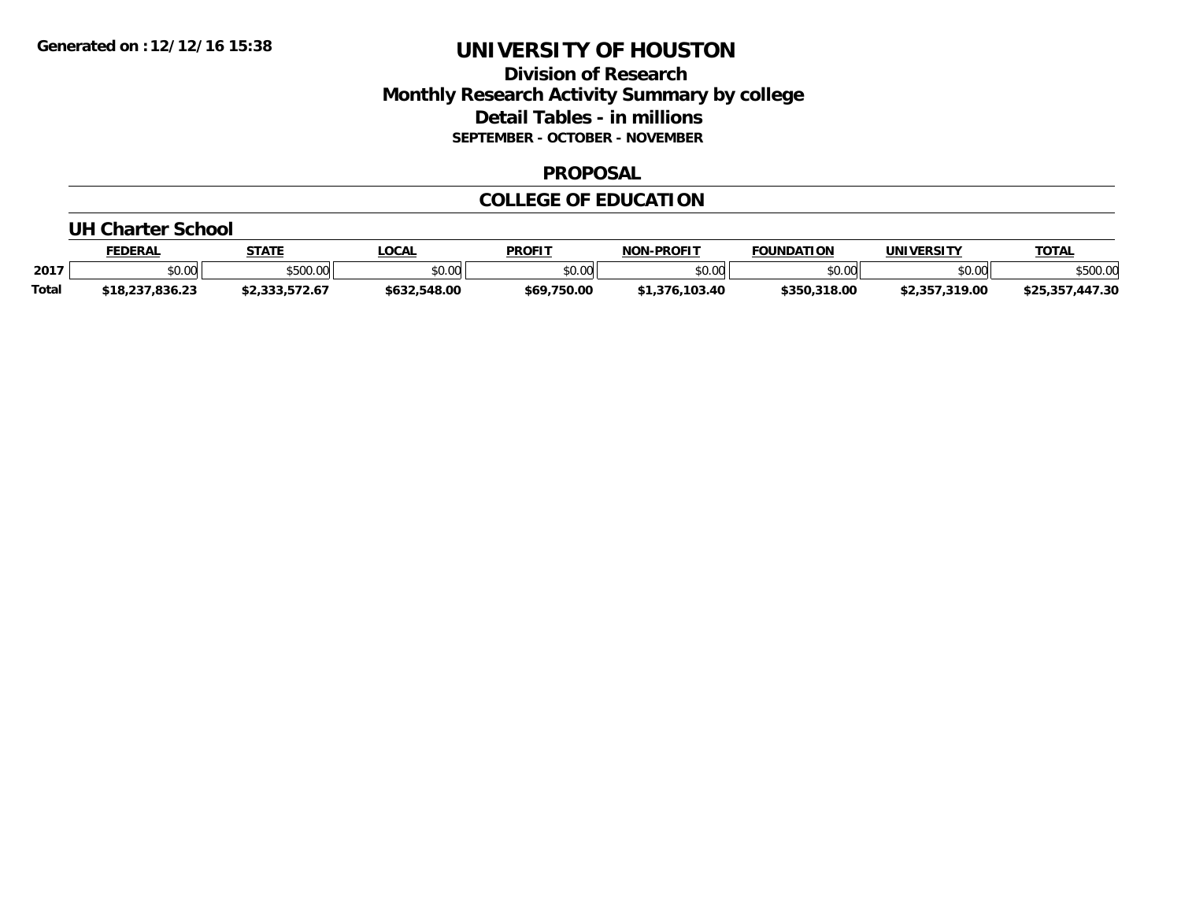**Generated on :12/12/16 15:38**

# UNIVERSITY OF HOUSTON

## Division of Research
## Monthly Research Activity Summary by college
## Detail Tables - in millions
### SEPTEMBER - OCTOBER - NOVEMBER

## PROPOSAL

## COLLEGE OF EDUCATION

### UH Charter School

| | FEDERAL | STATE | LOCAL | PROFIT | NON-PROFIT | FOUNDATION | UNIVERSITY | TOTAL |
|---|---|---|---|---|---|---|---|---|
| 2017 | $0.00 | $500.00 | $0.00 | $0.00 | $0.00 | $0.00 | $0.00 | $500.00 |
| **Total** | **$18,237,836.23** | **$2,333,572.67** | **$632,548.00** | **$69,750.00** | **$1,376,103.40** | **$350,318.00** | **$2,357,319.00** | **$25,357,447.30** |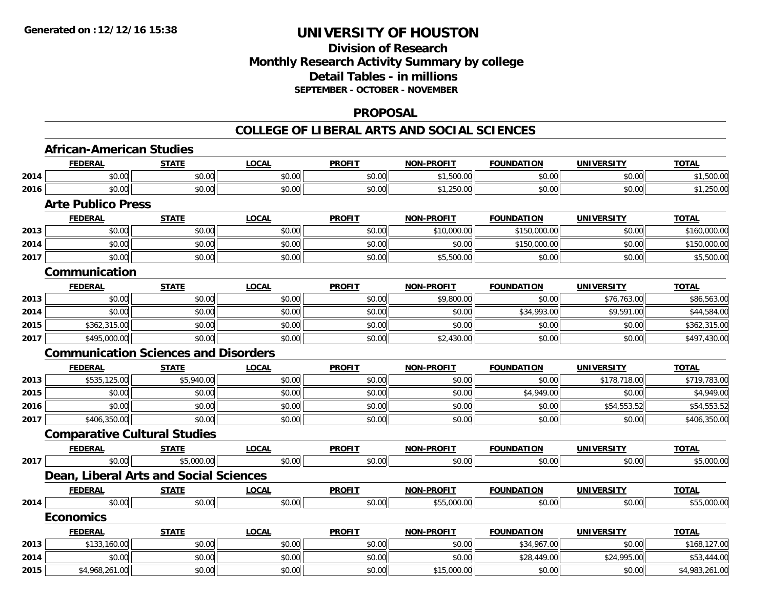**Generated on :12/12/16 15:38**

# UNIVERSITY OF HOUSTON

## Division of Research
## Monthly Research Activity Summary by college
## Detail Tables - in millions
### SEPTEMBER - OCTOBER - NOVEMBER

## PROPOSAL

## COLLEGE OF LIBERAL ARTS AND SOCIAL SCIENCES

### African-American Studies

| | FEDERAL | STATE | LOCAL | PROFIT | NON-PROFIT | FOUNDATION | UNIVERSITY | TOTAL |
|---|---|---|---|---|---|---|---|---|
| 2014 | $0.00 | $0.00 | $0.00 | $0.00 | $1,500.00 | $0.00 | $0.00 | $1,500.00 |
| 2016 | $0.00 | $0.00 | $0.00 | $0.00 | $1,250.00 | $0.00 | $0.00 | $1,250.00 |

### Arte Publico Press

| | FEDERAL | STATE | LOCAL | PROFIT | NON-PROFIT | FOUNDATION | UNIVERSITY | TOTAL |
|---|---|---|---|---|---|---|---|---|
| 2013 | $0.00 | $0.00 | $0.00 | $0.00 | $10,000.00 | $150,000.00 | $0.00 | $160,000.00 |
| 2014 | $0.00 | $0.00 | $0.00 | $0.00 | $0.00 | $150,000.00 | $0.00 | $150,000.00 |
| 2017 | $0.00 | $0.00 | $0.00 | $0.00 | $5,500.00 | $0.00 | $0.00 | $5,500.00 |

### Communication

| | FEDERAL | STATE | LOCAL | PROFIT | NON-PROFIT | FOUNDATION | UNIVERSITY | TOTAL |
|---|---|---|---|---|---|---|---|---|
| 2013 | $0.00 | $0.00 | $0.00 | $0.00 | $9,800.00 | $0.00 | $76,763.00 | $86,563.00 |
| 2014 | $0.00 | $0.00 | $0.00 | $0.00 | $0.00 | $34,993.00 | $9,591.00 | $44,584.00 |
| 2015 | $362,315.00 | $0.00 | $0.00 | $0.00 | $0.00 | $0.00 | $0.00 | $362,315.00 |
| 2017 | $495,000.00 | $0.00 | $0.00 | $0.00 | $2,430.00 | $0.00 | $0.00 | $497,430.00 |

### Communication Sciences and Disorders

| | FEDERAL | STATE | LOCAL | PROFIT | NON-PROFIT | FOUNDATION | UNIVERSITY | TOTAL |
|---|---|---|---|---|---|---|---|---|
| 2013 | $535,125.00 | $5,940.00 | $0.00 | $0.00 | $0.00 | $0.00 | $178,718.00 | $719,783.00 |
| 2015 | $0.00 | $0.00 | $0.00 | $0.00 | $0.00 | $4,949.00 | $0.00 | $4,949.00 |
| 2016 | $0.00 | $0.00 | $0.00 | $0.00 | $0.00 | $0.00 | $54,553.52 | $54,553.52 |
| 2017 | $406,350.00 | $0.00 | $0.00 | $0.00 | $0.00 | $0.00 | $0.00 | $406,350.00 |

### Comparative Cultural Studies

| | FEDERAL | STATE | LOCAL | PROFIT | NON-PROFIT | FOUNDATION | UNIVERSITY | TOTAL |
|---|---|---|---|---|---|---|---|---|
| 2017 | $0.00 | $5,000.00 | $0.00 | $0.00 | $0.00 | $0.00 | $0.00 | $5,000.00 |

### Dean, Liberal Arts and Social Sciences

| | FEDERAL | STATE | LOCAL | PROFIT | NON-PROFIT | FOUNDATION | UNIVERSITY | TOTAL |
|---|---|---|---|---|---|---|---|---|
| 2014 | $0.00 | $0.00 | $0.00 | $0.00 | $55,000.00 | $0.00 | $0.00 | $55,000.00 |

### Economics

| | FEDERAL | STATE | LOCAL | PROFIT | NON-PROFIT | FOUNDATION | UNIVERSITY | TOTAL |
|---|---|---|---|---|---|---|---|---|
| 2013 | $133,160.00 | $0.00 | $0.00 | $0.00 | $0.00 | $34,967.00 | $0.00 | $168,127.00 |
| 2014 | $0.00 | $0.00 | $0.00 | $0.00 | $0.00 | $28,449.00 | $24,995.00 | $53,444.00 |
| 2015 | $4,968,261.00 | $0.00 | $0.00 | $0.00 | $15,000.00 | $0.00 | $0.00 | $4,983,261.00 |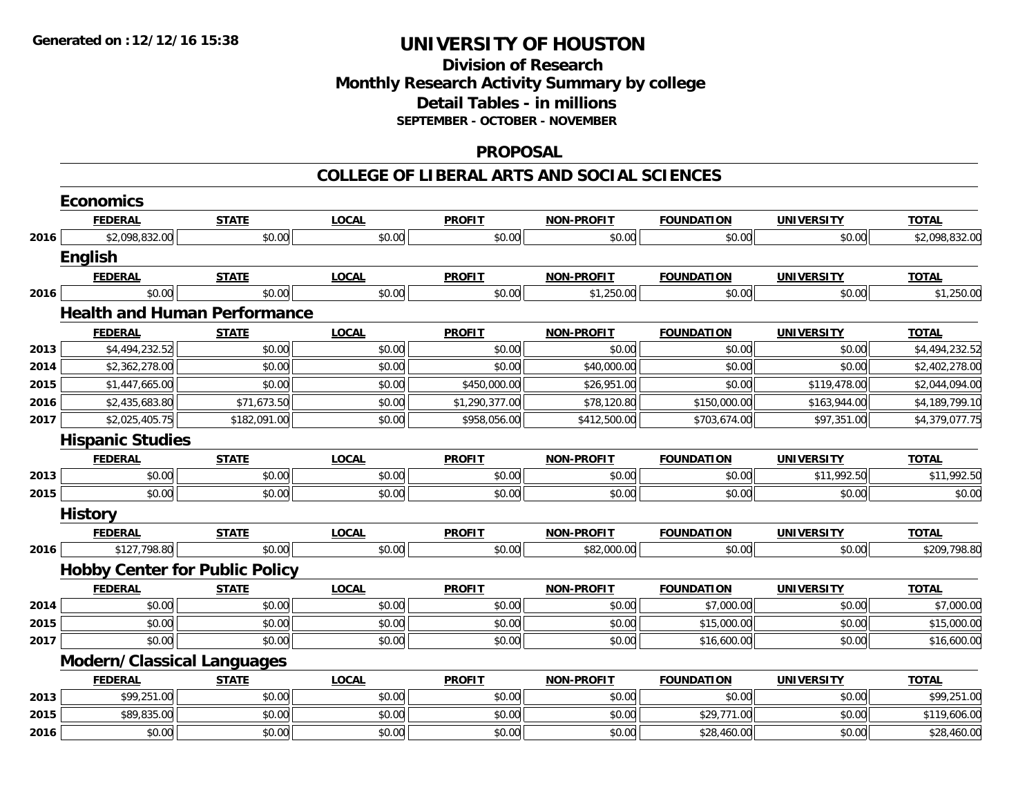**Generated on :12/12/16 15:38**

# UNIVERSITY OF HOUSTON

## Division of Research
## Monthly Research Activity Summary by college
## Detail Tables - in millions
### SEPTEMBER - OCTOBER - NOVEMBER

## PROPOSAL

## COLLEGE OF LIBERAL ARTS AND SOCIAL SCIENCES

### Economics

| | FEDERAL | STATE | LOCAL | PROFIT | NON-PROFIT | FOUNDATION | UNIVERSITY | TOTAL |
|---|---|---|---|---|---|---|---|---|
| 2016 | $2,098,832.00 | $0.00 | $0.00 | $0.00 | $0.00 | $0.00 | $0.00 | $2,098,832.00 |

### English

| | FEDERAL | STATE | LOCAL | PROFIT | NON-PROFIT | FOUNDATION | UNIVERSITY | TOTAL |
|---|---|---|---|---|---|---|---|---|
| 2016 | $0.00 | $0.00 | $0.00 | $0.00 | $1,250.00 | $0.00 | $0.00 | $1,250.00 |

### Health and Human Performance

| | FEDERAL | STATE | LOCAL | PROFIT | NON-PROFIT | FOUNDATION | UNIVERSITY | TOTAL |
|---|---|---|---|---|---|---|---|---|
| 2013 | $4,494,232.52 | $0.00 | $0.00 | $0.00 | $0.00 | $0.00 | $0.00 | $4,494,232.52 |
| 2014 | $2,362,278.00 | $0.00 | $0.00 | $0.00 | $40,000.00 | $0.00 | $0.00 | $2,402,278.00 |
| 2015 | $1,447,665.00 | $0.00 | $0.00 | $450,000.00 | $26,951.00 | $0.00 | $119,478.00 | $2,044,094.00 |
| 2016 | $2,435,683.80 | $71,673.50 | $0.00 | $1,290,377.00 | $78,120.80 | $150,000.00 | $163,944.00 | $4,189,799.10 |
| 2017 | $2,025,405.75 | $182,091.00 | $0.00 | $958,056.00 | $412,500.00 | $703,674.00 | $97,351.00 | $4,379,077.75 |

### Hispanic Studies

| | FEDERAL | STATE | LOCAL | PROFIT | NON-PROFIT | FOUNDATION | UNIVERSITY | TOTAL |
|---|---|---|---|---|---|---|---|---|
| 2013 | $0.00 | $0.00 | $0.00 | $0.00 | $0.00 | $0.00 | $11,992.50 | $11,992.50 |
| 2015 | $0.00 | $0.00 | $0.00 | $0.00 | $0.00 | $0.00 | $0.00 | $0.00 |

### History

| | FEDERAL | STATE | LOCAL | PROFIT | NON-PROFIT | FOUNDATION | UNIVERSITY | TOTAL |
|---|---|---|---|---|---|---|---|---|
| 2016 | $127,798.80 | $0.00 | $0.00 | $0.00 | $82,000.00 | $0.00 | $0.00 | $209,798.80 |

### Hobby Center for Public Policy

| | FEDERAL | STATE | LOCAL | PROFIT | NON-PROFIT | FOUNDATION | UNIVERSITY | TOTAL |
|---|---|---|---|---|---|---|---|---|
| 2014 | $0.00 | $0.00 | $0.00 | $0.00 | $0.00 | $7,000.00 | $0.00 | $7,000.00 |
| 2015 | $0.00 | $0.00 | $0.00 | $0.00 | $0.00 | $15,000.00 | $0.00 | $15,000.00 |
| 2017 | $0.00 | $0.00 | $0.00 | $0.00 | $0.00 | $16,600.00 | $0.00 | $16,600.00 |

### Modern/Classical Languages

| | FEDERAL | STATE | LOCAL | PROFIT | NON-PROFIT | FOUNDATION | UNIVERSITY | TOTAL |
|---|---|---|---|---|---|---|---|---|
| 2013 | $99,251.00 | $0.00 | $0.00 | $0.00 | $0.00 | $0.00 | $0.00 | $99,251.00 |
| 2015 | $89,835.00 | $0.00 | $0.00 | $0.00 | $0.00 | $29,771.00 | $0.00 | $119,606.00 |
| 2016 | $0.00 | $0.00 | $0.00 | $0.00 | $0.00 | $28,460.00 | $0.00 | $28,460.00 |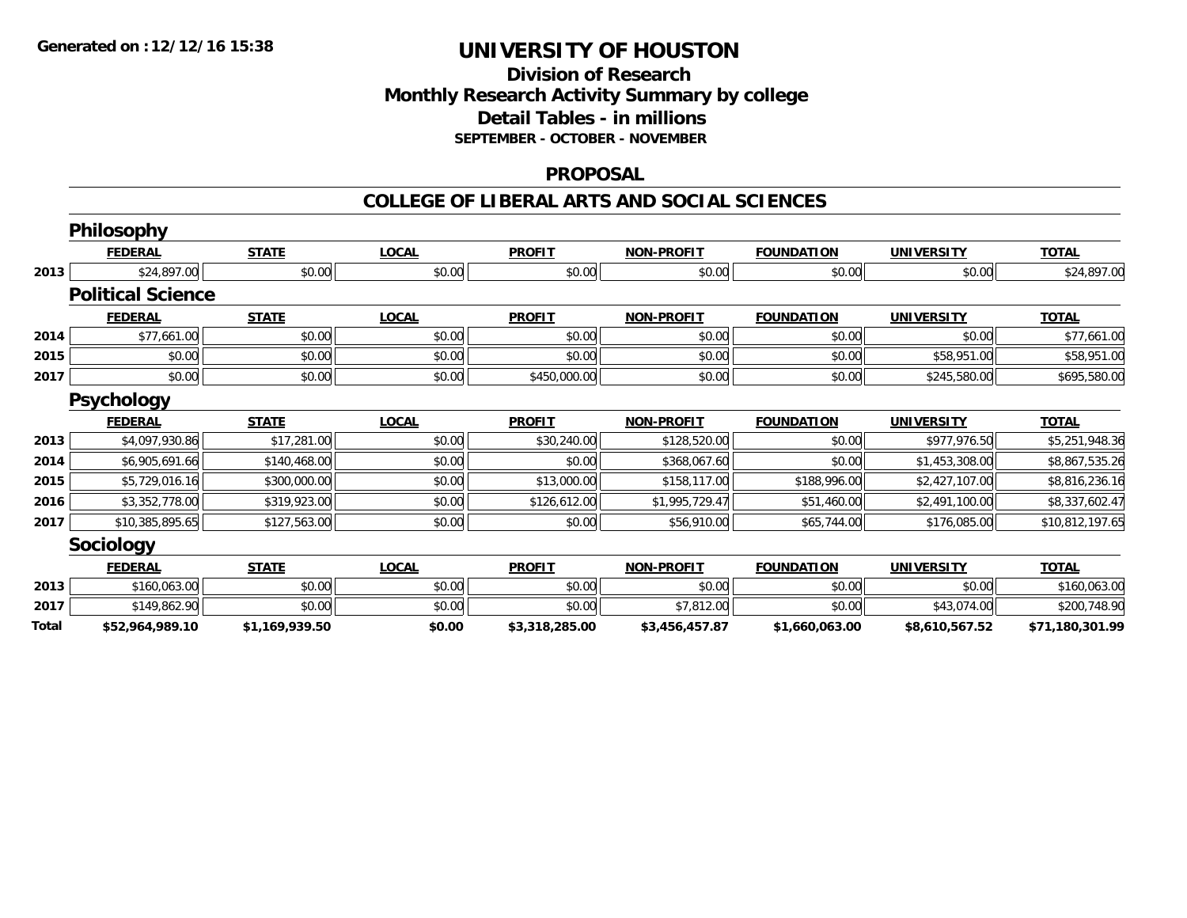**Generated on :12/12/16 15:38**

# UNIVERSITY OF HOUSTON

## Division of Research
## Monthly Research Activity Summary by college
## Detail Tables - in millions
### SEPTEMBER - OCTOBER - NOVEMBER

## PROPOSAL

## COLLEGE OF LIBERAL ARTS AND SOCIAL SCIENCES

### Philosophy

| | FEDERAL | STATE | LOCAL | PROFIT | NON-PROFIT | FOUNDATION | UNIVERSITY | TOTAL |
|---|---|---|---|---|---|---|---|---|
| 2013 | $24,897.00 | $0.00 | $0.00 | $0.00 | $0.00 | $0.00 | $0.00 | $24,897.00 |

### Political Science

| | FEDERAL | STATE | LOCAL | PROFIT | NON-PROFIT | FOUNDATION | UNIVERSITY | TOTAL |
|---|---|---|---|---|---|---|---|---|
| 2014 | $77,661.00 | $0.00 | $0.00 | $0.00 | $0.00 | $0.00 | $0.00 | $77,661.00 |
| 2015 | $0.00 | $0.00 | $0.00 | $0.00 | $0.00 | $0.00 | $58,951.00 | $58,951.00 |
| 2017 | $0.00 | $0.00 | $0.00 | $450,000.00 | $0.00 | $0.00 | $245,580.00 | $695,580.00 |

### Psychology

| | FEDERAL | STATE | LOCAL | PROFIT | NON-PROFIT | FOUNDATION | UNIVERSITY | TOTAL |
|---|---|---|---|---|---|---|---|---|
| 2013 | $4,097,930.86 | $17,281.00 | $0.00 | $30,240.00 | $128,520.00 | $0.00 | $977,976.50 | $5,251,948.36 |
| 2014 | $6,905,691.66 | $140,468.00 | $0.00 | $0.00 | $368,067.60 | $0.00 | $1,453,308.00 | $8,867,535.26 |
| 2015 | $5,729,016.16 | $300,000.00 | $0.00 | $13,000.00 | $158,117.00 | $188,996.00 | $2,427,107.00 | $8,816,236.16 |
| 2016 | $3,352,778.00 | $319,923.00 | $0.00 | $126,612.00 | $1,995,729.47 | $51,460.00 | $2,491,100.00 | $8,337,602.47 |
| 2017 | $10,385,895.65 | $127,563.00 | $0.00 | $0.00 | $56,910.00 | $65,744.00 | $176,085.00 | $10,812,197.65 |

### Sociology

| | FEDERAL | STATE | LOCAL | PROFIT | NON-PROFIT | FOUNDATION | UNIVERSITY | TOTAL |
|---|---|---|---|---|---|---|---|---|
| 2013 | $160,063.00 | $0.00 | $0.00 | $0.00 | $0.00 | $0.00 | $0.00 | $160,063.00 |
| 2017 | $149,862.90 | $0.00 | $0.00 | $0.00 | $7,812.00 | $0.00 | $43,074.00 | $200,748.90 |
| **Total** | **$52,964,989.10** | **$1,169,939.50** | **$0.00** | **$3,318,285.00** | **$3,456,457.87** | **$1,660,063.00** | **$8,610,567.52** | **$71,180,301.99** |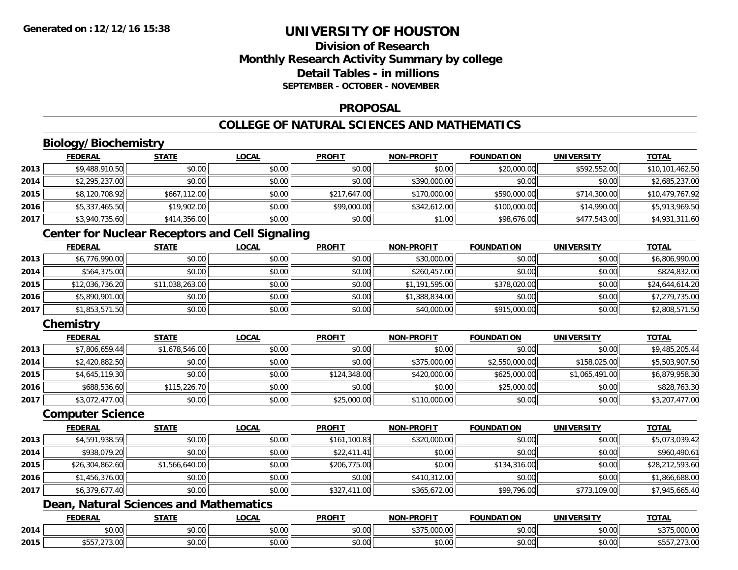**Generated on :12/12/16 15:38**

# UNIVERSITY OF HOUSTON

## Division of Research
## Monthly Research Activity Summary by college
## Detail Tables - in millions
### SEPTEMBER - OCTOBER - NOVEMBER

## PROPOSAL

## COLLEGE OF NATURAL SCIENCES AND MATHEMATICS

### Biology/Biochemistry

| | FEDERAL | STATE | LOCAL | PROFIT | NON-PROFIT | FOUNDATION | UNIVERSITY | TOTAL |
|---|---|---|---|---|---|---|---|---|
| 2013 | $9,488,910.50 | $0.00 | $0.00 | $0.00 | $0.00 | $20,000.00 | $592,552.00 | $10,101,462.50 |
| 2014 | $2,295,237.00 | $0.00 | $0.00 | $0.00 | $390,000.00 | $0.00 | $0.00 | $2,685,237.00 |
| 2015 | $8,120,708.92 | $667,112.00 | $0.00 | $217,647.00 | $170,000.00 | $590,000.00 | $714,300.00 | $10,479,767.92 |
| 2016 | $5,337,465.50 | $19,902.00 | $0.00 | $99,000.00 | $342,612.00 | $100,000.00 | $14,990.00 | $5,913,969.50 |
| 2017 | $3,940,735.60 | $414,356.00 | $0.00 | $0.00 | $1.00 | $98,676.00 | $477,543.00 | $4,931,311.60 |

### Center for Nuclear Receptors and Cell Signaling

| | FEDERAL | STATE | LOCAL | PROFIT | NON-PROFIT | FOUNDATION | UNIVERSITY | TOTAL |
|---|---|---|---|---|---|---|---|---|
| 2013 | $6,776,990.00 | $0.00 | $0.00 | $0.00 | $30,000.00 | $0.00 | $0.00 | $6,806,990.00 |
| 2014 | $564,375.00 | $0.00 | $0.00 | $0.00 | $260,457.00 | $0.00 | $0.00 | $824,832.00 |
| 2015 | $12,036,736.20 | $11,038,263.00 | $0.00 | $0.00 | $1,191,595.00 | $378,020.00 | $0.00 | $24,644,614.20 |
| 2016 | $5,890,901.00 | $0.00 | $0.00 | $0.00 | $1,388,834.00 | $0.00 | $0.00 | $7,279,735.00 |
| 2017 | $1,853,571.50 | $0.00 | $0.00 | $0.00 | $40,000.00 | $915,000.00 | $0.00 | $2,808,571.50 |

### Chemistry

| | FEDERAL | STATE | LOCAL | PROFIT | NON-PROFIT | FOUNDATION | UNIVERSITY | TOTAL |
|---|---|---|---|---|---|---|---|---|
| 2013 | $7,806,659.44 | $1,678,546.00 | $0.00 | $0.00 | $0.00 | $0.00 | $0.00 | $9,485,205.44 |
| 2014 | $2,420,882.50 | $0.00 | $0.00 | $0.00 | $375,000.00 | $2,550,000.00 | $158,025.00 | $5,503,907.50 |
| 2015 | $4,645,119.30 | $0.00 | $0.00 | $124,348.00 | $420,000.00 | $625,000.00 | $1,065,491.00 | $6,879,958.30 |
| 2016 | $688,536.60 | $115,226.70 | $0.00 | $0.00 | $0.00 | $25,000.00 | $0.00 | $828,763.30 |
| 2017 | $3,072,477.00 | $0.00 | $0.00 | $25,000.00 | $110,000.00 | $0.00 | $0.00 | $3,207,477.00 |

### Computer Science

| | FEDERAL | STATE | LOCAL | PROFIT | NON-PROFIT | FOUNDATION | UNIVERSITY | TOTAL |
|---|---|---|---|---|---|---|---|---|
| 2013 | $4,591,938.59 | $0.00 | $0.00 | $161,100.83 | $320,000.00 | $0.00 | $0.00 | $5,073,039.42 |
| 2014 | $938,079.20 | $0.00 | $0.00 | $22,411.41 | $0.00 | $0.00 | $0.00 | $960,490.61 |
| 2015 | $26,304,862.60 | $1,566,640.00 | $0.00 | $206,775.00 | $0.00 | $134,316.00 | $0.00 | $28,212,593.60 |
| 2016 | $1,456,376.00 | $0.00 | $0.00 | $0.00 | $410,312.00 | $0.00 | $0.00 | $1,866,688.00 |
| 2017 | $6,379,677.40 | $0.00 | $0.00 | $327,411.00 | $365,672.00 | $99,796.00 | $773,109.00 | $7,945,665.40 |

### Dean, Natural Sciences and Mathematics

| | FEDERAL | STATE | LOCAL | PROFIT | NON-PROFIT | FOUNDATION | UNIVERSITY | TOTAL |
|---|---|---|---|---|---|---|---|---|
| 2014 | $0.00 | $0.00 | $0.00 | $0.00 | $375,000.00 | $0.00 | $0.00 | $375,000.00 |
| 2015 | $557,273.00 | $0.00 | $0.00 | $0.00 | $0.00 | $0.00 | $0.00 | $557,273.00 |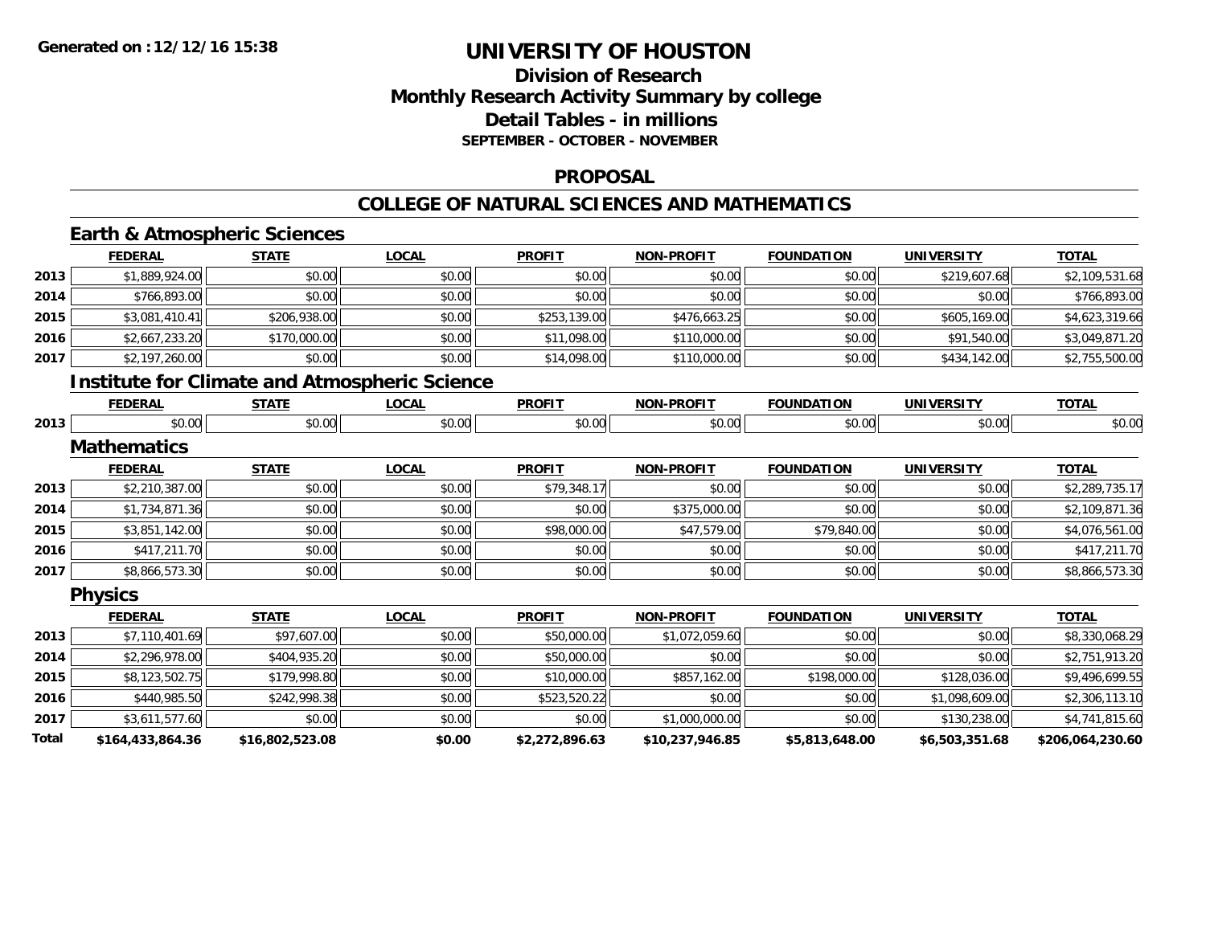# UNIVERSITY OF HOUSTON

## Division of Research
## Monthly Research Activity Summary by college
## Detail Tables - in millions
### SEPTEMBER - OCTOBER - NOVEMBER

Generated on :12/12/16 15:38

## PROPOSAL

## COLLEGE OF NATURAL SCIENCES AND MATHEMATICS

### Earth & Atmospheric Sciences

| | FEDERAL | STATE | LOCAL | PROFIT | NON-PROFIT | FOUNDATION | UNIVERSITY | TOTAL |
|---|---|---|---|---|---|---|---|---|
| 2013 | $1,889,924.00 | $0.00 | $0.00 | $0.00 | $0.00 | $0.00 | $219,607.68 | $2,109,531.68 |
| 2014 | $766,893.00 | $0.00 | $0.00 | $0.00 | $0.00 | $0.00 | $0.00 | $766,893.00 |
| 2015 | $3,081,410.41 | $206,938.00 | $0.00 | $253,139.00 | $476,663.25 | $0.00 | $605,169.00 | $4,623,319.66 |
| 2016 | $2,667,233.20 | $170,000.00 | $0.00 | $11,098.00 | $110,000.00 | $0.00 | $91,540.00 | $3,049,871.20 |
| 2017 | $2,197,260.00 | $0.00 | $0.00 | $14,098.00 | $110,000.00 | $0.00 | $434,142.00 | $2,755,500.00 |

### Institute for Climate and Atmospheric Science

| | FEDERAL | STATE | LOCAL | PROFIT | NON-PROFIT | FOUNDATION | UNIVERSITY | TOTAL |
|---|---|---|---|---|---|---|---|---|
| 2013 | $0.00 | $0.00 | $0.00 | $0.00 | $0.00 | $0.00 | $0.00 | $0.00 |

### Mathematics

| | FEDERAL | STATE | LOCAL | PROFIT | NON-PROFIT | FOUNDATION | UNIVERSITY | TOTAL |
|---|---|---|---|---|---|---|---|---|
| 2013 | $2,210,387.00 | $0.00 | $0.00 | $79,348.17 | $0.00 | $0.00 | $0.00 | $2,289,735.17 |
| 2014 | $1,734,871.36 | $0.00 | $0.00 | $0.00 | $375,000.00 | $0.00 | $0.00 | $2,109,871.36 |
| 2015 | $3,851,142.00 | $0.00 | $0.00 | $98,000.00 | $47,579.00 | $79,840.00 | $0.00 | $4,076,561.00 |
| 2016 | $417,211.70 | $0.00 | $0.00 | $0.00 | $0.00 | $0.00 | $0.00 | $417,211.70 |
| 2017 | $8,866,573.30 | $0.00 | $0.00 | $0.00 | $0.00 | $0.00 | $0.00 | $8,866,573.30 |

### Physics

| | FEDERAL | STATE | LOCAL | PROFIT | NON-PROFIT | FOUNDATION | UNIVERSITY | TOTAL |
|---|---|---|---|---|---|---|---|---|
| 2013 | $7,110,401.69 | $97,607.00 | $0.00 | $50,000.00 | $1,072,059.60 | $0.00 | $0.00 | $8,330,068.29 |
| 2014 | $2,296,978.00 | $404,935.20 | $0.00 | $50,000.00 | $0.00 | $0.00 | $0.00 | $2,751,913.20 |
| 2015 | $8,123,502.75 | $179,998.80 | $0.00 | $10,000.00 | $857,162.00 | $198,000.00 | $128,036.00 | $9,496,699.55 |
| 2016 | $440,985.50 | $242,998.38 | $0.00 | $523,520.22 | $0.00 | $0.00 | $1,098,609.00 | $2,306,113.10 |
| 2017 | $3,611,577.60 | $0.00 | $0.00 | $0.00 | $1,000,000.00 | $0.00 | $130,238.00 | $4,741,815.60 |
| **Total** | **$164,433,864.36** | **$16,802,523.08** | **$0.00** | **$2,272,896.63** | **$10,237,946.85** | **$5,813,648.00** | **$6,503,351.68** | **$206,064,230.60** |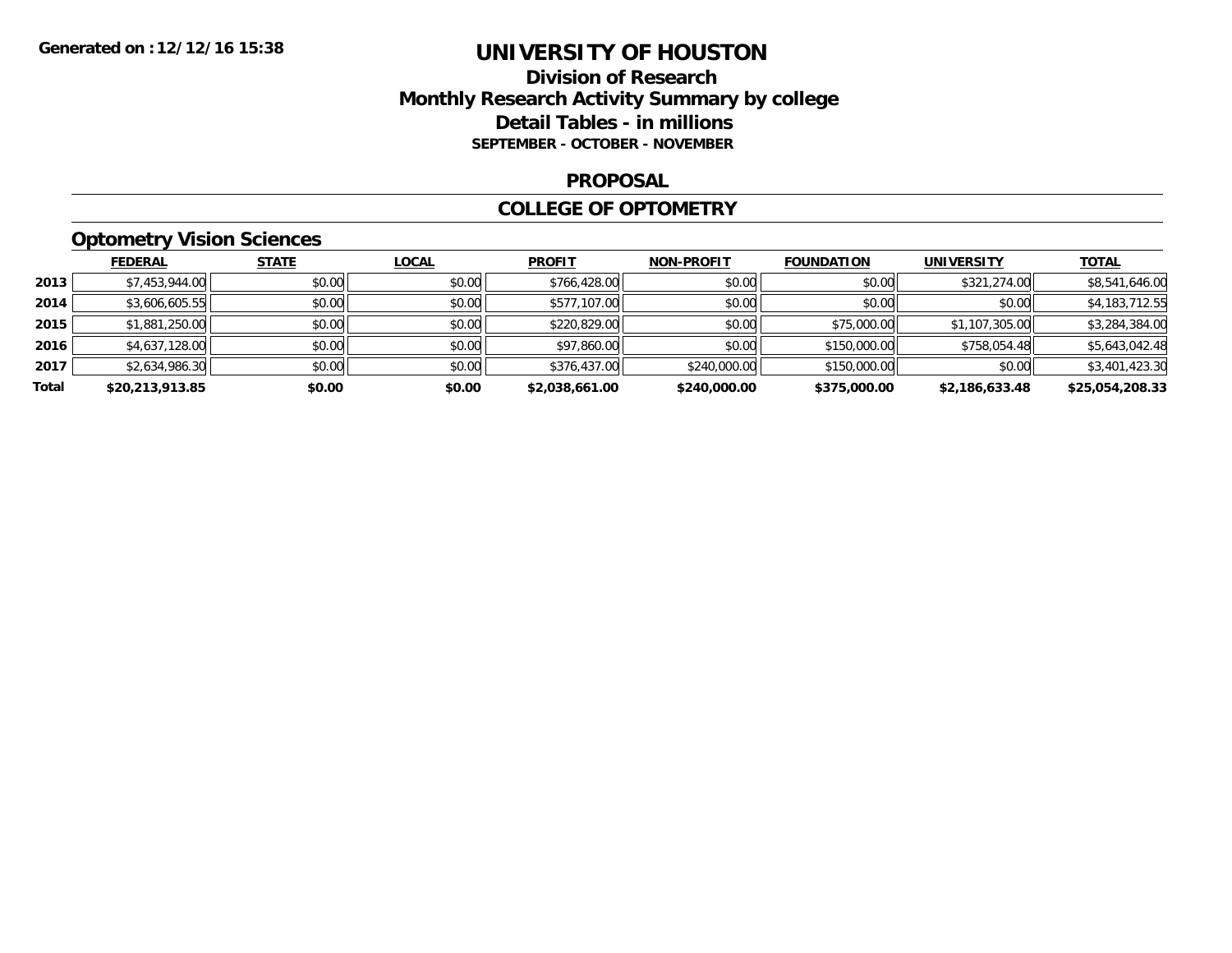# UNIVERSITY OF HOUSTON

## Division of Research
## Monthly Research Activity Summary by college
## Detail Tables - in millions

**SEPTEMBER - OCTOBER - NOVEMBER**

**Generated on : 12/12/16 15:38**

## PROPOSAL

## COLLEGE OF OPTOMETRY

### Optometry Vision Sciences

| | FEDERAL | STATE | LOCAL | PROFIT | NON-PROFIT | FOUNDATION | UNIVERSITY | TOTAL |
|---|---|---|---|---|---|---|---|---|
| 2013 | $7,453,944.00 | $0.00 | $0.00 | $766,428.00 | $0.00 | $0.00 | $321,274.00 | $8,541,646.00 |
| 2014 | $3,606,605.55 | $0.00 | $0.00 | $577,107.00 | $0.00 | $0.00 | $0.00 | $4,183,712.55 |
| 2015 | $1,881,250.00 | $0.00 | $0.00 | $220,829.00 | $0.00 | $75,000.00 | $1,107,305.00 | $3,284,384.00 |
| 2016 | $4,637,128.00 | $0.00 | $0.00 | $97,860.00 | $0.00 | $150,000.00 | $758,054.48 | $5,643,042.48 |
| 2017 | $2,634,986.30 | $0.00 | $0.00 | $376,437.00 | $240,000.00 | $150,000.00 | $0.00 | $3,401,423.30 |
| **Total** | **$20,213,913.85** | **$0.00** | **$0.00** | **$2,038,661.00** | **$240,000.00** | **$375,000.00** | **$2,186,633.48** | **$25,054,208.33** |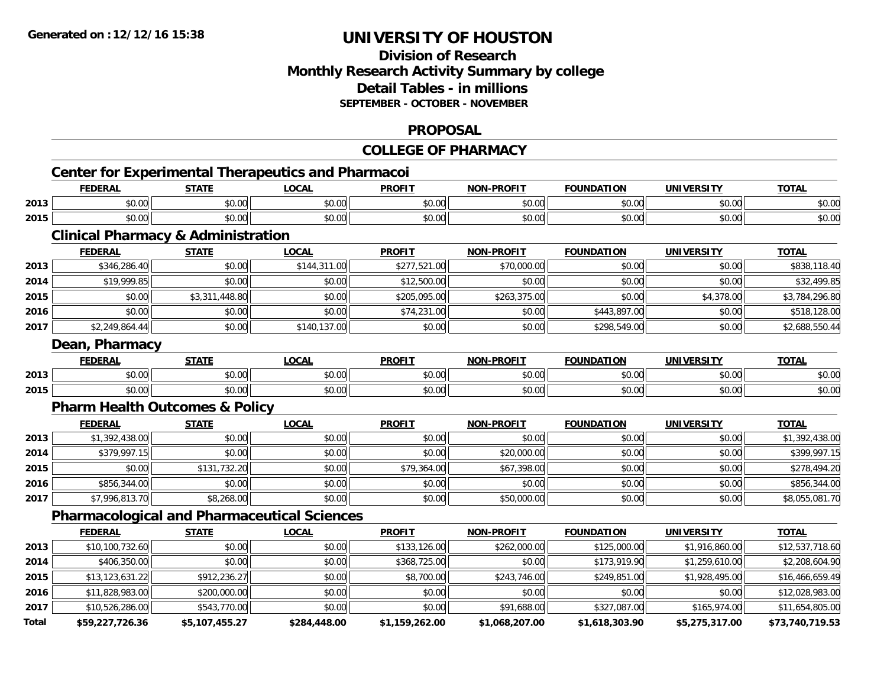**Generated on :12/12/16 15:38**

# UNIVERSITY OF HOUSTON

## Division of Research
## Monthly Research Activity Summary by college
## Detail Tables - in millions
### SEPTEMBER - OCTOBER - NOVEMBER

## PROPOSAL

## COLLEGE OF PHARMACY

### Center for Experimental Therapeutics and Pharmacoi

| | FEDERAL | STATE | LOCAL | PROFIT | NON-PROFIT | FOUNDATION | UNIVERSITY | TOTAL |
|---|---|---|---|---|---|---|---|---|
| 2013 | $0.00 | $0.00 | $0.00 | $0.00 | $0.00 | $0.00 | $0.00 | $0.00 |
| 2015 | $0.00 | $0.00 | $0.00 | $0.00 | $0.00 | $0.00 | $0.00 | $0.00 |

### Clinical Pharmacy & Administration

| | FEDERAL | STATE | LOCAL | PROFIT | NON-PROFIT | FOUNDATION | UNIVERSITY | TOTAL |
|---|---|---|---|---|---|---|---|---|
| 2013 | $346,286.40 | $0.00 | $144,311.00 | $277,521.00 | $70,000.00 | $0.00 | $0.00 | $838,118.40 |
| 2014 | $19,999.85 | $0.00 | $0.00 | $12,500.00 | $0.00 | $0.00 | $0.00 | $32,499.85 |
| 2015 | $0.00 | $3,311,448.80 | $0.00 | $205,095.00 | $263,375.00 | $0.00 | $4,378.00 | $3,784,296.80 |
| 2016 | $0.00 | $0.00 | $0.00 | $74,231.00 | $0.00 | $443,897.00 | $0.00 | $518,128.00 |
| 2017 | $2,249,864.44 | $0.00 | $140,137.00 | $0.00 | $0.00 | $298,549.00 | $0.00 | $2,688,550.44 |

### Dean, Pharmacy

| | FEDERAL | STATE | LOCAL | PROFIT | NON-PROFIT | FOUNDATION | UNIVERSITY | TOTAL |
|---|---|---|---|---|---|---|---|---|
| 2013 | $0.00 | $0.00 | $0.00 | $0.00 | $0.00 | $0.00 | $0.00 | $0.00 |
| 2015 | $0.00 | $0.00 | $0.00 | $0.00 | $0.00 | $0.00 | $0.00 | $0.00 |

### Pharm Health Outcomes & Policy

| | FEDERAL | STATE | LOCAL | PROFIT | NON-PROFIT | FOUNDATION | UNIVERSITY | TOTAL |
|---|---|---|---|---|---|---|---|---|
| 2013 | $1,392,438.00 | $0.00 | $0.00 | $0.00 | $0.00 | $0.00 | $0.00 | $1,392,438.00 |
| 2014 | $379,997.15 | $0.00 | $0.00 | $0.00 | $20,000.00 | $0.00 | $0.00 | $399,997.15 |
| 2015 | $0.00 | $131,732.20 | $0.00 | $79,364.00 | $67,398.00 | $0.00 | $0.00 | $278,494.20 |
| 2016 | $856,344.00 | $0.00 | $0.00 | $0.00 | $0.00 | $0.00 | $0.00 | $856,344.00 |
| 2017 | $7,996,813.70 | $8,268.00 | $0.00 | $0.00 | $50,000.00 | $0.00 | $0.00 | $8,055,081.70 |

### Pharmacological and Pharmaceutical Sciences

| | FEDERAL | STATE | LOCAL | PROFIT | NON-PROFIT | FOUNDATION | UNIVERSITY | TOTAL |
|---|---|---|---|---|---|---|---|---|
| 2013 | $10,100,732.60 | $0.00 | $0.00 | $133,126.00 | $262,000.00 | $125,000.00 | $1,916,860.00 | $12,537,718.60 |
| 2014 | $406,350.00 | $0.00 | $0.00 | $368,725.00 | $0.00 | $173,919.90 | $1,259,610.00 | $2,208,604.90 |
| 2015 | $13,123,631.22 | $912,236.27 | $0.00 | $8,700.00 | $243,746.00 | $249,851.00 | $1,928,495.00 | $16,466,659.49 |
| 2016 | $11,828,983.00 | $200,000.00 | $0.00 | $0.00 | $0.00 | $0.00 | $0.00 | $12,028,983.00 |
| 2017 | $10,526,286.00 | $543,770.00 | $0.00 | $0.00 | $91,688.00 | $327,087.00 | $165,974.00 | $11,654,805.00 |
| **Total** | **$59,227,726.36** | **$5,107,455.27** | **$284,448.00** | **$1,159,262.00** | **$1,068,207.00** | **$1,618,303.90** | **$5,275,317.00** | **$73,740,719.53** |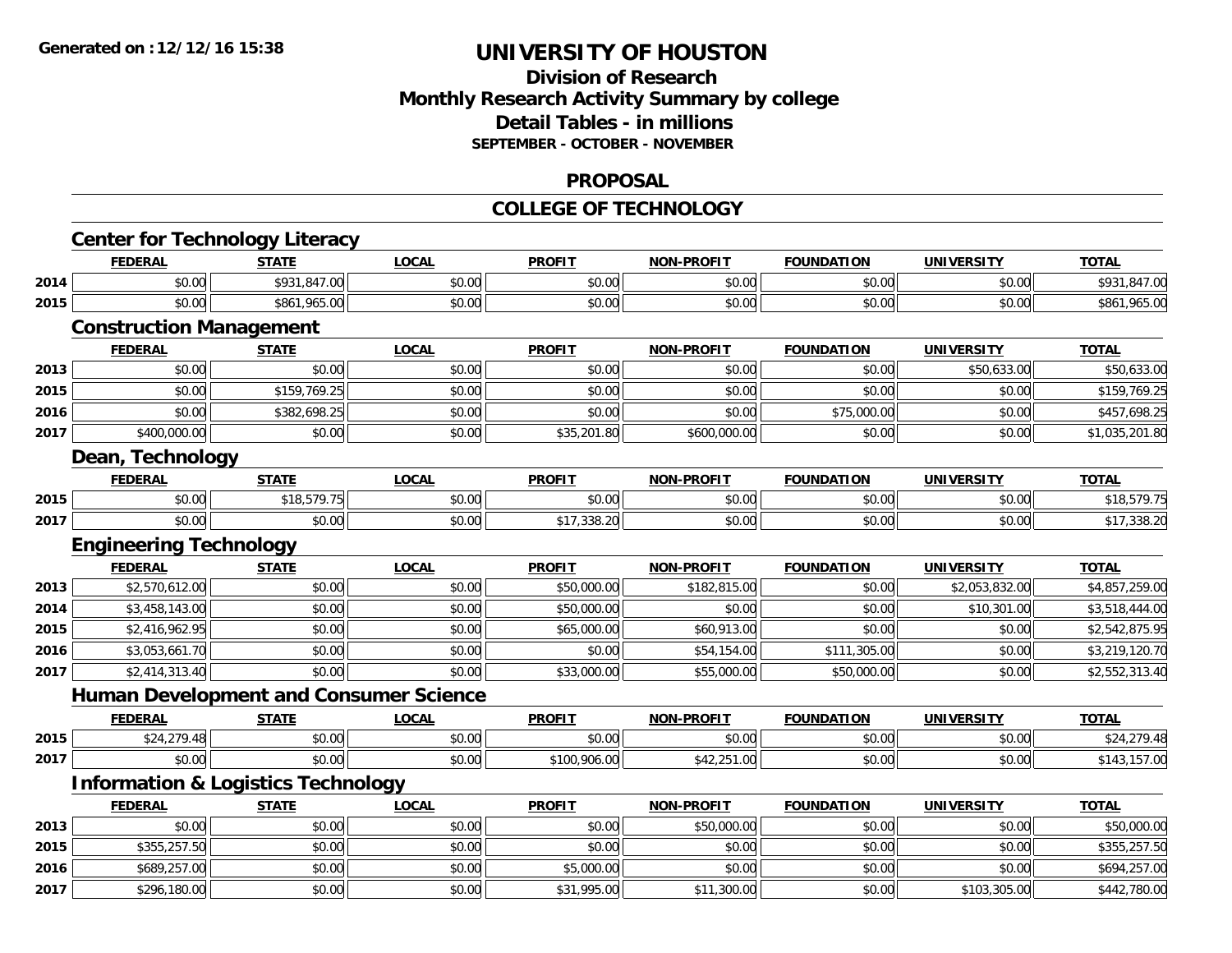# UNIVERSITY OF HOUSTON

## Division of Research
## Monthly Research Activity Summary by college
## Detail Tables - in millions
### SEPTEMBER - OCTOBER - NOVEMBER

## PROPOSAL

## COLLEGE OF TECHNOLOGY

### Center for Technology Literacy

| | FEDERAL | STATE | LOCAL | PROFIT | NON-PROFIT | FOUNDATION | UNIVERSITY | TOTAL |
|---|---|---|---|---|---|---|---|---|
| 2014 | $0.00 | $931,847.00 | $0.00 | $0.00 | $0.00 | $0.00 | $0.00 | $931,847.00 |
| 2015 | $0.00 | $861,965.00 | $0.00 | $0.00 | $0.00 | $0.00 | $0.00 | $861,965.00 |

### Construction Management

| | FEDERAL | STATE | LOCAL | PROFIT | NON-PROFIT | FOUNDATION | UNIVERSITY | TOTAL |
|---|---|---|---|---|---|---|---|---|
| 2013 | $0.00 | $0.00 | $0.00 | $0.00 | $0.00 | $0.00 | $50,633.00 | $50,633.00 |
| 2015 | $0.00 | $159,769.25 | $0.00 | $0.00 | $0.00 | $0.00 | $0.00 | $159,769.25 |
| 2016 | $0.00 | $382,698.25 | $0.00 | $0.00 | $0.00 | $75,000.00 | $0.00 | $457,698.25 |
| 2017 | $400,000.00 | $0.00 | $0.00 | $35,201.80 | $600,000.00 | $0.00 | $0.00 | $1,035,201.80 |

### Dean, Technology

| | FEDERAL | STATE | LOCAL | PROFIT | NON-PROFIT | FOUNDATION | UNIVERSITY | TOTAL |
|---|---|---|---|---|---|---|---|---|
| 2015 | $0.00 | $18,579.75 | $0.00 | $0.00 | $0.00 | $0.00 | $0.00 | $18,579.75 |
| 2017 | $0.00 | $0.00 | $0.00 | $17,338.20 | $0.00 | $0.00 | $0.00 | $17,338.20 |

### Engineering Technology

| | FEDERAL | STATE | LOCAL | PROFIT | NON-PROFIT | FOUNDATION | UNIVERSITY | TOTAL |
|---|---|---|---|---|---|---|---|---|
| 2013 | $2,570,612.00 | $0.00 | $0.00 | $50,000.00 | $182,815.00 | $0.00 | $2,053,832.00 | $4,857,259.00 |
| 2014 | $3,458,143.00 | $0.00 | $0.00 | $50,000.00 | $0.00 | $0.00 | $10,301.00 | $3,518,444.00 |
| 2015 | $2,416,962.95 | $0.00 | $0.00 | $65,000.00 | $60,913.00 | $0.00 | $0.00 | $2,542,875.95 |
| 2016 | $3,053,661.70 | $0.00 | $0.00 | $0.00 | $54,154.00 | $111,305.00 | $0.00 | $3,219,120.70 |
| 2017 | $2,414,313.40 | $0.00 | $0.00 | $33,000.00 | $55,000.00 | $50,000.00 | $0.00 | $2,552,313.40 |

### Human Development and Consumer Science

| | FEDERAL | STATE | LOCAL | PROFIT | NON-PROFIT | FOUNDATION | UNIVERSITY | TOTAL |
|---|---|---|---|---|---|---|---|---|
| 2015 | $24,279.48 | $0.00 | $0.00 | $0.00 | $0.00 | $0.00 | $0.00 | $24,279.48 |
| 2017 | $0.00 | $0.00 | $0.00 | $100,906.00 | $42,251.00 | $0.00 | $0.00 | $143,157.00 |

### Information & Logistics Technology

| | FEDERAL | STATE | LOCAL | PROFIT | NON-PROFIT | FOUNDATION | UNIVERSITY | TOTAL |
|---|---|---|---|---|---|---|---|---|
| 2013 | $0.00 | $0.00 | $0.00 | $0.00 | $50,000.00 | $0.00 | $0.00 | $50,000.00 |
| 2015 | $355,257.50 | $0.00 | $0.00 | $0.00 | $0.00 | $0.00 | $0.00 | $355,257.50 |
| 2016 | $689,257.00 | $0.00 | $0.00 | $5,000.00 | $0.00 | $0.00 | $0.00 | $694,257.00 |
| 2017 | $296,180.00 | $0.00 | $0.00 | $31,995.00 | $11,300.00 | $0.00 | $103,305.00 | $442,780.00 |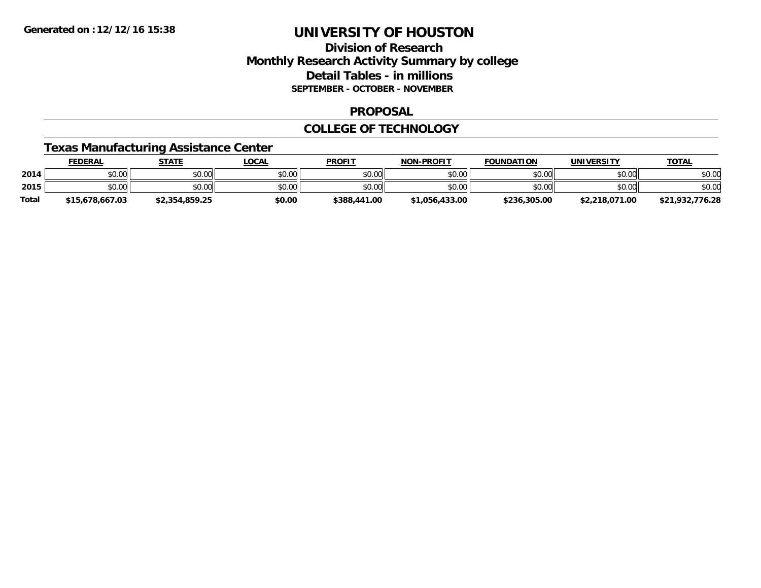**Generated on :12/12/16 15:38**

# UNIVERSITY OF HOUSTON

## Division of Research
## Monthly Research Activity Summary by college
## Detail Tables - in millions
### SEPTEMBER - OCTOBER - NOVEMBER

## PROPOSAL

## COLLEGE OF TECHNOLOGY

### Texas Manufacturing Assistance Center

| | FEDERAL | STATE | LOCAL | PROFIT | NON-PROFIT | FOUNDATION | UNIVERSITY | TOTAL |
|---|---|---|---|---|---|---|---|---|
| 2014 | $0.00 | $0.00 | $0.00 | $0.00 | $0.00 | $0.00 | $0.00 | $0.00 |
| 2015 | $0.00 | $0.00 | $0.00 | $0.00 | $0.00 | $0.00 | $0.00 | $0.00 |
| **Total** | **$15,678,667.03** | **$2,354,859.25** | **$0.00** | **$388,441.00** | **$1,056,433.00** | **$236,305.00** | **$2,218,071.00** | **$21,932,776.28** |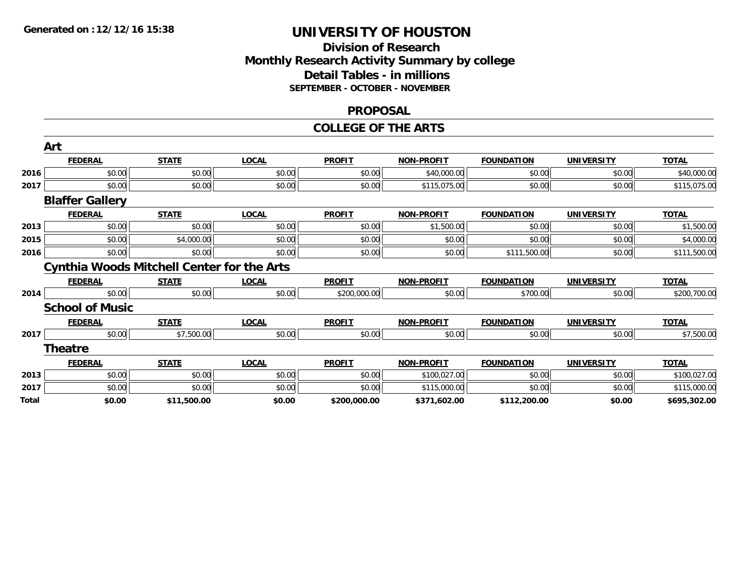Generated on :12/12/16 15:38

# UNIVERSITY OF HOUSTON

## Division of Research
## Monthly Research Activity Summary by college
## Detail Tables - in millions
### SEPTEMBER - OCTOBER - NOVEMBER

## PROPOSAL

## COLLEGE OF THE ARTS

### Art

| | FEDERAL | STATE | LOCAL | PROFIT | NON-PROFIT | FOUNDATION | UNIVERSITY | TOTAL |
|---|---|---|---|---|---|---|---|---|
| 2016 | $0.00 | $0.00 | $0.00 | $0.00 | $40,000.00 | $0.00 | $0.00 | $40,000.00 |
| 2017 | $0.00 | $0.00 | $0.00 | $0.00 | $115,075.00 | $0.00 | $0.00 | $115,075.00 |

### Blaffer Gallery

| | FEDERAL | STATE | LOCAL | PROFIT | NON-PROFIT | FOUNDATION | UNIVERSITY | TOTAL |
|---|---|---|---|---|---|---|---|---|
| 2013 | $0.00 | $0.00 | $0.00 | $0.00 | $1,500.00 | $0.00 | $0.00 | $1,500.00 |
| 2015 | $0.00 | $4,000.00 | $0.00 | $0.00 | $0.00 | $0.00 | $0.00 | $4,000.00 |
| 2016 | $0.00 | $0.00 | $0.00 | $0.00 | $0.00 | $111,500.00 | $0.00 | $111,500.00 |

### Cynthia Woods Mitchell Center for the Arts

| | FEDERAL | STATE | LOCAL | PROFIT | NON-PROFIT | FOUNDATION | UNIVERSITY | TOTAL |
|---|---|---|---|---|---|---|---|---|
| 2014 | $0.00 | $0.00 | $0.00 | $200,000.00 | $0.00 | $700.00 | $0.00 | $200,700.00 |

### School of Music

| | FEDERAL | STATE | LOCAL | PROFIT | NON-PROFIT | FOUNDATION | UNIVERSITY | TOTAL |
|---|---|---|---|---|---|---|---|---|
| 2017 | $0.00 | $7,500.00 | $0.00 | $0.00 | $0.00 | $0.00 | $0.00 | $7,500.00 |

### Theatre

| | FEDERAL | STATE | LOCAL | PROFIT | NON-PROFIT | FOUNDATION | UNIVERSITY | TOTAL |
|---|---|---|---|---|---|---|---|---|
| 2013 | $0.00 | $0.00 | $0.00 | $0.00 | $100,027.00 | $0.00 | $0.00 | $100,027.00 |
| 2017 | $0.00 | $0.00 | $0.00 | $0.00 | $115,000.00 | $0.00 | $0.00 | $115,000.00 |
| **Total** | **$0.00** | **$11,500.00** | **$0.00** | **$200,000.00** | **$371,602.00** | **$112,200.00** | **$0.00** | **$695,302.00** |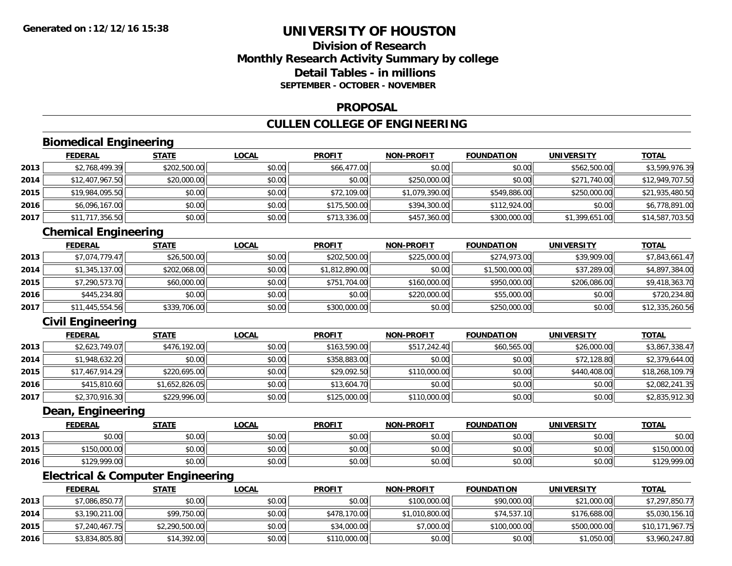**Generated on :12/12/16 15:38**

# UNIVERSITY OF HOUSTON

## Division of Research
## Monthly Research Activity Summary by college
## Detail Tables - in millions
### SEPTEMBER - OCTOBER - NOVEMBER

### PROPOSAL

### CULLEN COLLEGE OF ENGINEERING

#### Biomedical Engineering

| | FEDERAL | STATE | LOCAL | PROFIT | NON-PROFIT | FOUNDATION | UNIVERSITY | TOTAL |
|---|---|---|---|---|---|---|---|---|
| 2013 | $2,768,499.39 | $202,500.00 | $0.00 | $66,477.00 | $0.00 | $0.00 | $562,500.00 | $3,599,976.39 |
| 2014 | $12,407,967.50 | $20,000.00 | $0.00 | $0.00 | $250,000.00 | $0.00 | $271,740.00 | $12,949,707.50 |
| 2015 | $19,984,095.50 | $0.00 | $0.00 | $72,109.00 | $1,079,390.00 | $549,886.00 | $250,000.00 | $21,935,480.50 |
| 2016 | $6,096,167.00 | $0.00 | $0.00 | $175,500.00 | $394,300.00 | $112,924.00 | $0.00 | $6,778,891.00 |
| 2017 | $11,717,356.50 | $0.00 | $0.00 | $713,336.00 | $457,360.00 | $300,000.00 | $1,399,651.00 | $14,587,703.50 |

#### Chemical Engineering

| | FEDERAL | STATE | LOCAL | PROFIT | NON-PROFIT | FOUNDATION | UNIVERSITY | TOTAL |
|---|---|---|---|---|---|---|---|---|
| 2013 | $7,074,779.47 | $26,500.00 | $0.00 | $202,500.00 | $225,000.00 | $274,973.00 | $39,909.00 | $7,843,661.47 |
| 2014 | $1,345,137.00 | $202,068.00 | $0.00 | $1,812,890.00 | $0.00 | $1,500,000.00 | $37,289.00 | $4,897,384.00 |
| 2015 | $7,290,573.70 | $60,000.00 | $0.00 | $751,704.00 | $160,000.00 | $950,000.00 | $206,086.00 | $9,418,363.70 |
| 2016 | $445,234.80 | $0.00 | $0.00 | $0.00 | $220,000.00 | $55,000.00 | $0.00 | $720,234.80 |
| 2017 | $11,445,554.56 | $339,706.00 | $0.00 | $300,000.00 | $0.00 | $250,000.00 | $0.00 | $12,335,260.56 |

#### Civil Engineering

| | FEDERAL | STATE | LOCAL | PROFIT | NON-PROFIT | FOUNDATION | UNIVERSITY | TOTAL |
|---|---|---|---|---|---|---|---|---|
| 2013 | $2,623,749.07 | $476,192.00 | $0.00 | $163,590.00 | $517,242.40 | $60,565.00 | $26,000.00 | $3,867,338.47 |
| 2014 | $1,948,632.20 | $0.00 | $0.00 | $358,883.00 | $0.00 | $0.00 | $72,128.80 | $2,379,644.00 |
| 2015 | $17,467,914.29 | $220,695.00 | $0.00 | $29,092.50 | $110,000.00 | $0.00 | $440,408.00 | $18,268,109.79 |
| 2016 | $415,810.60 | $1,652,826.05 | $0.00 | $13,604.70 | $0.00 | $0.00 | $0.00 | $2,082,241.35 |
| 2017 | $2,370,916.30 | $229,996.00 | $0.00 | $125,000.00 | $110,000.00 | $0.00 | $0.00 | $2,835,912.30 |

#### Dean, Engineering

| | FEDERAL | STATE | LOCAL | PROFIT | NON-PROFIT | FOUNDATION | UNIVERSITY | TOTAL |
|---|---|---|---|---|---|---|---|---|
| 2013 | $0.00 | $0.00 | $0.00 | $0.00 | $0.00 | $0.00 | $0.00 | $0.00 |
| 2015 | $150,000.00 | $0.00 | $0.00 | $0.00 | $0.00 | $0.00 | $0.00 | $150,000.00 |
| 2016 | $129,999.00 | $0.00 | $0.00 | $0.00 | $0.00 | $0.00 | $0.00 | $129,999.00 |

#### Electrical & Computer Engineering

| | FEDERAL | STATE | LOCAL | PROFIT | NON-PROFIT | FOUNDATION | UNIVERSITY | TOTAL |
|---|---|---|---|---|---|---|---|---|
| 2013 | $7,086,850.77 | $0.00 | $0.00 | $0.00 | $100,000.00 | $90,000.00 | $21,000.00 | $7,297,850.77 |
| 2014 | $3,190,211.00 | $99,750.00 | $0.00 | $478,170.00 | $1,010,800.00 | $74,537.10 | $176,688.00 | $5,030,156.10 |
| 2015 | $7,240,467.75 | $2,290,500.00 | $0.00 | $34,000.00 | $7,000.00 | $100,000.00 | $500,000.00 | $10,171,967.75 |
| 2016 | $3,834,805.80 | $14,392.00 | $0.00 | $110,000.00 | $0.00 | $0.00 | $1,050.00 | $3,960,247.80 |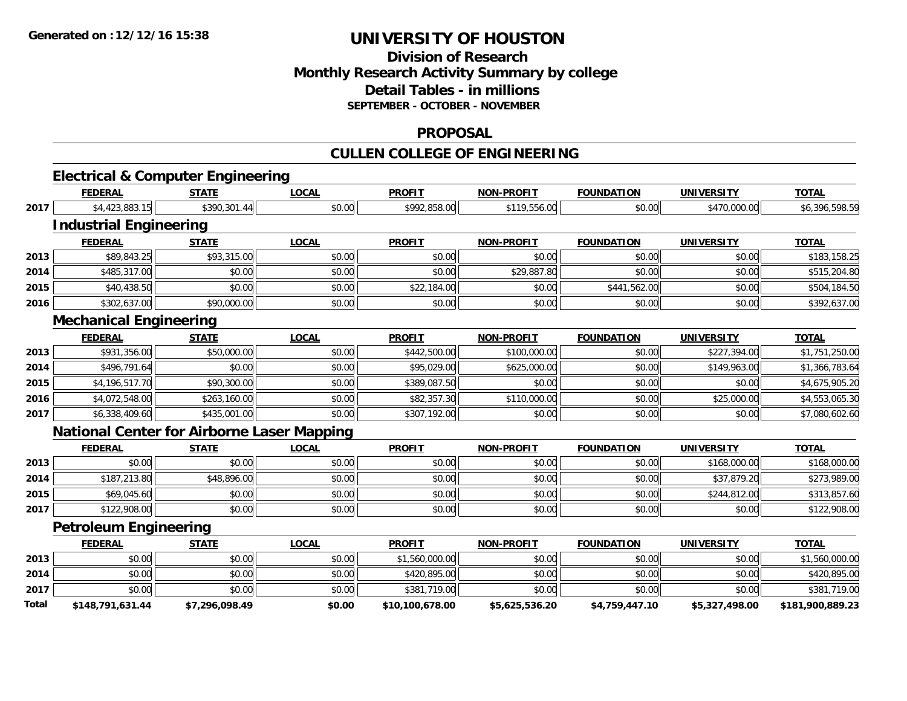# UNIVERSITY OF HOUSTON

## Division of Research
## Monthly Research Activity Summary by college
## Detail Tables - in millions
### SEPTEMBER - OCTOBER - NOVEMBER

## PROPOSAL

## CULLEN COLLEGE OF ENGINEERING

### Electrical & Computer Engineering

| | FEDERAL | STATE | LOCAL | PROFIT | NON-PROFIT | FOUNDATION | UNIVERSITY | TOTAL |
|---|---|---|---|---|---|---|---|---|
| 2017 | $4,423,883.15 | $390,301.44 | $0.00 | $992,858.00 | $119,556.00 | $0.00 | $470,000.00 | $6,396,598.59 |

### Industrial Engineering

| | FEDERAL | STATE | LOCAL | PROFIT | NON-PROFIT | FOUNDATION | UNIVERSITY | TOTAL |
|---|---|---|---|---|---|---|---|---|
| 2013 | $89,843.25 | $93,315.00 | $0.00 | $0.00 | $0.00 | $0.00 | $0.00 | $183,158.25 |
| 2014 | $485,317.00 | $0.00 | $0.00 | $0.00 | $29,887.80 | $0.00 | $0.00 | $515,204.80 |
| 2015 | $40,438.50 | $0.00 | $0.00 | $22,184.00 | $0.00 | $441,562.00 | $0.00 | $504,184.50 |
| 2016 | $302,637.00 | $90,000.00 | $0.00 | $0.00 | $0.00 | $0.00 | $0.00 | $392,637.00 |

### Mechanical Engineering

| | FEDERAL | STATE | LOCAL | PROFIT | NON-PROFIT | FOUNDATION | UNIVERSITY | TOTAL |
|---|---|---|---|---|---|---|---|---|
| 2013 | $931,356.00 | $50,000.00 | $0.00 | $442,500.00 | $100,000.00 | $0.00 | $227,394.00 | $1,751,250.00 |
| 2014 | $496,791.64 | $0.00 | $0.00 | $95,029.00 | $625,000.00 | $0.00 | $149,963.00 | $1,366,783.64 |
| 2015 | $4,196,517.70 | $90,300.00 | $0.00 | $389,087.50 | $0.00 | $0.00 | $0.00 | $4,675,905.20 |
| 2016 | $4,072,548.00 | $263,160.00 | $0.00 | $82,357.30 | $110,000.00 | $0.00 | $25,000.00 | $4,553,065.30 |
| 2017 | $6,338,409.60 | $435,001.00 | $0.00 | $307,192.00 | $0.00 | $0.00 | $0.00 | $7,080,602.60 |

### National Center for Airborne Laser Mapping

| | FEDERAL | STATE | LOCAL | PROFIT | NON-PROFIT | FOUNDATION | UNIVERSITY | TOTAL |
|---|---|---|---|---|---|---|---|---|
| 2013 | $0.00 | $0.00 | $0.00 | $0.00 | $0.00 | $0.00 | $168,000.00 | $168,000.00 |
| 2014 | $187,213.80 | $48,896.00 | $0.00 | $0.00 | $0.00 | $0.00 | $37,879.20 | $273,989.00 |
| 2015 | $69,045.60 | $0.00 | $0.00 | $0.00 | $0.00 | $0.00 | $244,812.00 | $313,857.60 |
| 2017 | $122,908.00 | $0.00 | $0.00 | $0.00 | $0.00 | $0.00 | $0.00 | $122,908.00 |

### Petroleum Engineering

| | FEDERAL | STATE | LOCAL | PROFIT | NON-PROFIT | FOUNDATION | UNIVERSITY | TOTAL |
|---|---|---|---|---|---|---|---|---|
| 2013 | $0.00 | $0.00 | $0.00 | $1,560,000.00 | $0.00 | $0.00 | $0.00 | $1,560,000.00 |
| 2014 | $0.00 | $0.00 | $0.00 | $420,895.00 | $0.00 | $0.00 | $0.00 | $420,895.00 |
| 2017 | $0.00 | $0.00 | $0.00 | $381,719.00 | $0.00 | $0.00 | $0.00 | $381,719.00 |
| **Total** | **$148,791,631.44** | **$7,296,098.49** | **$0.00** | **$10,100,678.00** | **$5,625,536.20** | **$4,759,447.10** | **$5,327,498.00** | **$181,900,889.23** |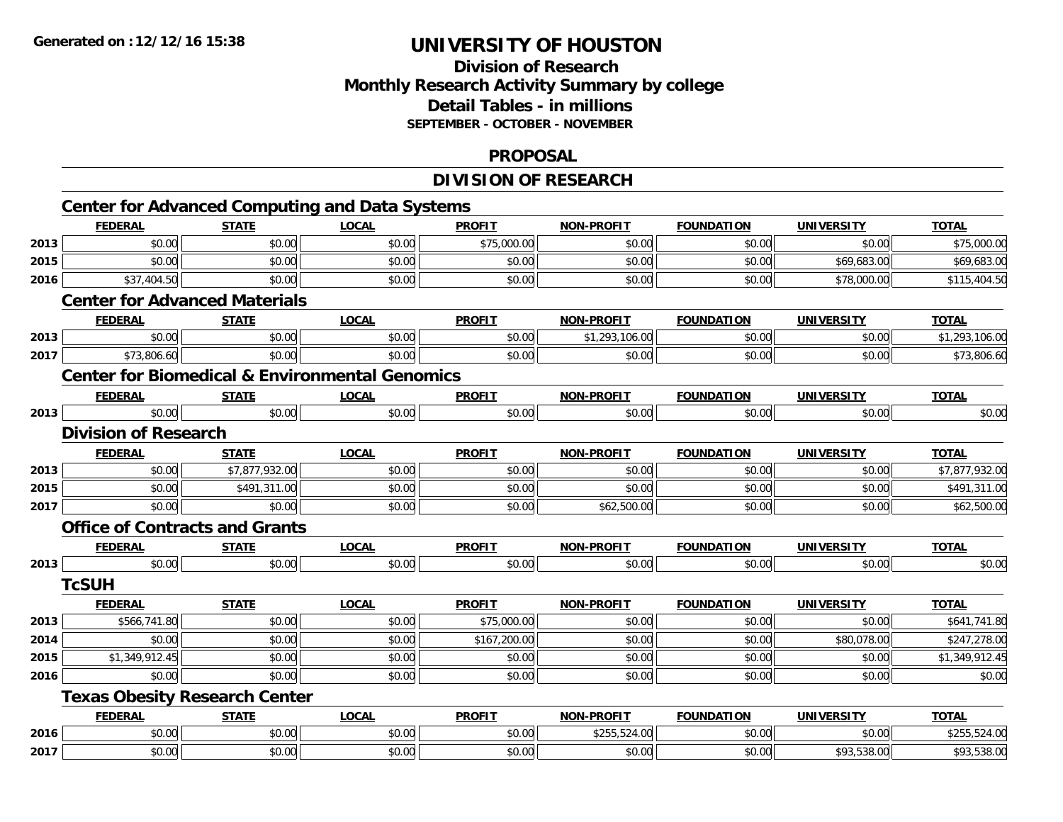# UNIVERSITY OF HOUSTON

## Division of Research
## Monthly Research Activity Summary by college
## Detail Tables - in millions
### SEPTEMBER - OCTOBER - NOVEMBER

## PROPOSAL

## DIVISION OF RESEARCH

### Center for Advanced Computing and Data Systems

| | FEDERAL | STATE | LOCAL | PROFIT | NON-PROFIT | FOUNDATION | UNIVERSITY | TOTAL |
|---|---|---|---|---|---|---|---|---|
| 2013 | $0.00 | $0.00 | $0.00 | $75,000.00 | $0.00 | $0.00 | $0.00 | $75,000.00 |
| 2015 | $0.00 | $0.00 | $0.00 | $0.00 | $0.00 | $0.00 | $69,683.00 | $69,683.00 |
| 2016 | $37,404.50 | $0.00 | $0.00 | $0.00 | $0.00 | $0.00 | $78,000.00 | $115,404.50 |

### Center for Advanced Materials

| | FEDERAL | STATE | LOCAL | PROFIT | NON-PROFIT | FOUNDATION | UNIVERSITY | TOTAL |
|---|---|---|---|---|---|---|---|---|
| 2013 | $0.00 | $0.00 | $0.00 | $0.00 | $1,293,106.00 | $0.00 | $0.00 | $1,293,106.00 |
| 2017 | $73,806.60 | $0.00 | $0.00 | $0.00 | $0.00 | $0.00 | $0.00 | $73,806.60 |

### Center for Biomedical & Environmental Genomics

| | FEDERAL | STATE | LOCAL | PROFIT | NON-PROFIT | FOUNDATION | UNIVERSITY | TOTAL |
|---|---|---|---|---|---|---|---|---|
| 2013 | $0.00 | $0.00 | $0.00 | $0.00 | $0.00 | $0.00 | $0.00 | $0.00 |

### Division of Research

| | FEDERAL | STATE | LOCAL | PROFIT | NON-PROFIT | FOUNDATION | UNIVERSITY | TOTAL |
|---|---|---|---|---|---|---|---|---|
| 2013 | $0.00 | $7,877,932.00 | $0.00 | $0.00 | $0.00 | $0.00 | $0.00 | $7,877,932.00 |
| 2015 | $0.00 | $491,311.00 | $0.00 | $0.00 | $0.00 | $0.00 | $0.00 | $491,311.00 |
| 2017 | $0.00 | $0.00 | $0.00 | $0.00 | $62,500.00 | $0.00 | $0.00 | $62,500.00 |

### Office of Contracts and Grants

| | FEDERAL | STATE | LOCAL | PROFIT | NON-PROFIT | FOUNDATION | UNIVERSITY | TOTAL |
|---|---|---|---|---|---|---|---|---|
| 2013 | $0.00 | $0.00 | $0.00 | $0.00 | $0.00 | $0.00 | $0.00 | $0.00 |

### TcSUH

| | FEDERAL | STATE | LOCAL | PROFIT | NON-PROFIT | FOUNDATION | UNIVERSITY | TOTAL |
|---|---|---|---|---|---|---|---|---|
| 2013 | $566,741.80 | $0.00 | $0.00 | $75,000.00 | $0.00 | $0.00 | $0.00 | $641,741.80 |
| 2014 | $0.00 | $0.00 | $0.00 | $167,200.00 | $0.00 | $0.00 | $80,078.00 | $247,278.00 |
| 2015 | $1,349,912.45 | $0.00 | $0.00 | $0.00 | $0.00 | $0.00 | $0.00 | $1,349,912.45 |
| 2016 | $0.00 | $0.00 | $0.00 | $0.00 | $0.00 | $0.00 | $0.00 | $0.00 |

### Texas Obesity Research Center

| | FEDERAL | STATE | LOCAL | PROFIT | NON-PROFIT | FOUNDATION | UNIVERSITY | TOTAL |
|---|---|---|---|---|---|---|---|---|
| 2016 | $0.00 | $0.00 | $0.00 | $0.00 | $255,524.00 | $0.00 | $0.00 | $255,524.00 |
| 2017 | $0.00 | $0.00 | $0.00 | $0.00 | $0.00 | $0.00 | $93,538.00 | $93,538.00 |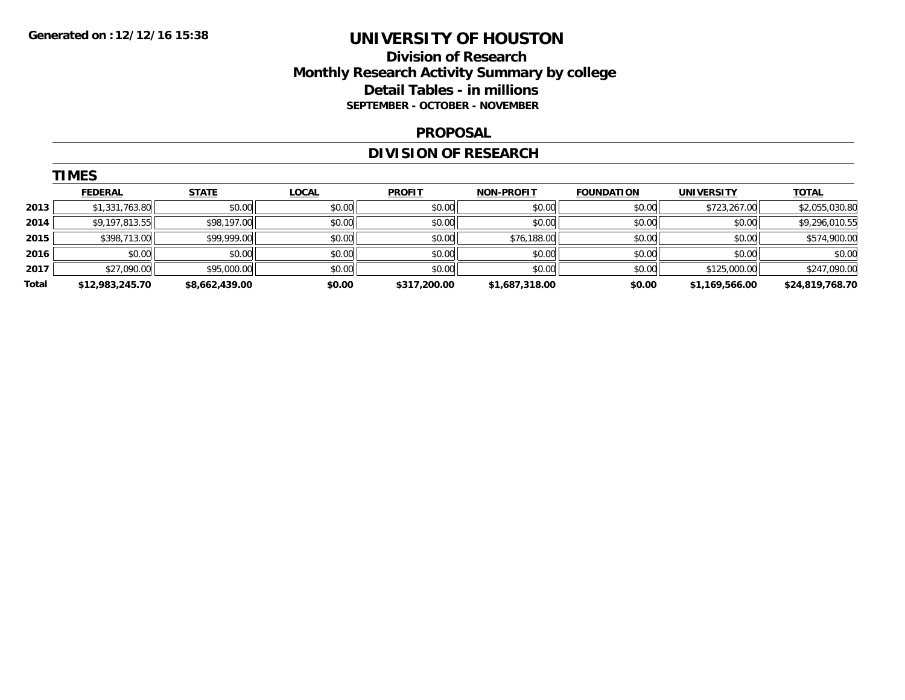Generated on :12/12/16 15:38

# UNIVERSITY OF HOUSTON

## Division of Research
## Monthly Research Activity Summary by college
## Detail Tables - in millions
### SEPTEMBER - OCTOBER - NOVEMBER

### PROPOSAL

### DIVISION OF RESEARCH

#### TIMES

| | FEDERAL | STATE | LOCAL | PROFIT | NON-PROFIT | FOUNDATION | UNIVERSITY | TOTAL |
|---|---|---|---|---|---|---|---|---|
| 2013 | $1,331,763.80 | $0.00 | $0.00 | $0.00 | $0.00 | $0.00 | $723,267.00 | $2,055,030.80 |
| 2014 | $9,197,813.55 | $98,197.00 | $0.00 | $0.00 | $0.00 | $0.00 | $0.00 | $9,296,010.55 |
| 2015 | $398,713.00 | $99,999.00 | $0.00 | $0.00 | $76,188.00 | $0.00 | $0.00 | $574,900.00 |
| 2016 | $0.00 | $0.00 | $0.00 | $0.00 | $0.00 | $0.00 | $0.00 | $0.00 |
| 2017 | $27,090.00 | $95,000.00 | $0.00 | $0.00 | $0.00 | $0.00 | $125,000.00 | $247,090.00 |
| **Total** | **$12,983,245.70** | **$8,662,439.00** | **$0.00** | **$317,200.00** | **$1,687,318.00** | **$0.00** | **$1,169,566.00** | **$24,819,768.70** |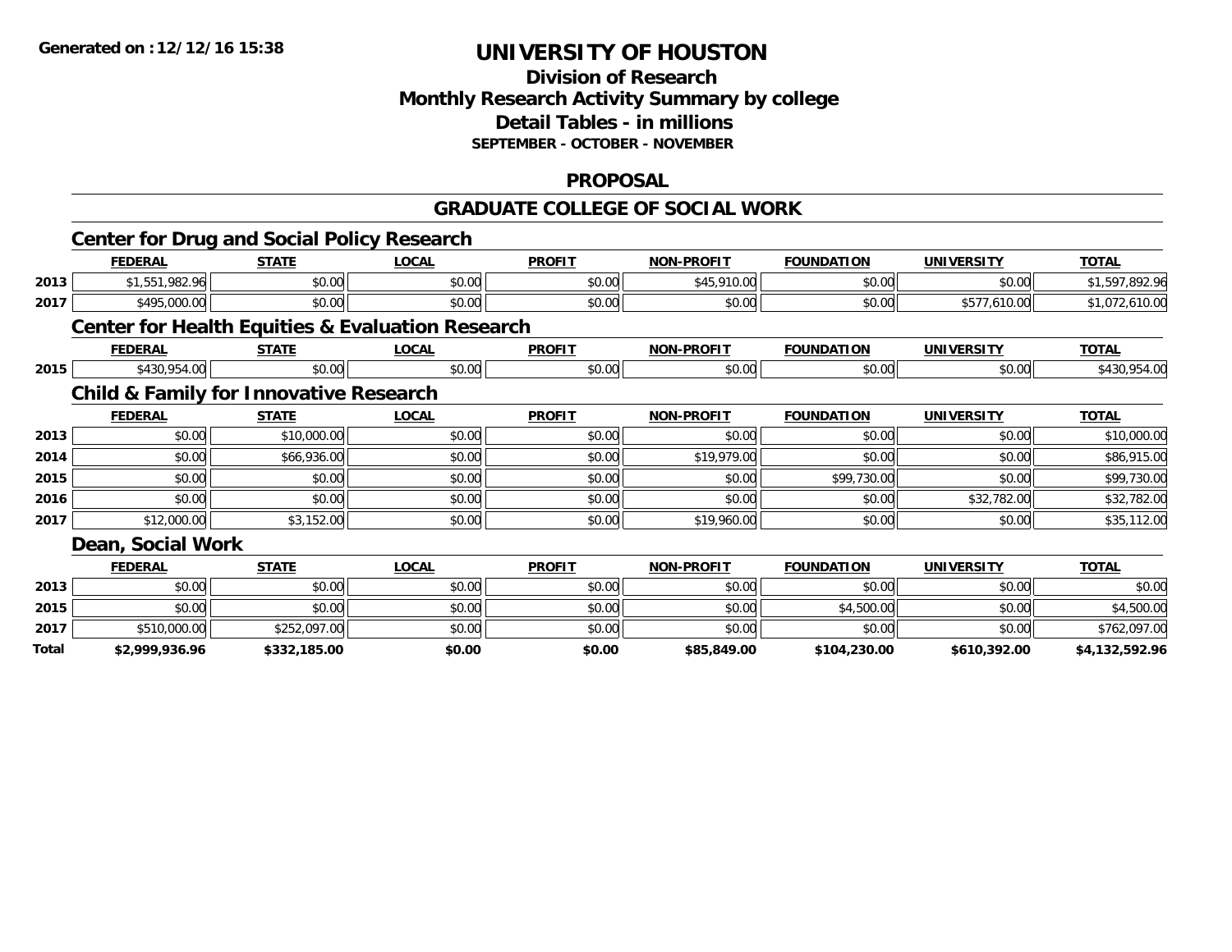**Generated on :12/12/16 15:38**

# UNIVERSITY OF HOUSTON

## Division of Research
## Monthly Research Activity Summary by college
## Detail Tables - in millions
### SEPTEMBER - OCTOBER - NOVEMBER

## PROPOSAL

## GRADUATE COLLEGE OF SOCIAL WORK

### Center for Drug and Social Policy Research

| | FEDERAL | STATE | LOCAL | PROFIT | NON-PROFIT | FOUNDATION | UNIVERSITY | TOTAL |
|---|---|---|---|---|---|---|---|---|
| 2013 | $1,551,982.96 | $0.00 | $0.00 | $0.00 | $45,910.00 | $0.00 | $0.00 | $1,597,892.96 |
| 2017 | $495,000.00 | $0.00 | $0.00 | $0.00 | $0.00 | $0.00 | $577,610.00 | $1,072,610.00 |

### Center for Health Equities & Evaluation Research

| | FEDERAL | STATE | LOCAL | PROFIT | NON-PROFIT | FOUNDATION | UNIVERSITY | TOTAL |
|---|---|---|---|---|---|---|---|---|
| 2015 | $430,954.00 | $0.00 | $0.00 | $0.00 | $0.00 | $0.00 | $0.00 | $430,954.00 |

### Child & Family for Innovative Research

| | FEDERAL | STATE | LOCAL | PROFIT | NON-PROFIT | FOUNDATION | UNIVERSITY | TOTAL |
|---|---|---|---|---|---|---|---|---|
| 2013 | $0.00 | $10,000.00 | $0.00 | $0.00 | $0.00 | $0.00 | $0.00 | $10,000.00 |
| 2014 | $0.00 | $66,936.00 | $0.00 | $0.00 | $19,979.00 | $0.00 | $0.00 | $86,915.00 |
| 2015 | $0.00 | $0.00 | $0.00 | $0.00 | $0.00 | $99,730.00 | $0.00 | $99,730.00 |
| 2016 | $0.00 | $0.00 | $0.00 | $0.00 | $0.00 | $0.00 | $32,782.00 | $32,782.00 |
| 2017 | $12,000.00 | $3,152.00 | $0.00 | $0.00 | $19,960.00 | $0.00 | $0.00 | $35,112.00 |

### Dean, Social Work

| | FEDERAL | STATE | LOCAL | PROFIT | NON-PROFIT | FOUNDATION | UNIVERSITY | TOTAL |
|---|---|---|---|---|---|---|---|---|
| 2013 | $0.00 | $0.00 | $0.00 | $0.00 | $0.00 | $0.00 | $0.00 | $0.00 |
| 2015 | $0.00 | $0.00 | $0.00 | $0.00 | $0.00 | $4,500.00 | $0.00 | $4,500.00 |
| 2017 | $510,000.00 | $252,097.00 | $0.00 | $0.00 | $0.00 | $0.00 | $0.00 | $762,097.00 |
| **Total** | **$2,999,936.96** | **$332,185.00** | **$0.00** | **$0.00** | **$85,849.00** | **$104,230.00** | **$610,392.00** | **$4,132,592.96** |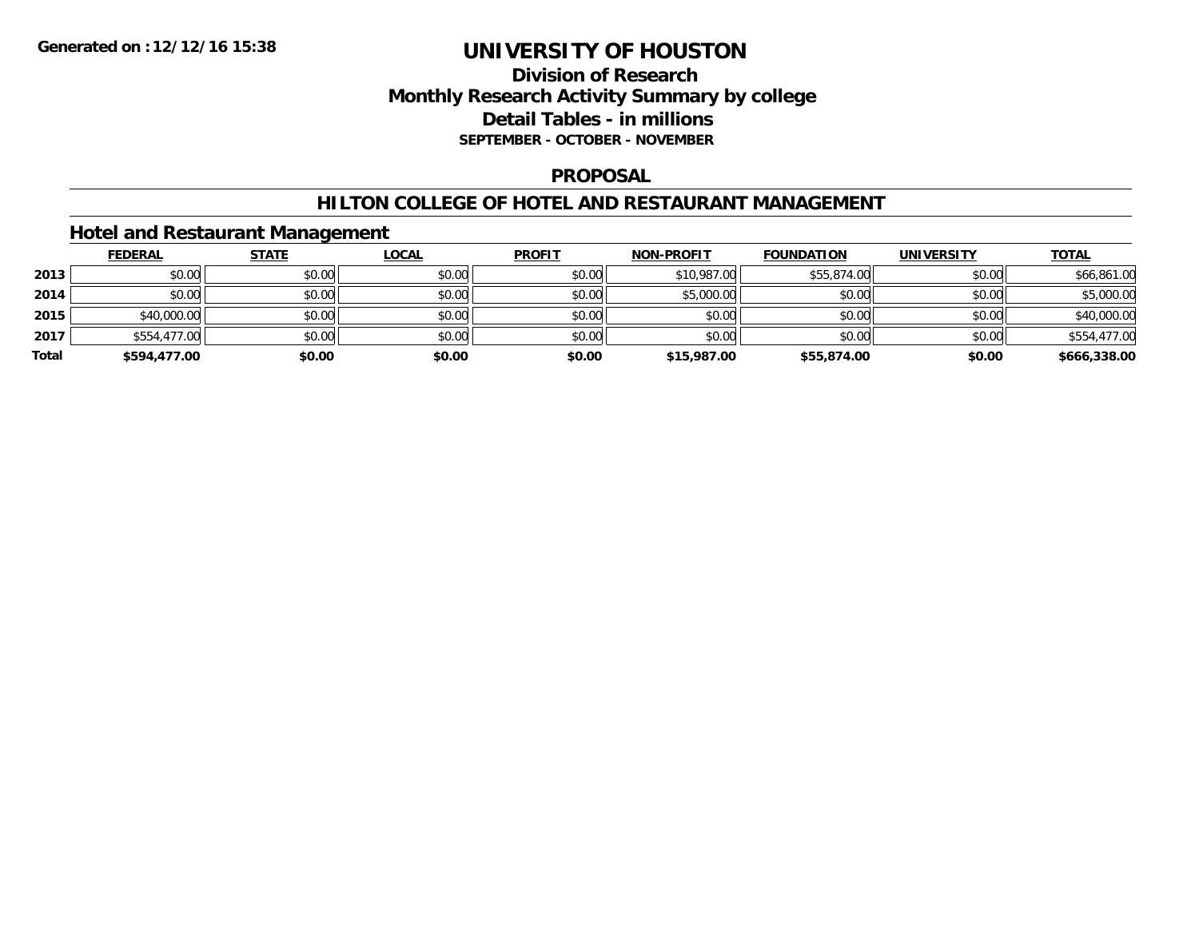**Generated on :12/12/16 15:38**

# UNIVERSITY OF HOUSTON

## Division of Research
## Monthly Research Activity Summary by college
## Detail Tables - in millions
### SEPTEMBER - OCTOBER - NOVEMBER

### PROPOSAL

### HILTON COLLEGE OF HOTEL AND RESTAURANT MANAGEMENT

### Hotel and Restaurant Management

| | FEDERAL | STATE | LOCAL | PROFIT | NON-PROFIT | FOUNDATION | UNIVERSITY | TOTAL |
|---|---|---|---|---|---|---|---|---|
| **2013** | $0.00 | $0.00 | $0.00 | $0.00 | $10,987.00 | $55,874.00 | $0.00 | $66,861.00 |
| **2014** | $0.00 | $0.00 | $0.00 | $0.00 | $5,000.00 | $0.00 | $0.00 | $5,000.00 |
| **2015** | $40,000.00 | $0.00 | $0.00 | $0.00 | $0.00 | $0.00 | $0.00 | $40,000.00 |
| **2017** | $554,477.00 | $0.00 | $0.00 | $0.00 | $0.00 | $0.00 | $0.00 | $554,477.00 |
| **Total** | **$594,477.00** | **$0.00** | **$0.00** | **$0.00** | **$15,987.00** | **$55,874.00** | **$0.00** | **$666,338.00** |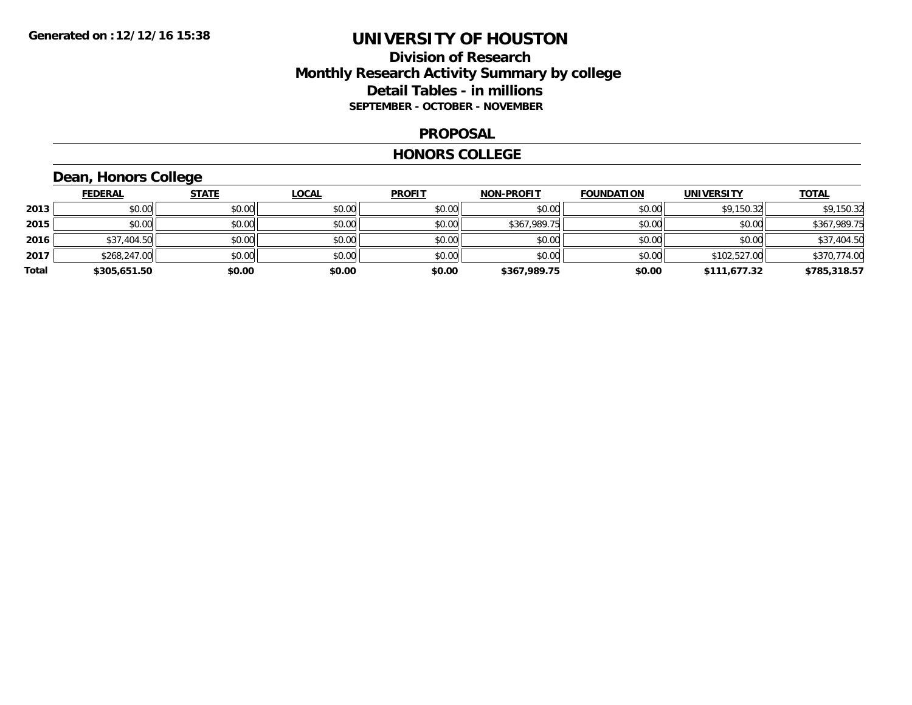# UNIVERSITY OF HOUSTON

## Division of Research
## Monthly Research Activity Summary by college
## Detail Tables - in millions
### SEPTEMBER - OCTOBER - NOVEMBER

### PROPOSAL

### HONORS COLLEGE

#### Dean, Honors College

| | FEDERAL | STATE | LOCAL | PROFIT | NON-PROFIT | FOUNDATION | UNIVERSITY | TOTAL |
|---|---|---|---|---|---|---|---|---|
| 2013 | $0.00 | $0.00 | $0.00 | $0.00 | $0.00 | $0.00 | $9,150.32 | $9,150.32 |
| 2015 | $0.00 | $0.00 | $0.00 | $0.00 | $367,989.75 | $0.00 | $0.00 | $367,989.75 |
| 2016 | $37,404.50 | $0.00 | $0.00 | $0.00 | $0.00 | $0.00 | $0.00 | $37,404.50 |
| 2017 | $268,247.00 | $0.00 | $0.00 | $0.00 | $0.00 | $0.00 | $102,527.00 | $370,774.00 |
| **Total** | **$305,651.50** | **$0.00** | **$0.00** | **$0.00** | **$367,989.75** | **$0.00** | **$111,677.32** | **$785,318.57** |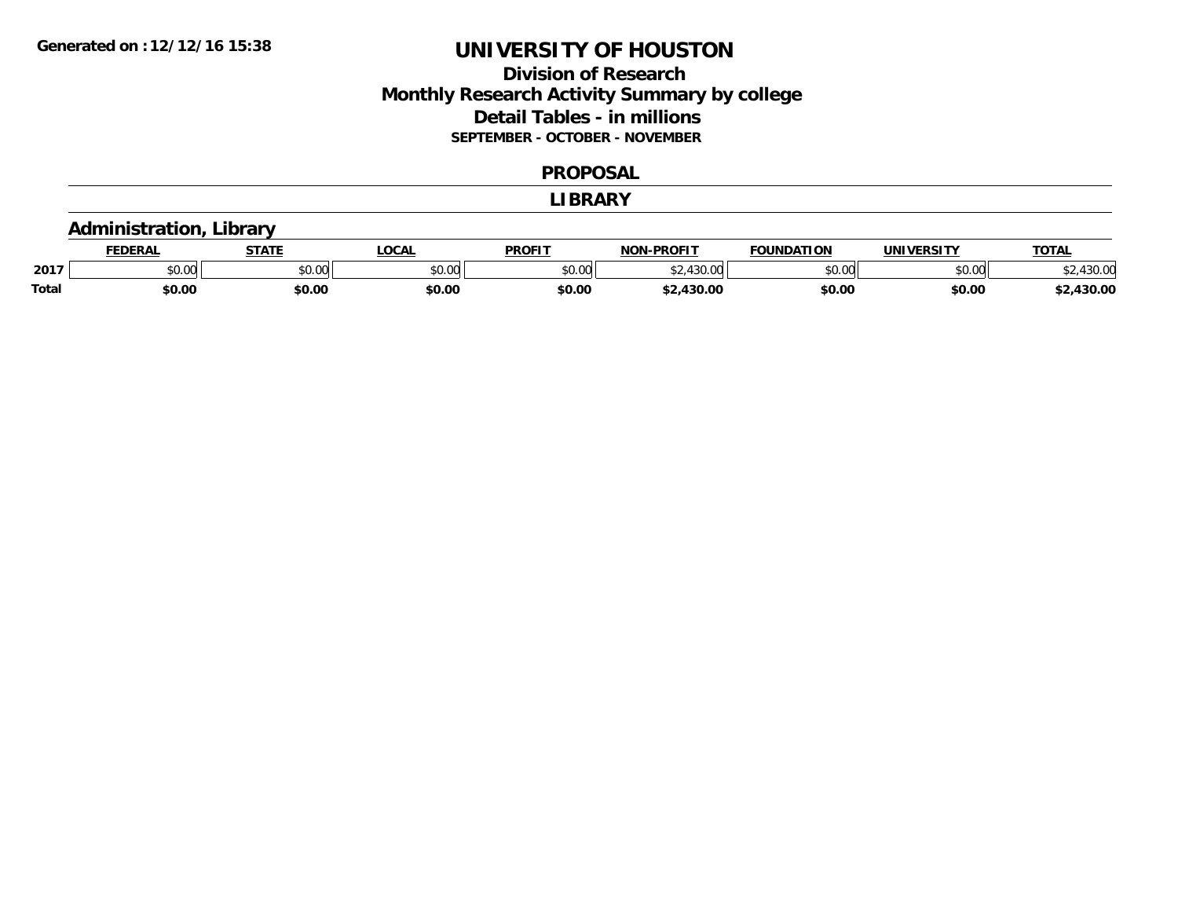**Generated on :12/12/16 15:38**

# UNIVERSITY OF HOUSTON

## Division of Research
## Monthly Research Activity Summary by college
## Detail Tables - in millions
### SEPTEMBER - OCTOBER - NOVEMBER

## PROPOSAL

## LIBRARY

### Administration, Library

| | FEDERAL | STATE | LOCAL | PROFIT | NON-PROFIT | FOUNDATION | UNIVERSITY | TOTAL |
|---|---|---|---|---|---|---|---|---|
| 2017 | $0.00 | $0.00 | $0.00 | $0.00 | $2,430.00 | $0.00 | $0.00 | $2,430.00 |
| **Total** | **$0.00** | **$0.00** | **$0.00** | **$0.00** | **$2,430.00** | **$0.00** | **$0.00** | **$2,430.00** |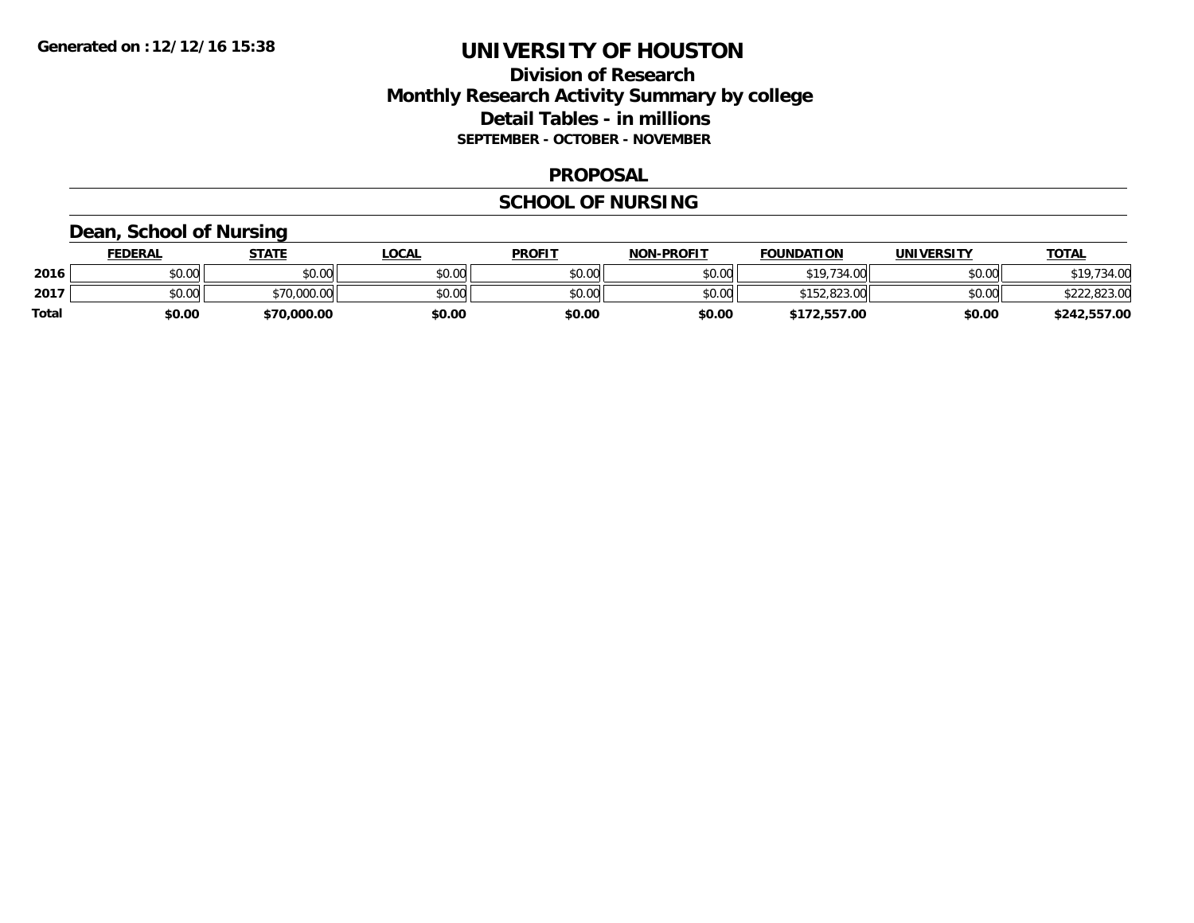# UNIVERSITY OF HOUSTON

## Division of Research
## Monthly Research Activity Summary by college
## Detail Tables - in millions
### SEPTEMBER - OCTOBER - NOVEMBER

**Generated on : 12/12/16 15:38**

## PROPOSAL

## SCHOOL OF NURSING

### Dean, School of Nursing

| | FEDERAL | STATE | LOCAL | PROFIT | NON-PROFIT | FOUNDATION | UNIVERSITY | TOTAL |
|---|---|---|---|---|---|---|---|---|
| 2016 | $0.00 | $0.00 | $0.00 | $0.00 | $0.00 | $19,734.00 | $0.00 | $19,734.00 |
| 2017 | $0.00 | $70,000.00 | $0.00 | $0.00 | $0.00 | $152,823.00 | $0.00 | $222,823.00 |
| **Total** | **$0.00** | **$70,000.00** | **$0.00** | **$0.00** | **$0.00** | **$172,557.00** | **$0.00** | **$242,557.00** |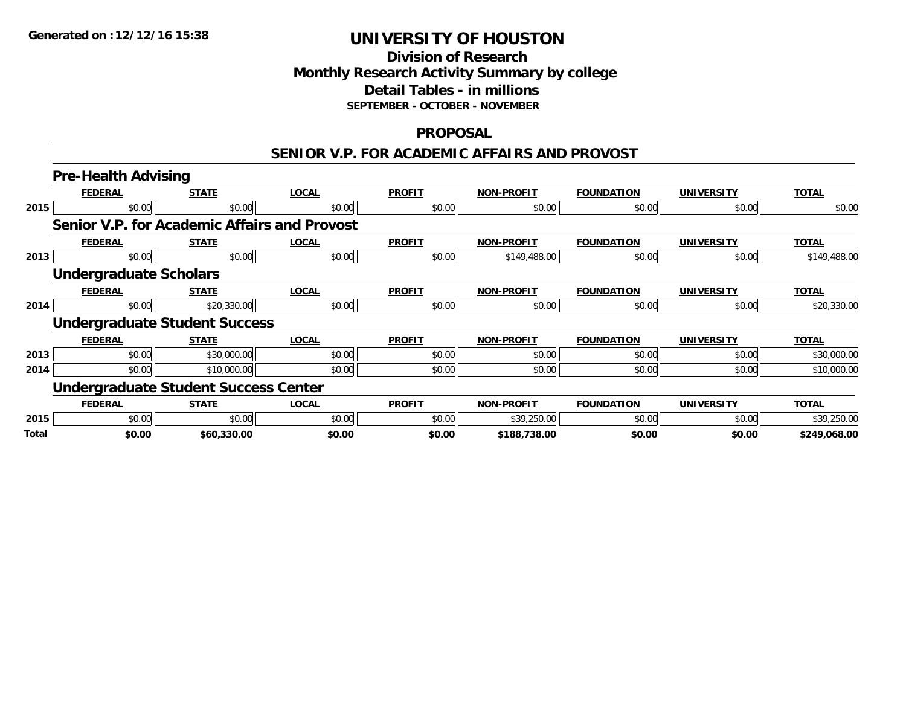# UNIVERSITY OF HOUSTON

## Division of Research
## Monthly Research Activity Summary by college
## Detail Tables - in millions
### SEPTEMBER - OCTOBER - NOVEMBER

Generated on : 12/12/16 15:38

## PROPOSAL

## SENIOR V.P. FOR ACADEMIC AFFAIRS AND PROVOST

### Pre-Health Advising

| | FEDERAL | STATE | LOCAL | PROFIT | NON-PROFIT | FOUNDATION | UNIVERSITY | TOTAL |
|---|---|---|---|---|---|---|---|---|
| 2015 | $0.00 | $0.00 | $0.00 | $0.00 | $0.00 | $0.00 | $0.00 | $0.00 |

### Senior V.P. for Academic Affairs and Provost

| | FEDERAL | STATE | LOCAL | PROFIT | NON-PROFIT | FOUNDATION | UNIVERSITY | TOTAL |
|---|---|---|---|---|---|---|---|---|
| 2013 | $0.00 | $0.00 | $0.00 | $0.00 | $149,488.00 | $0.00 | $0.00 | $149,488.00 |

### Undergraduate Scholars

| | FEDERAL | STATE | LOCAL | PROFIT | NON-PROFIT | FOUNDATION | UNIVERSITY | TOTAL |
|---|---|---|---|---|---|---|---|---|
| 2014 | $0.00 | $20,330.00 | $0.00 | $0.00 | $0.00 | $0.00 | $0.00 | $20,330.00 |

### Undergraduate Student Success

| | FEDERAL | STATE | LOCAL | PROFIT | NON-PROFIT | FOUNDATION | UNIVERSITY | TOTAL |
|---|---|---|---|---|---|---|---|---|
| 2013 | $0.00 | $30,000.00 | $0.00 | $0.00 | $0.00 | $0.00 | $0.00 | $30,000.00 |
| 2014 | $0.00 | $10,000.00 | $0.00 | $0.00 | $0.00 | $0.00 | $0.00 | $10,000.00 |

### Undergraduate Student Success Center

| | FEDERAL | STATE | LOCAL | PROFIT | NON-PROFIT | FOUNDATION | UNIVERSITY | TOTAL |
|---|---|---|---|---|---|---|---|---|
| 2015 | $0.00 | $0.00 | $0.00 | $0.00 | $39,250.00 | $0.00 | $0.00 | $39,250.00 |
| **Total** | **$0.00** | **$60,330.00** | **$0.00** | **$0.00** | **$188,738.00** | **$0.00** | **$0.00** | **$249,068.00** |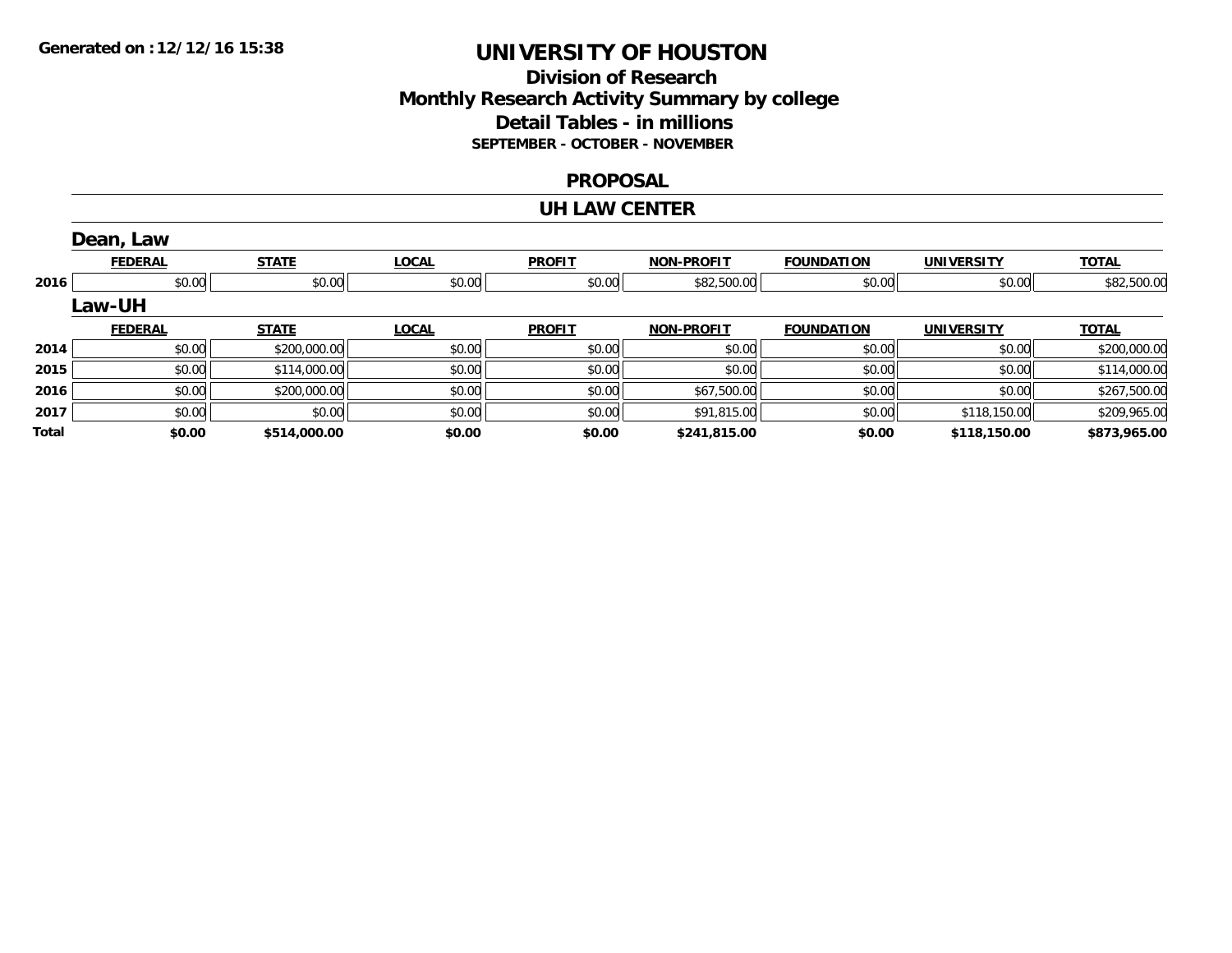Generated on :12/12/16 15:38

# UNIVERSITY OF HOUSTON

## Division of Research
## Monthly Research Activity Summary by college
## Detail Tables - in millions
### SEPTEMBER - OCTOBER - NOVEMBER

## PROPOSAL

## UH LAW CENTER

### Dean, Law

| | FEDERAL | STATE | LOCAL | PROFIT | NON-PROFIT | FOUNDATION | UNIVERSITY | TOTAL |
|---|---|---|---|---|---|---|---|---|
| 2016 | $0.00 | $0.00 | $0.00 | $0.00 | $82,500.00 | $0.00 | $0.00 | $82,500.00 |

### Law-UH

| | FEDERAL | STATE | LOCAL | PROFIT | NON-PROFIT | FOUNDATION | UNIVERSITY | TOTAL |
|---|---|---|---|---|---|---|---|---|
| 2014 | $0.00 | $200,000.00 | $0.00 | $0.00 | $0.00 | $0.00 | $0.00 | $200,000.00 |
| 2015 | $0.00 | $114,000.00 | $0.00 | $0.00 | $0.00 | $0.00 | $0.00 | $114,000.00 |
| 2016 | $0.00 | $200,000.00 | $0.00 | $0.00 | $67,500.00 | $0.00 | $0.00 | $267,500.00 |
| 2017 | $0.00 | $0.00 | $0.00 | $0.00 | $91,815.00 | $0.00 | $118,150.00 | $209,965.00 |
| **Total** | **$0.00** | **$514,000.00** | **$0.00** | **$0.00** | **$241,815.00** | **$0.00** | **$118,150.00** | **$873,965.00** |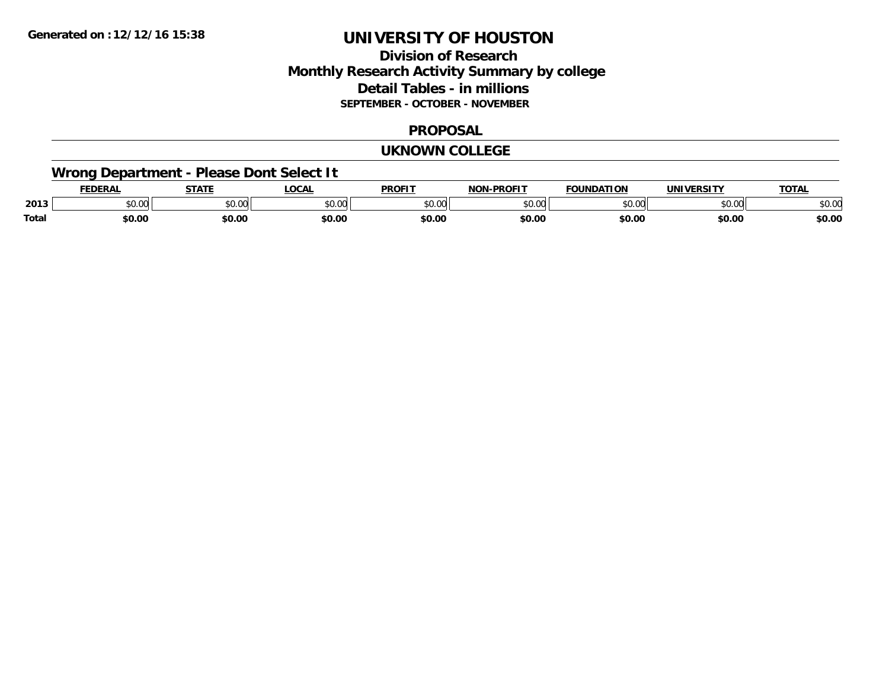# UNIVERSITY OF HOUSTON

## Division of Research
## Monthly Research Activity Summary by college
## Detail Tables - in millions
### SEPTEMBER - OCTOBER - NOVEMBER

Generated on : 12/12/16 15:38

## PROPOSAL

## UKNOWN COLLEGE

### Wrong Department - Please Dont Select It

| | FEDERAL | STATE | LOCAL | PROFIT | NON-PROFIT | FOUNDATION | UNIVERSITY | TOTAL |
|---|---|---|---|---|---|---|---|---|
| 2013 | $0.00 | $0.00 | $0.00 | $0.00 | $0.00 | $0.00 | $0.00 | $0.00 |
| **Total** | **$0.00** | **$0.00** | **$0.00** | **$0.00** | **$0.00** | **$0.00** | **$0.00** | **$0.00** |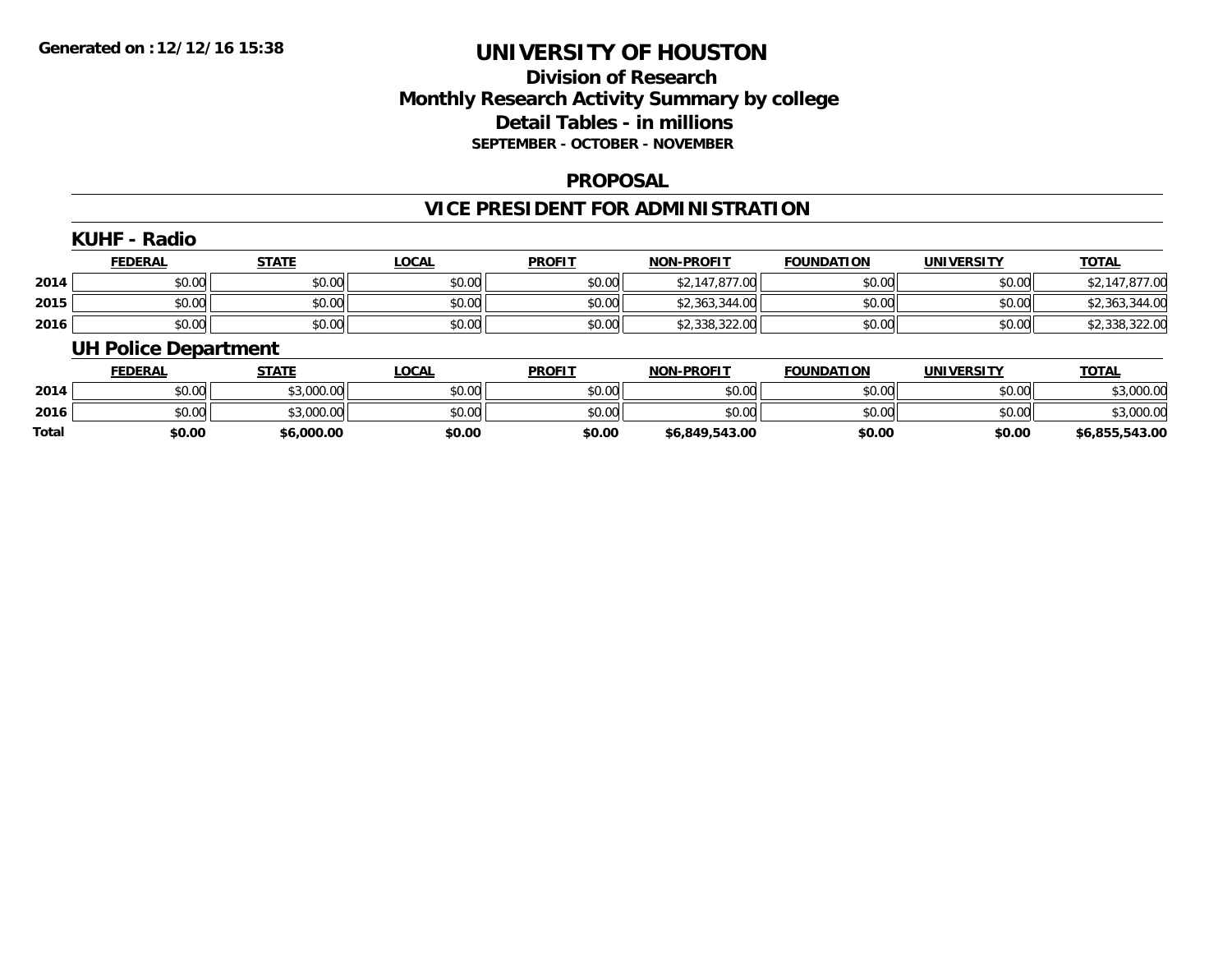**Generated on :12/12/16 15:38**

# UNIVERSITY OF HOUSTON

## Division of Research
## Monthly Research Activity Summary by college
## Detail Tables - in millions
### SEPTEMBER - OCTOBER - NOVEMBER

## PROPOSAL

## VICE PRESIDENT FOR ADMINISTRATION

### KUHF - Radio

| | FEDERAL | STATE | LOCAL | PROFIT | NON-PROFIT | FOUNDATION | UNIVERSITY | TOTAL |
|---|---|---|---|---|---|---|---|---|
| 2014 | $0.00 | $0.00 | $0.00 | $0.00 | $2,147,877.00 | $0.00 | $0.00 | $2,147,877.00 |
| 2015 | $0.00 | $0.00 | $0.00 | $0.00 | $2,363,344.00 | $0.00 | $0.00 | $2,363,344.00 |
| 2016 | $0.00 | $0.00 | $0.00 | $0.00 | $2,338,322.00 | $0.00 | $0.00 | $2,338,322.00 |

### UH Police Department

| | FEDERAL | STATE | LOCAL | PROFIT | NON-PROFIT | FOUNDATION | UNIVERSITY | TOTAL |
|---|---|---|---|---|---|---|---|---|
| 2014 | $0.00 | $3,000.00 | $0.00 | $0.00 | $0.00 | $0.00 | $0.00 | $3,000.00 |
| 2016 | $0.00 | $3,000.00 | $0.00 | $0.00 | $0.00 | $0.00 | $0.00 | $3,000.00 |
| **Total** | **$0.00** | **$6,000.00** | **$0.00** | **$0.00** | **$6,849,543.00** | **$0.00** | **$0.00** | **$6,855,543.00** |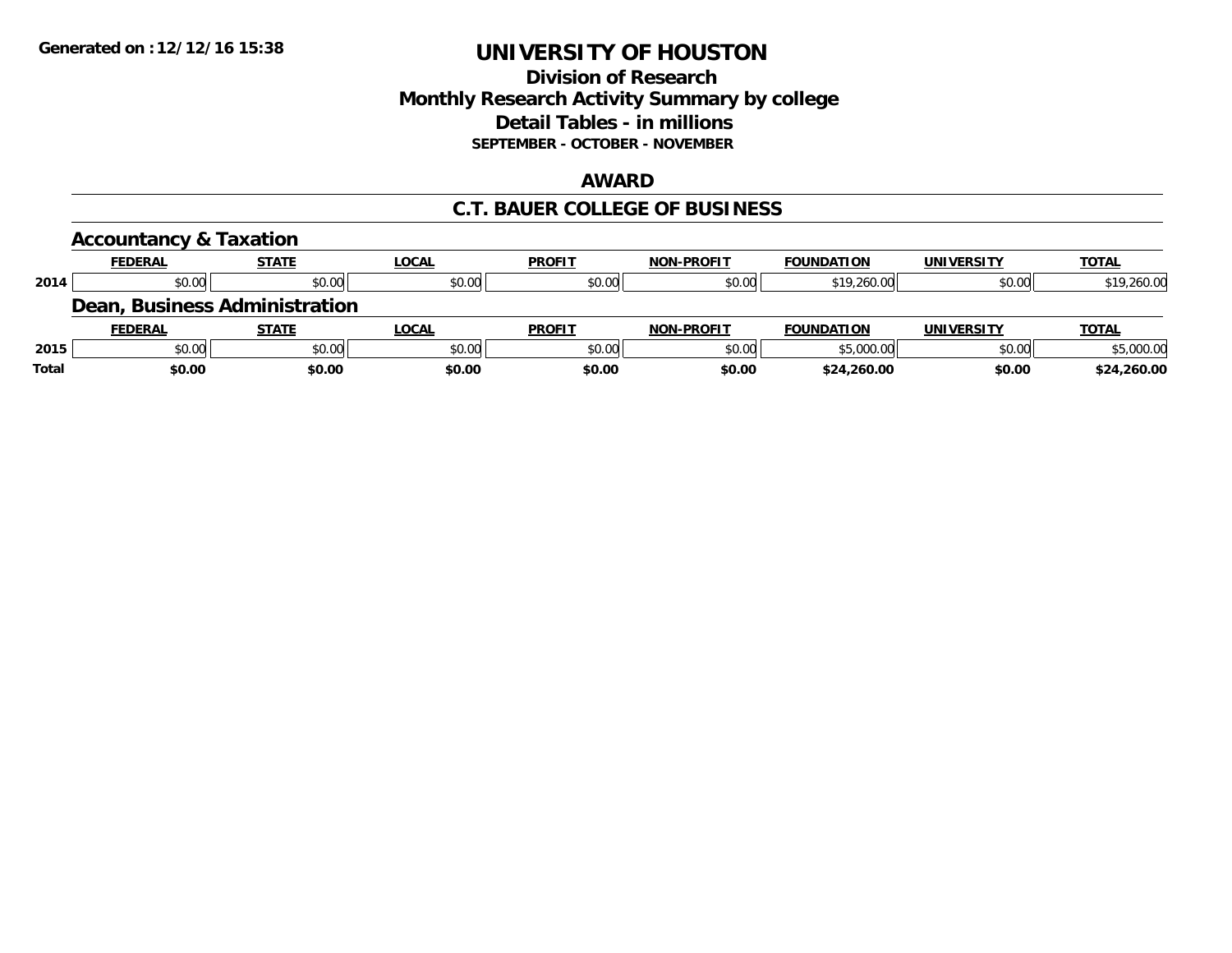Generated on :12/12/16 15:38

# UNIVERSITY OF HOUSTON

## Division of Research
## Monthly Research Activity Summary by college
## Detail Tables - in millions
### SEPTEMBER - OCTOBER - NOVEMBER

## AWARD

## C.T. BAUER COLLEGE OF BUSINESS

### Accountancy & Taxation

| | FEDERAL | STATE | LOCAL | PROFIT | NON-PROFIT | FOUNDATION | UNIVERSITY | TOTAL |
|---|---|---|---|---|---|---|---|---|
| 2014 | $0.00 | $0.00 | $0.00 | $0.00 | $0.00 | $19,260.00 | $0.00 | $19,260.00 |

### Dean, Business Administration

| | FEDERAL | STATE | LOCAL | PROFIT | NON-PROFIT | FOUNDATION | UNIVERSITY | TOTAL |
|---|---|---|---|---|---|---|---|---|
| 2015 | $0.00 | $0.00 | $0.00 | $0.00 | $0.00 | $5,000.00 | $0.00 | $5,000.00 |
| **Total** | **$0.00** | **$0.00** | **$0.00** | **$0.00** | **$0.00** | **$24,260.00** | **$0.00** | **$24,260.00** |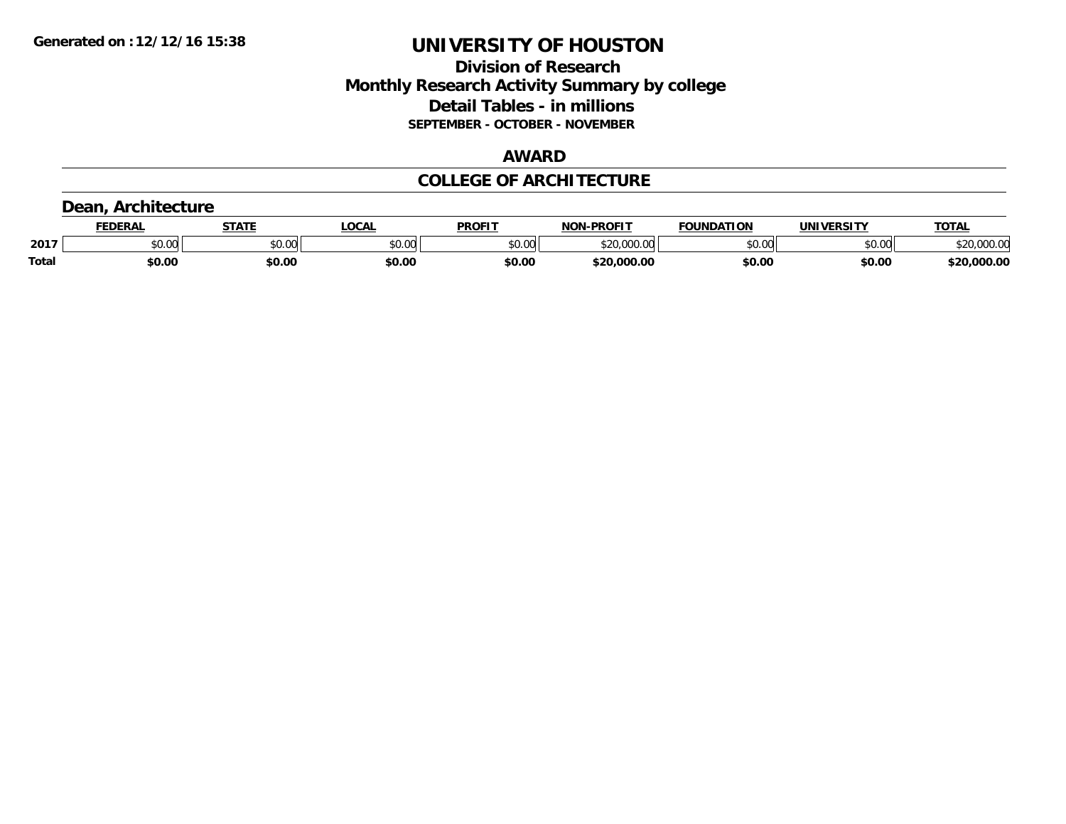Generated on :12/12/16 15:38

# UNIVERSITY OF HOUSTON

## Division of Research
## Monthly Research Activity Summary by college
## Detail Tables - in millions
### SEPTEMBER - OCTOBER - NOVEMBER

## AWARD

## COLLEGE OF ARCHITECTURE

### Dean, Architecture

| | FEDERAL | STATE | LOCAL | PROFIT | NON-PROFIT | FOUNDATION | UNIVERSITY | TOTAL |
|---|---|---|---|---|---|---|---|---|
| 2017 | $0.00 | $0.00 | $0.00 | $0.00 | $20,000.00 | $0.00 | $0.00 | $20,000.00 |
| **Total** | **$0.00** | **$0.00** | **$0.00** | **$0.00** | **$20,000.00** | **$0.00** | **$0.00** | **$20,000.00** |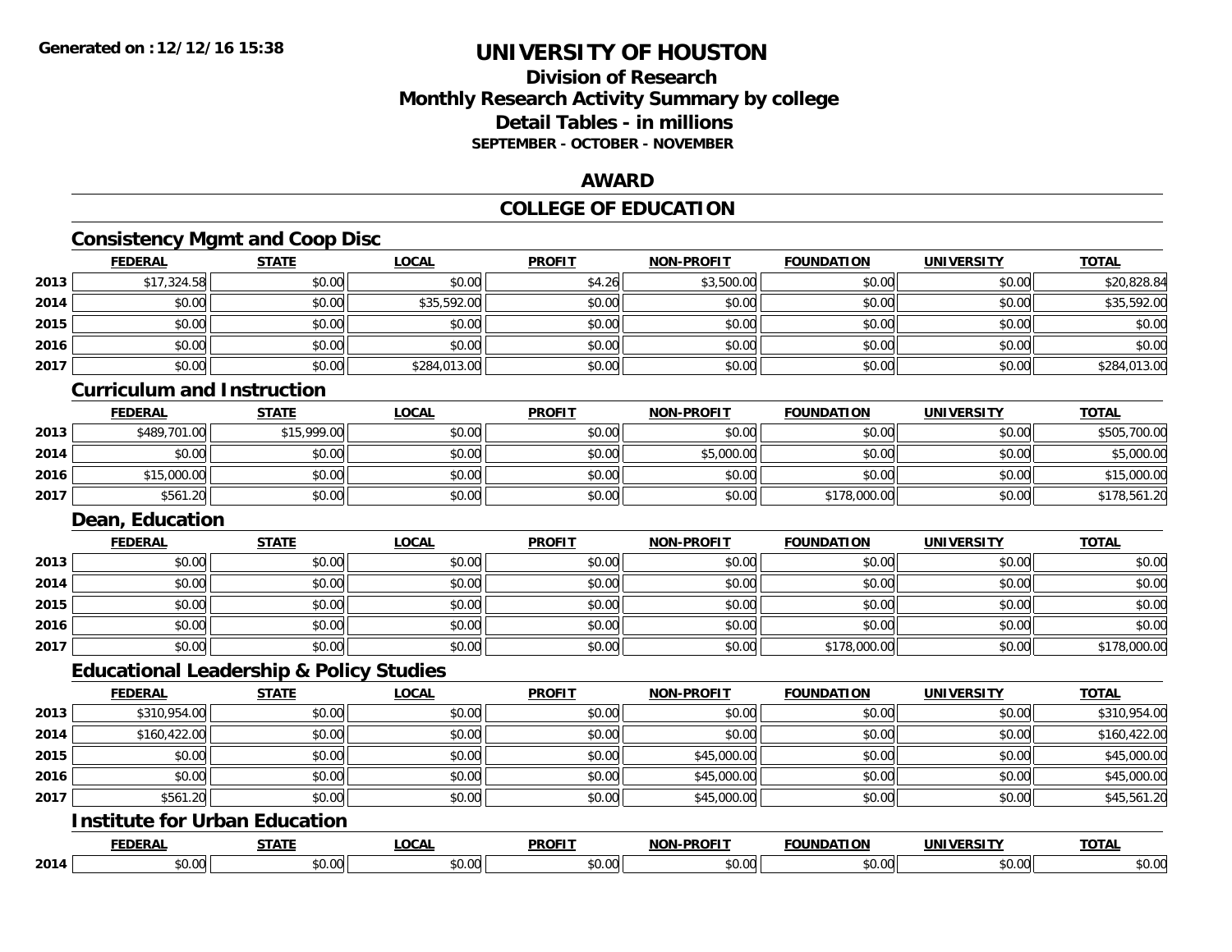**Generated on :12/12/16 15:38**

# UNIVERSITY OF HOUSTON

## Division of Research
## Monthly Research Activity Summary by college
## Detail Tables - in millions
### SEPTEMBER - OCTOBER - NOVEMBER

## AWARD

## COLLEGE OF EDUCATION

### Consistency Mgmt and Coop Disc

| | FEDERAL | STATE | LOCAL | PROFIT | NON-PROFIT | FOUNDATION | UNIVERSITY | TOTAL |
|---|---|---|---|---|---|---|---|---|
| 2013 | $17,324.58 | $0.00 | $0.00 | $4.26 | $3,500.00 | $0.00 | $0.00 | $20,828.84 |
| 2014 | $0.00 | $0.00 | $35,592.00 | $0.00 | $0.00 | $0.00 | $0.00 | $35,592.00 |
| 2015 | $0.00 | $0.00 | $0.00 | $0.00 | $0.00 | $0.00 | $0.00 | $0.00 |
| 2016 | $0.00 | $0.00 | $0.00 | $0.00 | $0.00 | $0.00 | $0.00 | $0.00 |
| 2017 | $0.00 | $0.00 | $284,013.00 | $0.00 | $0.00 | $0.00 | $0.00 | $284,013.00 |

### Curriculum and Instruction

| | FEDERAL | STATE | LOCAL | PROFIT | NON-PROFIT | FOUNDATION | UNIVERSITY | TOTAL |
|---|---|---|---|---|---|---|---|---|
| 2013 | $489,701.00 | $15,999.00 | $0.00 | $0.00 | $0.00 | $0.00 | $0.00 | $505,700.00 |
| 2014 | $0.00 | $0.00 | $0.00 | $0.00 | $5,000.00 | $0.00 | $0.00 | $5,000.00 |
| 2016 | $15,000.00 | $0.00 | $0.00 | $0.00 | $0.00 | $0.00 | $0.00 | $15,000.00 |
| 2017 | $561.20 | $0.00 | $0.00 | $0.00 | $0.00 | $178,000.00 | $0.00 | $178,561.20 |

### Dean, Education

| | FEDERAL | STATE | LOCAL | PROFIT | NON-PROFIT | FOUNDATION | UNIVERSITY | TOTAL |
|---|---|---|---|---|---|---|---|---|
| 2013 | $0.00 | $0.00 | $0.00 | $0.00 | $0.00 | $0.00 | $0.00 | $0.00 |
| 2014 | $0.00 | $0.00 | $0.00 | $0.00 | $0.00 | $0.00 | $0.00 | $0.00 |
| 2015 | $0.00 | $0.00 | $0.00 | $0.00 | $0.00 | $0.00 | $0.00 | $0.00 |
| 2016 | $0.00 | $0.00 | $0.00 | $0.00 | $0.00 | $0.00 | $0.00 | $0.00 |
| 2017 | $0.00 | $0.00 | $0.00 | $0.00 | $0.00 | $178,000.00 | $0.00 | $178,000.00 |

### Educational Leadership & Policy Studies

| | FEDERAL | STATE | LOCAL | PROFIT | NON-PROFIT | FOUNDATION | UNIVERSITY | TOTAL |
|---|---|---|---|---|---|---|---|---|
| 2013 | $310,954.00 | $0.00 | $0.00 | $0.00 | $0.00 | $0.00 | $0.00 | $310,954.00 |
| 2014 | $160,422.00 | $0.00 | $0.00 | $0.00 | $0.00 | $0.00 | $0.00 | $160,422.00 |
| 2015 | $0.00 | $0.00 | $0.00 | $0.00 | $45,000.00 | $0.00 | $0.00 | $45,000.00 |
| 2016 | $0.00 | $0.00 | $0.00 | $0.00 | $45,000.00 | $0.00 | $0.00 | $45,000.00 |
| 2017 | $561.20 | $0.00 | $0.00 | $0.00 | $45,000.00 | $0.00 | $0.00 | $45,561.20 |

### Institute for Urban Education

| | FEDERAL | STATE | LOCAL | PROFIT | NON-PROFIT | FOUNDATION | UNIVERSITY | TOTAL |
|---|---|---|---|---|---|---|---|---|
| 2014 | $0.00 | $0.00 | $0.00 | $0.00 | $0.00 | $0.00 | $0.00 | $0.00 |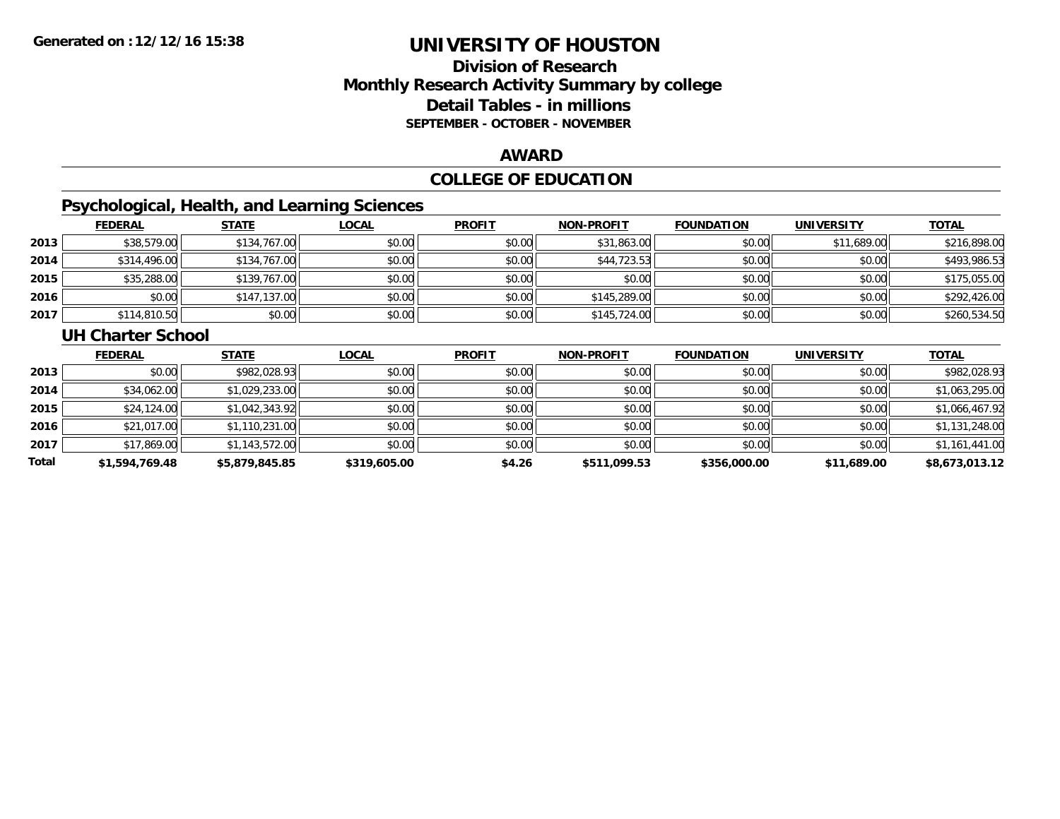# UNIVERSITY OF HOUSTON

## Division of Research
## Monthly Research Activity Summary by college
## Detail Tables - in millions
### SEPTEMBER - OCTOBER - NOVEMBER

Generated on : 12/12/16 15:38

## AWARD

## COLLEGE OF EDUCATION

### Psychological, Health, and Learning Sciences

| | FEDERAL | STATE | LOCAL | PROFIT | NON-PROFIT | FOUNDATION | UNIVERSITY | TOTAL |
|---|---|---|---|---|---|---|---|---|
| 2013 | $38,579.00 | $134,767.00 | $0.00 | $0.00 | $31,863.00 | $0.00 | $11,689.00 | $216,898.00 |
| 2014 | $314,496.00 | $134,767.00 | $0.00 | $0.00 | $44,723.53 | $0.00 | $0.00 | $493,986.53 |
| 2015 | $35,288.00 | $139,767.00 | $0.00 | $0.00 | $0.00 | $0.00 | $0.00 | $175,055.00 |
| 2016 | $0.00 | $147,137.00 | $0.00 | $0.00 | $145,289.00 | $0.00 | $0.00 | $292,426.00 |
| 2017 | $114,810.50 | $0.00 | $0.00 | $0.00 | $145,724.00 | $0.00 | $0.00 | $260,534.50 |

### UH Charter School

| | FEDERAL | STATE | LOCAL | PROFIT | NON-PROFIT | FOUNDATION | UNIVERSITY | TOTAL |
|---|---|---|---|---|---|---|---|---|
| 2013 | $0.00 | $982,028.93 | $0.00 | $0.00 | $0.00 | $0.00 | $0.00 | $982,028.93 |
| 2014 | $34,062.00 | $1,029,233.00 | $0.00 | $0.00 | $0.00 | $0.00 | $0.00 | $1,063,295.00 |
| 2015 | $24,124.00 | $1,042,343.92 | $0.00 | $0.00 | $0.00 | $0.00 | $0.00 | $1,066,467.92 |
| 2016 | $21,017.00 | $1,110,231.00 | $0.00 | $0.00 | $0.00 | $0.00 | $0.00 | $1,131,248.00 |
| 2017 | $17,869.00 | $1,143,572.00 | $0.00 | $0.00 | $0.00 | $0.00 | $0.00 | $1,161,441.00 |
| **Total** | **$1,594,769.48** | **$5,879,845.85** | **$319,605.00** | **$4.26** | **$511,099.53** | **$356,000.00** | **$11,689.00** | **$8,673,013.12** |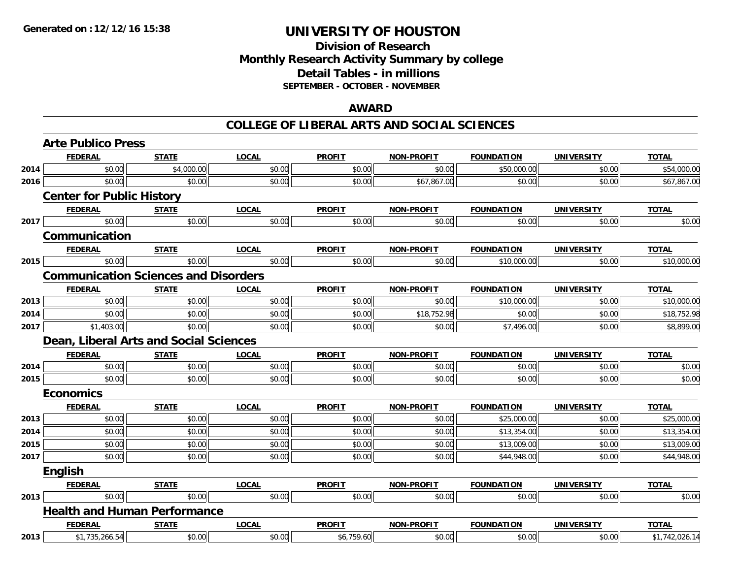Generated on :12/12/16 15:38

# UNIVERSITY OF HOUSTON

## Division of Research
## Monthly Research Activity Summary by college
## Detail Tables - in millions
### SEPTEMBER - OCTOBER - NOVEMBER

## AWARD

## COLLEGE OF LIBERAL ARTS AND SOCIAL SCIENCES

### Arte Publico Press

| | FEDERAL | STATE | LOCAL | PROFIT | NON-PROFIT | FOUNDATION | UNIVERSITY | TOTAL |
|---|---|---|---|---|---|---|---|---|
| 2014 | $0.00 | $4,000.00 | $0.00 | $0.00 | $0.00 | $50,000.00 | $0.00 | $54,000.00 |
| 2016 | $0.00 | $0.00 | $0.00 | $0.00 | $67,867.00 | $0.00 | $0.00 | $67,867.00 |

### Center for Public History

| | FEDERAL | STATE | LOCAL | PROFIT | NON-PROFIT | FOUNDATION | UNIVERSITY | TOTAL |
|---|---|---|---|---|---|---|---|---|
| 2017 | $0.00 | $0.00 | $0.00 | $0.00 | $0.00 | $0.00 | $0.00 | $0.00 |

### Communication

| | FEDERAL | STATE | LOCAL | PROFIT | NON-PROFIT | FOUNDATION | UNIVERSITY | TOTAL |
|---|---|---|---|---|---|---|---|---|
| 2015 | $0.00 | $0.00 | $0.00 | $0.00 | $0.00 | $10,000.00 | $0.00 | $10,000.00 |

### Communication Sciences and Disorders

| | FEDERAL | STATE | LOCAL | PROFIT | NON-PROFIT | FOUNDATION | UNIVERSITY | TOTAL |
|---|---|---|---|---|---|---|---|---|
| 2013 | $0.00 | $0.00 | $0.00 | $0.00 | $0.00 | $10,000.00 | $0.00 | $10,000.00 |
| 2014 | $0.00 | $0.00 | $0.00 | $0.00 | $18,752.98 | $0.00 | $0.00 | $18,752.98 |
| 2017 | $1,403.00 | $0.00 | $0.00 | $0.00 | $0.00 | $7,496.00 | $0.00 | $8,899.00 |

### Dean, Liberal Arts and Social Sciences

| | FEDERAL | STATE | LOCAL | PROFIT | NON-PROFIT | FOUNDATION | UNIVERSITY | TOTAL |
|---|---|---|---|---|---|---|---|---|
| 2014 | $0.00 | $0.00 | $0.00 | $0.00 | $0.00 | $0.00 | $0.00 | $0.00 |
| 2015 | $0.00 | $0.00 | $0.00 | $0.00 | $0.00 | $0.00 | $0.00 | $0.00 |

### Economics

| | FEDERAL | STATE | LOCAL | PROFIT | NON-PROFIT | FOUNDATION | UNIVERSITY | TOTAL |
|---|---|---|---|---|---|---|---|---|
| 2013 | $0.00 | $0.00 | $0.00 | $0.00 | $0.00 | $25,000.00 | $0.00 | $25,000.00 |
| 2014 | $0.00 | $0.00 | $0.00 | $0.00 | $0.00 | $13,354.00 | $0.00 | $13,354.00 |
| 2015 | $0.00 | $0.00 | $0.00 | $0.00 | $0.00 | $13,009.00 | $0.00 | $13,009.00 |
| 2017 | $0.00 | $0.00 | $0.00 | $0.00 | $0.00 | $44,948.00 | $0.00 | $44,948.00 |

### English

| | FEDERAL | STATE | LOCAL | PROFIT | NON-PROFIT | FOUNDATION | UNIVERSITY | TOTAL |
|---|---|---|---|---|---|---|---|---|
| 2013 | $0.00 | $0.00 | $0.00 | $0.00 | $0.00 | $0.00 | $0.00 | $0.00 |

### Health and Human Performance

| | FEDERAL | STATE | LOCAL | PROFIT | NON-PROFIT | FOUNDATION | UNIVERSITY | TOTAL |
|---|---|---|---|---|---|---|---|---|
| 2013 | $1,735,266.54 | $0.00 | $0.00 | $6,759.60 | $0.00 | $0.00 | $0.00 | $1,742,026.14 |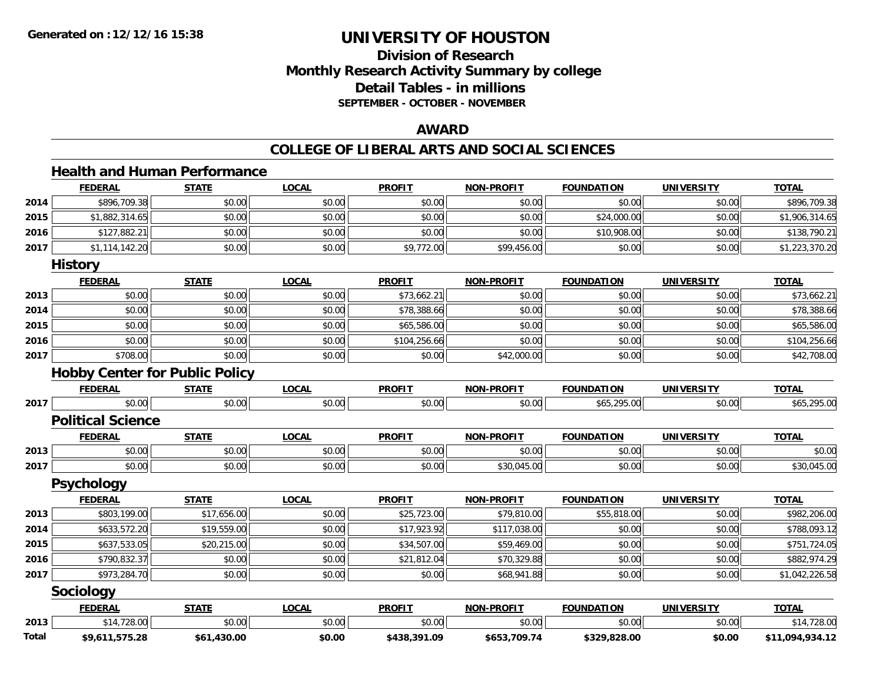# UNIVERSITY OF HOUSTON

## Division of Research
## Monthly Research Activity Summary by college
## Detail Tables - in millions
### SEPTEMBER - OCTOBER - NOVEMBER

## AWARD

## COLLEGE OF LIBERAL ARTS AND SOCIAL SCIENCES

### Health and Human Performance

| | FEDERAL | STATE | LOCAL | PROFIT | NON-PROFIT | FOUNDATION | UNIVERSITY | TOTAL |
|---|---|---|---|---|---|---|---|---|
| 2014 | $896,709.38 | $0.00 | $0.00 | $0.00 | $0.00 | $0.00 | $0.00 | $896,709.38 |
| 2015 | $1,882,314.65 | $0.00 | $0.00 | $0.00 | $0.00 | $24,000.00 | $0.00 | $1,906,314.65 |
| 2016 | $127,882.21 | $0.00 | $0.00 | $0.00 | $0.00 | $10,908.00 | $0.00 | $138,790.21 |
| 2017 | $1,114,142.20 | $0.00 | $0.00 | $9,772.00 | $99,456.00 | $0.00 | $0.00 | $1,223,370.20 |

### History

| | FEDERAL | STATE | LOCAL | PROFIT | NON-PROFIT | FOUNDATION | UNIVERSITY | TOTAL |
|---|---|---|---|---|---|---|---|---|
| 2013 | $0.00 | $0.00 | $0.00 | $73,662.21 | $0.00 | $0.00 | $0.00 | $73,662.21 |
| 2014 | $0.00 | $0.00 | $0.00 | $78,388.66 | $0.00 | $0.00 | $0.00 | $78,388.66 |
| 2015 | $0.00 | $0.00 | $0.00 | $65,586.00 | $0.00 | $0.00 | $0.00 | $65,586.00 |
| 2016 | $0.00 | $0.00 | $0.00 | $104,256.66 | $0.00 | $0.00 | $0.00 | $104,256.66 |
| 2017 | $708.00 | $0.00 | $0.00 | $0.00 | $42,000.00 | $0.00 | $0.00 | $42,708.00 |

### Hobby Center for Public Policy

| | FEDERAL | STATE | LOCAL | PROFIT | NON-PROFIT | FOUNDATION | UNIVERSITY | TOTAL |
|---|---|---|---|---|---|---|---|---|
| 2017 | $0.00 | $0.00 | $0.00 | $0.00 | $0.00 | $65,295.00 | $0.00 | $65,295.00 |

### Political Science

| | FEDERAL | STATE | LOCAL | PROFIT | NON-PROFIT | FOUNDATION | UNIVERSITY | TOTAL |
|---|---|---|---|---|---|---|---|---|
| 2013 | $0.00 | $0.00 | $0.00 | $0.00 | $0.00 | $0.00 | $0.00 | $0.00 |
| 2017 | $0.00 | $0.00 | $0.00 | $0.00 | $30,045.00 | $0.00 | $0.00 | $30,045.00 |

### Psychology

| | FEDERAL | STATE | LOCAL | PROFIT | NON-PROFIT | FOUNDATION | UNIVERSITY | TOTAL |
|---|---|---|---|---|---|---|---|---|
| 2013 | $803,199.00 | $17,656.00 | $0.00 | $25,723.00 | $79,810.00 | $55,818.00 | $0.00 | $982,206.00 |
| 2014 | $633,572.20 | $19,559.00 | $0.00 | $17,923.92 | $117,038.00 | $0.00 | $0.00 | $788,093.12 |
| 2015 | $637,533.05 | $20,215.00 | $0.00 | $34,507.00 | $59,469.00 | $0.00 | $0.00 | $751,724.05 |
| 2016 | $790,832.37 | $0.00 | $0.00 | $21,812.04 | $70,329.88 | $0.00 | $0.00 | $882,974.29 |
| 2017 | $973,284.70 | $0.00 | $0.00 | $0.00 | $68,941.88 | $0.00 | $0.00 | $1,042,226.58 |

### Sociology

| | FEDERAL | STATE | LOCAL | PROFIT | NON-PROFIT | FOUNDATION | UNIVERSITY | TOTAL |
|---|---|---|---|---|---|---|---|---|
| 2013 | $14,728.00 | $0.00 | $0.00 | $0.00 | $0.00 | $0.00 | $0.00 | $14,728.00 |
| **Total** | **$9,611,575.28** | **$61,430.00** | **$0.00** | **$438,391.09** | **$653,709.74** | **$329,828.00** | **$0.00** | **$11,094,934.12** |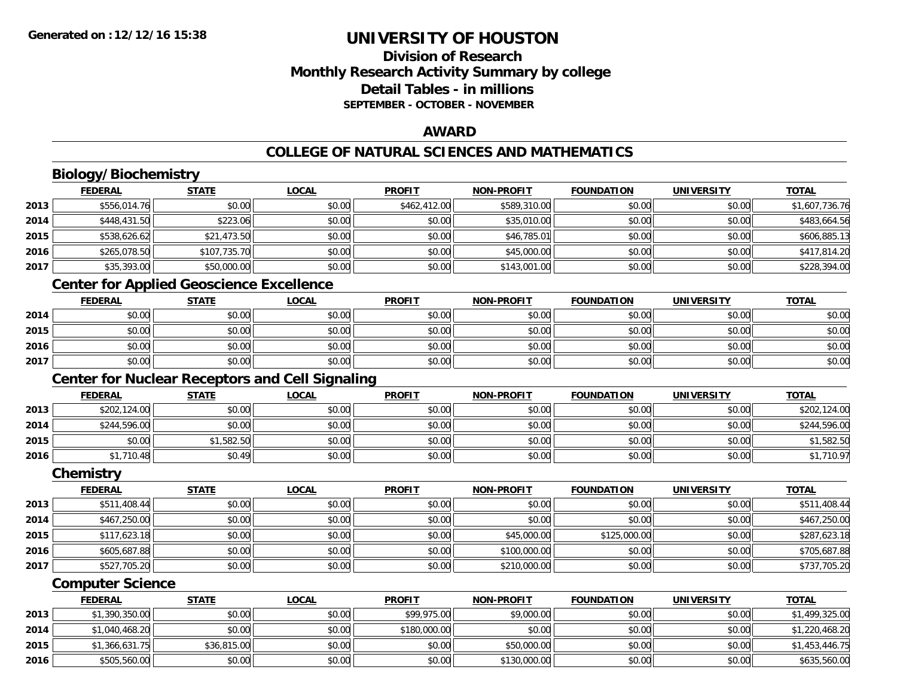**Generated on :12/12/16 15:38**

# UNIVERSITY OF HOUSTON

## Division of Research
## Monthly Research Activity Summary by college
## Detail Tables - in millions
### SEPTEMBER - OCTOBER - NOVEMBER

## AWARD

## COLLEGE OF NATURAL SCIENCES AND MATHEMATICS

### Biology/Biochemistry

| | FEDERAL | STATE | LOCAL | PROFIT | NON-PROFIT | FOUNDATION | UNIVERSITY | TOTAL |
|---|---|---|---|---|---|---|---|---|
| 2013 | $556,014.76 | $0.00 | $0.00 | $462,412.00 | $589,310.00 | $0.00 | $0.00 | $1,607,736.76 |
| 2014 | $448,431.50 | $223.06 | $0.00 | $0.00 | $35,010.00 | $0.00 | $0.00 | $483,664.56 |
| 2015 | $538,626.62 | $21,473.50 | $0.00 | $0.00 | $46,785.01 | $0.00 | $0.00 | $606,885.13 |
| 2016 | $265,078.50 | $107,735.70 | $0.00 | $0.00 | $45,000.00 | $0.00 | $0.00 | $417,814.20 |
| 2017 | $35,393.00 | $50,000.00 | $0.00 | $0.00 | $143,001.00 | $0.00 | $0.00 | $228,394.00 |

### Center for Applied Geoscience Excellence

| | FEDERAL | STATE | LOCAL | PROFIT | NON-PROFIT | FOUNDATION | UNIVERSITY | TOTAL |
|---|---|---|---|---|---|---|---|---|
| 2014 | $0.00 | $0.00 | $0.00 | $0.00 | $0.00 | $0.00 | $0.00 | $0.00 |
| 2015 | $0.00 | $0.00 | $0.00 | $0.00 | $0.00 | $0.00 | $0.00 | $0.00 |
| 2016 | $0.00 | $0.00 | $0.00 | $0.00 | $0.00 | $0.00 | $0.00 | $0.00 |
| 2017 | $0.00 | $0.00 | $0.00 | $0.00 | $0.00 | $0.00 | $0.00 | $0.00 |

### Center for Nuclear Receptors and Cell Signaling

| | FEDERAL | STATE | LOCAL | PROFIT | NON-PROFIT | FOUNDATION | UNIVERSITY | TOTAL |
|---|---|---|---|---|---|---|---|---|
| 2013 | $202,124.00 | $0.00 | $0.00 | $0.00 | $0.00 | $0.00 | $0.00 | $202,124.00 |
| 2014 | $244,596.00 | $0.00 | $0.00 | $0.00 | $0.00 | $0.00 | $0.00 | $244,596.00 |
| 2015 | $0.00 | $1,582.50 | $0.00 | $0.00 | $0.00 | $0.00 | $0.00 | $1,582.50 |
| 2016 | $1,710.48 | $0.49 | $0.00 | $0.00 | $0.00 | $0.00 | $0.00 | $1,710.97 |

### Chemistry

| | FEDERAL | STATE | LOCAL | PROFIT | NON-PROFIT | FOUNDATION | UNIVERSITY | TOTAL |
|---|---|---|---|---|---|---|---|---|
| 2013 | $511,408.44 | $0.00 | $0.00 | $0.00 | $0.00 | $0.00 | $0.00 | $511,408.44 |
| 2014 | $467,250.00 | $0.00 | $0.00 | $0.00 | $0.00 | $0.00 | $0.00 | $467,250.00 |
| 2015 | $117,623.18 | $0.00 | $0.00 | $0.00 | $45,000.00 | $125,000.00 | $0.00 | $287,623.18 |
| 2016 | $605,687.88 | $0.00 | $0.00 | $0.00 | $100,000.00 | $0.00 | $0.00 | $705,687.88 |
| 2017 | $527,705.20 | $0.00 | $0.00 | $0.00 | $210,000.00 | $0.00 | $0.00 | $737,705.20 |

### Computer Science

| | FEDERAL | STATE | LOCAL | PROFIT | NON-PROFIT | FOUNDATION | UNIVERSITY | TOTAL |
|---|---|---|---|---|---|---|---|---|
| 2013 | $1,390,350.00 | $0.00 | $0.00 | $99,975.00 | $9,000.00 | $0.00 | $0.00 | $1,499,325.00 |
| 2014 | $1,040,468.20 | $0.00 | $0.00 | $180,000.00 | $0.00 | $0.00 | $0.00 | $1,220,468.20 |
| 2015 | $1,366,631.75 | $36,815.00 | $0.00 | $0.00 | $50,000.00 | $0.00 | $0.00 | $1,453,446.75 |
| 2016 | $505,560.00 | $0.00 | $0.00 | $0.00 | $130,000.00 | $0.00 | $0.00 | $635,560.00 |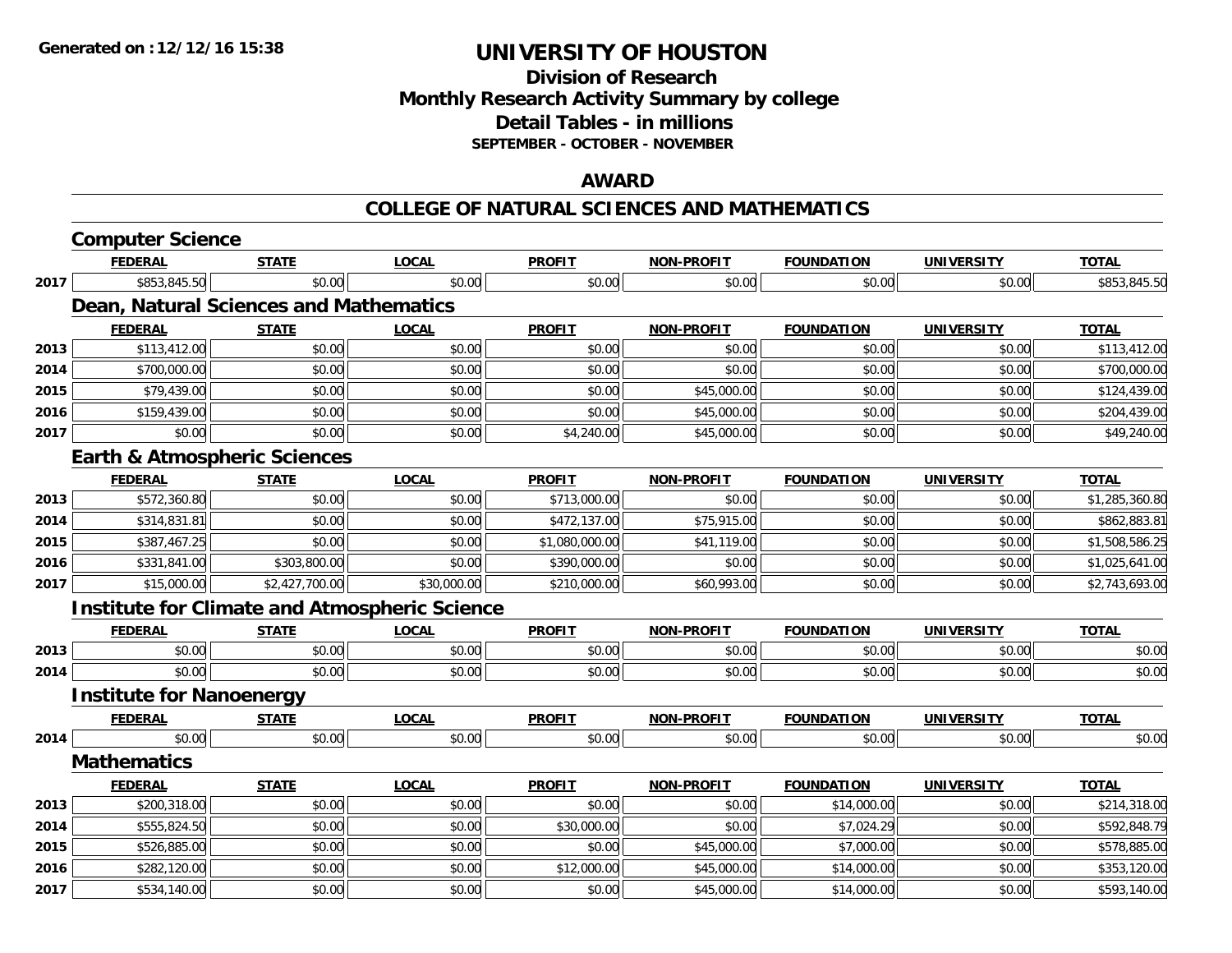# UNIVERSITY OF HOUSTON

## Division of Research
## Monthly Research Activity Summary by college
## Detail Tables - in millions
### SEPTEMBER - OCTOBER - NOVEMBER

## AWARD

## COLLEGE OF NATURAL SCIENCES AND MATHEMATICS

### Computer Science

| | FEDERAL | STATE | LOCAL | PROFIT | NON-PROFIT | FOUNDATION | UNIVERSITY | TOTAL |
|---|---|---|---|---|---|---|---|---|
| 2017 | $853,845.50 | $0.00 | $0.00 | $0.00 | $0.00 | $0.00 | $0.00 | $853,845.50 |

### Dean, Natural Sciences and Mathematics

| | FEDERAL | STATE | LOCAL | PROFIT | NON-PROFIT | FOUNDATION | UNIVERSITY | TOTAL |
|---|---|---|---|---|---|---|---|---|
| 2013 | $113,412.00 | $0.00 | $0.00 | $0.00 | $0.00 | $0.00 | $0.00 | $113,412.00 |
| 2014 | $700,000.00 | $0.00 | $0.00 | $0.00 | $0.00 | $0.00 | $0.00 | $700,000.00 |
| 2015 | $79,439.00 | $0.00 | $0.00 | $0.00 | $45,000.00 | $0.00 | $0.00 | $124,439.00 |
| 2016 | $159,439.00 | $0.00 | $0.00 | $0.00 | $45,000.00 | $0.00 | $0.00 | $204,439.00 |
| 2017 | $0.00 | $0.00 | $0.00 | $4,240.00 | $45,000.00 | $0.00 | $0.00 | $49,240.00 |

### Earth & Atmospheric Sciences

| | FEDERAL | STATE | LOCAL | PROFIT | NON-PROFIT | FOUNDATION | UNIVERSITY | TOTAL |
|---|---|---|---|---|---|---|---|---|
| 2013 | $572,360.80 | $0.00 | $0.00 | $713,000.00 | $0.00 | $0.00 | $0.00 | $1,285,360.80 |
| 2014 | $314,831.81 | $0.00 | $0.00 | $472,137.00 | $75,915.00 | $0.00 | $0.00 | $862,883.81 |
| 2015 | $387,467.25 | $0.00 | $0.00 | $1,080,000.00 | $41,119.00 | $0.00 | $0.00 | $1,508,586.25 |
| 2016 | $331,841.00 | $303,800.00 | $0.00 | $390,000.00 | $0.00 | $0.00 | $0.00 | $1,025,641.00 |
| 2017 | $15,000.00 | $2,427,700.00 | $30,000.00 | $210,000.00 | $60,993.00 | $0.00 | $0.00 | $2,743,693.00 |

### Institute for Climate and Atmospheric Science

| | FEDERAL | STATE | LOCAL | PROFIT | NON-PROFIT | FOUNDATION | UNIVERSITY | TOTAL |
|---|---|---|---|---|---|---|---|---|
| 2013 | $0.00 | $0.00 | $0.00 | $0.00 | $0.00 | $0.00 | $0.00 | $0.00 |
| 2014 | $0.00 | $0.00 | $0.00 | $0.00 | $0.00 | $0.00 | $0.00 | $0.00 |

### Institute for Nanoenergy

| | FEDERAL | STATE | LOCAL | PROFIT | NON-PROFIT | FOUNDATION | UNIVERSITY | TOTAL |
|---|---|---|---|---|---|---|---|---|
| 2014 | $0.00 | $0.00 | $0.00 | $0.00 | $0.00 | $0.00 | $0.00 | $0.00 |

### Mathematics

| | FEDERAL | STATE | LOCAL | PROFIT | NON-PROFIT | FOUNDATION | UNIVERSITY | TOTAL |
|---|---|---|---|---|---|---|---|---|
| 2013 | $200,318.00 | $0.00 | $0.00 | $0.00 | $0.00 | $14,000.00 | $0.00 | $214,318.00 |
| 2014 | $555,824.50 | $0.00 | $0.00 | $30,000.00 | $0.00 | $7,024.29 | $0.00 | $592,848.79 |
| 2015 | $526,885.00 | $0.00 | $0.00 | $0.00 | $45,000.00 | $7,000.00 | $0.00 | $578,885.00 |
| 2016 | $282,120.00 | $0.00 | $0.00 | $12,000.00 | $45,000.00 | $14,000.00 | $0.00 | $353,120.00 |
| 2017 | $534,140.00 | $0.00 | $0.00 | $0.00 | $45,000.00 | $14,000.00 | $0.00 | $593,140.00 |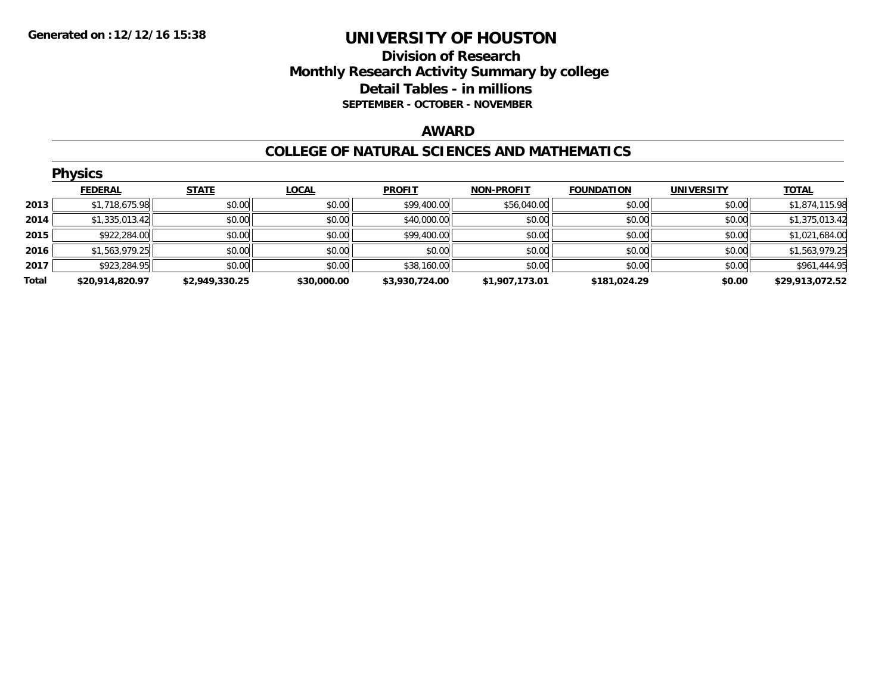Generated on :12/12/16 15:38

# UNIVERSITY OF HOUSTON

## Division of Research
## Monthly Research Activity Summary by college
## Detail Tables - in millions
### SEPTEMBER - OCTOBER - NOVEMBER

## AWARD

## COLLEGE OF NATURAL SCIENCES AND MATHEMATICS

### Physics

| | FEDERAL | STATE | LOCAL | PROFIT | NON-PROFIT | FOUNDATION | UNIVERSITY | TOTAL |
|---|---|---|---|---|---|---|---|---|
| 2013 | $1,718,675.98 | $0.00 | $0.00 | $99,400.00 | $56,040.00 | $0.00 | $0.00 | $1,874,115.98 |
| 2014 | $1,335,013.42 | $0.00 | $0.00 | $40,000.00 | $0.00 | $0.00 | $0.00 | $1,375,013.42 |
| 2015 | $922,284.00 | $0.00 | $0.00 | $99,400.00 | $0.00 | $0.00 | $0.00 | $1,021,684.00 |
| 2016 | $1,563,979.25 | $0.00 | $0.00 | $0.00 | $0.00 | $0.00 | $0.00 | $1,563,979.25 |
| 2017 | $923,284.95 | $0.00 | $0.00 | $38,160.00 | $0.00 | $0.00 | $0.00 | $961,444.95 |
| **Total** | **$20,914,820.97** | **$2,949,330.25** | **$30,000.00** | **$3,930,724.00** | **$1,907,173.01** | **$181,024.29** | **$0.00** | **$29,913,072.52** |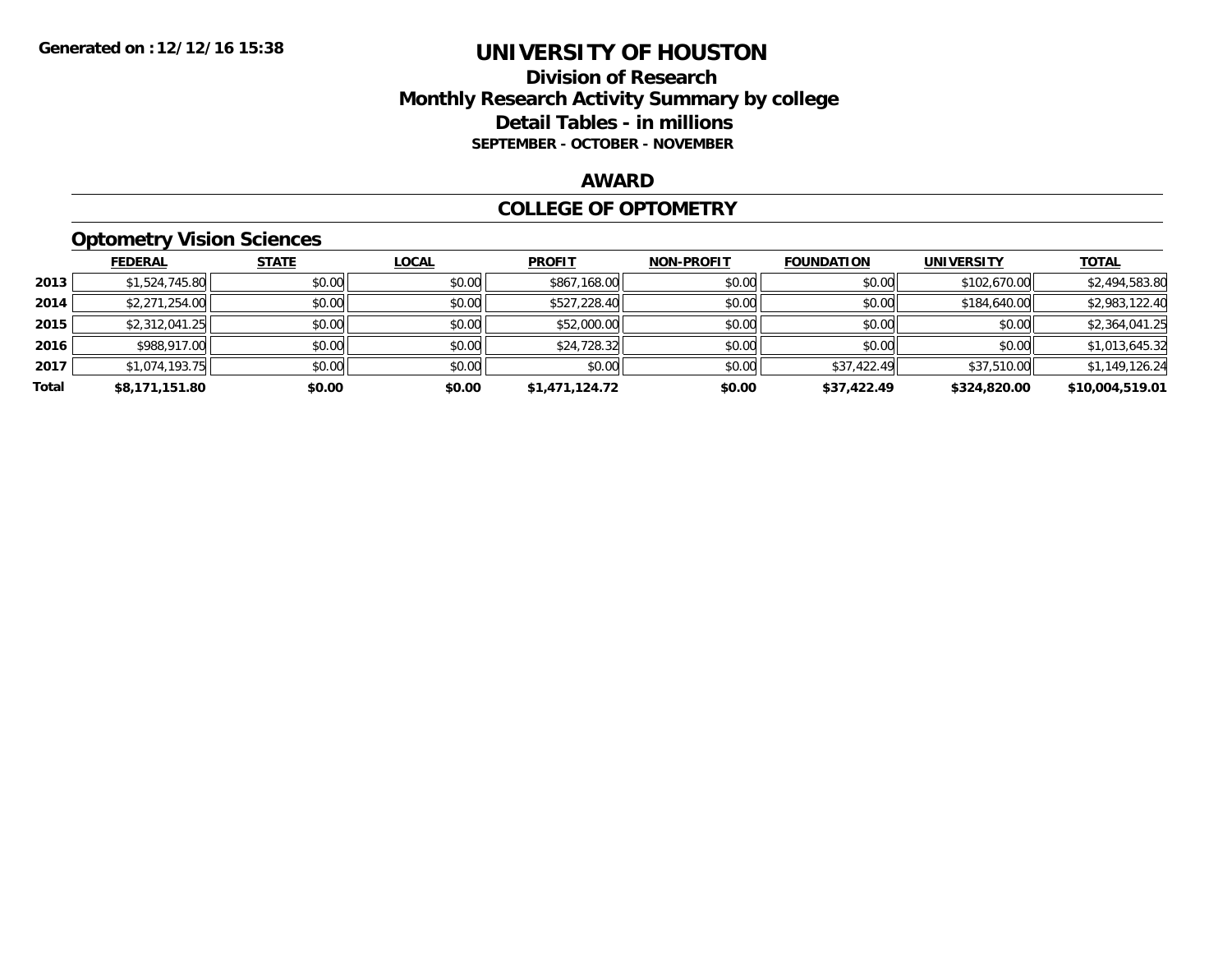**Generated on :12/12/16 15:38**

# UNIVERSITY OF HOUSTON

## Division of Research

## Monthly Research Activity Summary by college

## Detail Tables - in millions

**SEPTEMBER - OCTOBER - NOVEMBER**

## AWARD

## COLLEGE OF OPTOMETRY

### Optometry Vision Sciences

| | FEDERAL | STATE | LOCAL | PROFIT | NON-PROFIT | FOUNDATION | UNIVERSITY | TOTAL |
|---|---|---|---|---|---|---|---|---|
| **2013** | $1,524,745.80 | $0.00 | $0.00 | $867,168.00 | $0.00 | $0.00 | $102,670.00 | $2,494,583.80 |
| **2014** | $2,271,254.00 | $0.00 | $0.00 | $527,228.40 | $0.00 | $0.00 | $184,640.00 | $2,983,122.40 |
| **2015** | $2,312,041.25 | $0.00 | $0.00 | $52,000.00 | $0.00 | $0.00 | $0.00 | $2,364,041.25 |
| **2016** | $988,917.00 | $0.00 | $0.00 | $24,728.32 | $0.00 | $0.00 | $0.00 | $1,013,645.32 |
| **2017** | $1,074,193.75 | $0.00 | $0.00 | $0.00 | $0.00 | $37,422.49 | $37,510.00 | $1,149,126.24 |
| **Total** | **$8,171,151.80** | **$0.00** | **$0.00** | **$1,471,124.72** | **$0.00** | **$37,422.49** | **$324,820.00** | **$10,004,519.01** |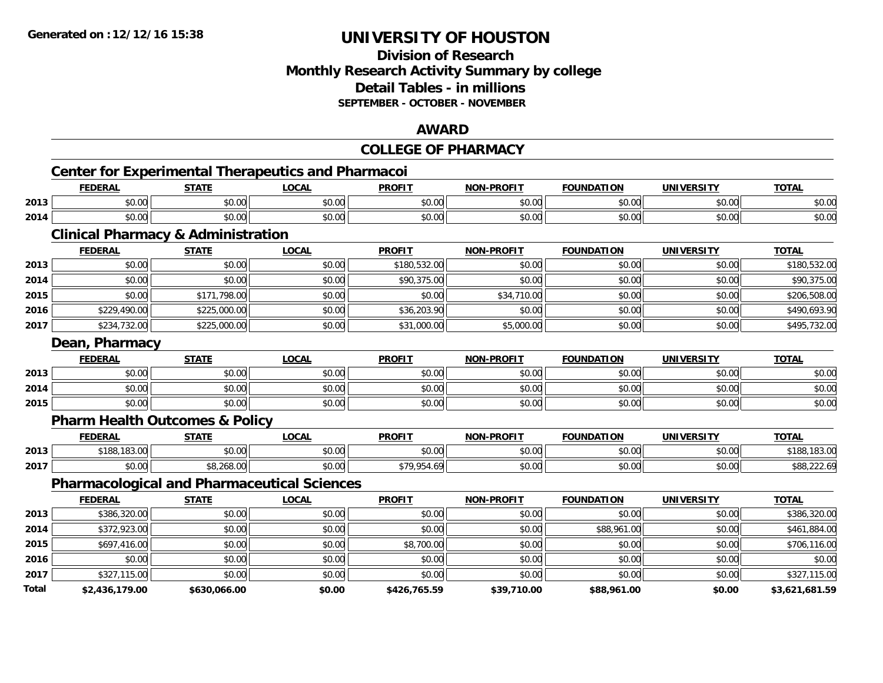# UNIVERSITY OF HOUSTON

## Division of Research
## Monthly Research Activity Summary by college
## Detail Tables - in millions
**SEPTEMBER - OCTOBER - NOVEMBER**

## AWARD

## COLLEGE OF PHARMACY

### Center for Experimental Therapeutics and Pharmacoi

| | FEDERAL | STATE | LOCAL | PROFIT | NON-PROFIT | FOUNDATION | UNIVERSITY | TOTAL |
|---|---|---|---|---|---|---|---|---|
| 2013 | $0.00 | $0.00 | $0.00 | $0.00 | $0.00 | $0.00 | $0.00 | $0.00 |
| 2014 | $0.00 | $0.00 | $0.00 | $0.00 | $0.00 | $0.00 | $0.00 | $0.00 |

### Clinical Pharmacy & Administration

| | FEDERAL | STATE | LOCAL | PROFIT | NON-PROFIT | FOUNDATION | UNIVERSITY | TOTAL |
|---|---|---|---|---|---|---|---|---|
| 2013 | $0.00 | $0.00 | $0.00 | $180,532.00 | $0.00 | $0.00 | $0.00 | $180,532.00 |
| 2014 | $0.00 | $0.00 | $0.00 | $90,375.00 | $0.00 | $0.00 | $0.00 | $90,375.00 |
| 2015 | $0.00 | $171,798.00 | $0.00 | $0.00 | $34,710.00 | $0.00 | $0.00 | $206,508.00 |
| 2016 | $229,490.00 | $225,000.00 | $0.00 | $36,203.90 | $0.00 | $0.00 | $0.00 | $490,693.90 |
| 2017 | $234,732.00 | $225,000.00 | $0.00 | $31,000.00 | $5,000.00 | $0.00 | $0.00 | $495,732.00 |

### Dean, Pharmacy

| | FEDERAL | STATE | LOCAL | PROFIT | NON-PROFIT | FOUNDATION | UNIVERSITY | TOTAL |
|---|---|---|---|---|---|---|---|---|
| 2013 | $0.00 | $0.00 | $0.00 | $0.00 | $0.00 | $0.00 | $0.00 | $0.00 |
| 2014 | $0.00 | $0.00 | $0.00 | $0.00 | $0.00 | $0.00 | $0.00 | $0.00 |
| 2015 | $0.00 | $0.00 | $0.00 | $0.00 | $0.00 | $0.00 | $0.00 | $0.00 |

### Pharm Health Outcomes & Policy

| | FEDERAL | STATE | LOCAL | PROFIT | NON-PROFIT | FOUNDATION | UNIVERSITY | TOTAL |
|---|---|---|---|---|---|---|---|---|
| 2013 | $188,183.00 | $0.00 | $0.00 | $0.00 | $0.00 | $0.00 | $0.00 | $188,183.00 |
| 2017 | $0.00 | $8,268.00 | $0.00 | $79,954.69 | $0.00 | $0.00 | $0.00 | $88,222.69 |

### Pharmacological and Pharmaceutical Sciences

| | FEDERAL | STATE | LOCAL | PROFIT | NON-PROFIT | FOUNDATION | UNIVERSITY | TOTAL |
|---|---|---|---|---|---|---|---|---|
| 2013 | $386,320.00 | $0.00 | $0.00 | $0.00 | $0.00 | $0.00 | $0.00 | $386,320.00 |
| 2014 | $372,923.00 | $0.00 | $0.00 | $0.00 | $0.00 | $88,961.00 | $0.00 | $461,884.00 |
| 2015 | $697,416.00 | $0.00 | $0.00 | $8,700.00 | $0.00 | $0.00 | $0.00 | $706,116.00 |
| 2016 | $0.00 | $0.00 | $0.00 | $0.00 | $0.00 | $0.00 | $0.00 | $0.00 |
| 2017 | $327,115.00 | $0.00 | $0.00 | $0.00 | $0.00 | $0.00 | $0.00 | $327,115.00 |
| **Total** | **$2,436,179.00** | **$630,066.00** | **$0.00** | **$426,765.59** | **$39,710.00** | **$88,961.00** | **$0.00** | **$3,621,681.59** |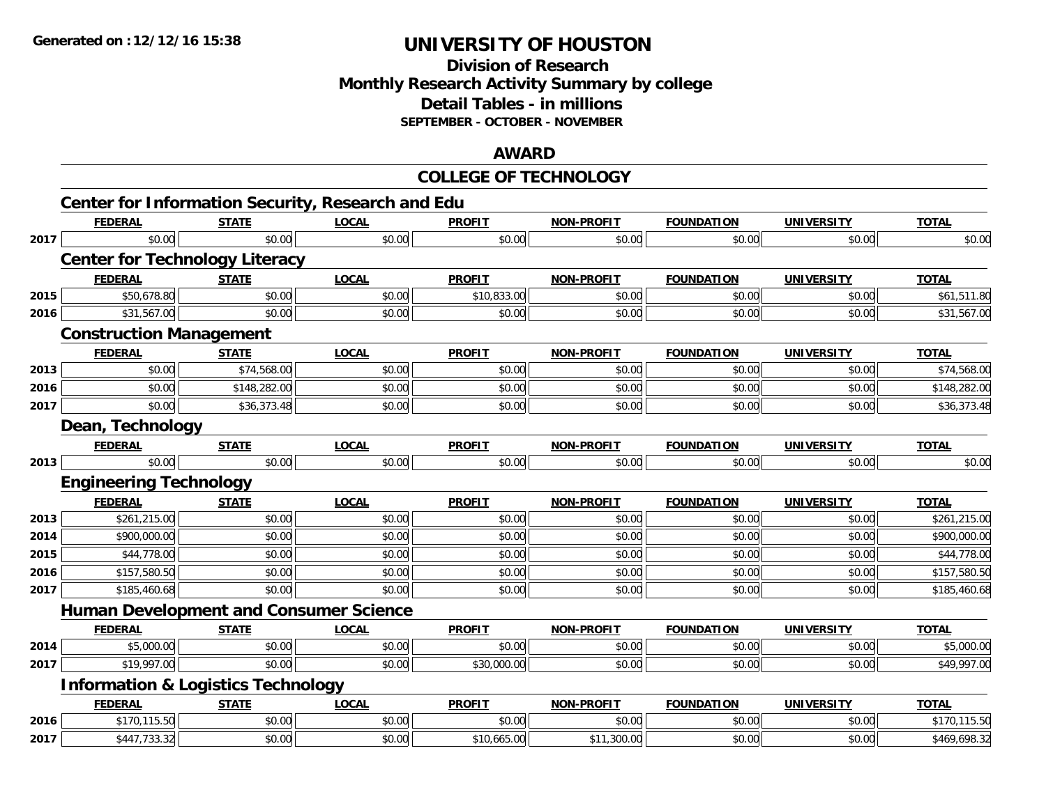# UNIVERSITY OF HOUSTON

## Division of Research
## Monthly Research Activity Summary by college
## Detail Tables - in millions
### SEPTEMBER - OCTOBER - NOVEMBER

## AWARD

## COLLEGE OF TECHNOLOGY

### Center for Information Security, Research and Edu

| | FEDERAL | STATE | LOCAL | PROFIT | NON-PROFIT | FOUNDATION | UNIVERSITY | TOTAL |
|---|---|---|---|---|---|---|---|---|
| 2017 | $0.00 | $0.00 | $0.00 | $0.00 | $0.00 | $0.00 | $0.00 | $0.00 |

### Center for Technology Literacy

| | FEDERAL | STATE | LOCAL | PROFIT | NON-PROFIT | FOUNDATION | UNIVERSITY | TOTAL |
|---|---|---|---|---|---|---|---|---|
| 2015 | $50,678.80 | $0.00 | $0.00 | $10,833.00 | $0.00 | $0.00 | $0.00 | $61,511.80 |
| 2016 | $31,567.00 | $0.00 | $0.00 | $0.00 | $0.00 | $0.00 | $0.00 | $31,567.00 |

### Construction Management

| | FEDERAL | STATE | LOCAL | PROFIT | NON-PROFIT | FOUNDATION | UNIVERSITY | TOTAL |
|---|---|---|---|---|---|---|---|---|
| 2013 | $0.00 | $74,568.00 | $0.00 | $0.00 | $0.00 | $0.00 | $0.00 | $74,568.00 |
| 2016 | $0.00 | $148,282.00 | $0.00 | $0.00 | $0.00 | $0.00 | $0.00 | $148,282.00 |
| 2017 | $0.00 | $36,373.48 | $0.00 | $0.00 | $0.00 | $0.00 | $0.00 | $36,373.48 |

### Dean, Technology

| | FEDERAL | STATE | LOCAL | PROFIT | NON-PROFIT | FOUNDATION | UNIVERSITY | TOTAL |
|---|---|---|---|---|---|---|---|---|
| 2013 | $0.00 | $0.00 | $0.00 | $0.00 | $0.00 | $0.00 | $0.00 | $0.00 |

### Engineering Technology

| | FEDERAL | STATE | LOCAL | PROFIT | NON-PROFIT | FOUNDATION | UNIVERSITY | TOTAL |
|---|---|---|---|---|---|---|---|---|
| 2013 | $261,215.00 | $0.00 | $0.00 | $0.00 | $0.00 | $0.00 | $0.00 | $261,215.00 |
| 2014 | $900,000.00 | $0.00 | $0.00 | $0.00 | $0.00 | $0.00 | $0.00 | $900,000.00 |
| 2015 | $44,778.00 | $0.00 | $0.00 | $0.00 | $0.00 | $0.00 | $0.00 | $44,778.00 |
| 2016 | $157,580.50 | $0.00 | $0.00 | $0.00 | $0.00 | $0.00 | $0.00 | $157,580.50 |
| 2017 | $185,460.68 | $0.00 | $0.00 | $0.00 | $0.00 | $0.00 | $0.00 | $185,460.68 |

### Human Development and Consumer Science

| | FEDERAL | STATE | LOCAL | PROFIT | NON-PROFIT | FOUNDATION | UNIVERSITY | TOTAL |
|---|---|---|---|---|---|---|---|---|
| 2014 | $5,000.00 | $0.00 | $0.00 | $0.00 | $0.00 | $0.00 | $0.00 | $5,000.00 |
| 2017 | $19,997.00 | $0.00 | $0.00 | $30,000.00 | $0.00 | $0.00 | $0.00 | $49,997.00 |

### Information & Logistics Technology

| | FEDERAL | STATE | LOCAL | PROFIT | NON-PROFIT | FOUNDATION | UNIVERSITY | TOTAL |
|---|---|---|---|---|---|---|---|---|
| 2016 | $170,115.50 | $0.00 | $0.00 | $0.00 | $0.00 | $0.00 | $0.00 | $170,115.50 |
| 2017 | $447,733.32 | $0.00 | $0.00 | $10,665.00 | $11,300.00 | $0.00 | $0.00 | $469,698.32 |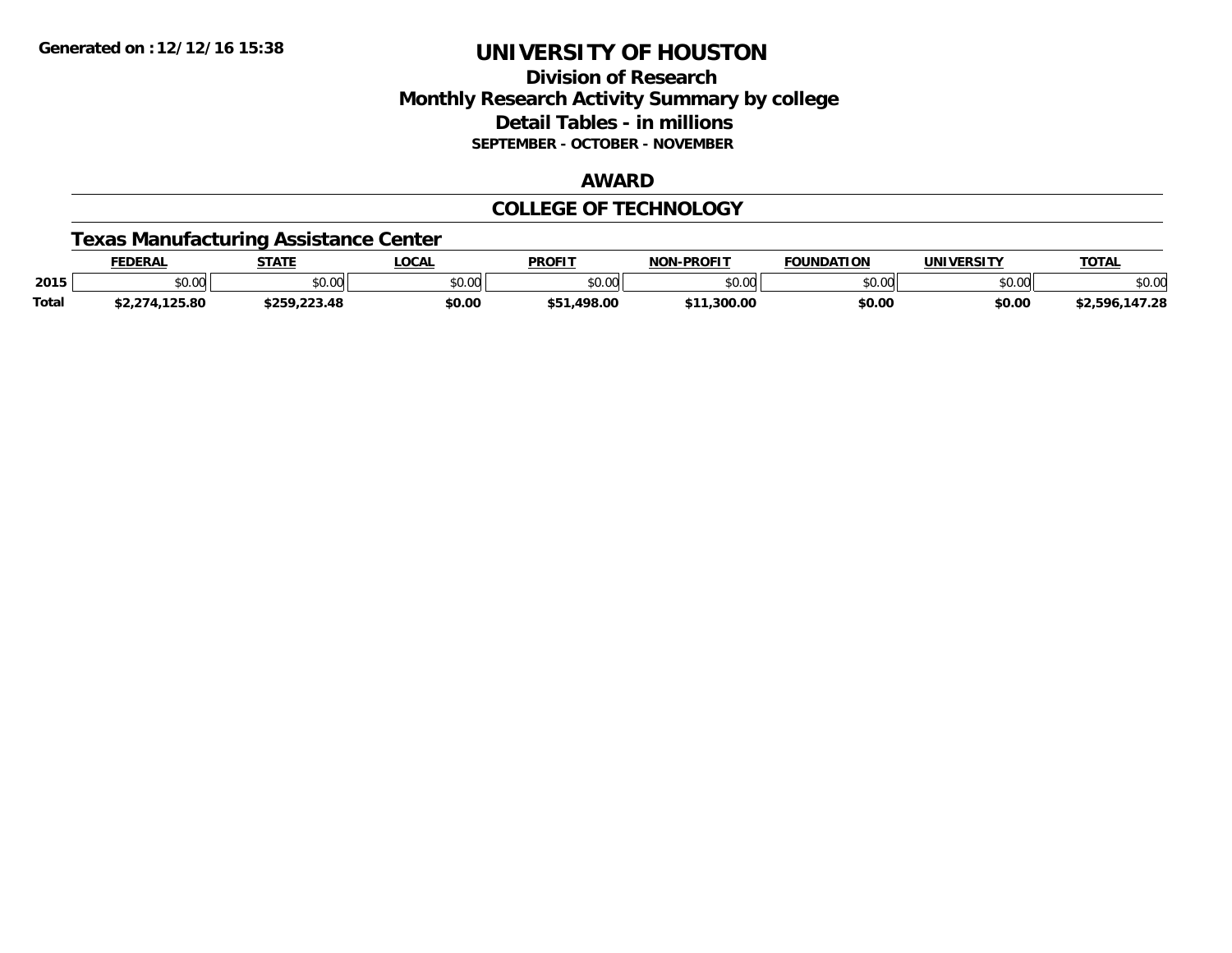Generated on :12/12/16 15:38

# UNIVERSITY OF HOUSTON

## Division of Research
## Monthly Research Activity Summary by college
## Detail Tables - in millions
### SEPTEMBER - OCTOBER - NOVEMBER

## AWARD

## COLLEGE OF TECHNOLOGY

### Texas Manufacturing Assistance Center

| | FEDERAL | STATE | LOCAL | PROFIT | NON-PROFIT | FOUNDATION | UNIVERSITY | TOTAL |
|---|---|---|---|---|---|---|---|---|
| 2015 | $0.00 | $0.00 | $0.00 | $0.00 | $0.00 | $0.00 | $0.00 | $0.00 |
| Total | $2,274,125.80 | $259,223.48 | $0.00 | $51,498.00 | $11,300.00 | $0.00 | $0.00 | $2,596,147.28 |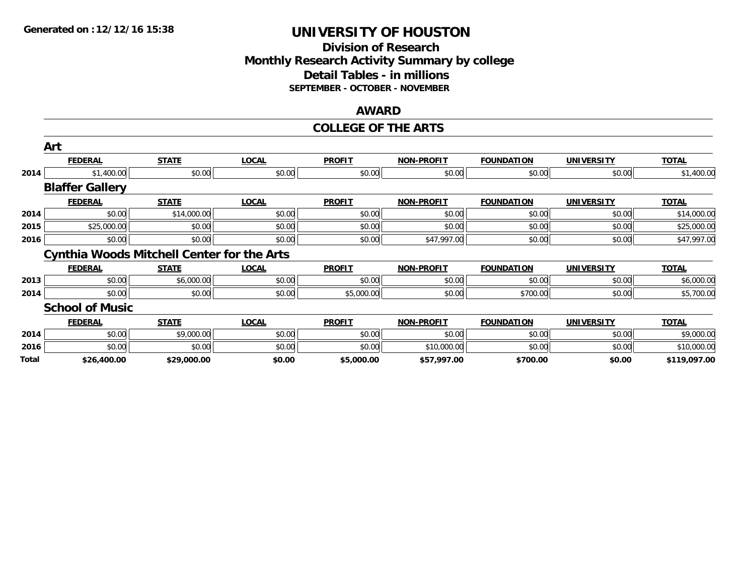# UNIVERSITY OF HOUSTON

## Division of Research
## Monthly Research Activity Summary by college
## Detail Tables - in millions
### SEPTEMBER - OCTOBER - NOVEMBER

## AWARD

## COLLEGE OF THE ARTS

### Art

| | FEDERAL | STATE | LOCAL | PROFIT | NON-PROFIT | FOUNDATION | UNIVERSITY | TOTAL |
|---|---|---|---|---|---|---|---|---|
| 2014 | $1,400.00 | $0.00 | $0.00 | $0.00 | $0.00 | $0.00 | $0.00 | $1,400.00 |

### Blaffer Gallery

| | FEDERAL | STATE | LOCAL | PROFIT | NON-PROFIT | FOUNDATION | UNIVERSITY | TOTAL |
|---|---|---|---|---|---|---|---|---|
| 2014 | $0.00 | $14,000.00 | $0.00 | $0.00 | $0.00 | $0.00 | $0.00 | $14,000.00 |
| 2015 | $25,000.00 | $0.00 | $0.00 | $0.00 | $0.00 | $0.00 | $0.00 | $25,000.00 |
| 2016 | $0.00 | $0.00 | $0.00 | $0.00 | $47,997.00 | $0.00 | $0.00 | $47,997.00 |

### Cynthia Woods Mitchell Center for the Arts

| | FEDERAL | STATE | LOCAL | PROFIT | NON-PROFIT | FOUNDATION | UNIVERSITY | TOTAL |
|---|---|---|---|---|---|---|---|---|
| 2013 | $0.00 | $6,000.00 | $0.00 | $0.00 | $0.00 | $0.00 | $0.00 | $6,000.00 |
| 2014 | $0.00 | $0.00 | $0.00 | $5,000.00 | $0.00 | $700.00 | $0.00 | $5,700.00 |

### School of Music

| | FEDERAL | STATE | LOCAL | PROFIT | NON-PROFIT | FOUNDATION | UNIVERSITY | TOTAL |
|---|---|---|---|---|---|---|---|---|
| 2014 | $0.00 | $9,000.00 | $0.00 | $0.00 | $0.00 | $0.00 | $0.00 | $9,000.00 |
| 2016 | $0.00 | $0.00 | $0.00 | $0.00 | $10,000.00 | $0.00 | $0.00 | $10,000.00 |
| **Total** | **$26,400.00** | **$29,000.00** | **$0.00** | **$5,000.00** | **$57,997.00** | **$700.00** | **$0.00** | **$119,097.00** |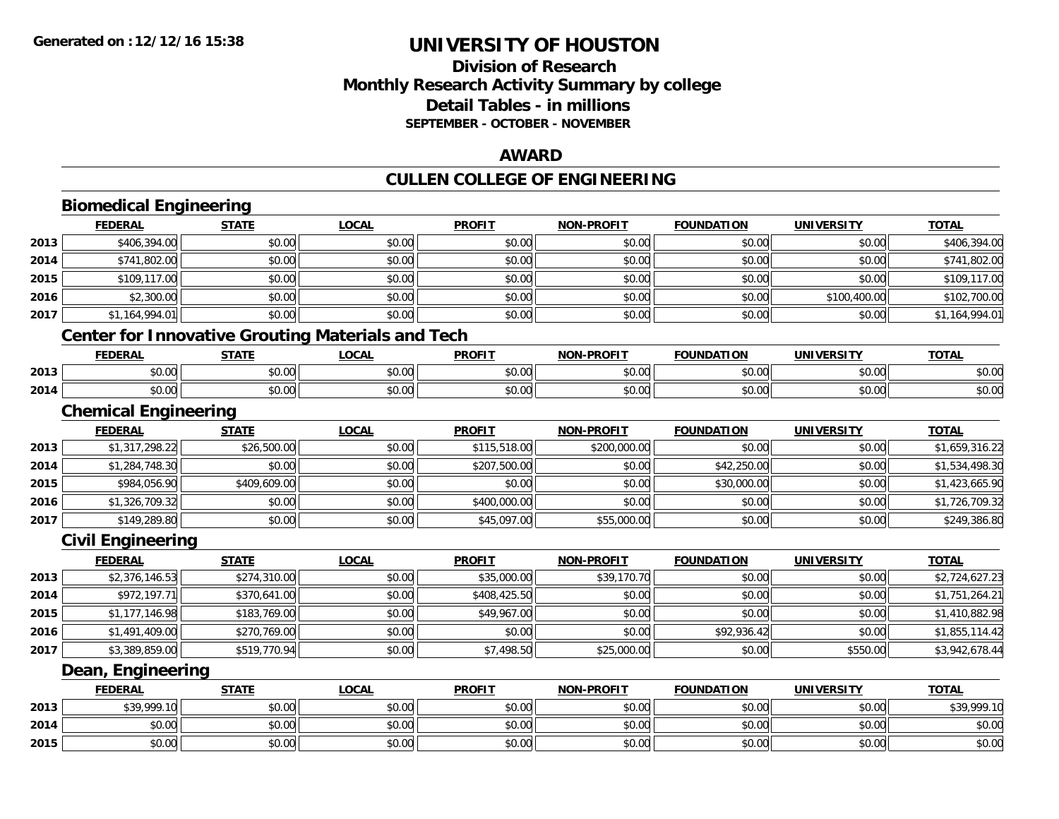**Generated on :12/12/16 15:38**

# UNIVERSITY OF HOUSTON

## Division of Research
## Monthly Research Activity Summary by college
## Detail Tables - in millions
### SEPTEMBER - OCTOBER - NOVEMBER

## AWARD

## CULLEN COLLEGE OF ENGINEERING

### Biomedical Engineering

| | FEDERAL | STATE | LOCAL | PROFIT | NON-PROFIT | FOUNDATION | UNIVERSITY | TOTAL |
|---|---|---|---|---|---|---|---|---|
| 2013 | $406,394.00 | $0.00 | $0.00 | $0.00 | $0.00 | $0.00 | $0.00 | $406,394.00 |
| 2014 | $741,802.00 | $0.00 | $0.00 | $0.00 | $0.00 | $0.00 | $0.00 | $741,802.00 |
| 2015 | $109,117.00 | $0.00 | $0.00 | $0.00 | $0.00 | $0.00 | $0.00 | $109,117.00 |
| 2016 | $2,300.00 | $0.00 | $0.00 | $0.00 | $0.00 | $0.00 | $100,400.00 | $102,700.00 |
| 2017 | $1,164,994.01 | $0.00 | $0.00 | $0.00 | $0.00 | $0.00 | $0.00 | $1,164,994.01 |

### Center for Innovative Grouting Materials and Tech

| | FEDERAL | STATE | LOCAL | PROFIT | NON-PROFIT | FOUNDATION | UNIVERSITY | TOTAL |
|---|---|---|---|---|---|---|---|---|
| 2013 | $0.00 | $0.00 | $0.00 | $0.00 | $0.00 | $0.00 | $0.00 | $0.00 |
| 2014 | $0.00 | $0.00 | $0.00 | $0.00 | $0.00 | $0.00 | $0.00 | $0.00 |

### Chemical Engineering

| | FEDERAL | STATE | LOCAL | PROFIT | NON-PROFIT | FOUNDATION | UNIVERSITY | TOTAL |
|---|---|---|---|---|---|---|---|---|
| 2013 | $1,317,298.22 | $26,500.00 | $0.00 | $115,518.00 | $200,000.00 | $0.00 | $0.00 | $1,659,316.22 |
| 2014 | $1,284,748.30 | $0.00 | $0.00 | $207,500.00 | $0.00 | $42,250.00 | $0.00 | $1,534,498.30 |
| 2015 | $984,056.90 | $409,609.00 | $0.00 | $0.00 | $0.00 | $30,000.00 | $0.00 | $1,423,665.90 |
| 2016 | $1,326,709.32 | $0.00 | $0.00 | $400,000.00 | $0.00 | $0.00 | $0.00 | $1,726,709.32 |
| 2017 | $149,289.80 | $0.00 | $0.00 | $45,097.00 | $55,000.00 | $0.00 | $0.00 | $249,386.80 |

### Civil Engineering

| | FEDERAL | STATE | LOCAL | PROFIT | NON-PROFIT | FOUNDATION | UNIVERSITY | TOTAL |
|---|---|---|---|---|---|---|---|---|
| 2013 | $2,376,146.53 | $274,310.00 | $0.00 | $35,000.00 | $39,170.70 | $0.00 | $0.00 | $2,724,627.23 |
| 2014 | $972,197.71 | $370,641.00 | $0.00 | $408,425.50 | $0.00 | $0.00 | $0.00 | $1,751,264.21 |
| 2015 | $1,177,146.98 | $183,769.00 | $0.00 | $49,967.00 | $0.00 | $0.00 | $0.00 | $1,410,882.98 |
| 2016 | $1,491,409.00 | $270,769.00 | $0.00 | $0.00 | $0.00 | $92,936.42 | $0.00 | $1,855,114.42 |
| 2017 | $3,389,859.00 | $519,770.94 | $0.00 | $7,498.50 | $25,000.00 | $0.00 | $550.00 | $3,942,678.44 |

### Dean, Engineering

| | FEDERAL | STATE | LOCAL | PROFIT | NON-PROFIT | FOUNDATION | UNIVERSITY | TOTAL |
|---|---|---|---|---|---|---|---|---|
| 2013 | $39,999.10 | $0.00 | $0.00 | $0.00 | $0.00 | $0.00 | $0.00 | $39,999.10 |
| 2014 | $0.00 | $0.00 | $0.00 | $0.00 | $0.00 | $0.00 | $0.00 | $0.00 |
| 2015 | $0.00 | $0.00 | $0.00 | $0.00 | $0.00 | $0.00 | $0.00 | $0.00 |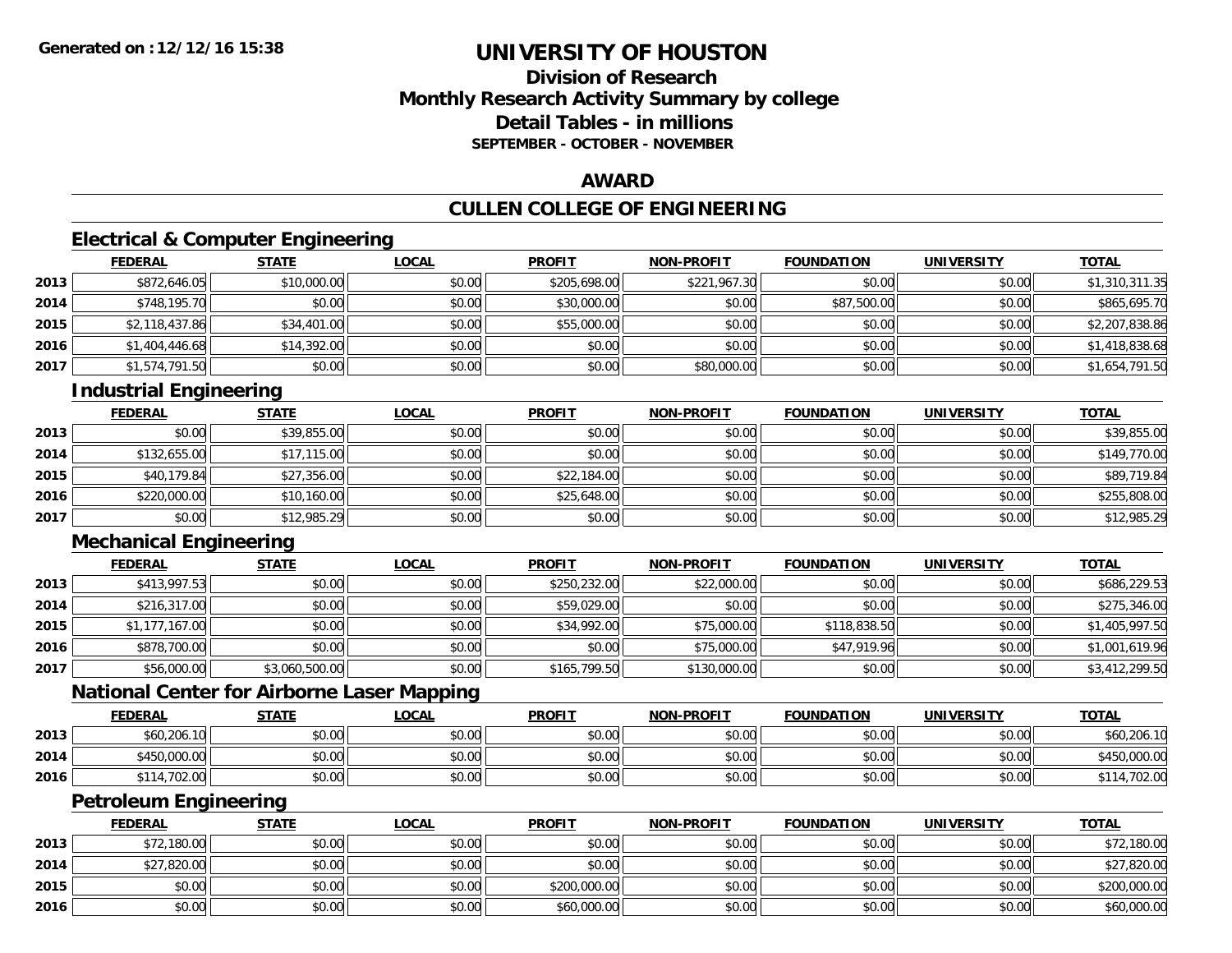**Generated on :12/12/16 15:38**

# UNIVERSITY OF HOUSTON

## Division of Research
## Monthly Research Activity Summary by college
## Detail Tables - in millions
### SEPTEMBER - OCTOBER - NOVEMBER

## AWARD

## CULLEN COLLEGE OF ENGINEERING

### Electrical & Computer Engineering

| | FEDERAL | STATE | LOCAL | PROFIT | NON-PROFIT | FOUNDATION | UNIVERSITY | TOTAL |
|---|---|---|---|---|---|---|---|---|
| 2013 | $872,646.05 | $10,000.00 | $0.00 | $205,698.00 | $221,967.30 | $0.00 | $0.00 | $1,310,311.35 |
| 2014 | $748,195.70 | $0.00 | $0.00 | $30,000.00 | $0.00 | $87,500.00 | $0.00 | $865,695.70 |
| 2015 | $2,118,437.86 | $34,401.00 | $0.00 | $55,000.00 | $0.00 | $0.00 | $0.00 | $2,207,838.86 |
| 2016 | $1,404,446.68 | $14,392.00 | $0.00 | $0.00 | $0.00 | $0.00 | $0.00 | $1,418,838.68 |
| 2017 | $1,574,791.50 | $0.00 | $0.00 | $0.00 | $80,000.00 | $0.00 | $0.00 | $1,654,791.50 |

### Industrial Engineering

| | FEDERAL | STATE | LOCAL | PROFIT | NON-PROFIT | FOUNDATION | UNIVERSITY | TOTAL |
|---|---|---|---|---|---|---|---|---|
| 2013 | $0.00 | $39,855.00 | $0.00 | $0.00 | $0.00 | $0.00 | $0.00 | $39,855.00 |
| 2014 | $132,655.00 | $17,115.00 | $0.00 | $0.00 | $0.00 | $0.00 | $0.00 | $149,770.00 |
| 2015 | $40,179.84 | $27,356.00 | $0.00 | $22,184.00 | $0.00 | $0.00 | $0.00 | $89,719.84 |
| 2016 | $220,000.00 | $10,160.00 | $0.00 | $25,648.00 | $0.00 | $0.00 | $0.00 | $255,808.00 |
| 2017 | $0.00 | $12,985.29 | $0.00 | $0.00 | $0.00 | $0.00 | $0.00 | $12,985.29 |

### Mechanical Engineering

| | FEDERAL | STATE | LOCAL | PROFIT | NON-PROFIT | FOUNDATION | UNIVERSITY | TOTAL |
|---|---|---|---|---|---|---|---|---|
| 2013 | $413,997.53 | $0.00 | $0.00 | $250,232.00 | $22,000.00 | $0.00 | $0.00 | $686,229.53 |
| 2014 | $216,317.00 | $0.00 | $0.00 | $59,029.00 | $0.00 | $0.00 | $0.00 | $275,346.00 |
| 2015 | $1,177,167.00 | $0.00 | $0.00 | $34,992.00 | $75,000.00 | $118,838.50 | $0.00 | $1,405,997.50 |
| 2016 | $878,700.00 | $0.00 | $0.00 | $0.00 | $75,000.00 | $47,919.96 | $0.00 | $1,001,619.96 |
| 2017 | $56,000.00 | $3,060,500.00 | $0.00 | $165,799.50 | $130,000.00 | $0.00 | $0.00 | $3,412,299.50 |

### National Center for Airborne Laser Mapping

| | FEDERAL | STATE | LOCAL | PROFIT | NON-PROFIT | FOUNDATION | UNIVERSITY | TOTAL |
|---|---|---|---|---|---|---|---|---|
| 2013 | $60,206.10 | $0.00 | $0.00 | $0.00 | $0.00 | $0.00 | $0.00 | $60,206.10 |
| 2014 | $450,000.00 | $0.00 | $0.00 | $0.00 | $0.00 | $0.00 | $0.00 | $450,000.00 |
| 2016 | $114,702.00 | $0.00 | $0.00 | $0.00 | $0.00 | $0.00 | $0.00 | $114,702.00 |

### Petroleum Engineering

| | FEDERAL | STATE | LOCAL | PROFIT | NON-PROFIT | FOUNDATION | UNIVERSITY | TOTAL |
|---|---|---|---|---|---|---|---|---|
| 2013 | $72,180.00 | $0.00 | $0.00 | $0.00 | $0.00 | $0.00 | $0.00 | $72,180.00 |
| 2014 | $27,820.00 | $0.00 | $0.00 | $0.00 | $0.00 | $0.00 | $0.00 | $27,820.00 |
| 2015 | $0.00 | $0.00 | $0.00 | $200,000.00 | $0.00 | $0.00 | $0.00 | $200,000.00 |
| 2016 | $0.00 | $0.00 | $0.00 | $60,000.00 | $0.00 | $0.00 | $0.00 | $60,000.00 |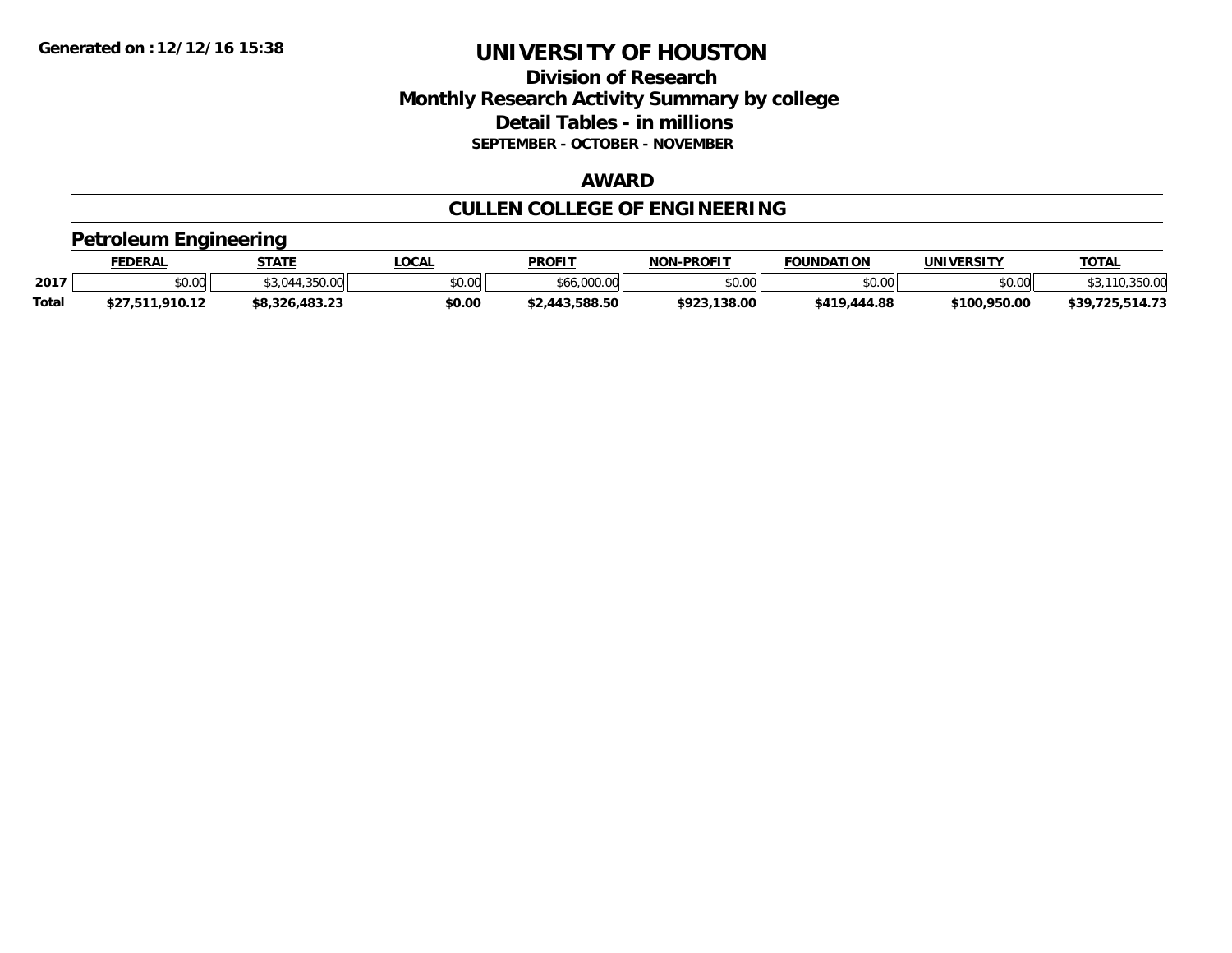**Generated on :12/12/16 15:38**

# UNIVERSITY OF HOUSTON

## Division of Research
## Monthly Research Activity Summary by college
## Detail Tables - in millions
### SEPTEMBER - OCTOBER - NOVEMBER

## AWARD

## CULLEN COLLEGE OF ENGINEERING

### Petroleum Engineering

| | FEDERAL | STATE | LOCAL | PROFIT | NON-PROFIT | FOUNDATION | UNIVERSITY | TOTAL |
|---|---|---|---|---|---|---|---|---|
| 2017 | $0.00 | $3,044,350.00 | $0.00 | $66,000.00 | $0.00 | $0.00 | $0.00 | $3,110,350.00 |
| **Total** | **$27,511,910.12** | **$8,326,483.23** | **$0.00** | **$2,443,588.50** | **$923,138.00** | **$419,444.88** | **$100,950.00** | **$39,725,514.73** |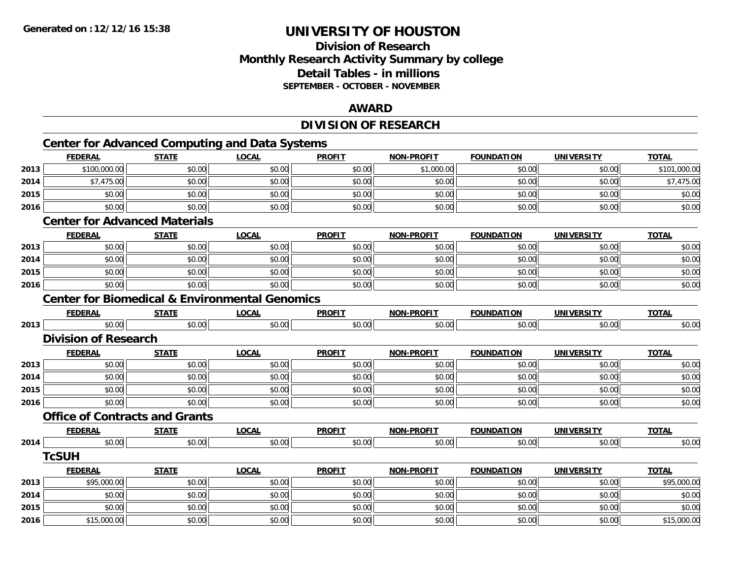# UNIVERSITY OF HOUSTON

## Division of Research
## Monthly Research Activity Summary by college
## Detail Tables - in millions
### SEPTEMBER - OCTOBER - NOVEMBER

## AWARD

## DIVISION OF RESEARCH

### Center for Advanced Computing and Data Systems

| | FEDERAL | STATE | LOCAL | PROFIT | NON-PROFIT | FOUNDATION | UNIVERSITY | TOTAL |
|---|---|---|---|---|---|---|---|---|
| 2013 | $100,000.00 | $0.00 | $0.00 | $0.00 | $1,000.00 | $0.00 | $0.00 | $101,000.00 |
| 2014 | $7,475.00 | $0.00 | $0.00 | $0.00 | $0.00 | $0.00 | $0.00 | $7,475.00 |
| 2015 | $0.00 | $0.00 | $0.00 | $0.00 | $0.00 | $0.00 | $0.00 | $0.00 |
| 2016 | $0.00 | $0.00 | $0.00 | $0.00 | $0.00 | $0.00 | $0.00 | $0.00 |

### Center for Advanced Materials

| | FEDERAL | STATE | LOCAL | PROFIT | NON-PROFIT | FOUNDATION | UNIVERSITY | TOTAL |
|---|---|---|---|---|---|---|---|---|
| 2013 | $0.00 | $0.00 | $0.00 | $0.00 | $0.00 | $0.00 | $0.00 | $0.00 |
| 2014 | $0.00 | $0.00 | $0.00 | $0.00 | $0.00 | $0.00 | $0.00 | $0.00 |
| 2015 | $0.00 | $0.00 | $0.00 | $0.00 | $0.00 | $0.00 | $0.00 | $0.00 |
| 2016 | $0.00 | $0.00 | $0.00 | $0.00 | $0.00 | $0.00 | $0.00 | $0.00 |

### Center for Biomedical & Environmental Genomics

| | FEDERAL | STATE | LOCAL | PROFIT | NON-PROFIT | FOUNDATION | UNIVERSITY | TOTAL |
|---|---|---|---|---|---|---|---|---|
| 2013 | $0.00 | $0.00 | $0.00 | $0.00 | $0.00 | $0.00 | $0.00 | $0.00 |

### Division of Research

| | FEDERAL | STATE | LOCAL | PROFIT | NON-PROFIT | FOUNDATION | UNIVERSITY | TOTAL |
|---|---|---|---|---|---|---|---|---|
| 2013 | $0.00 | $0.00 | $0.00 | $0.00 | $0.00 | $0.00 | $0.00 | $0.00 |
| 2014 | $0.00 | $0.00 | $0.00 | $0.00 | $0.00 | $0.00 | $0.00 | $0.00 |
| 2015 | $0.00 | $0.00 | $0.00 | $0.00 | $0.00 | $0.00 | $0.00 | $0.00 |
| 2016 | $0.00 | $0.00 | $0.00 | $0.00 | $0.00 | $0.00 | $0.00 | $0.00 |

### Office of Contracts and Grants

| | FEDERAL | STATE | LOCAL | PROFIT | NON-PROFIT | FOUNDATION | UNIVERSITY | TOTAL |
|---|---|---|---|---|---|---|---|---|
| 2014 | $0.00 | $0.00 | $0.00 | $0.00 | $0.00 | $0.00 | $0.00 | $0.00 |

### TcSUH

| | FEDERAL | STATE | LOCAL | PROFIT | NON-PROFIT | FOUNDATION | UNIVERSITY | TOTAL |
|---|---|---|---|---|---|---|---|---|
| 2013 | $95,000.00 | $0.00 | $0.00 | $0.00 | $0.00 | $0.00 | $0.00 | $95,000.00 |
| 2014 | $0.00 | $0.00 | $0.00 | $0.00 | $0.00 | $0.00 | $0.00 | $0.00 |
| 2015 | $0.00 | $0.00 | $0.00 | $0.00 | $0.00 | $0.00 | $0.00 | $0.00 |
| 2016 | $15,000.00 | $0.00 | $0.00 | $0.00 | $0.00 | $0.00 | $0.00 | $15,000.00 |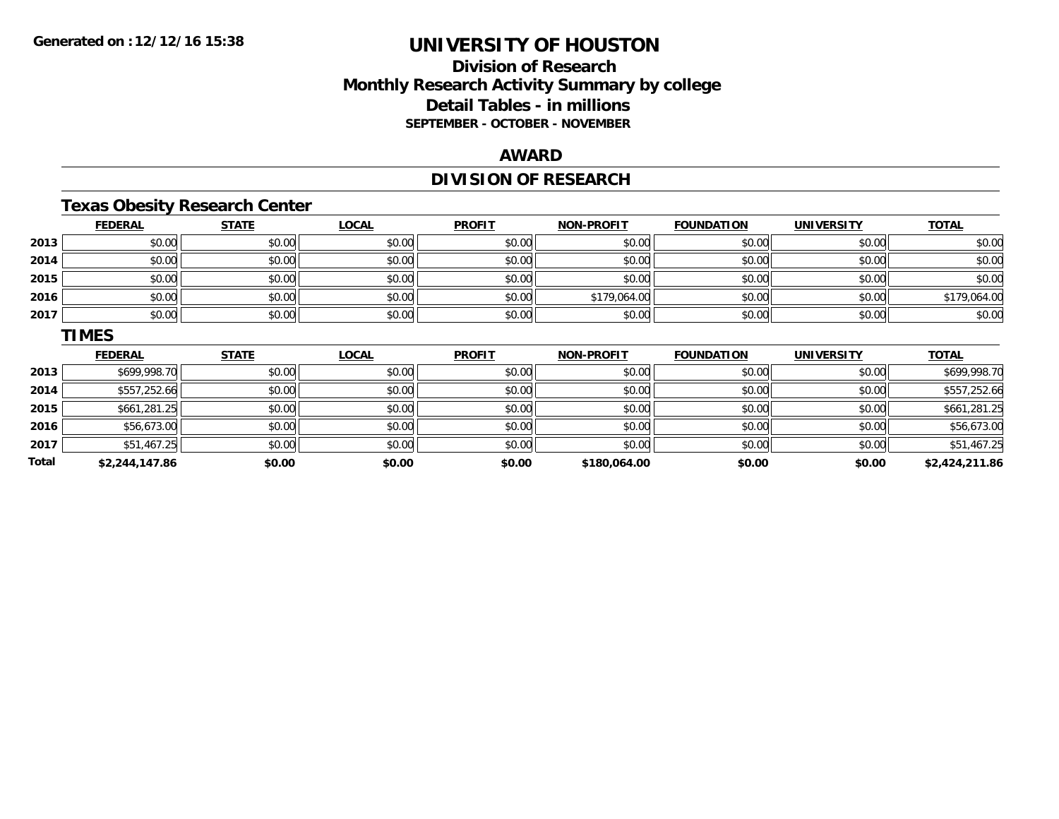Generated on :12/12/16 15:38

# UNIVERSITY OF HOUSTON

## Division of Research
## Monthly Research Activity Summary by college
## Detail Tables - in millions
### SEPTEMBER - OCTOBER - NOVEMBER

## AWARD

## DIVISION OF RESEARCH

### Texas Obesity Research Center

| | FEDERAL | STATE | LOCAL | PROFIT | NON-PROFIT | FOUNDATION | UNIVERSITY | TOTAL |
|---|---|---|---|---|---|---|---|---|
| 2013 | $0.00 | $0.00 | $0.00 | $0.00 | $0.00 | $0.00 | $0.00 | $0.00 |
| 2014 | $0.00 | $0.00 | $0.00 | $0.00 | $0.00 | $0.00 | $0.00 | $0.00 |
| 2015 | $0.00 | $0.00 | $0.00 | $0.00 | $0.00 | $0.00 | $0.00 | $0.00 |
| 2016 | $0.00 | $0.00 | $0.00 | $0.00 | $179,064.00 | $0.00 | $0.00 | $179,064.00 |
| 2017 | $0.00 | $0.00 | $0.00 | $0.00 | $0.00 | $0.00 | $0.00 | $0.00 |

### TIMES

| | FEDERAL | STATE | LOCAL | PROFIT | NON-PROFIT | FOUNDATION | UNIVERSITY | TOTAL |
|---|---|---|---|---|---|---|---|---|
| 2013 | $699,998.70 | $0.00 | $0.00 | $0.00 | $0.00 | $0.00 | $0.00 | $699,998.70 |
| 2014 | $557,252.66 | $0.00 | $0.00 | $0.00 | $0.00 | $0.00 | $0.00 | $557,252.66 |
| 2015 | $661,281.25 | $0.00 | $0.00 | $0.00 | $0.00 | $0.00 | $0.00 | $661,281.25 |
| 2016 | $56,673.00 | $0.00 | $0.00 | $0.00 | $0.00 | $0.00 | $0.00 | $56,673.00 |
| 2017 | $51,467.25 | $0.00 | $0.00 | $0.00 | $0.00 | $0.00 | $0.00 | $51,467.25 |
| **Total** | **$2,244,147.86** | **$0.00** | **$0.00** | **$0.00** | **$180,064.00** | **$0.00** | **$0.00** | **$2,424,211.86** |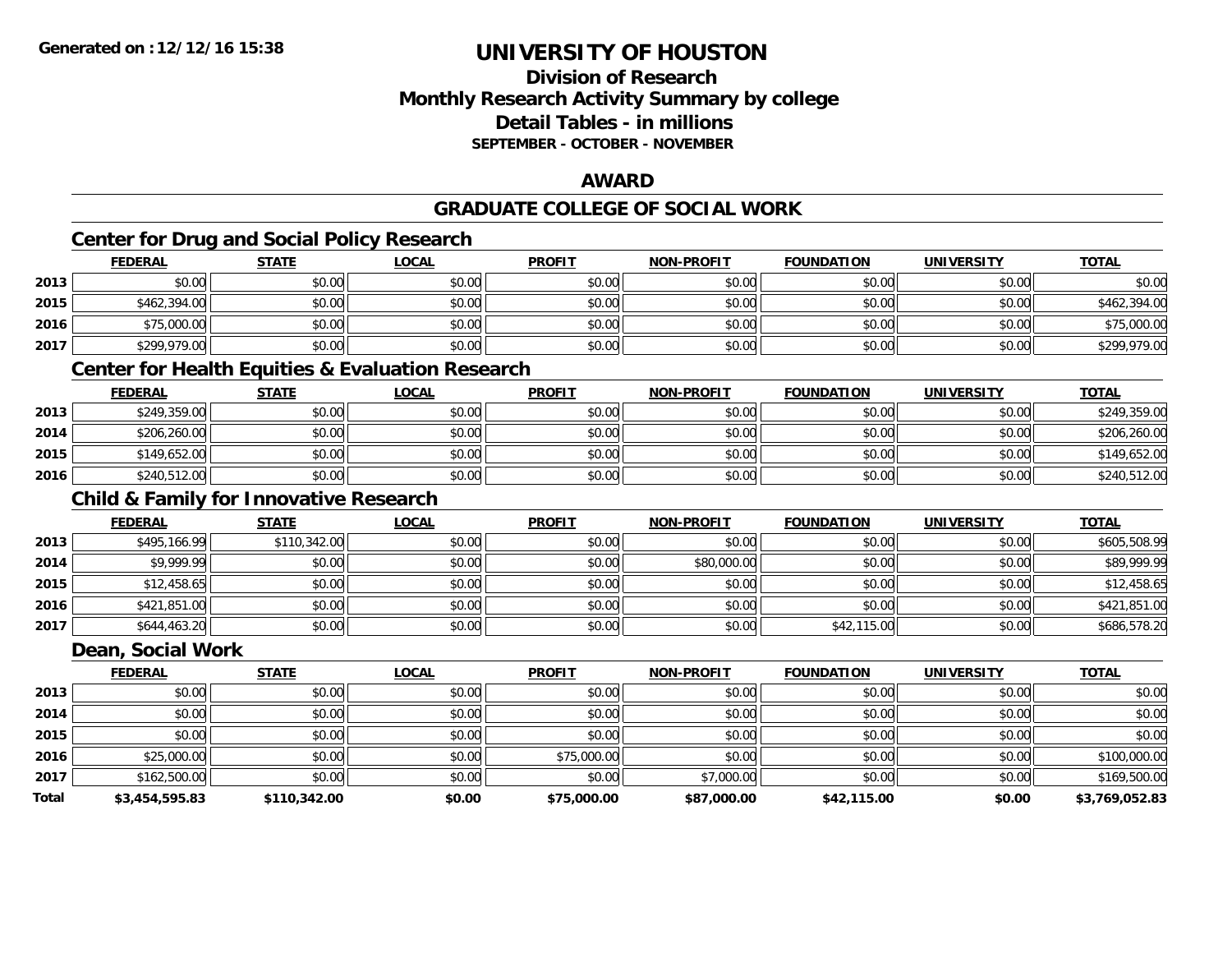# UNIVERSITY OF HOUSTON

## Division of Research
## Monthly Research Activity Summary by college
## Detail Tables - in millions
### SEPTEMBER - OCTOBER - NOVEMBER

## AWARD

## GRADUATE COLLEGE OF SOCIAL WORK

### Center for Drug and Social Policy Research

| | FEDERAL | STATE | LOCAL | PROFIT | NON-PROFIT | FOUNDATION | UNIVERSITY | TOTAL |
|---|---|---|---|---|---|---|---|---|
| 2013 | $0.00 | $0.00 | $0.00 | $0.00 | $0.00 | $0.00 | $0.00 | $0.00 |
| 2015 | $462,394.00 | $0.00 | $0.00 | $0.00 | $0.00 | $0.00 | $0.00 | $462,394.00 |
| 2016 | $75,000.00 | $0.00 | $0.00 | $0.00 | $0.00 | $0.00 | $0.00 | $75,000.00 |
| 2017 | $299,979.00 | $0.00 | $0.00 | $0.00 | $0.00 | $0.00 | $0.00 | $299,979.00 |

### Center for Health Equities & Evaluation Research

| | FEDERAL | STATE | LOCAL | PROFIT | NON-PROFIT | FOUNDATION | UNIVERSITY | TOTAL |
|---|---|---|---|---|---|---|---|---|
| 2013 | $249,359.00 | $0.00 | $0.00 | $0.00 | $0.00 | $0.00 | $0.00 | $249,359.00 |
| 2014 | $206,260.00 | $0.00 | $0.00 | $0.00 | $0.00 | $0.00 | $0.00 | $206,260.00 |
| 2015 | $149,652.00 | $0.00 | $0.00 | $0.00 | $0.00 | $0.00 | $0.00 | $149,652.00 |
| 2016 | $240,512.00 | $0.00 | $0.00 | $0.00 | $0.00 | $0.00 | $0.00 | $240,512.00 |

### Child & Family for Innovative Research

| | FEDERAL | STATE | LOCAL | PROFIT | NON-PROFIT | FOUNDATION | UNIVERSITY | TOTAL |
|---|---|---|---|---|---|---|---|---|
| 2013 | $495,166.99 | $110,342.00 | $0.00 | $0.00 | $0.00 | $0.00 | $0.00 | $605,508.99 |
| 2014 | $9,999.99 | $0.00 | $0.00 | $0.00 | $80,000.00 | $0.00 | $0.00 | $89,999.99 |
| 2015 | $12,458.65 | $0.00 | $0.00 | $0.00 | $0.00 | $0.00 | $0.00 | $12,458.65 |
| 2016 | $421,851.00 | $0.00 | $0.00 | $0.00 | $0.00 | $0.00 | $0.00 | $421,851.00 |
| 2017 | $644,463.20 | $0.00 | $0.00 | $0.00 | $0.00 | $42,115.00 | $0.00 | $686,578.20 |

### Dean, Social Work

| | FEDERAL | STATE | LOCAL | PROFIT | NON-PROFIT | FOUNDATION | UNIVERSITY | TOTAL |
|---|---|---|---|---|---|---|---|---|
| 2013 | $0.00 | $0.00 | $0.00 | $0.00 | $0.00 | $0.00 | $0.00 | $0.00 |
| 2014 | $0.00 | $0.00 | $0.00 | $0.00 | $0.00 | $0.00 | $0.00 | $0.00 |
| 2015 | $0.00 | $0.00 | $0.00 | $0.00 | $0.00 | $0.00 | $0.00 | $0.00 |
| 2016 | $25,000.00 | $0.00 | $0.00 | $75,000.00 | $0.00 | $0.00 | $0.00 | $100,000.00 |
| 2017 | $162,500.00 | $0.00 | $0.00 | $0.00 | $7,000.00 | $0.00 | $0.00 | $169,500.00 |
| **Total** | **$3,454,595.83** | **$110,342.00** | **$0.00** | **$75,000.00** | **$87,000.00** | **$42,115.00** | **$0.00** | **$3,769,052.83** |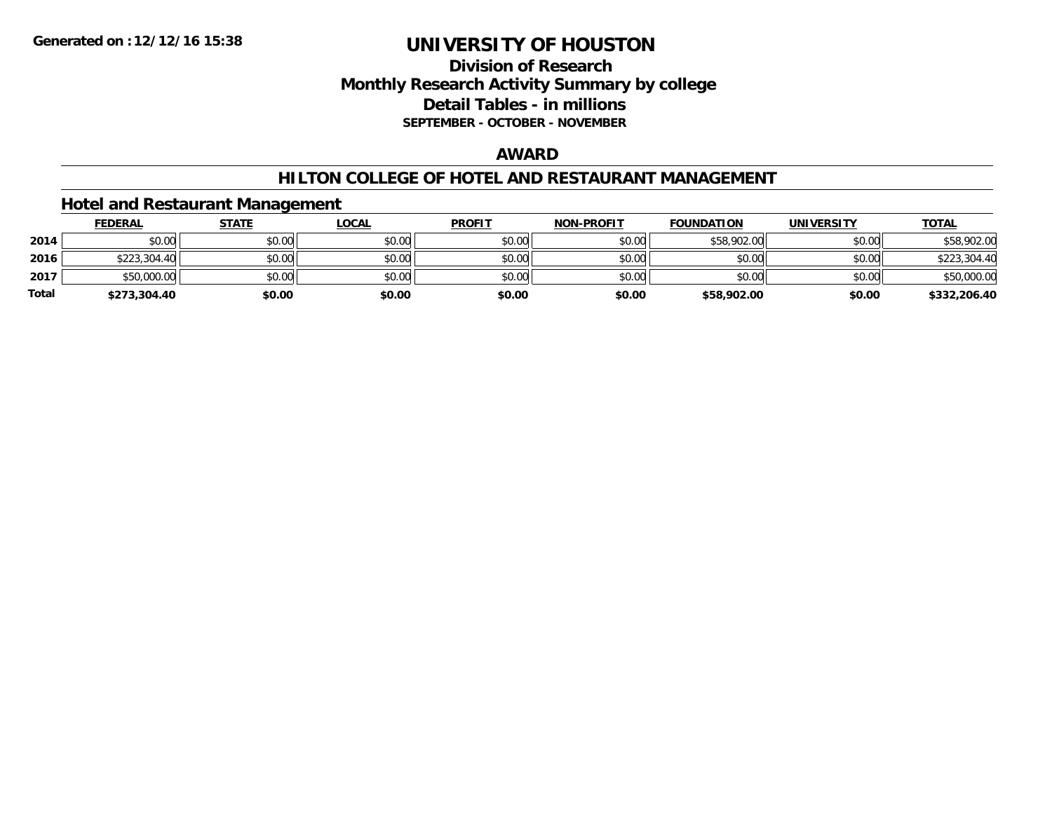**Generated on :12/12/16 15:38**

# UNIVERSITY OF HOUSTON

## Division of Research
## Monthly Research Activity Summary by college
## Detail Tables - in millions
### SEPTEMBER - OCTOBER - NOVEMBER

## AWARD

## HILTON COLLEGE OF HOTEL AND RESTAURANT MANAGEMENT

### Hotel and Restaurant Management

| | FEDERAL | STATE | LOCAL | PROFIT | NON-PROFIT | FOUNDATION | UNIVERSITY | TOTAL |
|---|---|---|---|---|---|---|---|---|
| 2014 | $0.00 | $0.00 | $0.00 | $0.00 | $0.00 | $58,902.00 | $0.00 | $58,902.00 |
| 2016 | $223,304.40 | $0.00 | $0.00 | $0.00 | $0.00 | $0.00 | $0.00 | $223,304.40 |
| 2017 | $50,000.00 | $0.00 | $0.00 | $0.00 | $0.00 | $0.00 | $0.00 | $50,000.00 |
| **Total** | **$273,304.40** | **$0.00** | **$0.00** | **$0.00** | **$0.00** | **$58,902.00** | **$0.00** | **$332,206.40** |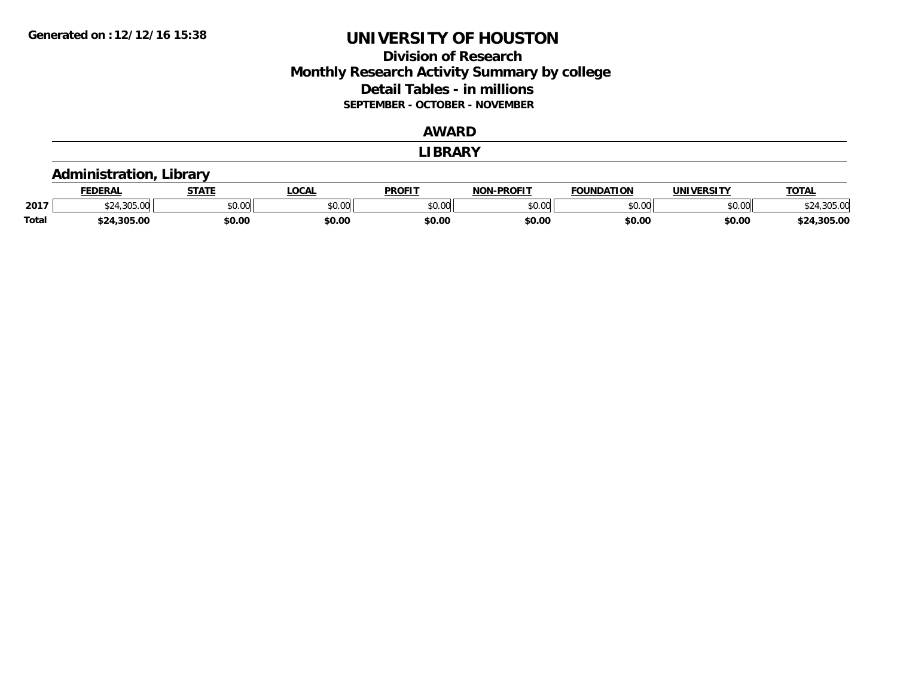Generated on :12/12/16 15:38

# UNIVERSITY OF HOUSTON

## Division of Research
## Monthly Research Activity Summary by college
## Detail Tables - in millions
### SEPTEMBER - OCTOBER - NOVEMBER

## AWARD

## LIBRARY

### Administration, Library

| | FEDERAL | STATE | LOCAL | PROFIT | NON-PROFIT | FOUNDATION | UNIVERSITY | TOTAL |
|---|---|---|---|---|---|---|---|---|
| 2017 | $24,305.00 | $0.00 | $0.00 | $0.00 | $0.00 | $0.00 | $0.00 | $24,305.00 |
| **Total** | **$24,305.00** | **$0.00** | **$0.00** | **$0.00** | **$0.00** | **$0.00** | **$0.00** | **$24,305.00** |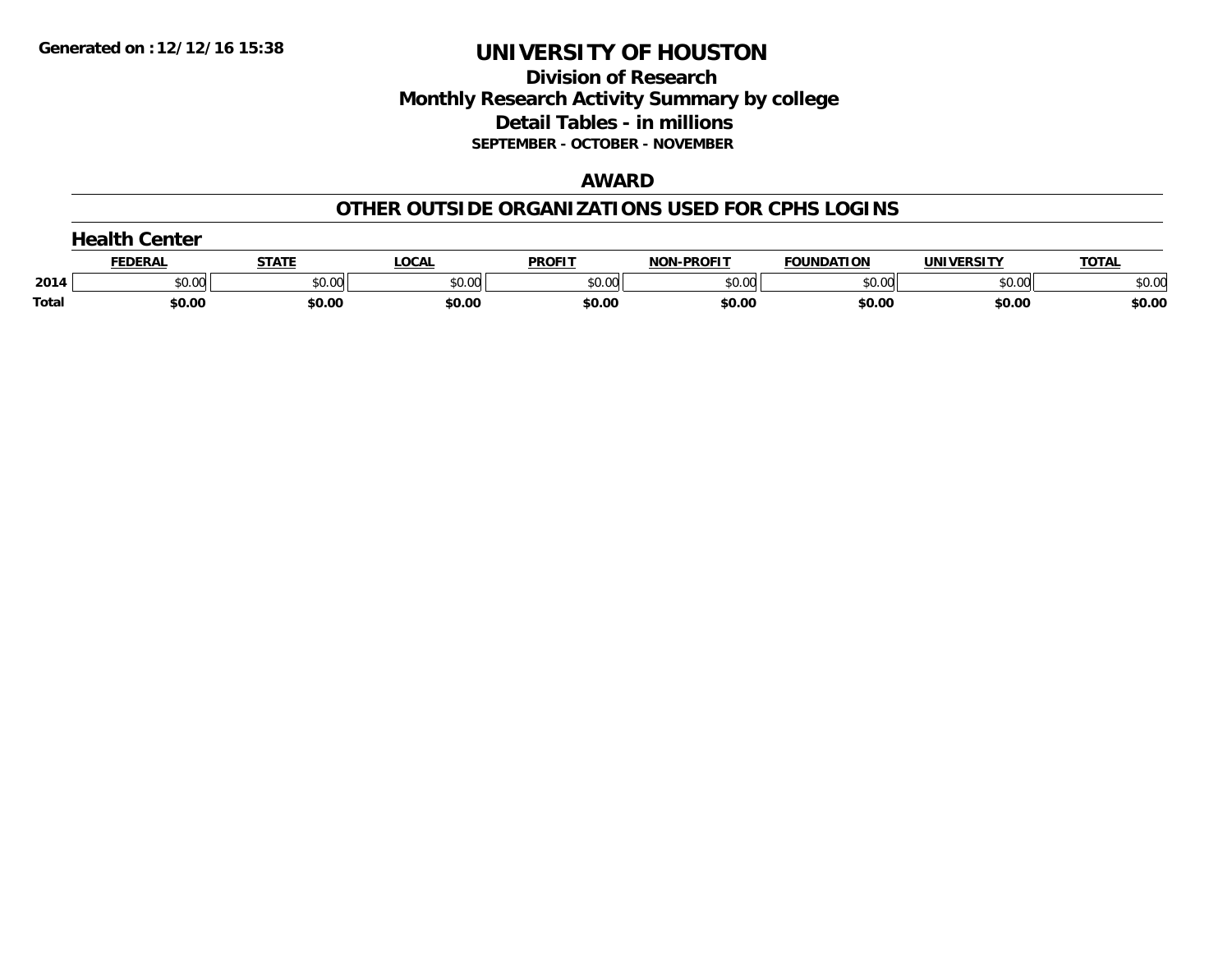**Generated on :12/12/16 15:38**

# UNIVERSITY OF HOUSTON

## Division of Research
## Monthly Research Activity Summary by college
## Detail Tables - in millions
### SEPTEMBER - OCTOBER - NOVEMBER

## AWARD

## OTHER OUTSIDE ORGANIZATIONS USED FOR CPHS LOGINS

### Health Center

| | FEDERAL | STATE | LOCAL | PROFIT | NON-PROFIT | FOUNDATION | UNIVERSITY | TOTAL |
|---|---|---|---|---|---|---|---|---|
| 2014 | $0.00 | $0.00 | $0.00 | $0.00 | $0.00 | $0.00 | $0.00 | $0.00 |
| **Total** | **$0.00** | **$0.00** | **$0.00** | **$0.00** | **$0.00** | **$0.00** | **$0.00** | **$0.00** |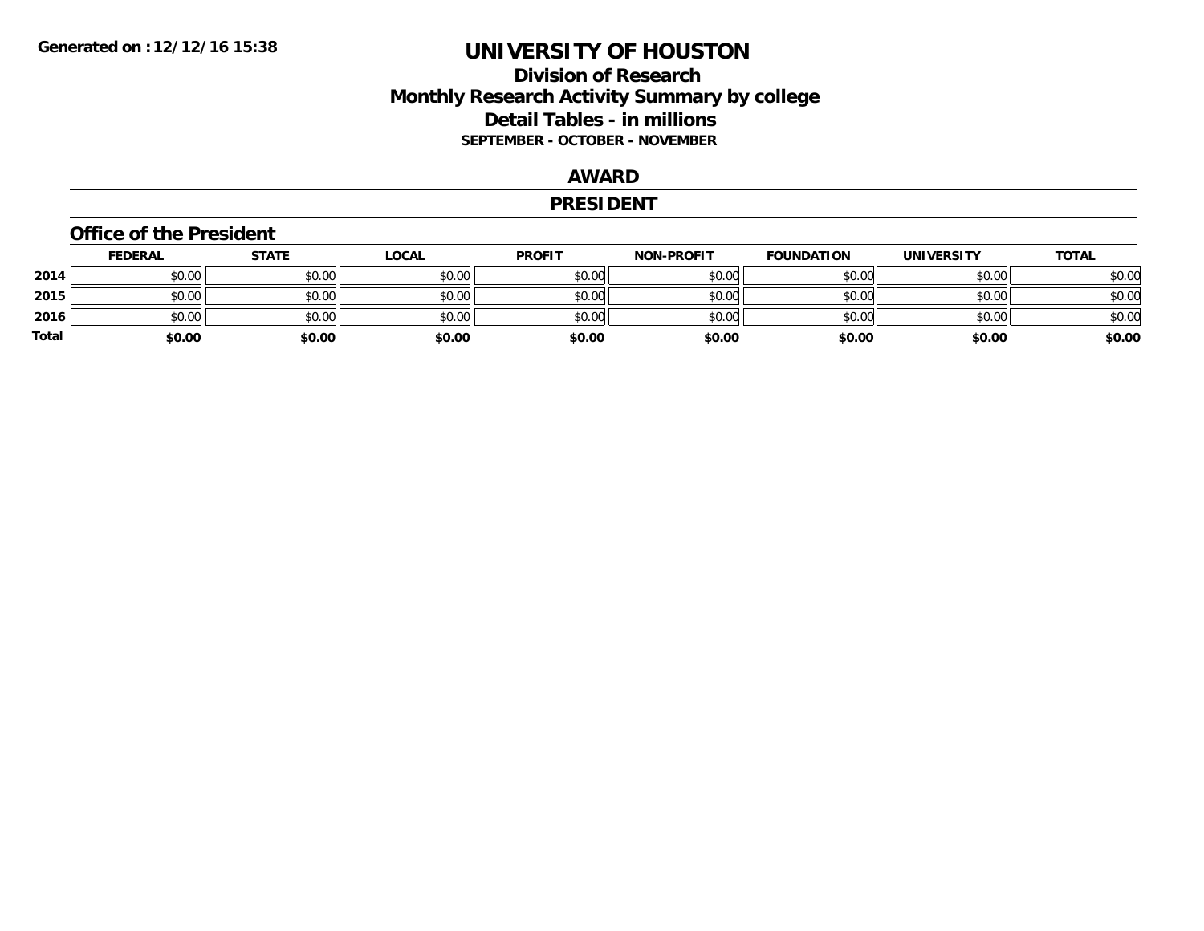# UNIVERSITY OF HOUSTON

## Division of Research
## Monthly Research Activity Summary by college
## Detail Tables - in millions
### SEPTEMBER - OCTOBER - NOVEMBER

## AWARD

## PRESIDENT

### Office of the President

| | FEDERAL | STATE | LOCAL | PROFIT | NON-PROFIT | FOUNDATION | UNIVERSITY | TOTAL |
|---|---|---|---|---|---|---|---|---|
| 2014 | $0.00 | $0.00 | $0.00 | $0.00 | $0.00 | $0.00 | $0.00 | $0.00 |
| 2015 | $0.00 | $0.00 | $0.00 | $0.00 | $0.00 | $0.00 | $0.00 | $0.00 |
| 2016 | $0.00 | $0.00 | $0.00 | $0.00 | $0.00 | $0.00 | $0.00 | $0.00 |
| **Total** | **$0.00** | **$0.00** | **$0.00** | **$0.00** | **$0.00** | **$0.00** | **$0.00** | **$0.00** |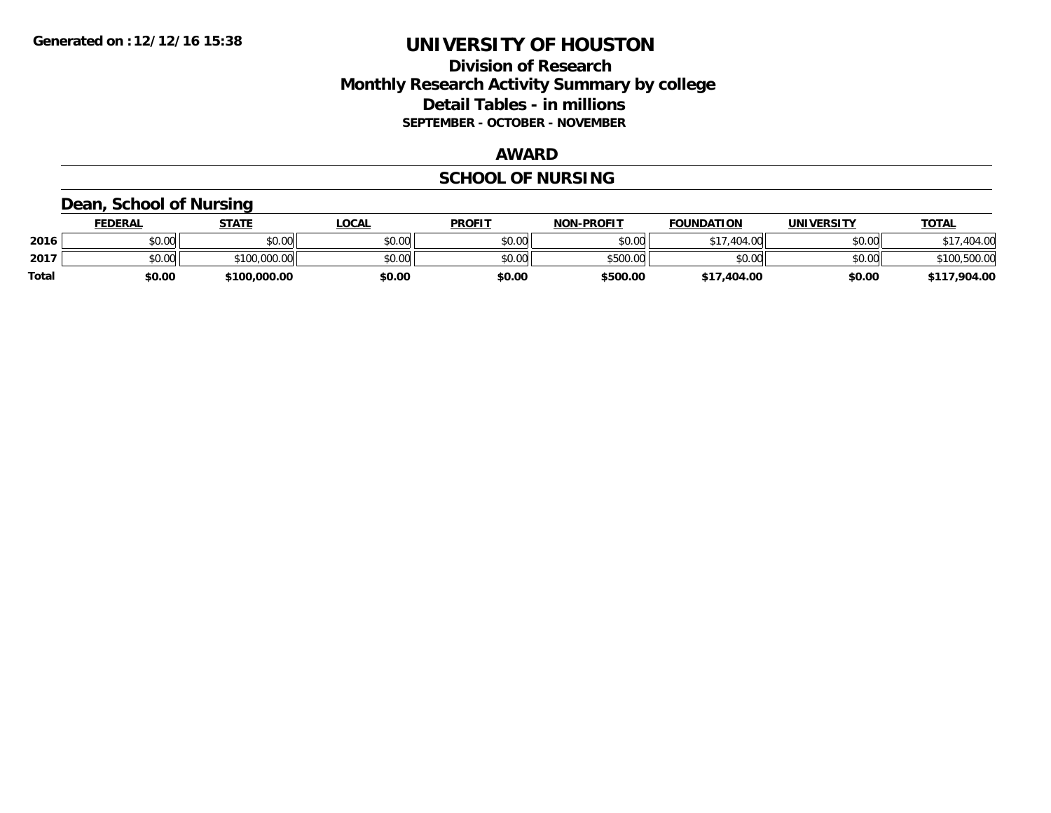Generated on :12/12/16 15:38

# UNIVERSITY OF HOUSTON

## Division of Research
## Monthly Research Activity Summary by college
## Detail Tables - in millions
### SEPTEMBER - OCTOBER - NOVEMBER

## AWARD

## SCHOOL OF NURSING

### Dean, School of Nursing

| | FEDERAL | STATE | LOCAL | PROFIT | NON-PROFIT | FOUNDATION | UNIVERSITY | TOTAL |
|---|---|---|---|---|---|---|---|---|
| 2016 | $0.00 | $0.00 | $0.00 | $0.00 | $0.00 | $17,404.00 | $0.00 | $17,404.00 |
| 2017 | $0.00 | $100,000.00 | $0.00 | $0.00 | $500.00 | $0.00 | $0.00 | $100,500.00 |
| **Total** | **$0.00** | **$100,000.00** | **$0.00** | **$0.00** | **$500.00** | **$17,404.00** | **$0.00** | **$117,904.00** |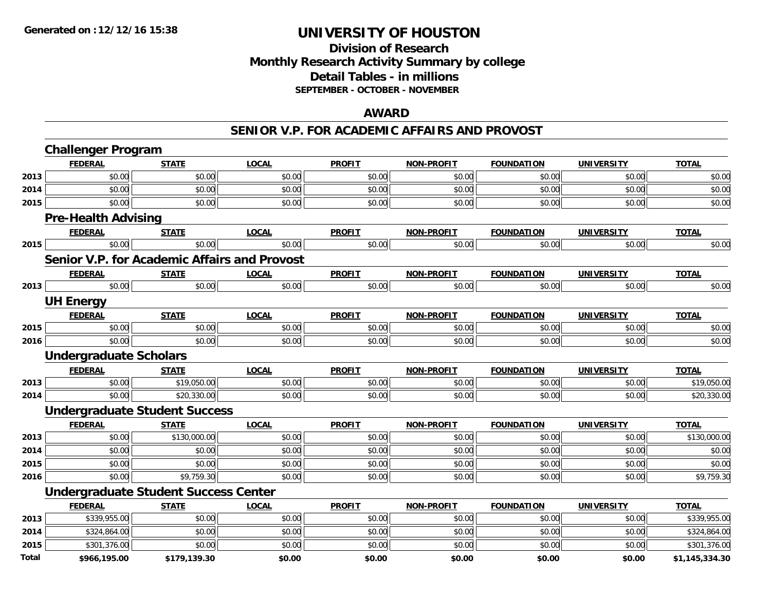Generated on :12/12/16 15:38

# UNIVERSITY OF HOUSTON

## Division of Research
## Monthly Research Activity Summary by college
## Detail Tables - in millions
**SEPTEMBER - OCTOBER - NOVEMBER**

### AWARD

### SENIOR V.P. FOR ACADEMIC AFFAIRS AND PROVOST

#### Challenger Program

| | FEDERAL | STATE | LOCAL | PROFIT | NON-PROFIT | FOUNDATION | UNIVERSITY | TOTAL |
|---|---|---|---|---|---|---|---|---|
| 2013 | $0.00 | $0.00 | $0.00 | $0.00 | $0.00 | $0.00 | $0.00 | $0.00 |
| 2014 | $0.00 | $0.00 | $0.00 | $0.00 | $0.00 | $0.00 | $0.00 | $0.00 |
| 2015 | $0.00 | $0.00 | $0.00 | $0.00 | $0.00 | $0.00 | $0.00 | $0.00 |

#### Pre-Health Advising

| | FEDERAL | STATE | LOCAL | PROFIT | NON-PROFIT | FOUNDATION | UNIVERSITY | TOTAL |
|---|---|---|---|---|---|---|---|---|
| 2015 | $0.00 | $0.00 | $0.00 | $0.00 | $0.00 | $0.00 | $0.00 | $0.00 |

#### Senior V.P. for Academic Affairs and Provost

| | FEDERAL | STATE | LOCAL | PROFIT | NON-PROFIT | FOUNDATION | UNIVERSITY | TOTAL |
|---|---|---|---|---|---|---|---|---|
| 2013 | $0.00 | $0.00 | $0.00 | $0.00 | $0.00 | $0.00 | $0.00 | $0.00 |

#### UH Energy

| | FEDERAL | STATE | LOCAL | PROFIT | NON-PROFIT | FOUNDATION | UNIVERSITY | TOTAL |
|---|---|---|---|---|---|---|---|---|
| 2015 | $0.00 | $0.00 | $0.00 | $0.00 | $0.00 | $0.00 | $0.00 | $0.00 |
| 2016 | $0.00 | $0.00 | $0.00 | $0.00 | $0.00 | $0.00 | $0.00 | $0.00 |

#### Undergraduate Scholars

| | FEDERAL | STATE | LOCAL | PROFIT | NON-PROFIT | FOUNDATION | UNIVERSITY | TOTAL |
|---|---|---|---|---|---|---|---|---|
| 2013 | $0.00 | $19,050.00 | $0.00 | $0.00 | $0.00 | $0.00 | $0.00 | $19,050.00 |
| 2014 | $0.00 | $20,330.00 | $0.00 | $0.00 | $0.00 | $0.00 | $0.00 | $20,330.00 |

#### Undergraduate Student Success

| | FEDERAL | STATE | LOCAL | PROFIT | NON-PROFIT | FOUNDATION | UNIVERSITY | TOTAL |
|---|---|---|---|---|---|---|---|---|
| 2013 | $0.00 | $130,000.00 | $0.00 | $0.00 | $0.00 | $0.00 | $0.00 | $130,000.00 |
| 2014 | $0.00 | $0.00 | $0.00 | $0.00 | $0.00 | $0.00 | $0.00 | $0.00 |
| 2015 | $0.00 | $0.00 | $0.00 | $0.00 | $0.00 | $0.00 | $0.00 | $0.00 |
| 2016 | $0.00 | $9,759.30 | $0.00 | $0.00 | $0.00 | $0.00 | $0.00 | $9,759.30 |

#### Undergraduate Student Success Center

| | FEDERAL | STATE | LOCAL | PROFIT | NON-PROFIT | FOUNDATION | UNIVERSITY | TOTAL |
|---|---|---|---|---|---|---|---|---|
| 2013 | $339,955.00 | $0.00 | $0.00 | $0.00 | $0.00 | $0.00 | $0.00 | $339,955.00 |
| 2014 | $324,864.00 | $0.00 | $0.00 | $0.00 | $0.00 | $0.00 | $0.00 | $324,864.00 |
| 2015 | $301,376.00 | $0.00 | $0.00 | $0.00 | $0.00 | $0.00 | $0.00 | $301,376.00 |
| **Total** | **$966,195.00** | **$179,139.30** | **$0.00** | **$0.00** | **$0.00** | **$0.00** | **$0.00** | **$1,145,334.30** |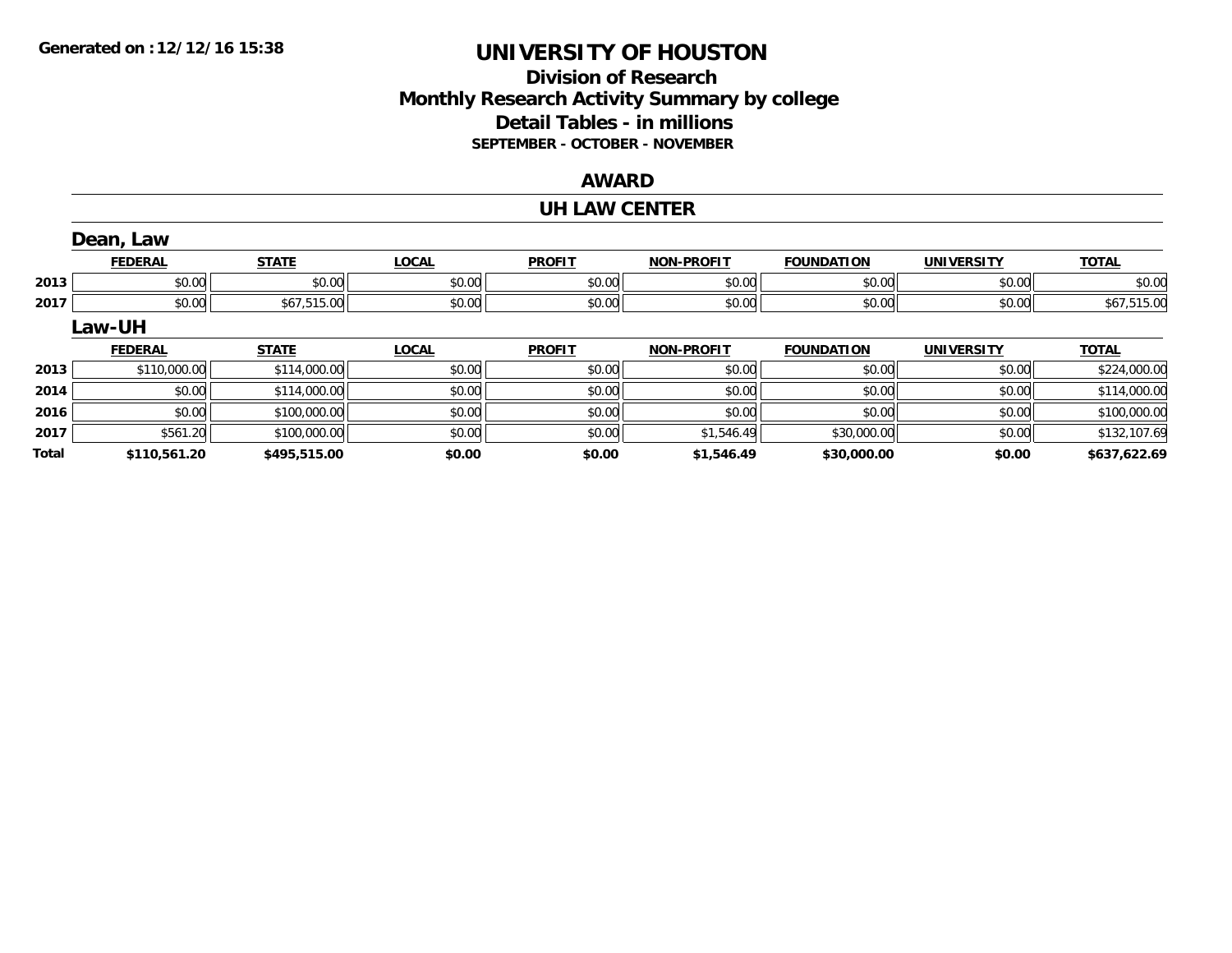Generated on :12/12/16 15:38

# UNIVERSITY OF HOUSTON

## Division of Research
## Monthly Research Activity Summary by college
## Detail Tables - in millions
### SEPTEMBER - OCTOBER - NOVEMBER

## AWARD

## UH LAW CENTER

### Dean, Law

| | FEDERAL | STATE | LOCAL | PROFIT | NON-PROFIT | FOUNDATION | UNIVERSITY | TOTAL |
|---|---|---|---|---|---|---|---|---|
| 2013 | $0.00 | $0.00 | $0.00 | $0.00 | $0.00 | $0.00 | $0.00 | $0.00 |
| 2017 | $0.00 | $67,515.00 | $0.00 | $0.00 | $0.00 | $0.00 | $0.00 | $67,515.00 |

### Law-UH

| | FEDERAL | STATE | LOCAL | PROFIT | NON-PROFIT | FOUNDATION | UNIVERSITY | TOTAL |
|---|---|---|---|---|---|---|---|---|
| 2013 | $110,000.00 | $114,000.00 | $0.00 | $0.00 | $0.00 | $0.00 | $0.00 | $224,000.00 |
| 2014 | $0.00 | $114,000.00 | $0.00 | $0.00 | $0.00 | $0.00 | $0.00 | $114,000.00 |
| 2016 | $0.00 | $100,000.00 | $0.00 | $0.00 | $0.00 | $0.00 | $0.00 | $100,000.00 |
| 2017 | $561.20 | $100,000.00 | $0.00 | $0.00 | $1,546.49 | $30,000.00 | $0.00 | $132,107.69 |
| **Total** | **$110,561.20** | **$495,515.00** | **$0.00** | **$0.00** | **$1,546.49** | **$30,000.00** | **$0.00** | **$637,622.69** |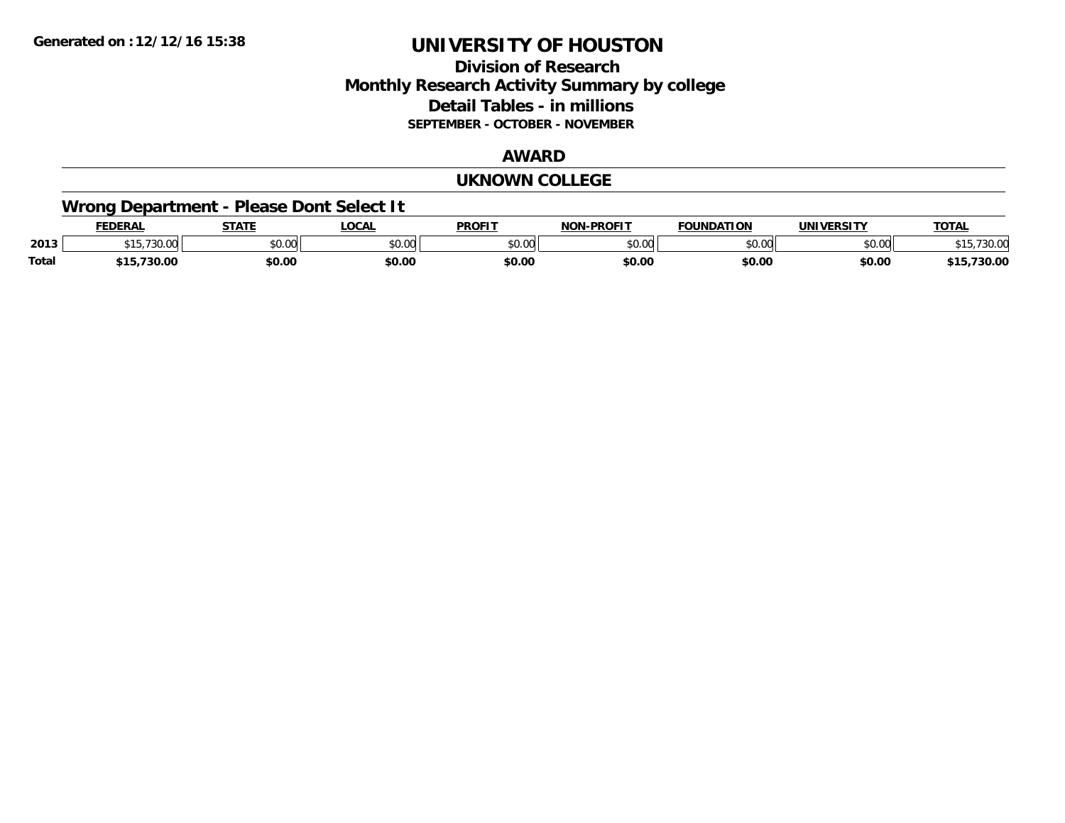# UNIVERSITY OF HOUSTON

## Division of Research
## Monthly Research Activity Summary by college
## Detail Tables - in millions
### SEPTEMBER - OCTOBER - NOVEMBER

## AWARD

## UKNOWN COLLEGE

### Wrong Department - Please Dont Select It

| | FEDERAL | STATE | LOCAL | PROFIT | NON-PROFIT | FOUNDATION | UNIVERSITY | TOTAL |
|---|---|---|---|---|---|---|---|---|
| 2013 | $15,730.00 | $0.00 | $0.00 | $0.00 | $0.00 | $0.00 | $0.00 | $15,730.00 |
| **Total** | **$15,730.00** | **$0.00** | **$0.00** | **$0.00** | **$0.00** | **$0.00** | **$0.00** | **$15,730.00** |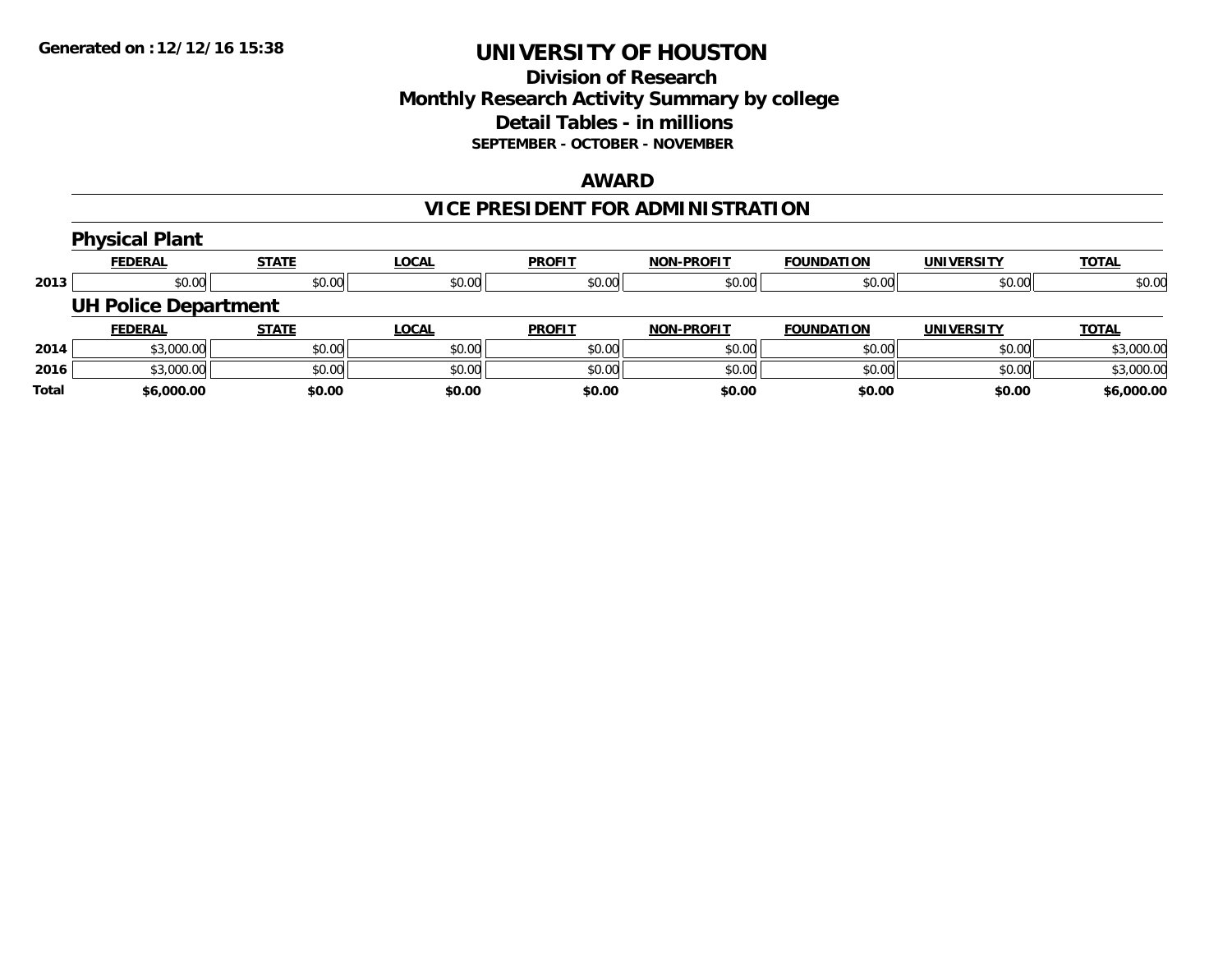Generated on :12/12/16 15:38

# UNIVERSITY OF HOUSTON

## Division of Research
## Monthly Research Activity Summary by college
## Detail Tables - in millions
### SEPTEMBER - OCTOBER - NOVEMBER

## AWARD

## VICE PRESIDENT FOR ADMINISTRATION

### Physical Plant

| | FEDERAL | STATE | LOCAL | PROFIT | NON-PROFIT | FOUNDATION | UNIVERSITY | TOTAL |
|---|---|---|---|---|---|---|---|---|
| 2013 | $0.00 | $0.00 | $0.00 | $0.00 | $0.00 | $0.00 | $0.00 | $0.00 |

### UH Police Department

| | FEDERAL | STATE | LOCAL | PROFIT | NON-PROFIT | FOUNDATION | UNIVERSITY | TOTAL |
|---|---|---|---|---|---|---|---|---|
| 2014 | $3,000.00 | $0.00 | $0.00 | $0.00 | $0.00 | $0.00 | $0.00 | $3,000.00 |
| 2016 | $3,000.00 | $0.00 | $0.00 | $0.00 | $0.00 | $0.00 | $0.00 | $3,000.00 |
| **Total** | **$6,000.00** | **$0.00** | **$0.00** | **$0.00** | **$0.00** | **$0.00** | **$0.00** | **$6,000.00** |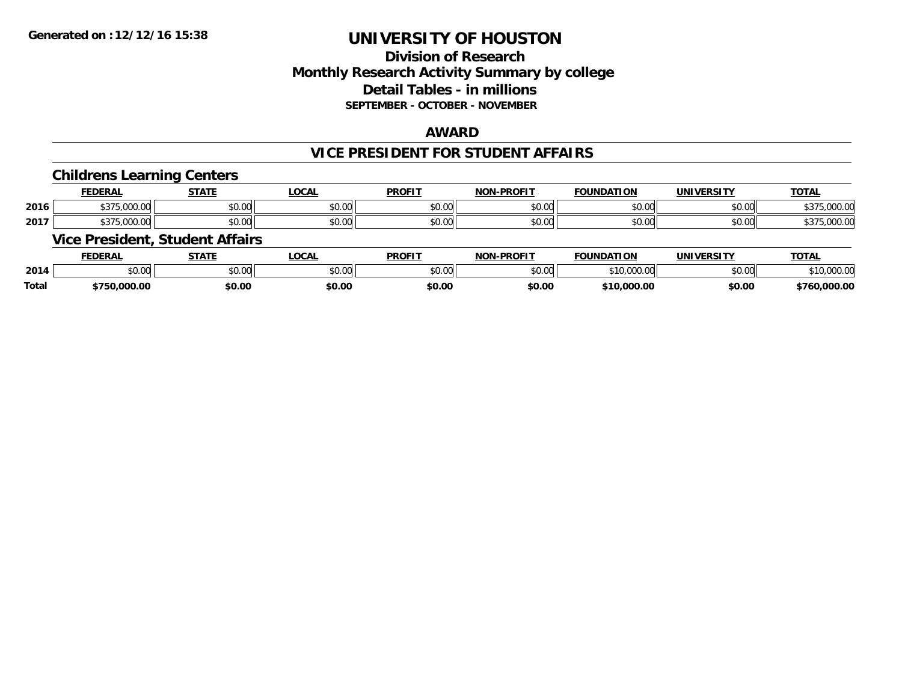**Generated on :12/12/16 15:38**

# UNIVERSITY OF HOUSTON

## Division of Research
## Monthly Research Activity Summary by college
## Detail Tables - in millions
### SEPTEMBER - OCTOBER - NOVEMBER

## AWARD

## VICE PRESIDENT FOR STUDENT AFFAIRS

### Childrens Learning Centers

| | FEDERAL | STATE | LOCAL | PROFIT | NON-PROFIT | FOUNDATION | UNIVERSITY | TOTAL |
|---|---|---|---|---|---|---|---|---|
| 2016 | $375,000.00 | $0.00 | $0.00 | $0.00 | $0.00 | $0.00 | $0.00 | $375,000.00 |
| 2017 | $375,000.00 | $0.00 | $0.00 | $0.00 | $0.00 | $0.00 | $0.00 | $375,000.00 |

### Vice President, Student Affairs

| | FEDERAL | STATE | LOCAL | PROFIT | NON-PROFIT | FOUNDATION | UNIVERSITY | TOTAL |
|---|---|---|---|---|---|---|---|---|
| 2014 | $0.00 | $0.00 | $0.00 | $0.00 | $0.00 | $10,000.00 | $0.00 | $10,000.00 |
| **Total** | **$750,000.00** | **$0.00** | **$0.00** | **$0.00** | **$0.00** | **$10,000.00** | **$0.00** | **$760,000.00** |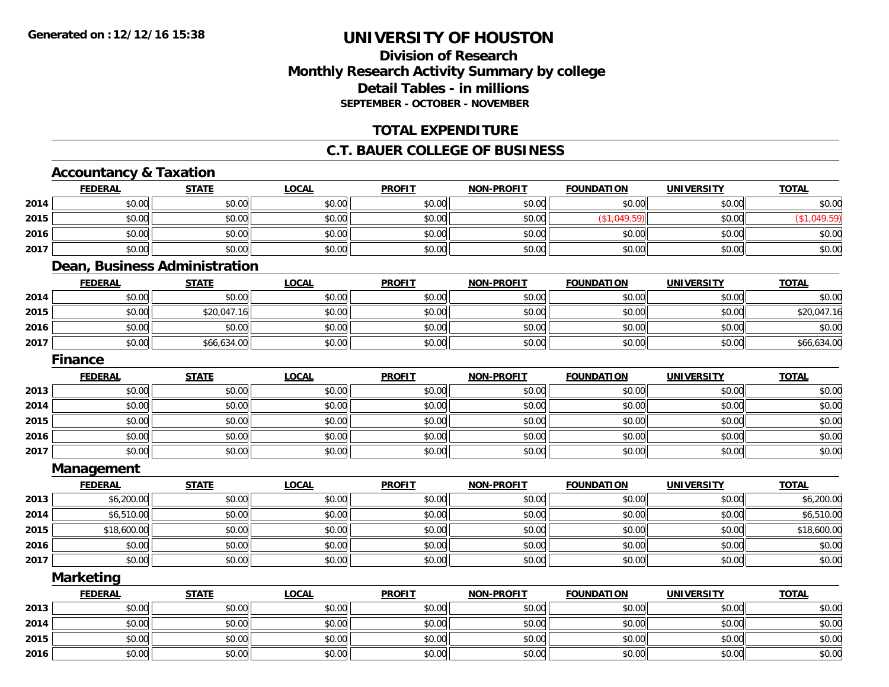# UNIVERSITY OF HOUSTON

## Division of Research
## Monthly Research Activity Summary by college
## Detail Tables - in millions
### SEPTEMBER - OCTOBER - NOVEMBER

## TOTAL EXPENDITURE

## C.T. BAUER COLLEGE OF BUSINESS

### Accountancy & Taxation

| | FEDERAL | STATE | LOCAL | PROFIT | NON-PROFIT | FOUNDATION | UNIVERSITY | TOTAL |
|---|---|---|---|---|---|---|---|---|
| 2014 | $0.00 | $0.00 | $0.00 | $0.00 | $0.00 | $0.00 | $0.00 | $0.00 |
| 2015 | $0.00 | $0.00 | $0.00 | $0.00 | $0.00 | ($1,049.59) | $0.00 | ($1,049.59) |
| 2016 | $0.00 | $0.00 | $0.00 | $0.00 | $0.00 | $0.00 | $0.00 | $0.00 |
| 2017 | $0.00 | $0.00 | $0.00 | $0.00 | $0.00 | $0.00 | $0.00 | $0.00 |

### Dean, Business Administration

| | FEDERAL | STATE | LOCAL | PROFIT | NON-PROFIT | FOUNDATION | UNIVERSITY | TOTAL |
|---|---|---|---|---|---|---|---|---|
| 2014 | $0.00 | $0.00 | $0.00 | $0.00 | $0.00 | $0.00 | $0.00 | $0.00 |
| 2015 | $0.00 | $20,047.16 | $0.00 | $0.00 | $0.00 | $0.00 | $0.00 | $20,047.16 |
| 2016 | $0.00 | $0.00 | $0.00 | $0.00 | $0.00 | $0.00 | $0.00 | $0.00 |
| 2017 | $0.00 | $66,634.00 | $0.00 | $0.00 | $0.00 | $0.00 | $0.00 | $66,634.00 |

### Finance

| | FEDERAL | STATE | LOCAL | PROFIT | NON-PROFIT | FOUNDATION | UNIVERSITY | TOTAL |
|---|---|---|---|---|---|---|---|---|
| 2013 | $0.00 | $0.00 | $0.00 | $0.00 | $0.00 | $0.00 | $0.00 | $0.00 |
| 2014 | $0.00 | $0.00 | $0.00 | $0.00 | $0.00 | $0.00 | $0.00 | $0.00 |
| 2015 | $0.00 | $0.00 | $0.00 | $0.00 | $0.00 | $0.00 | $0.00 | $0.00 |
| 2016 | $0.00 | $0.00 | $0.00 | $0.00 | $0.00 | $0.00 | $0.00 | $0.00 |
| 2017 | $0.00 | $0.00 | $0.00 | $0.00 | $0.00 | $0.00 | $0.00 | $0.00 |

### Management

| | FEDERAL | STATE | LOCAL | PROFIT | NON-PROFIT | FOUNDATION | UNIVERSITY | TOTAL |
|---|---|---|---|---|---|---|---|---|
| 2013 | $6,200.00 | $0.00 | $0.00 | $0.00 | $0.00 | $0.00 | $0.00 | $6,200.00 |
| 2014 | $6,510.00 | $0.00 | $0.00 | $0.00 | $0.00 | $0.00 | $0.00 | $6,510.00 |
| 2015 | $18,600.00 | $0.00 | $0.00 | $0.00 | $0.00 | $0.00 | $0.00 | $18,600.00 |
| 2016 | $0.00 | $0.00 | $0.00 | $0.00 | $0.00 | $0.00 | $0.00 | $0.00 |
| 2017 | $0.00 | $0.00 | $0.00 | $0.00 | $0.00 | $0.00 | $0.00 | $0.00 |

### Marketing

| | FEDERAL | STATE | LOCAL | PROFIT | NON-PROFIT | FOUNDATION | UNIVERSITY | TOTAL |
|---|---|---|---|---|---|---|---|---|
| 2013 | $0.00 | $0.00 | $0.00 | $0.00 | $0.00 | $0.00 | $0.00 | $0.00 |
| 2014 | $0.00 | $0.00 | $0.00 | $0.00 | $0.00 | $0.00 | $0.00 | $0.00 |
| 2015 | $0.00 | $0.00 | $0.00 | $0.00 | $0.00 | $0.00 | $0.00 | $0.00 |
| 2016 | $0.00 | $0.00 | $0.00 | $0.00 | $0.00 | $0.00 | $0.00 | $0.00 |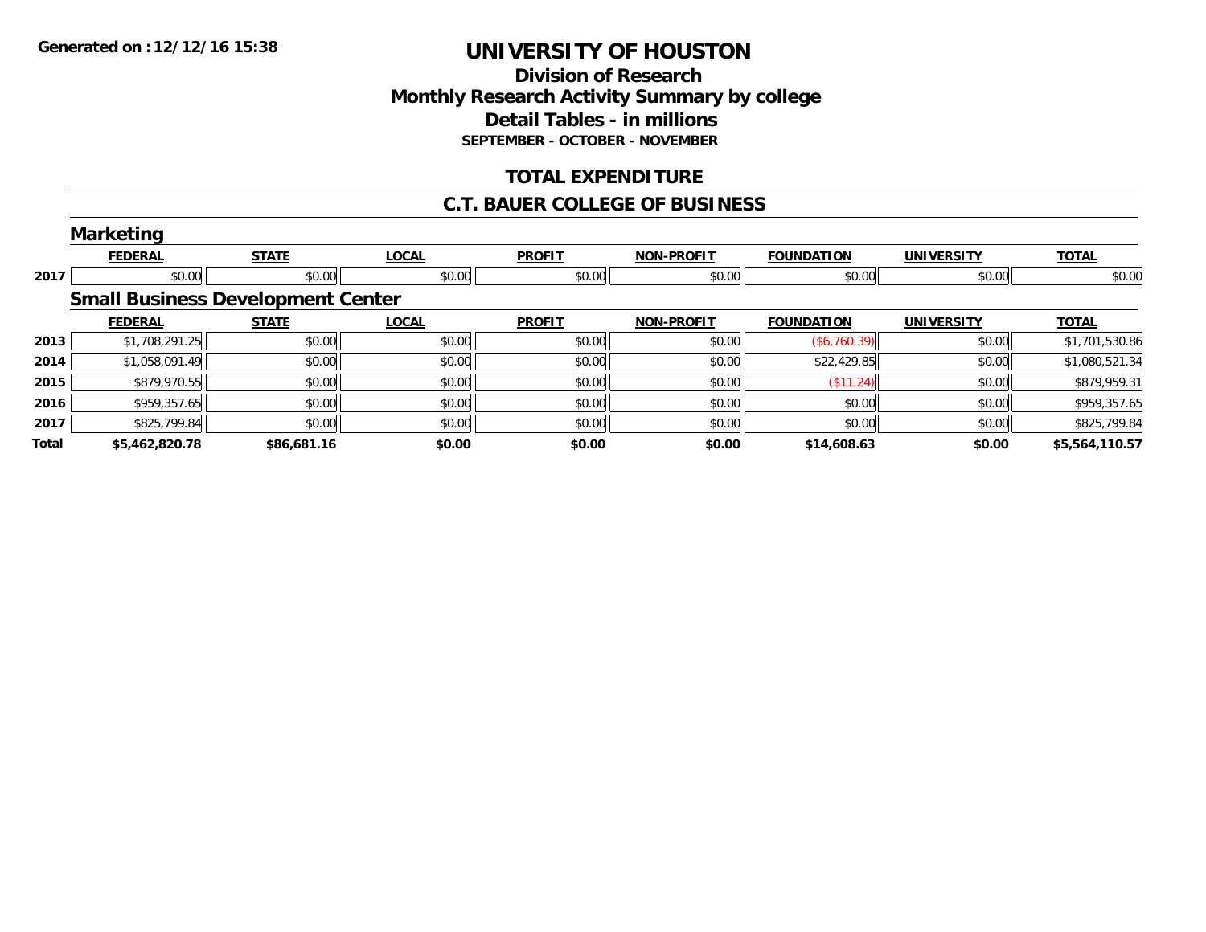**Generated on :12/12/16 15:38**

# UNIVERSITY OF HOUSTON

## Division of Research
## Monthly Research Activity Summary by college
## Detail Tables - in millions
### SEPTEMBER - OCTOBER - NOVEMBER

## TOTAL EXPENDITURE

## C.T. BAUER COLLEGE OF BUSINESS

### Marketing

| | FEDERAL | STATE | LOCAL | PROFIT | NON-PROFIT | FOUNDATION | UNIVERSITY | TOTAL |
|---|---|---|---|---|---|---|---|---|
| 2017 | $0.00 | $0.00 | $0.00 | $0.00 | $0.00 | $0.00 | $0.00 | $0.00 |

### Small Business Development Center

| | FEDERAL | STATE | LOCAL | PROFIT | NON-PROFIT | FOUNDATION | UNIVERSITY | TOTAL |
|---|---|---|---|---|---|---|---|---|
| 2013 | $1,708,291.25 | $0.00 | $0.00 | $0.00 | $0.00 | ($6,760.39) | $0.00 | $1,701,530.86 |
| 2014 | $1,058,091.49 | $0.00 | $0.00 | $0.00 | $0.00 | $22,429.85 | $0.00 | $1,080,521.34 |
| 2015 | $879,970.55 | $0.00 | $0.00 | $0.00 | $0.00 | ($11.24) | $0.00 | $879,959.31 |
| 2016 | $959,357.65 | $0.00 | $0.00 | $0.00 | $0.00 | $0.00 | $0.00 | $959,357.65 |
| 2017 | $825,799.84 | $0.00 | $0.00 | $0.00 | $0.00 | $0.00 | $0.00 | $825,799.84 |
| **Total** | **$5,462,820.78** | **$86,681.16** | **$0.00** | **$0.00** | **$0.00** | **$14,608.63** | **$0.00** | **$5,564,110.57** |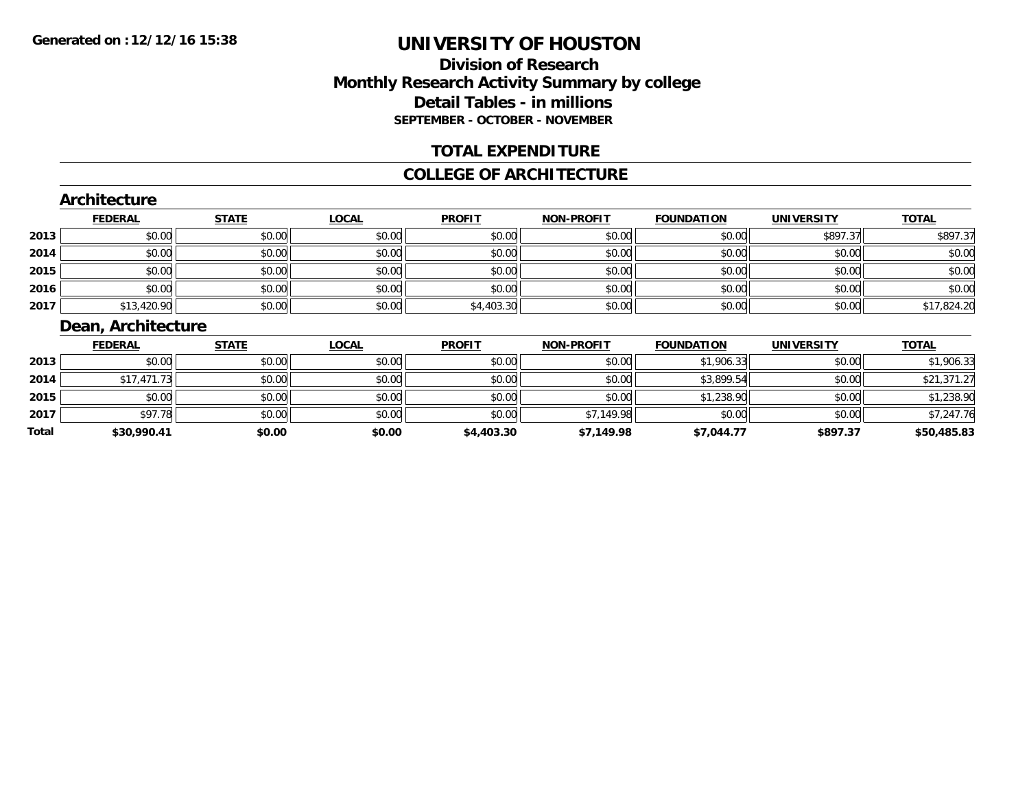**Generated on :12/12/16 15:38**

# UNIVERSITY OF HOUSTON

## Division of Research
## Monthly Research Activity Summary by college
## Detail Tables - in millions
### SEPTEMBER - OCTOBER - NOVEMBER

## TOTAL EXPENDITURE

## COLLEGE OF ARCHITECTURE

### Architecture

| | FEDERAL | STATE | LOCAL | PROFIT | NON-PROFIT | FOUNDATION | UNIVERSITY | TOTAL |
|---|---|---|---|---|---|---|---|---|
| 2013 | $0.00 | $0.00 | $0.00 | $0.00 | $0.00 | $0.00 | $897.37 | $897.37 |
| 2014 | $0.00 | $0.00 | $0.00 | $0.00 | $0.00 | $0.00 | $0.00 | $0.00 |
| 2015 | $0.00 | $0.00 | $0.00 | $0.00 | $0.00 | $0.00 | $0.00 | $0.00 |
| 2016 | $0.00 | $0.00 | $0.00 | $0.00 | $0.00 | $0.00 | $0.00 | $0.00 |
| 2017 | $13,420.90 | $0.00 | $0.00 | $4,403.30 | $0.00 | $0.00 | $0.00 | $17,824.20 |

### Dean, Architecture

| | FEDERAL | STATE | LOCAL | PROFIT | NON-PROFIT | FOUNDATION | UNIVERSITY | TOTAL |
|---|---|---|---|---|---|---|---|---|
| 2013 | $0.00 | $0.00 | $0.00 | $0.00 | $0.00 | $1,906.33 | $0.00 | $1,906.33 |
| 2014 | $17,471.73 | $0.00 | $0.00 | $0.00 | $0.00 | $3,899.54 | $0.00 | $21,371.27 |
| 2015 | $0.00 | $0.00 | $0.00 | $0.00 | $0.00 | $1,238.90 | $0.00 | $1,238.90 |
| 2017 | $97.78 | $0.00 | $0.00 | $0.00 | $7,149.98 | $0.00 | $0.00 | $7,247.76 |
| **Total** | **$30,990.41** | **$0.00** | **$0.00** | **$4,403.30** | **$7,149.98** | **$7,044.77** | **$897.37** | **$50,485.83** |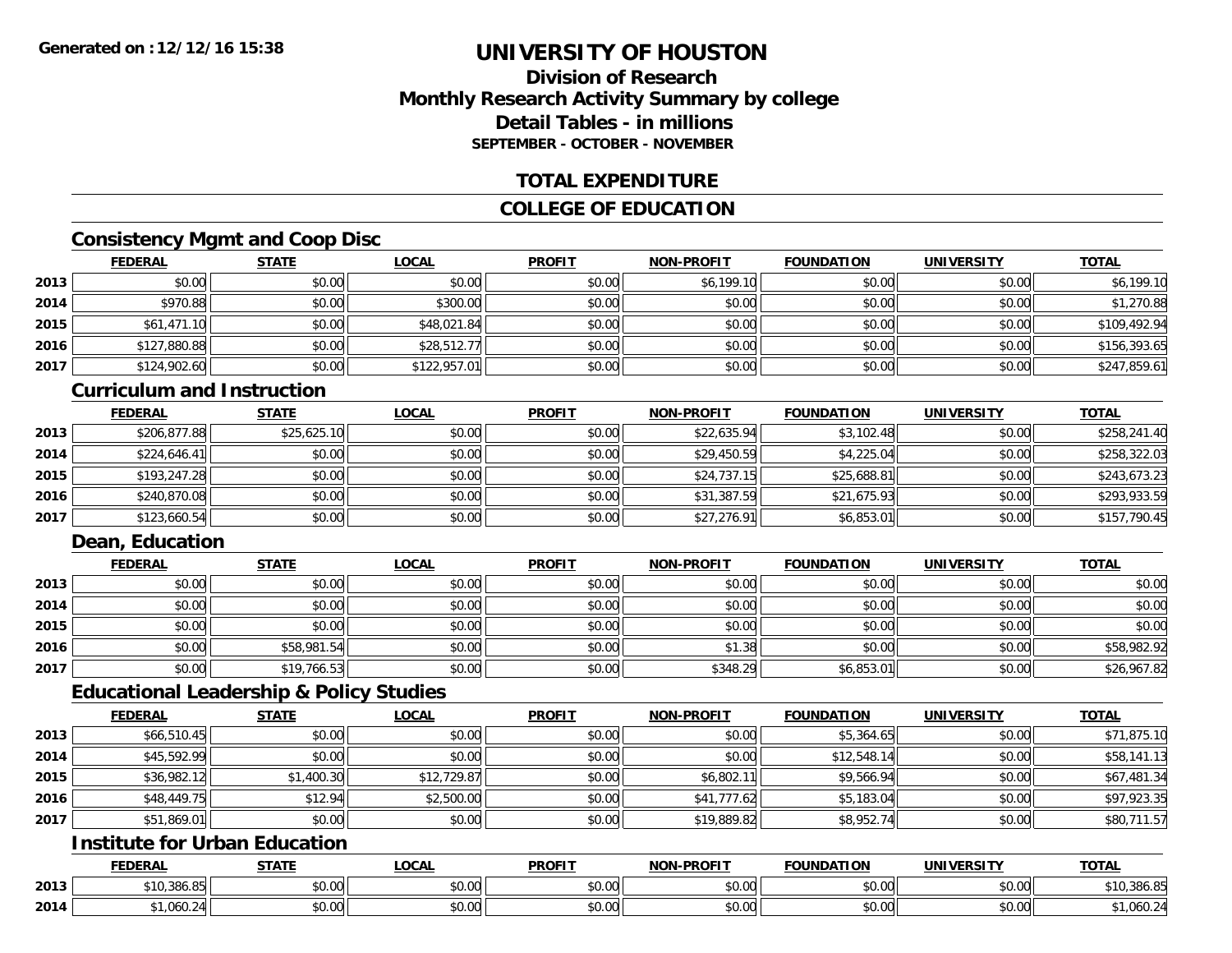**Generated on : 12/12/16 15:38**

# UNIVERSITY OF HOUSTON

## Division of Research
## Monthly Research Activity Summary by college
## Detail Tables - in millions
### SEPTEMBER - OCTOBER - NOVEMBER

## TOTAL EXPENDITURE

## COLLEGE OF EDUCATION

### Consistency Mgmt and Coop Disc

| | FEDERAL | STATE | LOCAL | PROFIT | NON-PROFIT | FOUNDATION | UNIVERSITY | TOTAL |
|---|---|---|---|---|---|---|---|---|
| 2013 | $0.00 | $0.00 | $0.00 | $0.00 | $6,199.10 | $0.00 | $0.00 | $6,199.10 |
| 2014 | $970.88 | $0.00 | $300.00 | $0.00 | $0.00 | $0.00 | $0.00 | $1,270.88 |
| 2015 | $61,471.10 | $0.00 | $48,021.84 | $0.00 | $0.00 | $0.00 | $0.00 | $109,492.94 |
| 2016 | $127,880.88 | $0.00 | $28,512.77 | $0.00 | $0.00 | $0.00 | $0.00 | $156,393.65 |
| 2017 | $124,902.60 | $0.00 | $122,957.01 | $0.00 | $0.00 | $0.00 | $0.00 | $247,859.61 |

### Curriculum and Instruction

| | FEDERAL | STATE | LOCAL | PROFIT | NON-PROFIT | FOUNDATION | UNIVERSITY | TOTAL |
|---|---|---|---|---|---|---|---|---|
| 2013 | $206,877.88 | $25,625.10 | $0.00 | $0.00 | $22,635.94 | $3,102.48 | $0.00 | $258,241.40 |
| 2014 | $224,646.41 | $0.00 | $0.00 | $0.00 | $29,450.59 | $4,225.04 | $0.00 | $258,322.03 |
| 2015 | $193,247.28 | $0.00 | $0.00 | $0.00 | $24,737.15 | $25,688.81 | $0.00 | $243,673.23 |
| 2016 | $240,870.08 | $0.00 | $0.00 | $0.00 | $31,387.59 | $21,675.93 | $0.00 | $293,933.59 |
| 2017 | $123,660.54 | $0.00 | $0.00 | $0.00 | $27,276.91 | $6,853.01 | $0.00 | $157,790.45 |

### Dean, Education

| | FEDERAL | STATE | LOCAL | PROFIT | NON-PROFIT | FOUNDATION | UNIVERSITY | TOTAL |
|---|---|---|---|---|---|---|---|---|
| 2013 | $0.00 | $0.00 | $0.00 | $0.00 | $0.00 | $0.00 | $0.00 | $0.00 |
| 2014 | $0.00 | $0.00 | $0.00 | $0.00 | $0.00 | $0.00 | $0.00 | $0.00 |
| 2015 | $0.00 | $0.00 | $0.00 | $0.00 | $0.00 | $0.00 | $0.00 | $0.00 |
| 2016 | $0.00 | $58,981.54 | $0.00 | $0.00 | $1.38 | $0.00 | $0.00 | $58,982.92 |
| 2017 | $0.00 | $19,766.53 | $0.00 | $0.00 | $348.29 | $6,853.01 | $0.00 | $26,967.82 |

### Educational Leadership & Policy Studies

| | FEDERAL | STATE | LOCAL | PROFIT | NON-PROFIT | FOUNDATION | UNIVERSITY | TOTAL |
|---|---|---|---|---|---|---|---|---|
| 2013 | $66,510.45 | $0.00 | $0.00 | $0.00 | $0.00 | $5,364.65 | $0.00 | $71,875.10 |
| 2014 | $45,592.99 | $0.00 | $0.00 | $0.00 | $0.00 | $12,548.14 | $0.00 | $58,141.13 |
| 2015 | $36,982.12 | $1,400.30 | $12,729.87 | $0.00 | $6,802.11 | $9,566.94 | $0.00 | $67,481.34 |
| 2016 | $48,449.75 | $12.94 | $2,500.00 | $0.00 | $41,777.62 | $5,183.04 | $0.00 | $97,923.35 |
| 2017 | $51,869.01 | $0.00 | $0.00 | $0.00 | $19,889.82 | $8,952.74 | $0.00 | $80,711.57 |

### Institute for Urban Education

| | FEDERAL | STATE | LOCAL | PROFIT | NON-PROFIT | FOUNDATION | UNIVERSITY | TOTAL |
|---|---|---|---|---|---|---|---|---|
| 2013 | $10,386.85 | $0.00 | $0.00 | $0.00 | $0.00 | $0.00 | $0.00 | $10,386.85 |
| 2014 | $1,060.24 | $0.00 | $0.00 | $0.00 | $0.00 | $0.00 | $0.00 | $1,060.24 |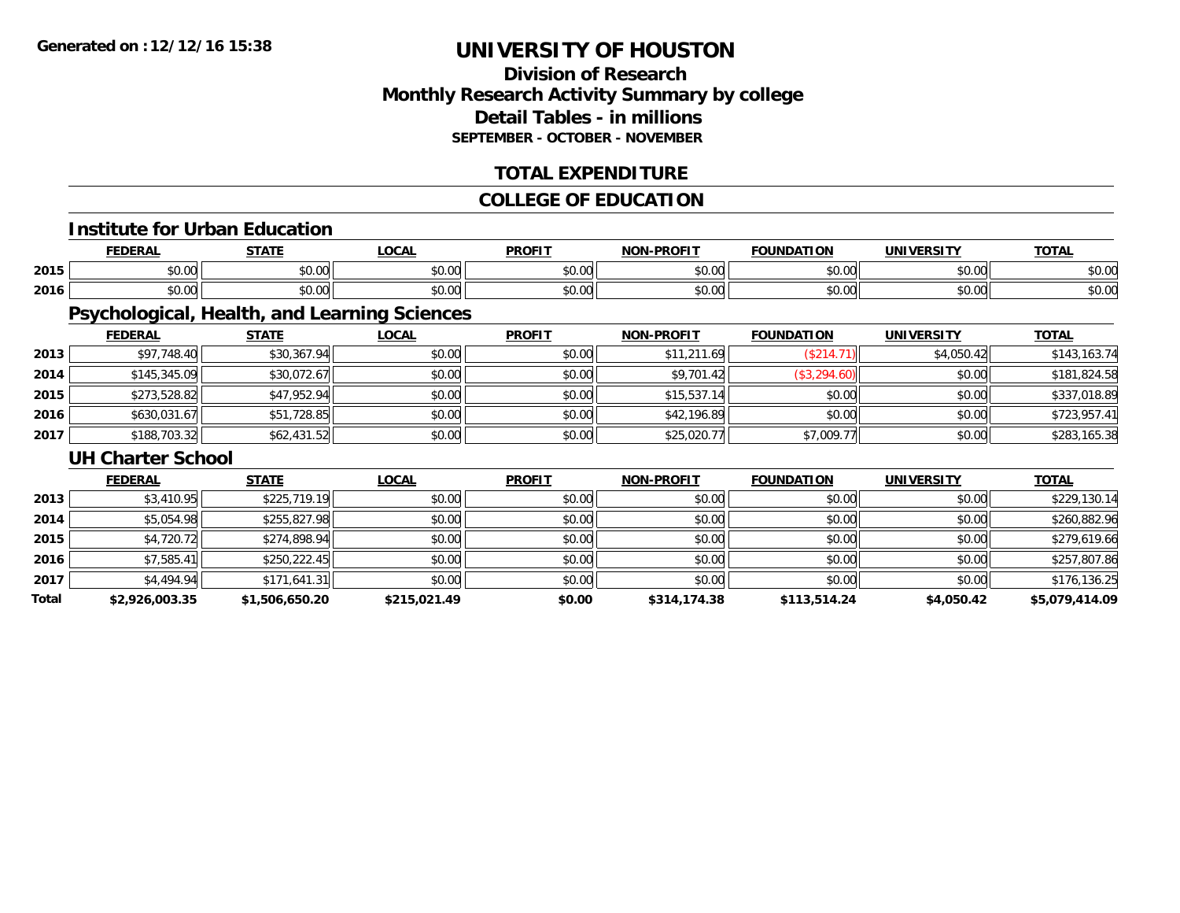**Generated on :12/12/16 15:38**

# UNIVERSITY OF HOUSTON

## Division of Research
## Monthly Research Activity Summary by college
## Detail Tables - in millions
### SEPTEMBER - OCTOBER - NOVEMBER

## TOTAL EXPENDITURE

## COLLEGE OF EDUCATION

### Institute for Urban Education

| | FEDERAL | STATE | LOCAL | PROFIT | NON-PROFIT | FOUNDATION | UNIVERSITY | TOTAL |
|---|---|---|---|---|---|---|---|---|
| 2015 | $0.00 | $0.00 | $0.00 | $0.00 | $0.00 | $0.00 | $0.00 | $0.00 |
| 2016 | $0.00 | $0.00 | $0.00 | $0.00 | $0.00 | $0.00 | $0.00 | $0.00 |

### Psychological, Health, and Learning Sciences

| | FEDERAL | STATE | LOCAL | PROFIT | NON-PROFIT | FOUNDATION | UNIVERSITY | TOTAL |
|---|---|---|---|---|---|---|---|---|
| 2013 | $97,748.40 | $30,367.94 | $0.00 | $0.00 | $11,211.69 | ($214.71) | $4,050.42 | $143,163.74 |
| 2014 | $145,345.09 | $30,072.67 | $0.00 | $0.00 | $9,701.42 | ($3,294.60) | $0.00 | $181,824.58 |
| 2015 | $273,528.82 | $47,952.94 | $0.00 | $0.00 | $15,537.14 | $0.00 | $0.00 | $337,018.89 |
| 2016 | $630,031.67 | $51,728.85 | $0.00 | $0.00 | $42,196.89 | $0.00 | $0.00 | $723,957.41 |
| 2017 | $188,703.32 | $62,431.52 | $0.00 | $0.00 | $25,020.77 | $7,009.77 | $0.00 | $283,165.38 |

### UH Charter School

| | FEDERAL | STATE | LOCAL | PROFIT | NON-PROFIT | FOUNDATION | UNIVERSITY | TOTAL |
|---|---|---|---|---|---|---|---|---|
| 2013 | $3,410.95 | $225,719.19 | $0.00 | $0.00 | $0.00 | $0.00 | $0.00 | $229,130.14 |
| 2014 | $5,054.98 | $255,827.98 | $0.00 | $0.00 | $0.00 | $0.00 | $0.00 | $260,882.96 |
| 2015 | $4,720.72 | $274,898.94 | $0.00 | $0.00 | $0.00 | $0.00 | $0.00 | $279,619.66 |
| 2016 | $7,585.41 | $250,222.45 | $0.00 | $0.00 | $0.00 | $0.00 | $0.00 | $257,807.86 |
| 2017 | $4,494.94 | $171,641.31 | $0.00 | $0.00 | $0.00 | $0.00 | $0.00 | $176,136.25 |
| **Total** | **$2,926,003.35** | **$1,506,650.20** | **$215,021.49** | **$0.00** | **$314,174.38** | **$113,514.24** | **$4,050.42** | **$5,079,414.09** |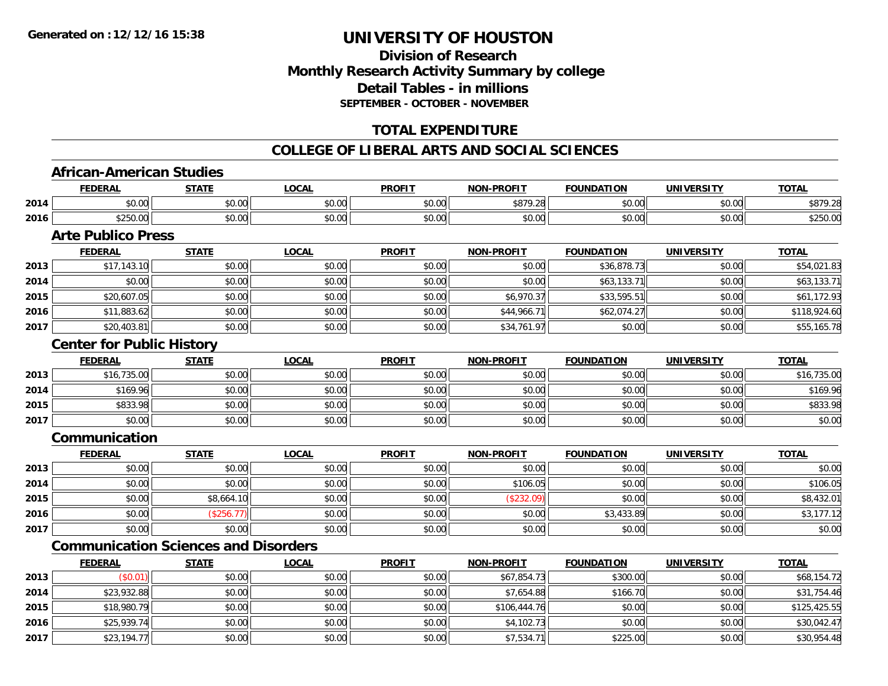**Generated on :12/12/16 15:38**

# UNIVERSITY OF HOUSTON

## Division of Research
## Monthly Research Activity Summary by college
## Detail Tables - in millions
### SEPTEMBER - OCTOBER - NOVEMBER

## TOTAL EXPENDITURE

## COLLEGE OF LIBERAL ARTS AND SOCIAL SCIENCES

### African-American Studies

| | FEDERAL | STATE | LOCAL | PROFIT | NON-PROFIT | FOUNDATION | UNIVERSITY | TOTAL |
|---|---|---|---|---|---|---|---|---|
| 2014 | $0.00 | $0.00 | $0.00 | $0.00 | $879.28 | $0.00 | $0.00 | $879.28 |
| 2016 | $250.00 | $0.00 | $0.00 | $0.00 | $0.00 | $0.00 | $0.00 | $250.00 |

### Arte Publico Press

| | FEDERAL | STATE | LOCAL | PROFIT | NON-PROFIT | FOUNDATION | UNIVERSITY | TOTAL |
|---|---|---|---|---|---|---|---|---|
| 2013 | $17,143.10 | $0.00 | $0.00 | $0.00 | $0.00 | $36,878.73 | $0.00 | $54,021.83 |
| 2014 | $0.00 | $0.00 | $0.00 | $0.00 | $0.00 | $63,133.71 | $0.00 | $63,133.71 |
| 2015 | $20,607.05 | $0.00 | $0.00 | $0.00 | $6,970.37 | $33,595.51 | $0.00 | $61,172.93 |
| 2016 | $11,883.62 | $0.00 | $0.00 | $0.00 | $44,966.71 | $62,074.27 | $0.00 | $118,924.60 |
| 2017 | $20,403.81 | $0.00 | $0.00 | $0.00 | $34,761.97 | $0.00 | $0.00 | $55,165.78 |

### Center for Public History

| | FEDERAL | STATE | LOCAL | PROFIT | NON-PROFIT | FOUNDATION | UNIVERSITY | TOTAL |
|---|---|---|---|---|---|---|---|---|
| 2013 | $16,735.00 | $0.00 | $0.00 | $0.00 | $0.00 | $0.00 | $0.00 | $16,735.00 |
| 2014 | $169.96 | $0.00 | $0.00 | $0.00 | $0.00 | $0.00 | $0.00 | $169.96 |
| 2015 | $833.98 | $0.00 | $0.00 | $0.00 | $0.00 | $0.00 | $0.00 | $833.98 |
| 2017 | $0.00 | $0.00 | $0.00 | $0.00 | $0.00 | $0.00 | $0.00 | $0.00 |

### Communication

| | FEDERAL | STATE | LOCAL | PROFIT | NON-PROFIT | FOUNDATION | UNIVERSITY | TOTAL |
|---|---|---|---|---|---|---|---|---|
| 2013 | $0.00 | $0.00 | $0.00 | $0.00 | $0.00 | $0.00 | $0.00 | $0.00 |
| 2014 | $0.00 | $0.00 | $0.00 | $0.00 | $106.05 | $0.00 | $0.00 | $106.05 |
| 2015 | $0.00 | $8,664.10 | $0.00 | $0.00 | ($232.09) | $0.00 | $0.00 | $8,432.01 |
| 2016 | $0.00 | ($256.77) | $0.00 | $0.00 | $0.00 | $3,433.89 | $0.00 | $3,177.12 |
| 2017 | $0.00 | $0.00 | $0.00 | $0.00 | $0.00 | $0.00 | $0.00 | $0.00 |

### Communication Sciences and Disorders

| | FEDERAL | STATE | LOCAL | PROFIT | NON-PROFIT | FOUNDATION | UNIVERSITY | TOTAL |
|---|---|---|---|---|---|---|---|---|
| 2013 | ($0.01) | $0.00 | $0.00 | $0.00 | $67,854.73 | $300.00 | $0.00 | $68,154.72 |
| 2014 | $23,932.88 | $0.00 | $0.00 | $0.00 | $7,654.88 | $166.70 | $0.00 | $31,754.46 |
| 2015 | $18,980.79 | $0.00 | $0.00 | $0.00 | $106,444.76 | $0.00 | $0.00 | $125,425.55 |
| 2016 | $25,939.74 | $0.00 | $0.00 | $0.00 | $4,102.73 | $0.00 | $0.00 | $30,042.47 |
| 2017 | $23,194.77 | $0.00 | $0.00 | $0.00 | $7,534.71 | $225.00 | $0.00 | $30,954.48 |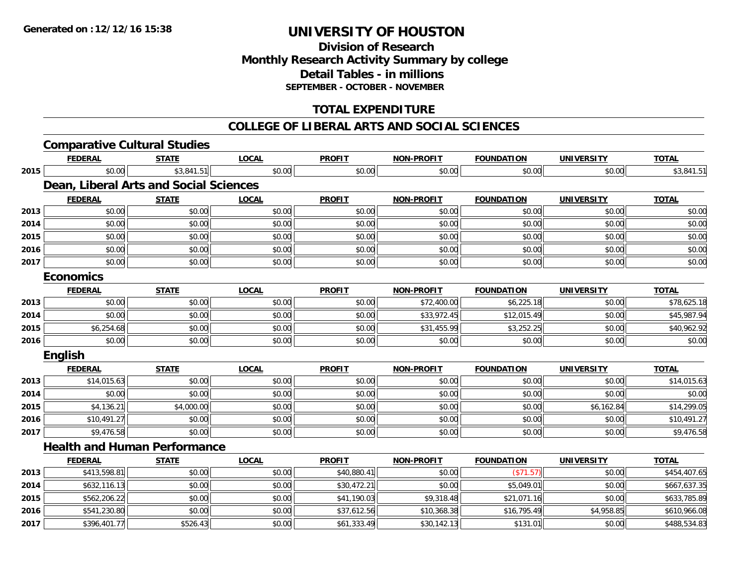# UNIVERSITY OF HOUSTON

## Division of Research
## Monthly Research Activity Summary by college
## Detail Tables - in millions
### SEPTEMBER - OCTOBER - NOVEMBER

## TOTAL EXPENDITURE

## COLLEGE OF LIBERAL ARTS AND SOCIAL SCIENCES

### Comparative Cultural Studies

| | FEDERAL | STATE | LOCAL | PROFIT | NON-PROFIT | FOUNDATION | UNIVERSITY | TOTAL |
|---|---|---|---|---|---|---|---|---|
| 2015 | $0.00 | $3,841.51 | $0.00 | $0.00 | $0.00 | $0.00 | $0.00 | $3,841.51 |

### Dean, Liberal Arts and Social Sciences

| | FEDERAL | STATE | LOCAL | PROFIT | NON-PROFIT | FOUNDATION | UNIVERSITY | TOTAL |
|---|---|---|---|---|---|---|---|---|
| 2013 | $0.00 | $0.00 | $0.00 | $0.00 | $0.00 | $0.00 | $0.00 | $0.00 |
| 2014 | $0.00 | $0.00 | $0.00 | $0.00 | $0.00 | $0.00 | $0.00 | $0.00 |
| 2015 | $0.00 | $0.00 | $0.00 | $0.00 | $0.00 | $0.00 | $0.00 | $0.00 |
| 2016 | $0.00 | $0.00 | $0.00 | $0.00 | $0.00 | $0.00 | $0.00 | $0.00 |
| 2017 | $0.00 | $0.00 | $0.00 | $0.00 | $0.00 | $0.00 | $0.00 | $0.00 |

### Economics

| | FEDERAL | STATE | LOCAL | PROFIT | NON-PROFIT | FOUNDATION | UNIVERSITY | TOTAL |
|---|---|---|---|---|---|---|---|---|
| 2013 | $0.00 | $0.00 | $0.00 | $0.00 | $72,400.00 | $6,225.18 | $0.00 | $78,625.18 |
| 2014 | $0.00 | $0.00 | $0.00 | $0.00 | $33,972.45 | $12,015.49 | $0.00 | $45,987.94 |
| 2015 | $6,254.68 | $0.00 | $0.00 | $0.00 | $31,455.99 | $3,252.25 | $0.00 | $40,962.92 |
| 2016 | $0.00 | $0.00 | $0.00 | $0.00 | $0.00 | $0.00 | $0.00 | $0.00 |

### English

| | FEDERAL | STATE | LOCAL | PROFIT | NON-PROFIT | FOUNDATION | UNIVERSITY | TOTAL |
|---|---|---|---|---|---|---|---|---|
| 2013 | $14,015.63 | $0.00 | $0.00 | $0.00 | $0.00 | $0.00 | $0.00 | $14,015.63 |
| 2014 | $0.00 | $0.00 | $0.00 | $0.00 | $0.00 | $0.00 | $0.00 | $0.00 |
| 2015 | $4,136.21 | $4,000.00 | $0.00 | $0.00 | $0.00 | $0.00 | $6,162.84 | $14,299.05 |
| 2016 | $10,491.27 | $0.00 | $0.00 | $0.00 | $0.00 | $0.00 | $0.00 | $10,491.27 |
| 2017 | $9,476.58 | $0.00 | $0.00 | $0.00 | $0.00 | $0.00 | $0.00 | $9,476.58 |

### Health and Human Performance

| | FEDERAL | STATE | LOCAL | PROFIT | NON-PROFIT | FOUNDATION | UNIVERSITY | TOTAL |
|---|---|---|---|---|---|---|---|---|
| 2013 | $413,598.81 | $0.00 | $0.00 | $40,880.41 | $0.00 | ($71.57) | $0.00 | $454,407.65 |
| 2014 | $632,116.13 | $0.00 | $0.00 | $30,472.21 | $0.00 | $5,049.01 | $0.00 | $667,637.35 |
| 2015 | $562,206.22 | $0.00 | $0.00 | $41,190.03 | $9,318.48 | $21,071.16 | $0.00 | $633,785.89 |
| 2016 | $541,230.80 | $0.00 | $0.00 | $37,612.56 | $10,368.38 | $16,795.49 | $4,958.85 | $610,966.08 |
| 2017 | $396,401.77 | $526.43 | $0.00 | $61,333.49 | $30,142.13 | $131.01 | $0.00 | $488,534.83 |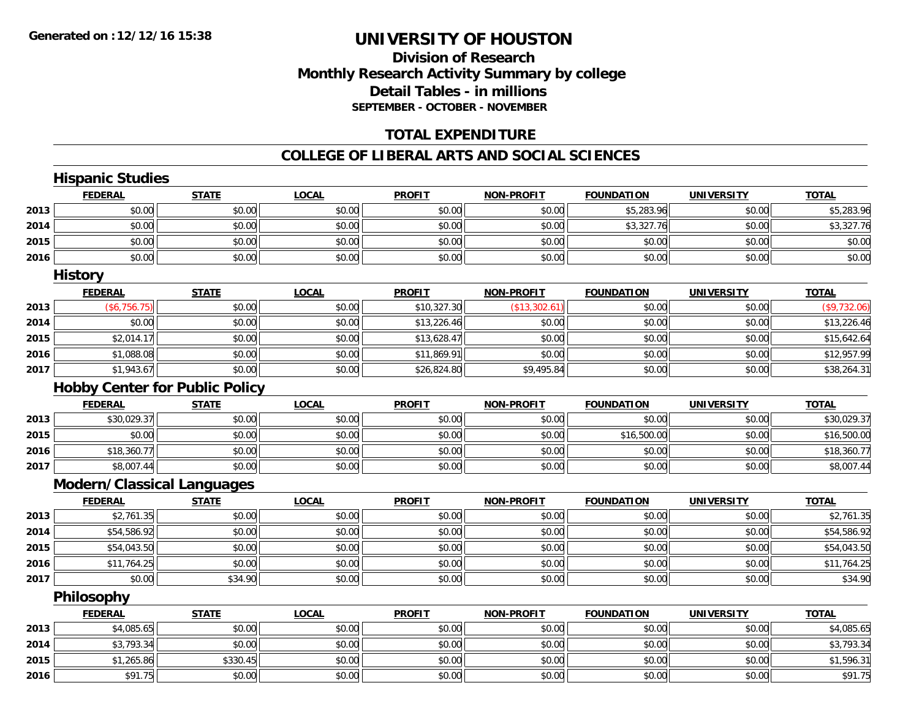# UNIVERSITY OF HOUSTON

## Division of Research
## Monthly Research Activity Summary by college
## Detail Tables - in millions
### SEPTEMBER - OCTOBER - NOVEMBER

## TOTAL EXPENDITURE

## COLLEGE OF LIBERAL ARTS AND SOCIAL SCIENCES

### Hispanic Studies

| | FEDERAL | STATE | LOCAL | PROFIT | NON-PROFIT | FOUNDATION | UNIVERSITY | TOTAL |
|---|---|---|---|---|---|---|---|---|
| 2013 | $0.00 | $0.00 | $0.00 | $0.00 | $0.00 | $5,283.96 | $0.00 | $5,283.96 |
| 2014 | $0.00 | $0.00 | $0.00 | $0.00 | $0.00 | $3,327.76 | $0.00 | $3,327.76 |
| 2015 | $0.00 | $0.00 | $0.00 | $0.00 | $0.00 | $0.00 | $0.00 | $0.00 |
| 2016 | $0.00 | $0.00 | $0.00 | $0.00 | $0.00 | $0.00 | $0.00 | $0.00 |

### History

| | FEDERAL | STATE | LOCAL | PROFIT | NON-PROFIT | FOUNDATION | UNIVERSITY | TOTAL |
|---|---|---|---|---|---|---|---|---|
| 2013 | ($6,756.75) | $0.00 | $0.00 | $10,327.30 | ($13,302.61) | $0.00 | $0.00 | ($9,732.06) |
| 2014 | $0.00 | $0.00 | $0.00 | $13,226.46 | $0.00 | $0.00 | $0.00 | $13,226.46 |
| 2015 | $2,014.17 | $0.00 | $0.00 | $13,628.47 | $0.00 | $0.00 | $0.00 | $15,642.64 |
| 2016 | $1,088.08 | $0.00 | $0.00 | $11,869.91 | $0.00 | $0.00 | $0.00 | $12,957.99 |
| 2017 | $1,943.67 | $0.00 | $0.00 | $26,824.80 | $9,495.84 | $0.00 | $0.00 | $38,264.31 |

### Hobby Center for Public Policy

| | FEDERAL | STATE | LOCAL | PROFIT | NON-PROFIT | FOUNDATION | UNIVERSITY | TOTAL |
|---|---|---|---|---|---|---|---|---|
| 2013 | $30,029.37 | $0.00 | $0.00 | $0.00 | $0.00 | $0.00 | $0.00 | $30,029.37 |
| 2015 | $0.00 | $0.00 | $0.00 | $0.00 | $0.00 | $16,500.00 | $0.00 | $16,500.00 |
| 2016 | $18,360.77 | $0.00 | $0.00 | $0.00 | $0.00 | $0.00 | $0.00 | $18,360.77 |
| 2017 | $8,007.44 | $0.00 | $0.00 | $0.00 | $0.00 | $0.00 | $0.00 | $8,007.44 |

### Modern/Classical Languages

| | FEDERAL | STATE | LOCAL | PROFIT | NON-PROFIT | FOUNDATION | UNIVERSITY | TOTAL |
|---|---|---|---|---|---|---|---|---|
| 2013 | $2,761.35 | $0.00 | $0.00 | $0.00 | $0.00 | $0.00 | $0.00 | $2,761.35 |
| 2014 | $54,586.92 | $0.00 | $0.00 | $0.00 | $0.00 | $0.00 | $0.00 | $54,586.92 |
| 2015 | $54,043.50 | $0.00 | $0.00 | $0.00 | $0.00 | $0.00 | $0.00 | $54,043.50 |
| 2016 | $11,764.25 | $0.00 | $0.00 | $0.00 | $0.00 | $0.00 | $0.00 | $11,764.25 |
| 2017 | $0.00 | $34.90 | $0.00 | $0.00 | $0.00 | $0.00 | $0.00 | $34.90 |

### Philosophy

| | FEDERAL | STATE | LOCAL | PROFIT | NON-PROFIT | FOUNDATION | UNIVERSITY | TOTAL |
|---|---|---|---|---|---|---|---|---|
| 2013 | $4,085.65 | $0.00 | $0.00 | $0.00 | $0.00 | $0.00 | $0.00 | $4,085.65 |
| 2014 | $3,793.34 | $0.00 | $0.00 | $0.00 | $0.00 | $0.00 | $0.00 | $3,793.34 |
| 2015 | $1,265.86 | $330.45 | $0.00 | $0.00 | $0.00 | $0.00 | $0.00 | $1,596.31 |
| 2016 | $91.75 | $0.00 | $0.00 | $0.00 | $0.00 | $0.00 | $0.00 | $91.75 |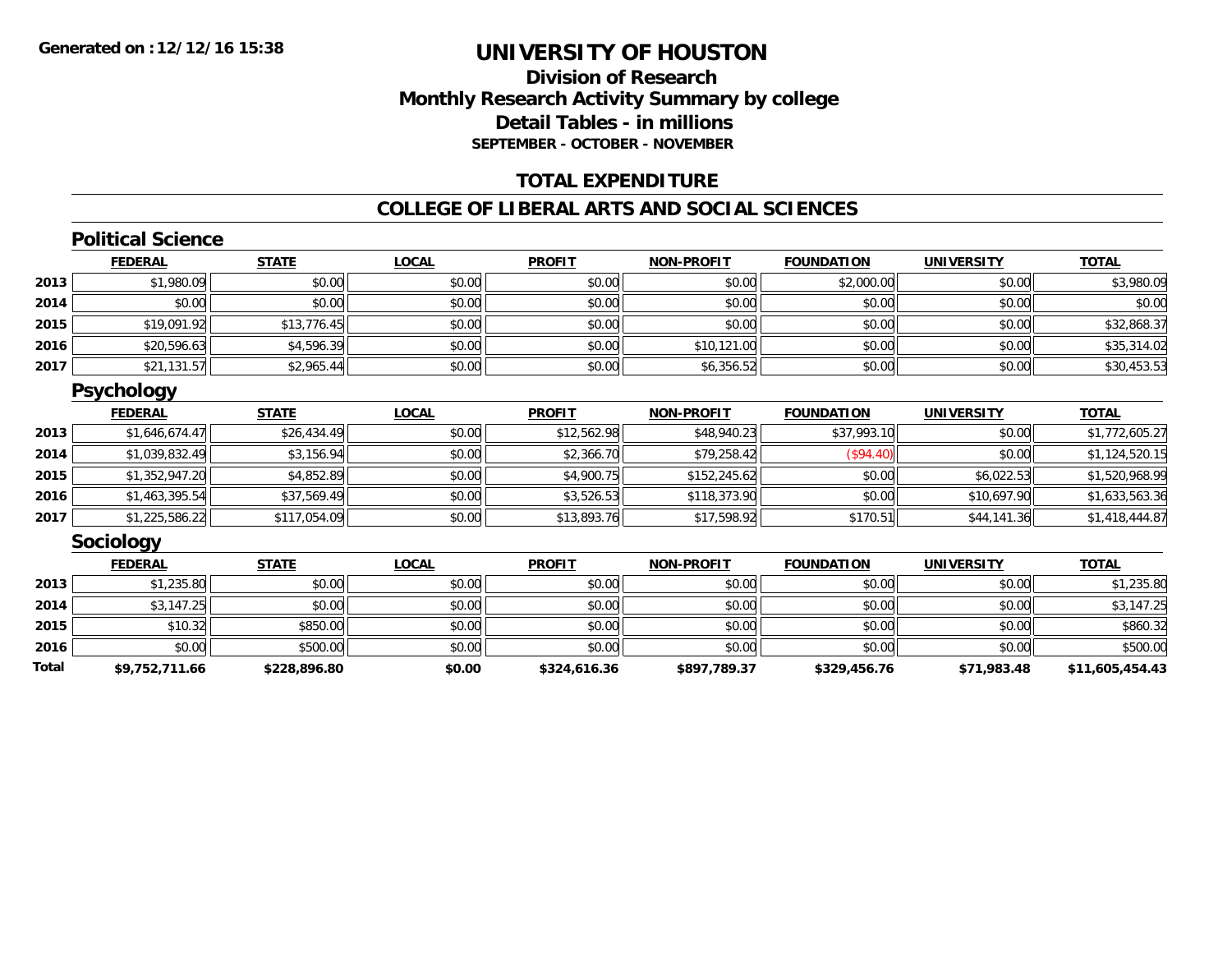**Generated on :12/12/16 15:38**

# UNIVERSITY OF HOUSTON

## Division of Research
## Monthly Research Activity Summary by college
## Detail Tables - in millions
### SEPTEMBER - OCTOBER - NOVEMBER

## TOTAL EXPENDITURE

## COLLEGE OF LIBERAL ARTS AND SOCIAL SCIENCES

### Political Science

| | FEDERAL | STATE | LOCAL | PROFIT | NON-PROFIT | FOUNDATION | UNIVERSITY | TOTAL |
|---|---|---|---|---|---|---|---|---|
| 2013 | $1,980.09 | $0.00 | $0.00 | $0.00 | $0.00 | $2,000.00 | $0.00 | $3,980.09 |
| 2014 | $0.00 | $0.00 | $0.00 | $0.00 | $0.00 | $0.00 | $0.00 | $0.00 |
| 2015 | $19,091.92 | $13,776.45 | $0.00 | $0.00 | $0.00 | $0.00 | $0.00 | $32,868.37 |
| 2016 | $20,596.63 | $4,596.39 | $0.00 | $0.00 | $10,121.00 | $0.00 | $0.00 | $35,314.02 |
| 2017 | $21,131.57 | $2,965.44 | $0.00 | $0.00 | $6,356.52 | $0.00 | $0.00 | $30,453.53 |

### Psychology

| | FEDERAL | STATE | LOCAL | PROFIT | NON-PROFIT | FOUNDATION | UNIVERSITY | TOTAL |
|---|---|---|---|---|---|---|---|---|
| 2013 | $1,646,674.47 | $26,434.49 | $0.00 | $12,562.98 | $48,940.23 | $37,993.10 | $0.00 | $1,772,605.27 |
| 2014 | $1,039,832.49 | $3,156.94 | $0.00 | $2,366.70 | $79,258.42 | ($94.40) | $0.00 | $1,124,520.15 |
| 2015 | $1,352,947.20 | $4,852.89 | $0.00 | $4,900.75 | $152,245.62 | $0.00 | $6,022.53 | $1,520,968.99 |
| 2016 | $1,463,395.54 | $37,569.49 | $0.00 | $3,526.53 | $118,373.90 | $0.00 | $10,697.90 | $1,633,563.36 |
| 2017 | $1,225,586.22 | $117,054.09 | $0.00 | $13,893.76 | $17,598.92 | $170.51 | $44,141.36 | $1,418,444.87 |

### Sociology

| | FEDERAL | STATE | LOCAL | PROFIT | NON-PROFIT | FOUNDATION | UNIVERSITY | TOTAL |
|---|---|---|---|---|---|---|---|---|
| 2013 | $1,235.80 | $0.00 | $0.00 | $0.00 | $0.00 | $0.00 | $0.00 | $1,235.80 |
| 2014 | $3,147.25 | $0.00 | $0.00 | $0.00 | $0.00 | $0.00 | $0.00 | $3,147.25 |
| 2015 | $10.32 | $850.00 | $0.00 | $0.00 | $0.00 | $0.00 | $0.00 | $860.32 |
| 2016 | $0.00 | $500.00 | $0.00 | $0.00 | $0.00 | $0.00 | $0.00 | $500.00 |
| **Total** | **$9,752,711.66** | **$228,896.80** | **$0.00** | **$324,616.36** | **$897,789.37** | **$329,456.76** | **$71,983.48** | **$11,605,454.43** |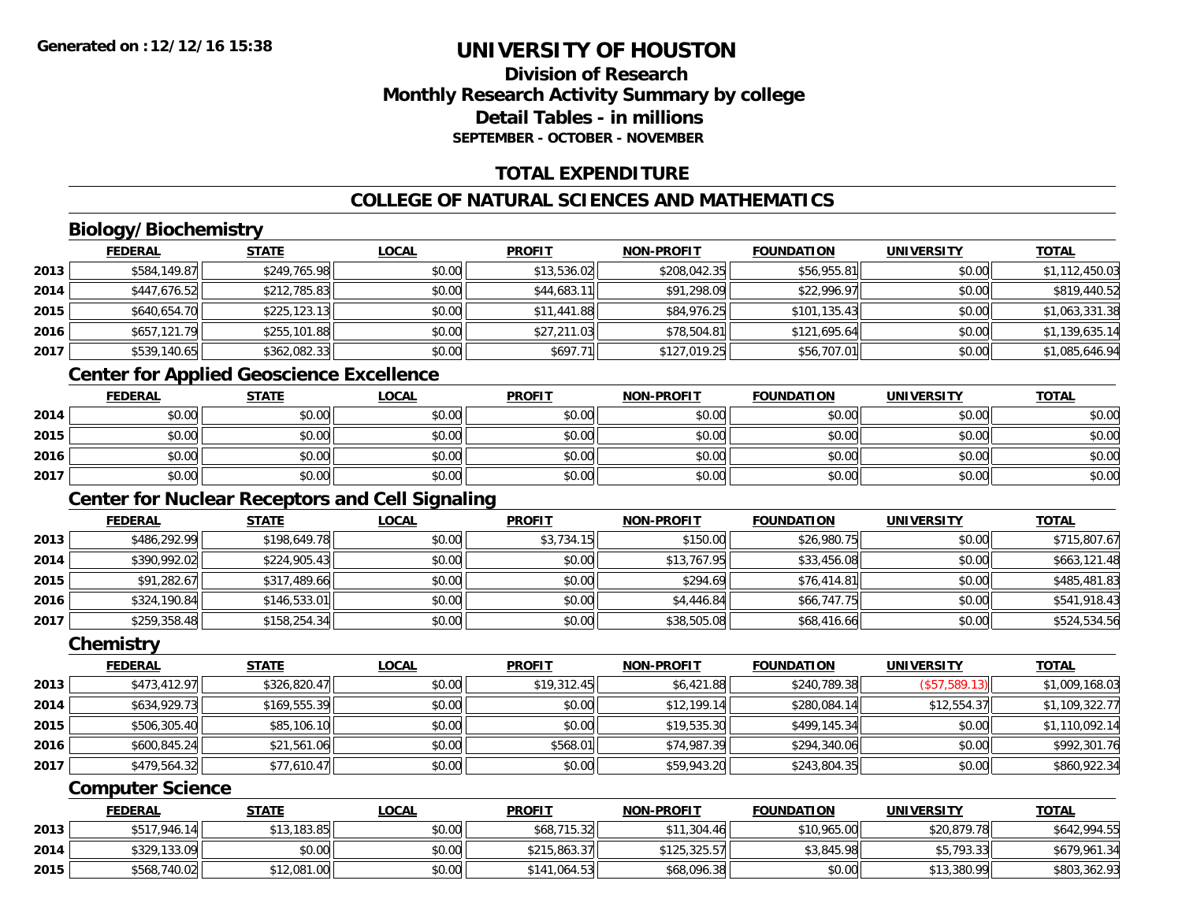# UNIVERSITY OF HOUSTON

## Division of Research
## Monthly Research Activity Summary by college
## Detail Tables - in millions
### SEPTEMBER - OCTOBER - NOVEMBER

## TOTAL EXPENDITURE

## COLLEGE OF NATURAL SCIENCES AND MATHEMATICS

### Biology/Biochemistry

| | FEDERAL | STATE | LOCAL | PROFIT | NON-PROFIT | FOUNDATION | UNIVERSITY | TOTAL |
|---|---|---|---|---|---|---|---|---|
| 2013 | $584,149.87 | $249,765.98 | $0.00 | $13,536.02 | $208,042.35 | $56,955.81 | $0.00 | $1,112,450.03 |
| 2014 | $447,676.52 | $212,785.83 | $0.00 | $44,683.11 | $91,298.09 | $22,996.97 | $0.00 | $819,440.52 |
| 2015 | $640,654.70 | $225,123.13 | $0.00 | $11,441.88 | $84,976.25 | $101,135.43 | $0.00 | $1,063,331.38 |
| 2016 | $657,121.79 | $255,101.88 | $0.00 | $27,211.03 | $78,504.81 | $121,695.64 | $0.00 | $1,139,635.14 |
| 2017 | $539,140.65 | $362,082.33 | $0.00 | $697.71 | $127,019.25 | $56,707.01 | $0.00 | $1,085,646.94 |

### Center for Applied Geoscience Excellence

| | FEDERAL | STATE | LOCAL | PROFIT | NON-PROFIT | FOUNDATION | UNIVERSITY | TOTAL |
|---|---|---|---|---|---|---|---|---|
| 2014 | $0.00 | $0.00 | $0.00 | $0.00 | $0.00 | $0.00 | $0.00 | $0.00 |
| 2015 | $0.00 | $0.00 | $0.00 | $0.00 | $0.00 | $0.00 | $0.00 | $0.00 |
| 2016 | $0.00 | $0.00 | $0.00 | $0.00 | $0.00 | $0.00 | $0.00 | $0.00 |
| 2017 | $0.00 | $0.00 | $0.00 | $0.00 | $0.00 | $0.00 | $0.00 | $0.00 |

### Center for Nuclear Receptors and Cell Signaling

| | FEDERAL | STATE | LOCAL | PROFIT | NON-PROFIT | FOUNDATION | UNIVERSITY | TOTAL |
|---|---|---|---|---|---|---|---|---|
| 2013 | $486,292.99 | $198,649.78 | $0.00 | $3,734.15 | $150.00 | $26,980.75 | $0.00 | $715,807.67 |
| 2014 | $390,992.02 | $224,905.43 | $0.00 | $0.00 | $13,767.95 | $33,456.08 | $0.00 | $663,121.48 |
| 2015 | $91,282.67 | $317,489.66 | $0.00 | $0.00 | $294.69 | $76,414.81 | $0.00 | $485,481.83 |
| 2016 | $324,190.84 | $146,533.01 | $0.00 | $0.00 | $4,446.84 | $66,747.75 | $0.00 | $541,918.43 |
| 2017 | $259,358.48 | $158,254.34 | $0.00 | $0.00 | $38,505.08 | $68,416.66 | $0.00 | $524,534.56 |

### Chemistry

| | FEDERAL | STATE | LOCAL | PROFIT | NON-PROFIT | FOUNDATION | UNIVERSITY | TOTAL |
|---|---|---|---|---|---|---|---|---|
| 2013 | $473,412.97 | $326,820.47 | $0.00 | $19,312.45 | $6,421.88 | $240,789.38 | ($57,589.13) | $1,009,168.03 |
| 2014 | $634,929.73 | $169,555.39 | $0.00 | $0.00 | $12,199.14 | $280,084.14 | $12,554.37 | $1,109,322.77 |
| 2015 | $506,305.40 | $85,106.10 | $0.00 | $0.00 | $19,535.30 | $499,145.34 | $0.00 | $1,110,092.14 |
| 2016 | $600,845.24 | $21,561.06 | $0.00 | $568.01 | $74,987.39 | $294,340.06 | $0.00 | $992,301.76 |
| 2017 | $479,564.32 | $77,610.47 | $0.00 | $0.00 | $59,943.20 | $243,804.35 | $0.00 | $860,922.34 |

### Computer Science

| | FEDERAL | STATE | LOCAL | PROFIT | NON-PROFIT | FOUNDATION | UNIVERSITY | TOTAL |
|---|---|---|---|---|---|---|---|---|
| 2013 | $517,946.14 | $13,183.85 | $0.00 | $68,715.32 | $11,304.46 | $10,965.00 | $20,879.78 | $642,994.55 |
| 2014 | $329,133.09 | $0.00 | $0.00 | $215,863.37 | $125,325.57 | $3,845.98 | $5,793.33 | $679,961.34 |
| 2015 | $568,740.02 | $12,081.00 | $0.00 | $141,064.53 | $68,096.38 | $0.00 | $13,380.99 | $803,362.93 |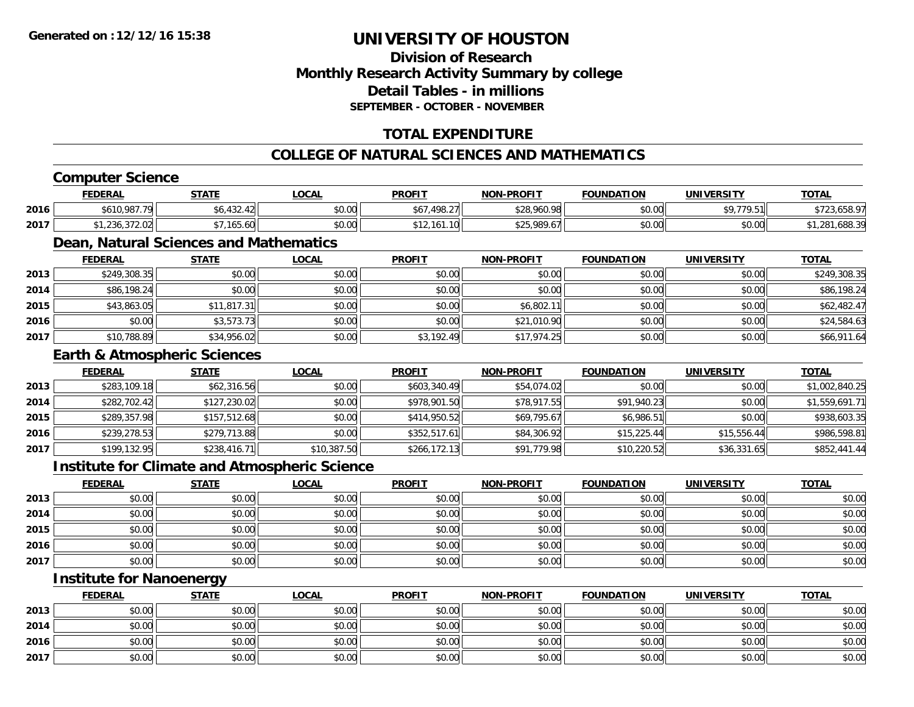# UNIVERSITY OF HOUSTON

## Division of Research
## Monthly Research Activity Summary by college
## Detail Tables - in millions
### SEPTEMBER - OCTOBER - NOVEMBER

## TOTAL EXPENDITURE

## COLLEGE OF NATURAL SCIENCES AND MATHEMATICS

### Computer Science

| | FEDERAL | STATE | LOCAL | PROFIT | NON-PROFIT | FOUNDATION | UNIVERSITY | TOTAL |
|---|---|---|---|---|---|---|---|---|
| 2016 | $610,987.79 | $6,432.42 | $0.00 | $67,498.27 | $28,960.98 | $0.00 | $9,779.51 | $723,658.97 |
| 2017 | $1,236,372.02 | $7,165.60 | $0.00 | $12,161.10 | $25,989.67 | $0.00 | $0.00 | $1,281,688.39 |

### Dean, Natural Sciences and Mathematics

| | FEDERAL | STATE | LOCAL | PROFIT | NON-PROFIT | FOUNDATION | UNIVERSITY | TOTAL |
|---|---|---|---|---|---|---|---|---|
| 2013 | $249,308.35 | $0.00 | $0.00 | $0.00 | $0.00 | $0.00 | $0.00 | $249,308.35 |
| 2014 | $86,198.24 | $0.00 | $0.00 | $0.00 | $0.00 | $0.00 | $0.00 | $86,198.24 |
| 2015 | $43,863.05 | $11,817.31 | $0.00 | $0.00 | $6,802.11 | $0.00 | $0.00 | $62,482.47 |
| 2016 | $0.00 | $3,573.73 | $0.00 | $0.00 | $21,010.90 | $0.00 | $0.00 | $24,584.63 |
| 2017 | $10,788.89 | $34,956.02 | $0.00 | $3,192.49 | $17,974.25 | $0.00 | $0.00 | $66,911.64 |

### Earth & Atmospheric Sciences

| | FEDERAL | STATE | LOCAL | PROFIT | NON-PROFIT | FOUNDATION | UNIVERSITY | TOTAL |
|---|---|---|---|---|---|---|---|---|
| 2013 | $283,109.18 | $62,316.56 | $0.00 | $603,340.49 | $54,074.02 | $0.00 | $0.00 | $1,002,840.25 |
| 2014 | $282,702.42 | $127,230.02 | $0.00 | $978,901.50 | $78,917.55 | $91,940.23 | $0.00 | $1,559,691.71 |
| 2015 | $289,357.98 | $157,512.68 | $0.00 | $414,950.52 | $69,795.67 | $6,986.51 | $0.00 | $938,603.35 |
| 2016 | $239,278.53 | $279,713.88 | $0.00 | $352,517.61 | $84,306.92 | $15,225.44 | $15,556.44 | $986,598.81 |
| 2017 | $199,132.95 | $238,416.71 | $10,387.50 | $266,172.13 | $91,779.98 | $10,220.52 | $36,331.65 | $852,441.44 |

### Institute for Climate and Atmospheric Science

| | FEDERAL | STATE | LOCAL | PROFIT | NON-PROFIT | FOUNDATION | UNIVERSITY | TOTAL |
|---|---|---|---|---|---|---|---|---|
| 2013 | $0.00 | $0.00 | $0.00 | $0.00 | $0.00 | $0.00 | $0.00 | $0.00 |
| 2014 | $0.00 | $0.00 | $0.00 | $0.00 | $0.00 | $0.00 | $0.00 | $0.00 |
| 2015 | $0.00 | $0.00 | $0.00 | $0.00 | $0.00 | $0.00 | $0.00 | $0.00 |
| 2016 | $0.00 | $0.00 | $0.00 | $0.00 | $0.00 | $0.00 | $0.00 | $0.00 |
| 2017 | $0.00 | $0.00 | $0.00 | $0.00 | $0.00 | $0.00 | $0.00 | $0.00 |

### Institute for Nanoenergy

| | FEDERAL | STATE | LOCAL | PROFIT | NON-PROFIT | FOUNDATION | UNIVERSITY | TOTAL |
|---|---|---|---|---|---|---|---|---|
| 2013 | $0.00 | $0.00 | $0.00 | $0.00 | $0.00 | $0.00 | $0.00 | $0.00 |
| 2014 | $0.00 | $0.00 | $0.00 | $0.00 | $0.00 | $0.00 | $0.00 | $0.00 |
| 2016 | $0.00 | $0.00 | $0.00 | $0.00 | $0.00 | $0.00 | $0.00 | $0.00 |
| 2017 | $0.00 | $0.00 | $0.00 | $0.00 | $0.00 | $0.00 | $0.00 | $0.00 |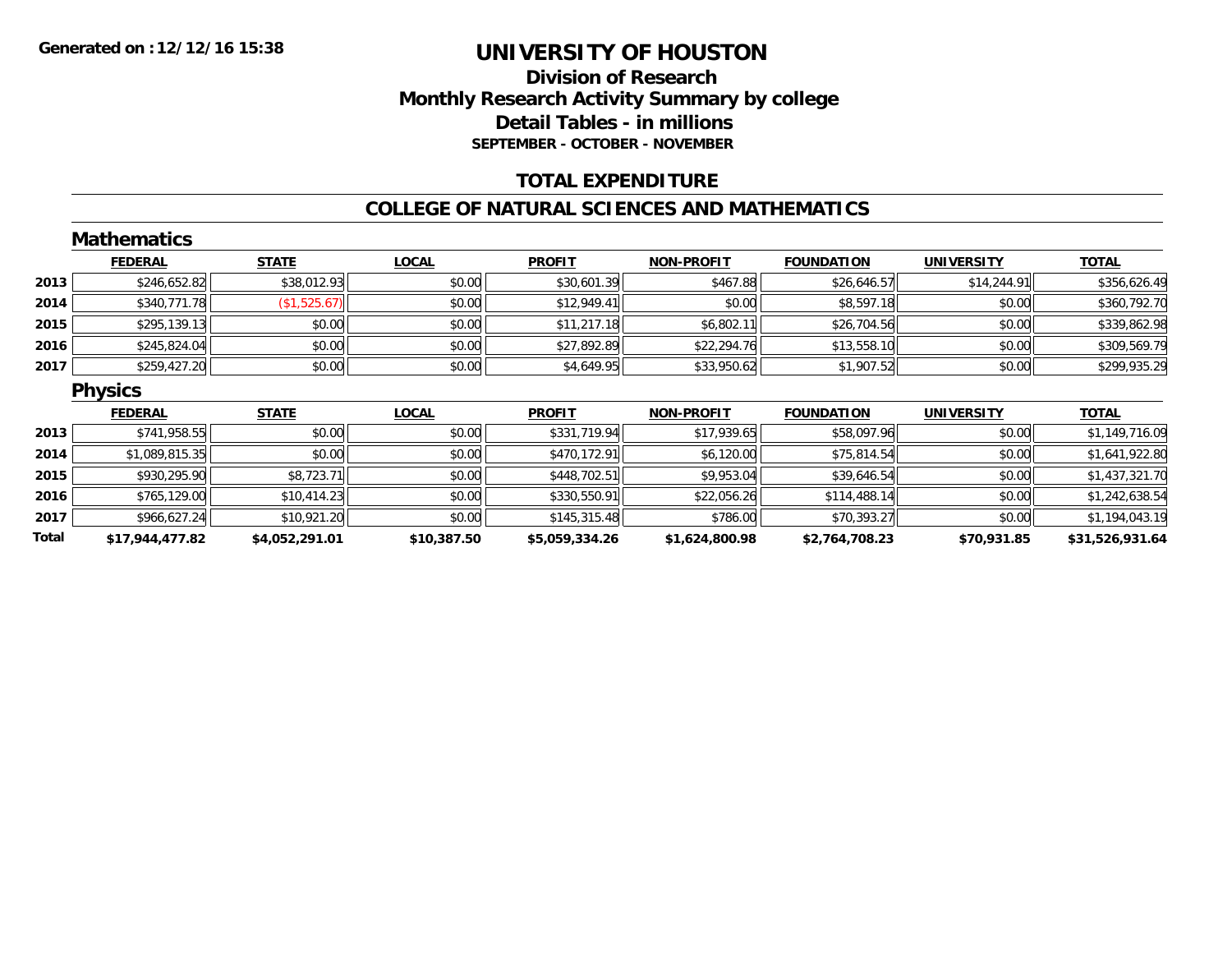# UNIVERSITY OF HOUSTON

## Division of Research
## Monthly Research Activity Summary by college
## Detail Tables - in millions
### SEPTEMBER - OCTOBER - NOVEMBER

Generated on :12/12/16 15:38

## TOTAL EXPENDITURE

## COLLEGE OF NATURAL SCIENCES AND MATHEMATICS

### Mathematics

| | FEDERAL | STATE | LOCAL | PROFIT | NON-PROFIT | FOUNDATION | UNIVERSITY | TOTAL |
|---|---|---|---|---|---|---|---|---|
| 2013 | $246,652.82 | $38,012.93 | $0.00 | $30,601.39 | $467.88 | $26,646.57 | $14,244.91 | $356,626.49 |
| 2014 | $340,771.78 | ($1,525.67) | $0.00 | $12,949.41 | $0.00 | $8,597.18 | $0.00 | $360,792.70 |
| 2015 | $295,139.13 | $0.00 | $0.00 | $11,217.18 | $6,802.11 | $26,704.56 | $0.00 | $339,862.98 |
| 2016 | $245,824.04 | $0.00 | $0.00 | $27,892.89 | $22,294.76 | $13,558.10 | $0.00 | $309,569.79 |
| 2017 | $259,427.20 | $0.00 | $0.00 | $4,649.95 | $33,950.62 | $1,907.52 | $0.00 | $299,935.29 |

### Physics

| | FEDERAL | STATE | LOCAL | PROFIT | NON-PROFIT | FOUNDATION | UNIVERSITY | TOTAL |
|---|---|---|---|---|---|---|---|---|
| 2013 | $741,958.55 | $0.00 | $0.00 | $331,719.94 | $17,939.65 | $58,097.96 | $0.00 | $1,149,716.09 |
| 2014 | $1,089,815.35 | $0.00 | $0.00 | $470,172.91 | $6,120.00 | $75,814.54 | $0.00 | $1,641,922.80 |
| 2015 | $930,295.90 | $8,723.71 | $0.00 | $448,702.51 | $9,953.04 | $39,646.54 | $0.00 | $1,437,321.70 |
| 2016 | $765,129.00 | $10,414.23 | $0.00 | $330,550.91 | $22,056.26 | $114,488.14 | $0.00 | $1,242,638.54 |
| 2017 | $966,627.24 | $10,921.20 | $0.00 | $145,315.48 | $786.00 | $70,393.27 | $0.00 | $1,194,043.19 |
| **Total** | **$17,944,477.82** | **$4,052,291.01** | **$10,387.50** | **$5,059,334.26** | **$1,624,800.98** | **$2,764,708.23** | **$70,931.85** | **$31,526,931.64** |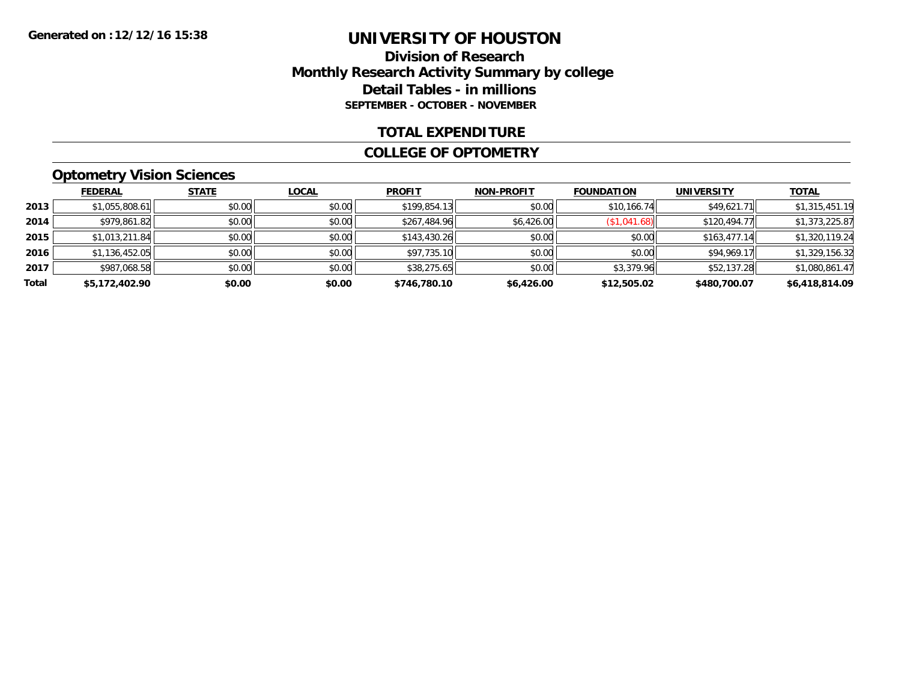**Generated on :12/12/16 15:38**

# UNIVERSITY OF HOUSTON

## Division of Research
## Monthly Research Activity Summary by college
## Detail Tables - in millions
### SEPTEMBER - OCTOBER - NOVEMBER

## TOTAL EXPENDITURE

## COLLEGE OF OPTOMETRY

### Optometry Vision Sciences

| | FEDERAL | STATE | LOCAL | PROFIT | NON-PROFIT | FOUNDATION | UNIVERSITY | TOTAL |
|---|---|---|---|---|---|---|---|---|
| 2013 | $1,055,808.61 | $0.00 | $0.00 | $199,854.13 | $0.00 | $10,166.74 | $49,621.71 | $1,315,451.19 |
| 2014 | $979,861.82 | $0.00 | $0.00 | $267,484.96 | $6,426.00 | ($1,041.68) | $120,494.77 | $1,373,225.87 |
| 2015 | $1,013,211.84 | $0.00 | $0.00 | $143,430.26 | $0.00 | $0.00 | $163,477.14 | $1,320,119.24 |
| 2016 | $1,136,452.05 | $0.00 | $0.00 | $97,735.10 | $0.00 | $0.00 | $94,969.17 | $1,329,156.32 |
| 2017 | $987,068.58 | $0.00 | $0.00 | $38,275.65 | $0.00 | $3,379.96 | $52,137.28 | $1,080,861.47 |
| **Total** | **$5,172,402.90** | **$0.00** | **$0.00** | **$746,780.10** | **$6,426.00** | **$12,505.02** | **$480,700.07** | **$6,418,814.09** |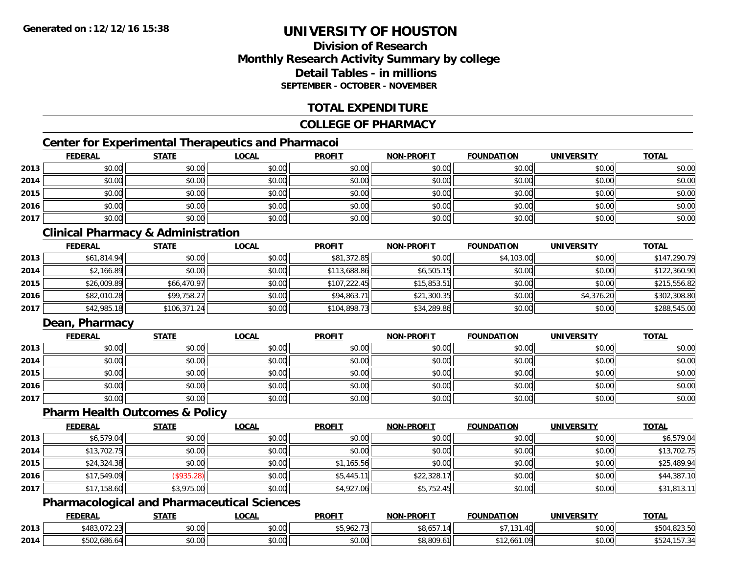**Generated on :12/12/16 15:38**

# UNIVERSITY OF HOUSTON

## Division of Research
## Monthly Research Activity Summary by college
## Detail Tables - in millions
### SEPTEMBER - OCTOBER - NOVEMBER

## TOTAL EXPENDITURE

## COLLEGE OF PHARMACY

### Center for Experimental Therapeutics and Pharmacoi

| | FEDERAL | STATE | LOCAL | PROFIT | NON-PROFIT | FOUNDATION | UNIVERSITY | TOTAL |
|---|---|---|---|---|---|---|---|---|
| 2013 | $0.00 | $0.00 | $0.00 | $0.00 | $0.00 | $0.00 | $0.00 | $0.00 |
| 2014 | $0.00 | $0.00 | $0.00 | $0.00 | $0.00 | $0.00 | $0.00 | $0.00 |
| 2015 | $0.00 | $0.00 | $0.00 | $0.00 | $0.00 | $0.00 | $0.00 | $0.00 |
| 2016 | $0.00 | $0.00 | $0.00 | $0.00 | $0.00 | $0.00 | $0.00 | $0.00 |
| 2017 | $0.00 | $0.00 | $0.00 | $0.00 | $0.00 | $0.00 | $0.00 | $0.00 |

### Clinical Pharmacy & Administration

| | FEDERAL | STATE | LOCAL | PROFIT | NON-PROFIT | FOUNDATION | UNIVERSITY | TOTAL |
|---|---|---|---|---|---|---|---|---|
| 2013 | $61,814.94 | $0.00 | $0.00 | $81,372.85 | $0.00 | $4,103.00 | $0.00 | $147,290.79 |
| 2014 | $2,166.89 | $0.00 | $0.00 | $113,688.86 | $6,505.15 | $0.00 | $0.00 | $122,360.90 |
| 2015 | $26,009.89 | $66,470.97 | $0.00 | $107,222.45 | $15,853.51 | $0.00 | $0.00 | $215,556.82 |
| 2016 | $82,010.28 | $99,758.27 | $0.00 | $94,863.71 | $21,300.35 | $0.00 | $4,376.20 | $302,308.80 |
| 2017 | $42,985.18 | $106,371.24 | $0.00 | $104,898.73 | $34,289.86 | $0.00 | $0.00 | $288,545.00 |

### Dean, Pharmacy

| | FEDERAL | STATE | LOCAL | PROFIT | NON-PROFIT | FOUNDATION | UNIVERSITY | TOTAL |
|---|---|---|---|---|---|---|---|---|
| 2013 | $0.00 | $0.00 | $0.00 | $0.00 | $0.00 | $0.00 | $0.00 | $0.00 |
| 2014 | $0.00 | $0.00 | $0.00 | $0.00 | $0.00 | $0.00 | $0.00 | $0.00 |
| 2015 | $0.00 | $0.00 | $0.00 | $0.00 | $0.00 | $0.00 | $0.00 | $0.00 |
| 2016 | $0.00 | $0.00 | $0.00 | $0.00 | $0.00 | $0.00 | $0.00 | $0.00 |
| 2017 | $0.00 | $0.00 | $0.00 | $0.00 | $0.00 | $0.00 | $0.00 | $0.00 |

### Pharm Health Outcomes & Policy

| | FEDERAL | STATE | LOCAL | PROFIT | NON-PROFIT | FOUNDATION | UNIVERSITY | TOTAL |
|---|---|---|---|---|---|---|---|---|
| 2013 | $6,579.04 | $0.00 | $0.00 | $0.00 | $0.00 | $0.00 | $0.00 | $6,579.04 |
| 2014 | $13,702.75 | $0.00 | $0.00 | $0.00 | $0.00 | $0.00 | $0.00 | $13,702.75 |
| 2015 | $24,324.38 | $0.00 | $0.00 | $1,165.56 | $0.00 | $0.00 | $0.00 | $25,489.94 |
| 2016 | $17,549.09 | ($935.28) | $0.00 | $5,445.11 | $22,328.17 | $0.00 | $0.00 | $44,387.10 |
| 2017 | $17,158.60 | $3,975.00 | $0.00 | $4,927.06 | $5,752.45 | $0.00 | $0.00 | $31,813.11 |

### Pharmacological and Pharmaceutical Sciences

| | FEDERAL | STATE | LOCAL | PROFIT | NON-PROFIT | FOUNDATION | UNIVERSITY | TOTAL |
|---|---|---|---|---|---|---|---|---|
| 2013 | $483,072.23 | $0.00 | $0.00 | $5,962.73 | $8,657.14 | $7,131.40 | $0.00 | $504,823.50 |
| 2014 | $502,686.64 | $0.00 | $0.00 | $0.00 | $8,809.61 | $12,661.09 | $0.00 | $524,157.34 |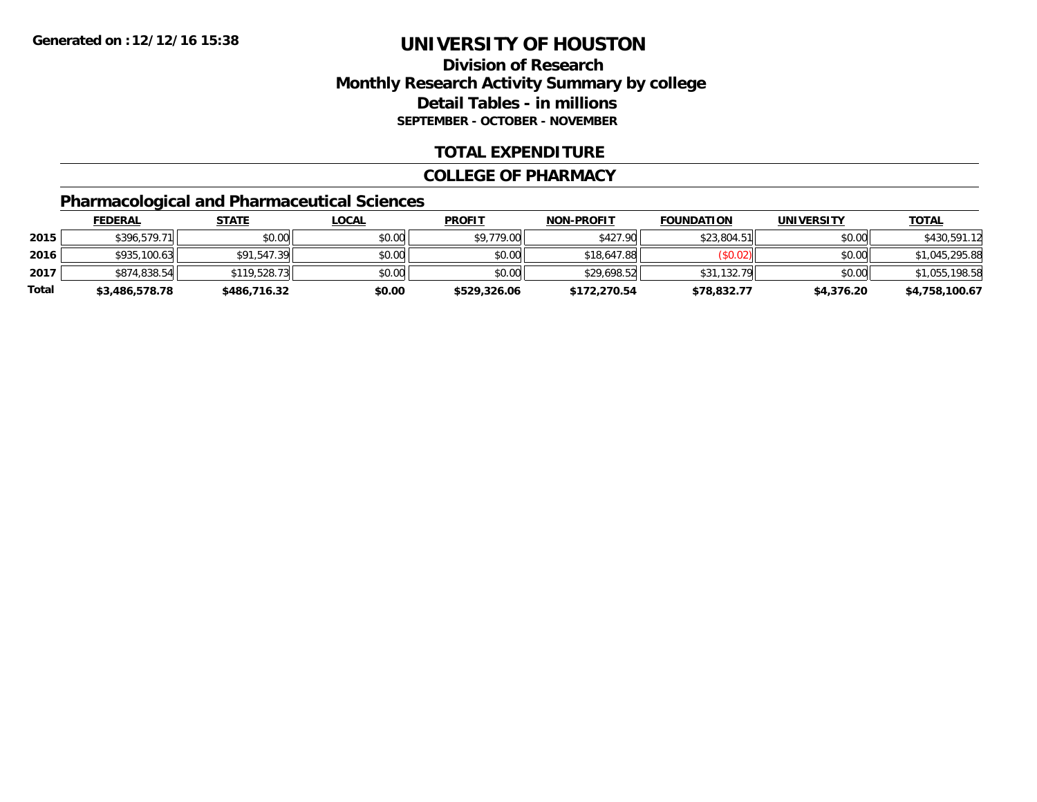Generated on :12/12/16 15:38

# UNIVERSITY OF HOUSTON

## Division of Research
## Monthly Research Activity Summary by college
## Detail Tables - in millions
### SEPTEMBER - OCTOBER - NOVEMBER

## TOTAL EXPENDITURE

## COLLEGE OF PHARMACY

### Pharmacological and Pharmaceutical Sciences

| | FEDERAL | STATE | LOCAL | PROFIT | NON-PROFIT | FOUNDATION | UNIVERSITY | TOTAL |
|---|---|---|---|---|---|---|---|---|
| 2015 | $396,579.71 | $0.00 | $0.00 | $9,779.00 | $427.90 | $23,804.51 | $0.00 | $430,591.12 |
| 2016 | $935,100.63 | $91,547.39 | $0.00 | $0.00 | $18,647.88 | ($0.02) | $0.00 | $1,045,295.88 |
| 2017 | $874,838.54 | $119,528.73 | $0.00 | $0.00 | $29,698.52 | $31,132.79 | $0.00 | $1,055,198.58 |
| **Total** | **$3,486,578.78** | **$486,716.32** | **$0.00** | **$529,326.06** | **$172,270.54** | **$78,832.77** | **$4,376.20** | **$4,758,100.67** |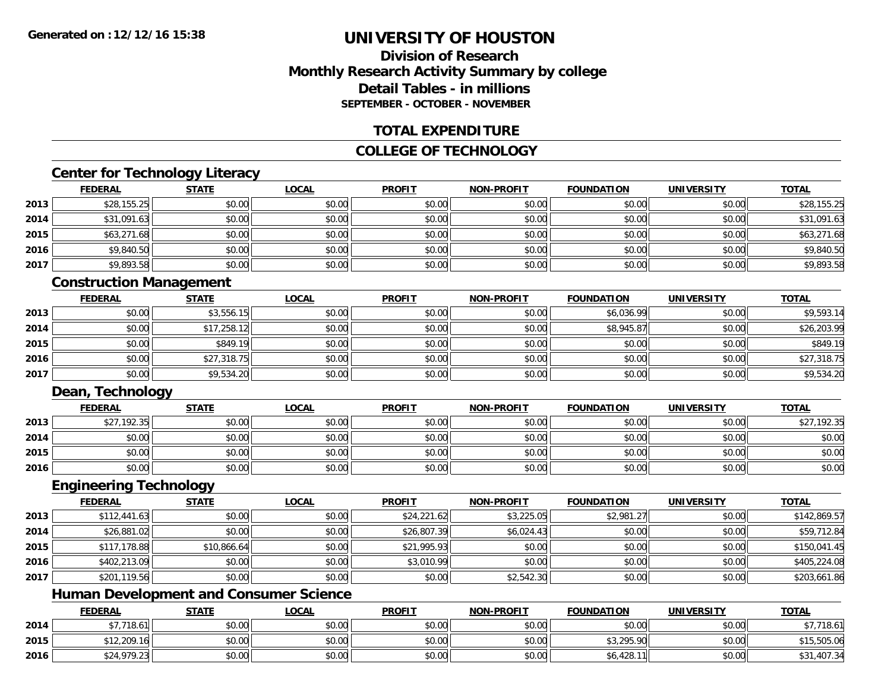# UNIVERSITY OF HOUSTON

## Division of Research
## Monthly Research Activity Summary by college
## Detail Tables - in millions
### SEPTEMBER - OCTOBER - NOVEMBER

## TOTAL EXPENDITURE

## COLLEGE OF TECHNOLOGY

### Center for Technology Literacy

| | FEDERAL | STATE | LOCAL | PROFIT | NON-PROFIT | FOUNDATION | UNIVERSITY | TOTAL |
|---|---|---|---|---|---|---|---|---|
| 2013 | $28,155.25 | $0.00 | $0.00 | $0.00 | $0.00 | $0.00 | $0.00 | $28,155.25 |
| 2014 | $31,091.63 | $0.00 | $0.00 | $0.00 | $0.00 | $0.00 | $0.00 | $31,091.63 |
| 2015 | $63,271.68 | $0.00 | $0.00 | $0.00 | $0.00 | $0.00 | $0.00 | $63,271.68 |
| 2016 | $9,840.50 | $0.00 | $0.00 | $0.00 | $0.00 | $0.00 | $0.00 | $9,840.50 |
| 2017 | $9,893.58 | $0.00 | $0.00 | $0.00 | $0.00 | $0.00 | $0.00 | $9,893.58 |

### Construction Management

| | FEDERAL | STATE | LOCAL | PROFIT | NON-PROFIT | FOUNDATION | UNIVERSITY | TOTAL |
|---|---|---|---|---|---|---|---|---|
| 2013 | $0.00 | $3,556.15 | $0.00 | $0.00 | $0.00 | $6,036.99 | $0.00 | $9,593.14 |
| 2014 | $0.00 | $17,258.12 | $0.00 | $0.00 | $0.00 | $8,945.87 | $0.00 | $26,203.99 |
| 2015 | $0.00 | $849.19 | $0.00 | $0.00 | $0.00 | $0.00 | $0.00 | $849.19 |
| 2016 | $0.00 | $27,318.75 | $0.00 | $0.00 | $0.00 | $0.00 | $0.00 | $27,318.75 |
| 2017 | $0.00 | $9,534.20 | $0.00 | $0.00 | $0.00 | $0.00 | $0.00 | $9,534.20 |

### Dean, Technology

| | FEDERAL | STATE | LOCAL | PROFIT | NON-PROFIT | FOUNDATION | UNIVERSITY | TOTAL |
|---|---|---|---|---|---|---|---|---|
| 2013 | $27,192.35 | $0.00 | $0.00 | $0.00 | $0.00 | $0.00 | $0.00 | $27,192.35 |
| 2014 | $0.00 | $0.00 | $0.00 | $0.00 | $0.00 | $0.00 | $0.00 | $0.00 |
| 2015 | $0.00 | $0.00 | $0.00 | $0.00 | $0.00 | $0.00 | $0.00 | $0.00 |
| 2016 | $0.00 | $0.00 | $0.00 | $0.00 | $0.00 | $0.00 | $0.00 | $0.00 |

### Engineering Technology

| | FEDERAL | STATE | LOCAL | PROFIT | NON-PROFIT | FOUNDATION | UNIVERSITY | TOTAL |
|---|---|---|---|---|---|---|---|---|
| 2013 | $112,441.63 | $0.00 | $0.00 | $24,221.62 | $3,225.05 | $2,981.27 | $0.00 | $142,869.57 |
| 2014 | $26,881.02 | $0.00 | $0.00 | $26,807.39 | $6,024.43 | $0.00 | $0.00 | $59,712.84 |
| 2015 | $117,178.88 | $10,866.64 | $0.00 | $21,995.93 | $0.00 | $0.00 | $0.00 | $150,041.45 |
| 2016 | $402,213.09 | $0.00 | $0.00 | $3,010.99 | $0.00 | $0.00 | $0.00 | $405,224.08 |
| 2017 | $201,119.56 | $0.00 | $0.00 | $0.00 | $2,542.30 | $0.00 | $0.00 | $203,661.86 |

### Human Development and Consumer Science

| | FEDERAL | STATE | LOCAL | PROFIT | NON-PROFIT | FOUNDATION | UNIVERSITY | TOTAL |
|---|---|---|---|---|---|---|---|---|
| 2014 | $7,718.61 | $0.00 | $0.00 | $0.00 | $0.00 | $0.00 | $0.00 | $7,718.61 |
| 2015 | $12,209.16 | $0.00 | $0.00 | $0.00 | $0.00 | $3,295.90 | $0.00 | $15,505.06 |
| 2016 | $24,979.23 | $0.00 | $0.00 | $0.00 | $0.00 | $6,428.11 | $0.00 | $31,407.34 |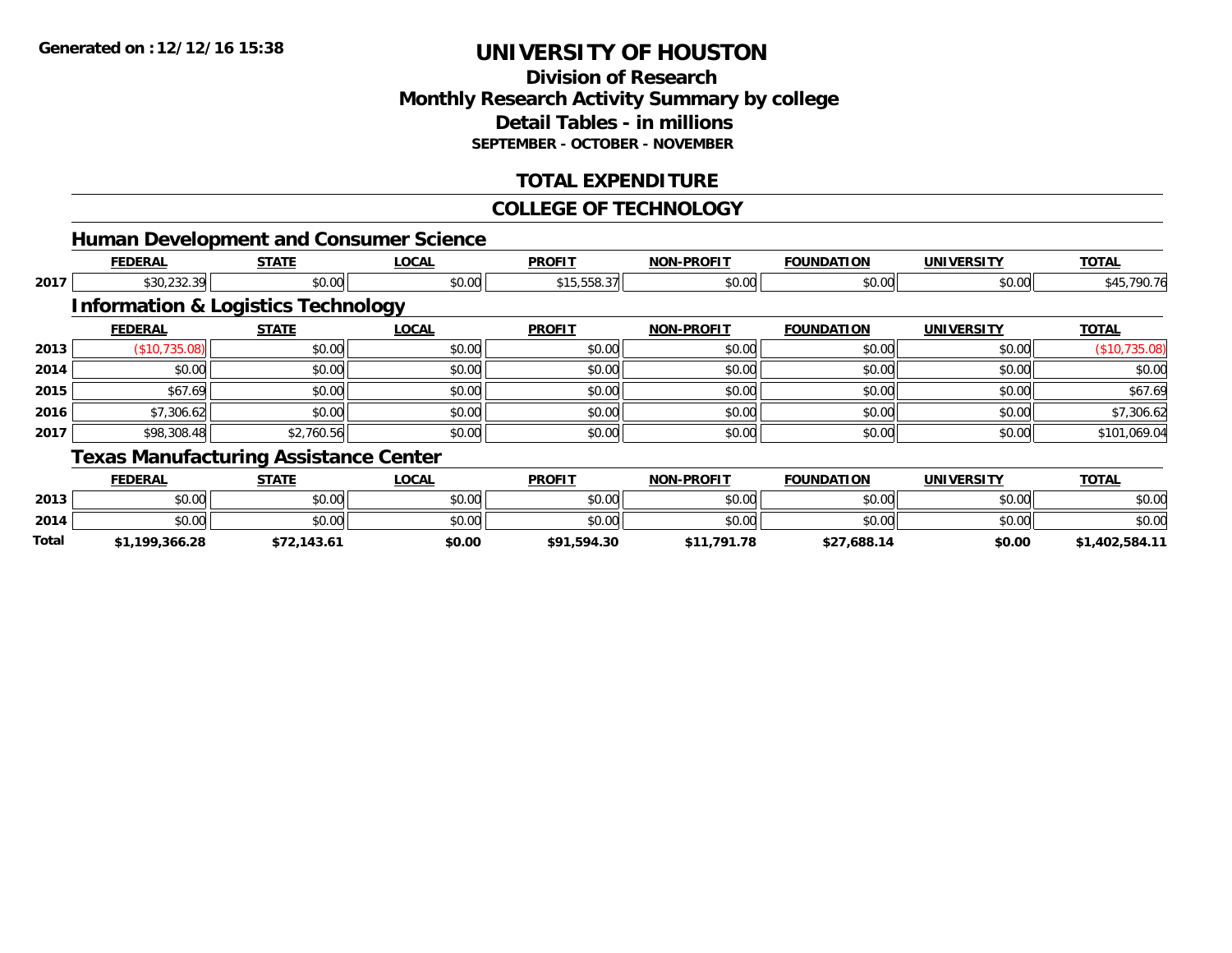**Generated on :12/12/16 15:38**

# UNIVERSITY OF HOUSTON

## Division of Research
## Monthly Research Activity Summary by college
## Detail Tables - in millions
**SEPTEMBER - OCTOBER - NOVEMBER**

## TOTAL EXPENDITURE

## COLLEGE OF TECHNOLOGY

### Human Development and Consumer Science

| | FEDERAL | STATE | LOCAL | PROFIT | NON-PROFIT | FOUNDATION | UNIVERSITY | TOTAL |
|---|---|---|---|---|---|---|---|---|
| 2017 | $30,232.39 | $0.00 | $0.00 | $15,558.37 | $0.00 | $0.00 | $0.00 | $45,790.76 |

### Information & Logistics Technology

| | FEDERAL | STATE | LOCAL | PROFIT | NON-PROFIT | FOUNDATION | UNIVERSITY | TOTAL |
|---|---|---|---|---|---|---|---|---|
| 2013 | ($10,735.08) | $0.00 | $0.00 | $0.00 | $0.00 | $0.00 | $0.00 | ($10,735.08) |
| 2014 | $0.00 | $0.00 | $0.00 | $0.00 | $0.00 | $0.00 | $0.00 | $0.00 |
| 2015 | $67.69 | $0.00 | $0.00 | $0.00 | $0.00 | $0.00 | $0.00 | $67.69 |
| 2016 | $7,306.62 | $0.00 | $0.00 | $0.00 | $0.00 | $0.00 | $0.00 | $7,306.62 |
| 2017 | $98,308.48 | $2,760.56 | $0.00 | $0.00 | $0.00 | $0.00 | $0.00 | $101,069.04 |

### Texas Manufacturing Assistance Center

| | FEDERAL | STATE | LOCAL | PROFIT | NON-PROFIT | FOUNDATION | UNIVERSITY | TOTAL |
|---|---|---|---|---|---|---|---|---|
| 2013 | $0.00 | $0.00 | $0.00 | $0.00 | $0.00 | $0.00 | $0.00 | $0.00 |
| 2014 | $0.00 | $0.00 | $0.00 | $0.00 | $0.00 | $0.00 | $0.00 | $0.00 |
| **Total** | **$1,199,366.28** | **$72,143.61** | **$0.00** | **$91,594.30** | **$11,791.78** | **$27,688.14** | **$0.00** | **$1,402,584.11** |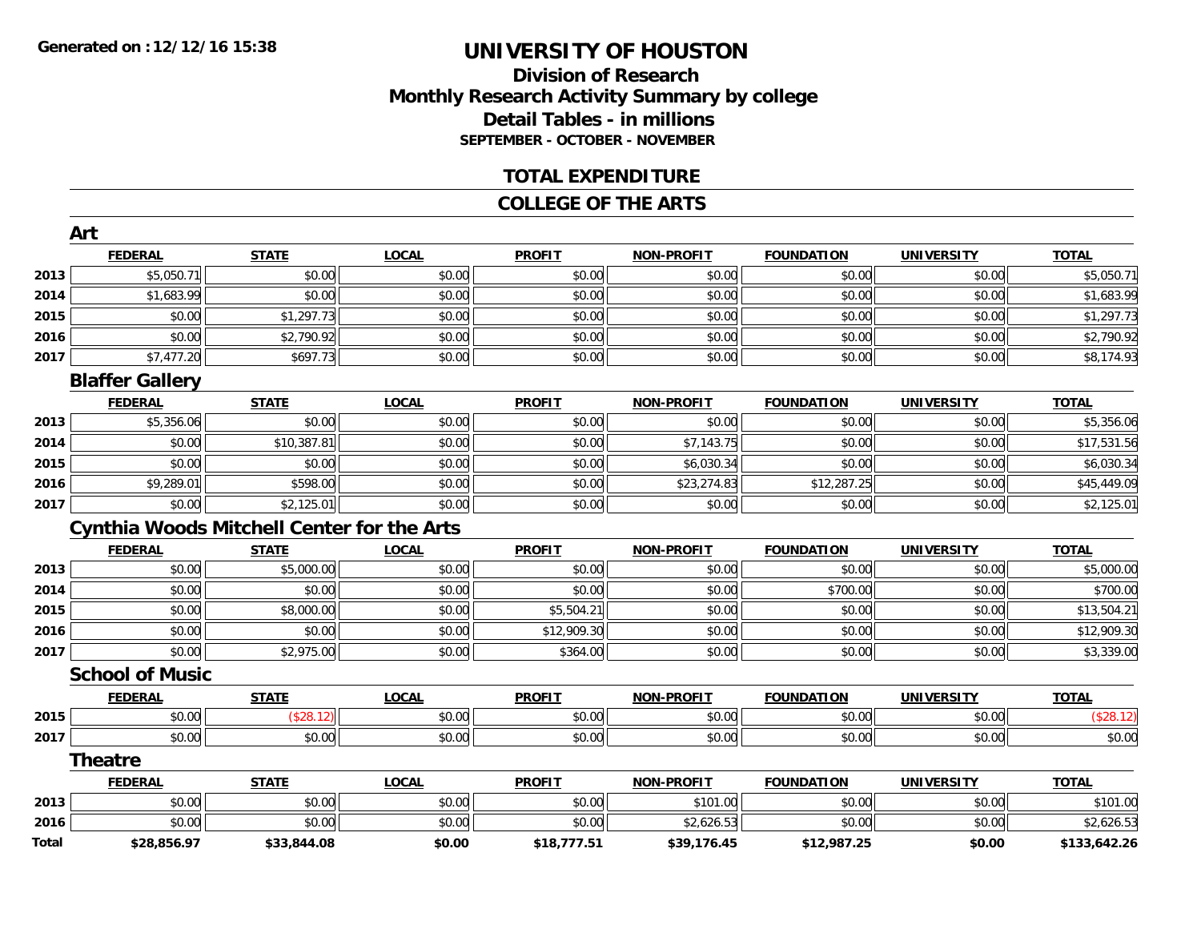Generated on :12/12/16 15:38

# UNIVERSITY OF HOUSTON

## Division of Research
## Monthly Research Activity Summary by college
## Detail Tables - in millions
### SEPTEMBER - OCTOBER - NOVEMBER

## TOTAL EXPENDITURE

## COLLEGE OF THE ARTS

### Art

| | FEDERAL | STATE | LOCAL | PROFIT | NON-PROFIT | FOUNDATION | UNIVERSITY | TOTAL |
|---|---|---|---|---|---|---|---|---|
| 2013 | $5,050.71 | $0.00 | $0.00 | $0.00 | $0.00 | $0.00 | $0.00 | $5,050.71 |
| 2014 | $1,683.99 | $0.00 | $0.00 | $0.00 | $0.00 | $0.00 | $0.00 | $1,683.99 |
| 2015 | $0.00 | $1,297.73 | $0.00 | $0.00 | $0.00 | $0.00 | $0.00 | $1,297.73 |
| 2016 | $0.00 | $2,790.92 | $0.00 | $0.00 | $0.00 | $0.00 | $0.00 | $2,790.92 |
| 2017 | $7,477.20 | $697.73 | $0.00 | $0.00 | $0.00 | $0.00 | $0.00 | $8,174.93 |

### Blaffer Gallery

| | FEDERAL | STATE | LOCAL | PROFIT | NON-PROFIT | FOUNDATION | UNIVERSITY | TOTAL |
|---|---|---|---|---|---|---|---|---|
| 2013 | $5,356.06 | $0.00 | $0.00 | $0.00 | $0.00 | $0.00 | $0.00 | $5,356.06 |
| 2014 | $0.00 | $10,387.81 | $0.00 | $0.00 | $7,143.75 | $0.00 | $0.00 | $17,531.56 |
| 2015 | $0.00 | $0.00 | $0.00 | $0.00 | $6,030.34 | $0.00 | $0.00 | $6,030.34 |
| 2016 | $9,289.01 | $598.00 | $0.00 | $0.00 | $23,274.83 | $12,287.25 | $0.00 | $45,449.09 |
| 2017 | $0.00 | $2,125.01 | $0.00 | $0.00 | $0.00 | $0.00 | $0.00 | $2,125.01 |

### Cynthia Woods Mitchell Center for the Arts

| | FEDERAL | STATE | LOCAL | PROFIT | NON-PROFIT | FOUNDATION | UNIVERSITY | TOTAL |
|---|---|---|---|---|---|---|---|---|
| 2013 | $0.00 | $5,000.00 | $0.00 | $0.00 | $0.00 | $0.00 | $0.00 | $5,000.00 |
| 2014 | $0.00 | $0.00 | $0.00 | $0.00 | $0.00 | $700.00 | $0.00 | $700.00 |
| 2015 | $0.00 | $8,000.00 | $0.00 | $5,504.21 | $0.00 | $0.00 | $0.00 | $13,504.21 |
| 2016 | $0.00 | $0.00 | $0.00 | $12,909.30 | $0.00 | $0.00 | $0.00 | $12,909.30 |
| 2017 | $0.00 | $2,975.00 | $0.00 | $364.00 | $0.00 | $0.00 | $0.00 | $3,339.00 |

### School of Music

| | FEDERAL | STATE | LOCAL | PROFIT | NON-PROFIT | FOUNDATION | UNIVERSITY | TOTAL |
|---|---|---|---|---|---|---|---|---|
| 2015 | $0.00 | ($28.12) | $0.00 | $0.00 | $0.00 | $0.00 | $0.00 | ($28.12) |
| 2017 | $0.00 | $0.00 | $0.00 | $0.00 | $0.00 | $0.00 | $0.00 | $0.00 |

### Theatre

| | FEDERAL | STATE | LOCAL | PROFIT | NON-PROFIT | FOUNDATION | UNIVERSITY | TOTAL |
|---|---|---|---|---|---|---|---|---|
| 2013 | $0.00 | $0.00 | $0.00 | $0.00 | $101.00 | $0.00 | $0.00 | $101.00 |
| 2016 | $0.00 | $0.00 | $0.00 | $0.00 | $2,626.53 | $0.00 | $0.00 | $2,626.53 |
| **Total** | **$28,856.97** | **$33,844.08** | **$0.00** | **$18,777.51** | **$39,176.45** | **$12,987.25** | **$0.00** | **$133,642.26** |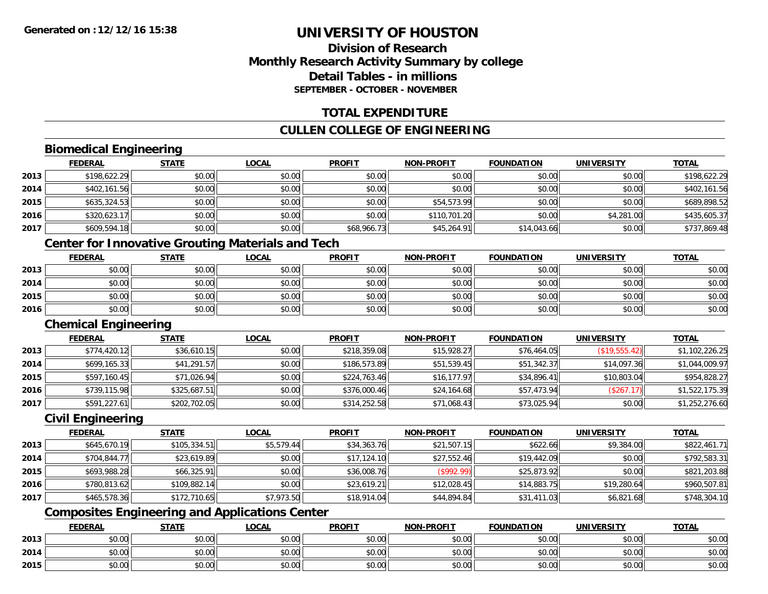# UNIVERSITY OF HOUSTON

## Division of Research
## Monthly Research Activity Summary by college
## Detail Tables - in millions
### SEPTEMBER - OCTOBER - NOVEMBER

Generated on :12/12/16 15:38

## TOTAL EXPENDITURE

## CULLEN COLLEGE OF ENGINEERING

### Biomedical Engineering

| | FEDERAL | STATE | LOCAL | PROFIT | NON-PROFIT | FOUNDATION | UNIVERSITY | TOTAL |
|---|---|---|---|---|---|---|---|---|
| 2013 | $198,622.29 | $0.00 | $0.00 | $0.00 | $0.00 | $0.00 | $0.00 | $198,622.29 |
| 2014 | $402,161.56 | $0.00 | $0.00 | $0.00 | $0.00 | $0.00 | $0.00 | $402,161.56 |
| 2015 | $635,324.53 | $0.00 | $0.00 | $0.00 | $54,573.99 | $0.00 | $0.00 | $689,898.52 |
| 2016 | $320,623.17 | $0.00 | $0.00 | $0.00 | $110,701.20 | $0.00 | $4,281.00 | $435,605.37 |
| 2017 | $609,594.18 | $0.00 | $0.00 | $68,966.73 | $45,264.91 | $14,043.66 | $0.00 | $737,869.48 |

### Center for Innovative Grouting Materials and Tech

| | FEDERAL | STATE | LOCAL | PROFIT | NON-PROFIT | FOUNDATION | UNIVERSITY | TOTAL |
|---|---|---|---|---|---|---|---|---|
| 2013 | $0.00 | $0.00 | $0.00 | $0.00 | $0.00 | $0.00 | $0.00 | $0.00 |
| 2014 | $0.00 | $0.00 | $0.00 | $0.00 | $0.00 | $0.00 | $0.00 | $0.00 |
| 2015 | $0.00 | $0.00 | $0.00 | $0.00 | $0.00 | $0.00 | $0.00 | $0.00 |
| 2016 | $0.00 | $0.00 | $0.00 | $0.00 | $0.00 | $0.00 | $0.00 | $0.00 |

### Chemical Engineering

| | FEDERAL | STATE | LOCAL | PROFIT | NON-PROFIT | FOUNDATION | UNIVERSITY | TOTAL |
|---|---|---|---|---|---|---|---|---|
| 2013 | $774,420.12 | $36,610.15 | $0.00 | $218,359.08 | $15,928.27 | $76,464.05 | ($19,555.42) | $1,102,226.25 |
| 2014 | $699,165.33 | $41,291.57 | $0.00 | $186,573.89 | $51,539.45 | $51,342.37 | $14,097.36 | $1,044,009.97 |
| 2015 | $597,160.45 | $71,026.94 | $0.00 | $224,763.46 | $16,177.97 | $34,896.41 | $10,803.04 | $954,828.27 |
| 2016 | $739,115.98 | $325,687.51 | $0.00 | $376,000.46 | $24,164.68 | $57,473.94 | ($267.17) | $1,522,175.39 |
| 2017 | $591,227.61 | $202,702.05 | $0.00 | $314,252.58 | $71,068.43 | $73,025.94 | $0.00 | $1,252,276.60 |

### Civil Engineering

| | FEDERAL | STATE | LOCAL | PROFIT | NON-PROFIT | FOUNDATION | UNIVERSITY | TOTAL |
|---|---|---|---|---|---|---|---|---|
| 2013 | $645,670.19 | $105,334.51 | $5,579.44 | $34,363.76 | $21,507.15 | $622.66 | $9,384.00 | $822,461.71 |
| 2014 | $704,844.77 | $23,619.89 | $0.00 | $17,124.10 | $27,552.46 | $19,442.09 | $0.00 | $792,583.31 |
| 2015 | $693,988.28 | $66,325.91 | $0.00 | $36,008.76 | ($992.99) | $25,873.92 | $0.00 | $821,203.88 |
| 2016 | $780,813.62 | $109,882.14 | $0.00 | $23,619.21 | $12,028.45 | $14,883.75 | $19,280.64 | $960,507.81 |
| 2017 | $465,578.36 | $172,710.65 | $7,973.50 | $18,914.04 | $44,894.84 | $31,411.03 | $6,821.68 | $748,304.10 |

### Composites Engineering and Applications Center

| | FEDERAL | STATE | LOCAL | PROFIT | NON-PROFIT | FOUNDATION | UNIVERSITY | TOTAL |
|---|---|---|---|---|---|---|---|---|
| 2013 | $0.00 | $0.00 | $0.00 | $0.00 | $0.00 | $0.00 | $0.00 | $0.00 |
| 2014 | $0.00 | $0.00 | $0.00 | $0.00 | $0.00 | $0.00 | $0.00 | $0.00 |
| 2015 | $0.00 | $0.00 | $0.00 | $0.00 | $0.00 | $0.00 | $0.00 | $0.00 |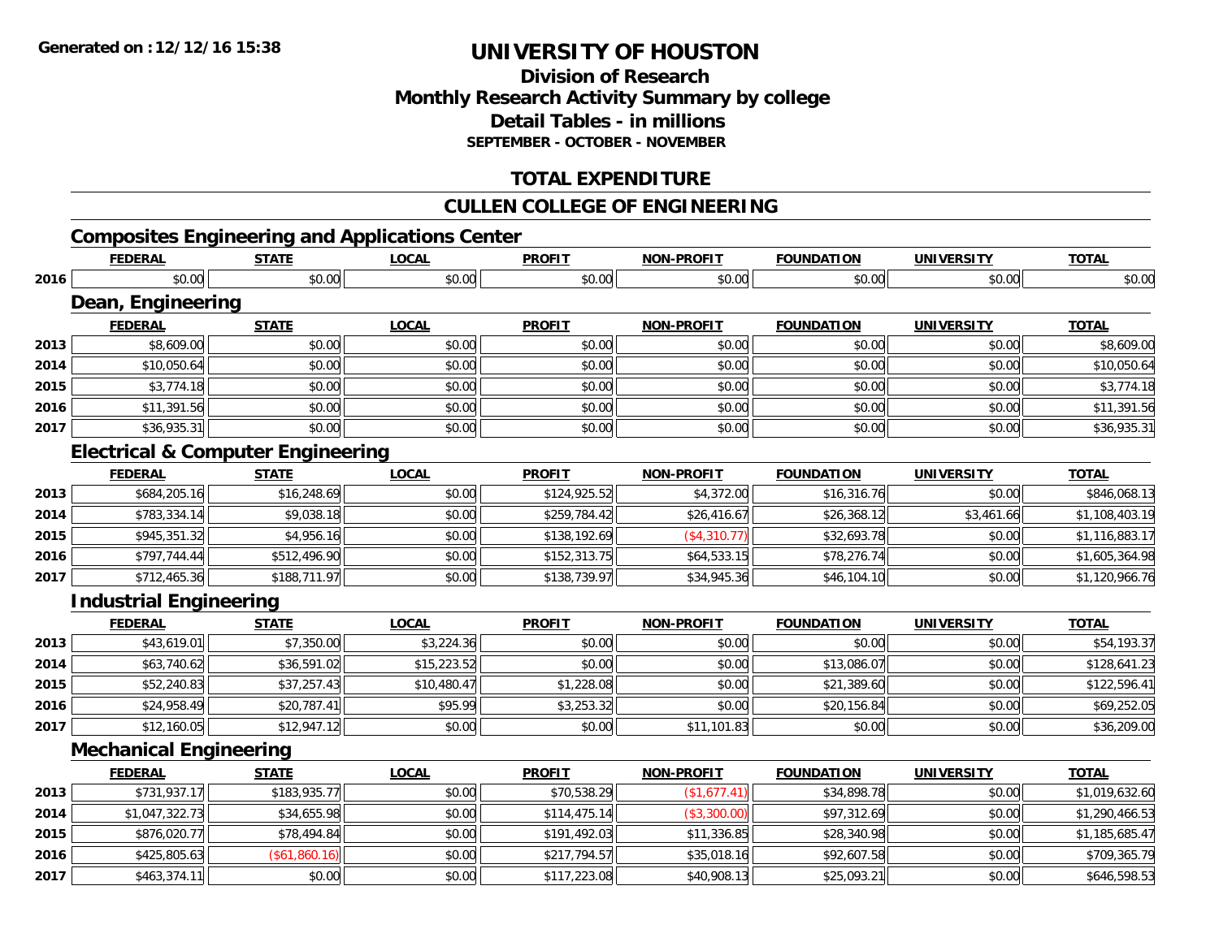**Generated on : 12/12/16 15:38**

# UNIVERSITY OF HOUSTON

## Division of Research
## Monthly Research Activity Summary by college
## Detail Tables - in millions
### SEPTEMBER - OCTOBER - NOVEMBER

## TOTAL EXPENDITURE

## CULLEN COLLEGE OF ENGINEERING

### Composites Engineering and Applications Center

| | FEDERAL | STATE | LOCAL | PROFIT | NON-PROFIT | FOUNDATION | UNIVERSITY | TOTAL |
|---|---|---|---|---|---|---|---|---|
| 2016 | $0.00 | $0.00 | $0.00 | $0.00 | $0.00 | $0.00 | $0.00 | $0.00 |

### Dean, Engineering

| | FEDERAL | STATE | LOCAL | PROFIT | NON-PROFIT | FOUNDATION | UNIVERSITY | TOTAL |
|---|---|---|---|---|---|---|---|---|
| 2013 | $8,609.00 | $0.00 | $0.00 | $0.00 | $0.00 | $0.00 | $0.00 | $8,609.00 |
| 2014 | $10,050.64 | $0.00 | $0.00 | $0.00 | $0.00 | $0.00 | $0.00 | $10,050.64 |
| 2015 | $3,774.18 | $0.00 | $0.00 | $0.00 | $0.00 | $0.00 | $0.00 | $3,774.18 |
| 2016 | $11,391.56 | $0.00 | $0.00 | $0.00 | $0.00 | $0.00 | $0.00 | $11,391.56 |
| 2017 | $36,935.31 | $0.00 | $0.00 | $0.00 | $0.00 | $0.00 | $0.00 | $36,935.31 |

### Electrical & Computer Engineering

| | FEDERAL | STATE | LOCAL | PROFIT | NON-PROFIT | FOUNDATION | UNIVERSITY | TOTAL |
|---|---|---|---|---|---|---|---|---|
| 2013 | $684,205.16 | $16,248.69 | $0.00 | $124,925.52 | $4,372.00 | $16,316.76 | $0.00 | $846,068.13 |
| 2014 | $783,334.14 | $9,038.18 | $0.00 | $259,784.42 | $26,416.67 | $26,368.12 | $3,461.66 | $1,108,403.19 |
| 2015 | $945,351.32 | $4,956.16 | $0.00 | $138,192.69 | ($4,310.77) | $32,693.78 | $0.00 | $1,116,883.17 |
| 2016 | $797,744.44 | $512,496.90 | $0.00 | $152,313.75 | $64,533.15 | $78,276.74 | $0.00 | $1,605,364.98 |
| 2017 | $712,465.36 | $188,711.97 | $0.00 | $138,739.97 | $34,945.36 | $46,104.10 | $0.00 | $1,120,966.76 |

### Industrial Engineering

| | FEDERAL | STATE | LOCAL | PROFIT | NON-PROFIT | FOUNDATION | UNIVERSITY | TOTAL |
|---|---|---|---|---|---|---|---|---|
| 2013 | $43,619.01 | $7,350.00 | $3,224.36 | $0.00 | $0.00 | $0.00 | $0.00 | $54,193.37 |
| 2014 | $63,740.62 | $36,591.02 | $15,223.52 | $0.00 | $0.00 | $13,086.07 | $0.00 | $128,641.23 |
| 2015 | $52,240.83 | $37,257.43 | $10,480.47 | $1,228.08 | $0.00 | $21,389.60 | $0.00 | $122,596.41 |
| 2016 | $24,958.49 | $20,787.41 | $95.99 | $3,253.32 | $0.00 | $20,156.84 | $0.00 | $69,252.05 |
| 2017 | $12,160.05 | $12,947.12 | $0.00 | $0.00 | $11,101.83 | $0.00 | $0.00 | $36,209.00 |

### Mechanical Engineering

| | FEDERAL | STATE | LOCAL | PROFIT | NON-PROFIT | FOUNDATION | UNIVERSITY | TOTAL |
|---|---|---|---|---|---|---|---|---|
| 2013 | $731,937.17 | $183,935.77 | $0.00 | $70,538.29 | ($1,677.41) | $34,898.78 | $0.00 | $1,019,632.60 |
| 2014 | $1,047,322.73 | $34,655.98 | $0.00 | $114,475.14 | ($3,300.00) | $97,312.69 | $0.00 | $1,290,466.53 |
| 2015 | $876,020.77 | $78,494.84 | $0.00 | $191,492.03 | $11,336.85 | $28,340.98 | $0.00 | $1,185,685.47 |
| 2016 | $425,805.63 | ($61,860.16) | $0.00 | $217,794.57 | $35,018.16 | $92,607.58 | $0.00 | $709,365.79 |
| 2017 | $463,374.11 | $0.00 | $0.00 | $117,223.08 | $40,908.13 | $25,093.21 | $0.00 | $646,598.53 |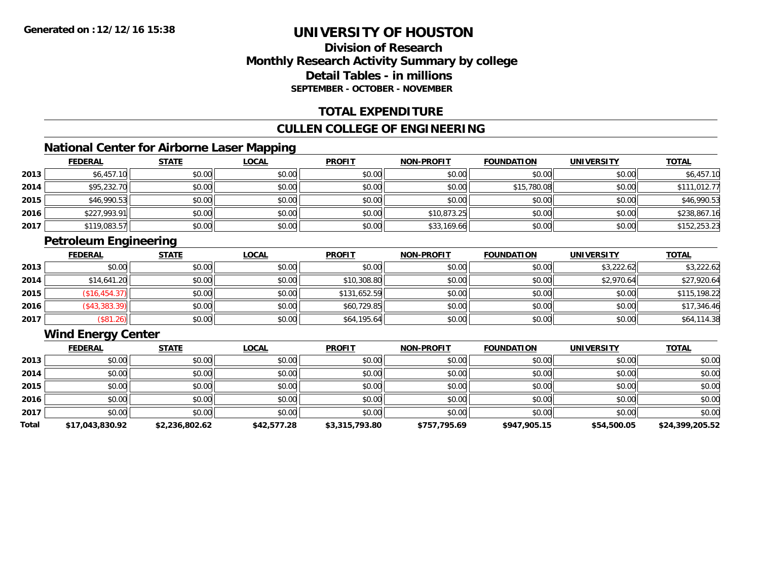# UNIVERSITY OF HOUSTON

## Division of Research
## Monthly Research Activity Summary by college
## Detail Tables - in millions
### SEPTEMBER - OCTOBER - NOVEMBER

## TOTAL EXPENDITURE

## CULLEN COLLEGE OF ENGINEERING

### National Center for Airborne Laser Mapping

| | FEDERAL | STATE | LOCAL | PROFIT | NON-PROFIT | FOUNDATION | UNIVERSITY | TOTAL |
|---|---|---|---|---|---|---|---|---|
| 2013 | $6,457.10 | $0.00 | $0.00 | $0.00 | $0.00 | $0.00 | $0.00 | $6,457.10 |
| 2014 | $95,232.70 | $0.00 | $0.00 | $0.00 | $0.00 | $15,780.08 | $0.00 | $111,012.77 |
| 2015 | $46,990.53 | $0.00 | $0.00 | $0.00 | $0.00 | $0.00 | $0.00 | $46,990.53 |
| 2016 | $227,993.91 | $0.00 | $0.00 | $0.00 | $10,873.25 | $0.00 | $0.00 | $238,867.16 |
| 2017 | $119,083.57 | $0.00 | $0.00 | $0.00 | $33,169.66 | $0.00 | $0.00 | $152,253.23 |

### Petroleum Engineering

| | FEDERAL | STATE | LOCAL | PROFIT | NON-PROFIT | FOUNDATION | UNIVERSITY | TOTAL |
|---|---|---|---|---|---|---|---|---|
| 2013 | $0.00 | $0.00 | $0.00 | $0.00 | $0.00 | $0.00 | $3,222.62 | $3,222.62 |
| 2014 | $14,641.20 | $0.00 | $0.00 | $10,308.80 | $0.00 | $0.00 | $2,970.64 | $27,920.64 |
| 2015 | ($16,454.37) | $0.00 | $0.00 | $131,652.59 | $0.00 | $0.00 | $0.00 | $115,198.22 |
| 2016 | ($43,383.39) | $0.00 | $0.00 | $60,729.85 | $0.00 | $0.00 | $0.00 | $17,346.46 |
| 2017 | ($81.26) | $0.00 | $0.00 | $64,195.64 | $0.00 | $0.00 | $0.00 | $64,114.38 |

### Wind Energy Center

| | FEDERAL | STATE | LOCAL | PROFIT | NON-PROFIT | FOUNDATION | UNIVERSITY | TOTAL |
|---|---|---|---|---|---|---|---|---|
| 2013 | $0.00 | $0.00 | $0.00 | $0.00 | $0.00 | $0.00 | $0.00 | $0.00 |
| 2014 | $0.00 | $0.00 | $0.00 | $0.00 | $0.00 | $0.00 | $0.00 | $0.00 |
| 2015 | $0.00 | $0.00 | $0.00 | $0.00 | $0.00 | $0.00 | $0.00 | $0.00 |
| 2016 | $0.00 | $0.00 | $0.00 | $0.00 | $0.00 | $0.00 | $0.00 | $0.00 |
| 2017 | $0.00 | $0.00 | $0.00 | $0.00 | $0.00 | $0.00 | $0.00 | $0.00 |
| **Total** | **$17,043,830.92** | **$2,236,802.62** | **$42,577.28** | **$3,315,793.80** | **$757,795.69** | **$947,905.15** | **$54,500.05** | **$24,399,205.52** |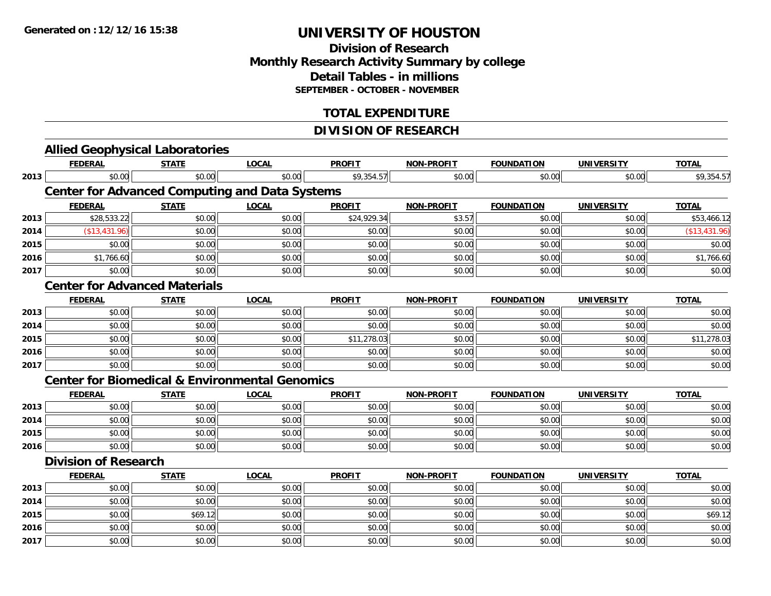**Generated on :12/12/16 15:38**

# UNIVERSITY OF HOUSTON

## Division of Research
## Monthly Research Activity Summary by college
## Detail Tables - in millions
### SEPTEMBER - OCTOBER - NOVEMBER

## TOTAL EXPENDITURE

## DIVISION OF RESEARCH

### Allied Geophysical Laboratories

| | FEDERAL | STATE | LOCAL | PROFIT | NON-PROFIT | FOUNDATION | UNIVERSITY | TOTAL |
|---|---|---|---|---|---|---|---|---|
| 2013 | $0.00 | $0.00 | $0.00 | $9,354.57 | $0.00 | $0.00 | $0.00 | $9,354.57 |

### Center for Advanced Computing and Data Systems

| | FEDERAL | STATE | LOCAL | PROFIT | NON-PROFIT | FOUNDATION | UNIVERSITY | TOTAL |
|---|---|---|---|---|---|---|---|---|
| 2013 | $28,533.22 | $0.00 | $0.00 | $24,929.34 | $3.57 | $0.00 | $0.00 | $53,466.12 |
| 2014 | ($13,431.96) | $0.00 | $0.00 | $0.00 | $0.00 | $0.00 | $0.00 | ($13,431.96) |
| 2015 | $0.00 | $0.00 | $0.00 | $0.00 | $0.00 | $0.00 | $0.00 | $0.00 |
| 2016 | $1,766.60 | $0.00 | $0.00 | $0.00 | $0.00 | $0.00 | $0.00 | $1,766.60 |
| 2017 | $0.00 | $0.00 | $0.00 | $0.00 | $0.00 | $0.00 | $0.00 | $0.00 |

### Center for Advanced Materials

| | FEDERAL | STATE | LOCAL | PROFIT | NON-PROFIT | FOUNDATION | UNIVERSITY | TOTAL |
|---|---|---|---|---|---|---|---|---|
| 2013 | $0.00 | $0.00 | $0.00 | $0.00 | $0.00 | $0.00 | $0.00 | $0.00 |
| 2014 | $0.00 | $0.00 | $0.00 | $0.00 | $0.00 | $0.00 | $0.00 | $0.00 |
| 2015 | $0.00 | $0.00 | $0.00 | $11,278.03 | $0.00 | $0.00 | $0.00 | $11,278.03 |
| 2016 | $0.00 | $0.00 | $0.00 | $0.00 | $0.00 | $0.00 | $0.00 | $0.00 |
| 2017 | $0.00 | $0.00 | $0.00 | $0.00 | $0.00 | $0.00 | $0.00 | $0.00 |

### Center for Biomedical & Environmental Genomics

| | FEDERAL | STATE | LOCAL | PROFIT | NON-PROFIT | FOUNDATION | UNIVERSITY | TOTAL |
|---|---|---|---|---|---|---|---|---|
| 2013 | $0.00 | $0.00 | $0.00 | $0.00 | $0.00 | $0.00 | $0.00 | $0.00 |
| 2014 | $0.00 | $0.00 | $0.00 | $0.00 | $0.00 | $0.00 | $0.00 | $0.00 |
| 2015 | $0.00 | $0.00 | $0.00 | $0.00 | $0.00 | $0.00 | $0.00 | $0.00 |
| 2016 | $0.00 | $0.00 | $0.00 | $0.00 | $0.00 | $0.00 | $0.00 | $0.00 |

### Division of Research

| | FEDERAL | STATE | LOCAL | PROFIT | NON-PROFIT | FOUNDATION | UNIVERSITY | TOTAL |
|---|---|---|---|---|---|---|---|---|
| 2013 | $0.00 | $0.00 | $0.00 | $0.00 | $0.00 | $0.00 | $0.00 | $0.00 |
| 2014 | $0.00 | $0.00 | $0.00 | $0.00 | $0.00 | $0.00 | $0.00 | $0.00 |
| 2015 | $0.00 | $69.12 | $0.00 | $0.00 | $0.00 | $0.00 | $0.00 | $69.12 |
| 2016 | $0.00 | $0.00 | $0.00 | $0.00 | $0.00 | $0.00 | $0.00 | $0.00 |
| 2017 | $0.00 | $0.00 | $0.00 | $0.00 | $0.00 | $0.00 | $0.00 | $0.00 |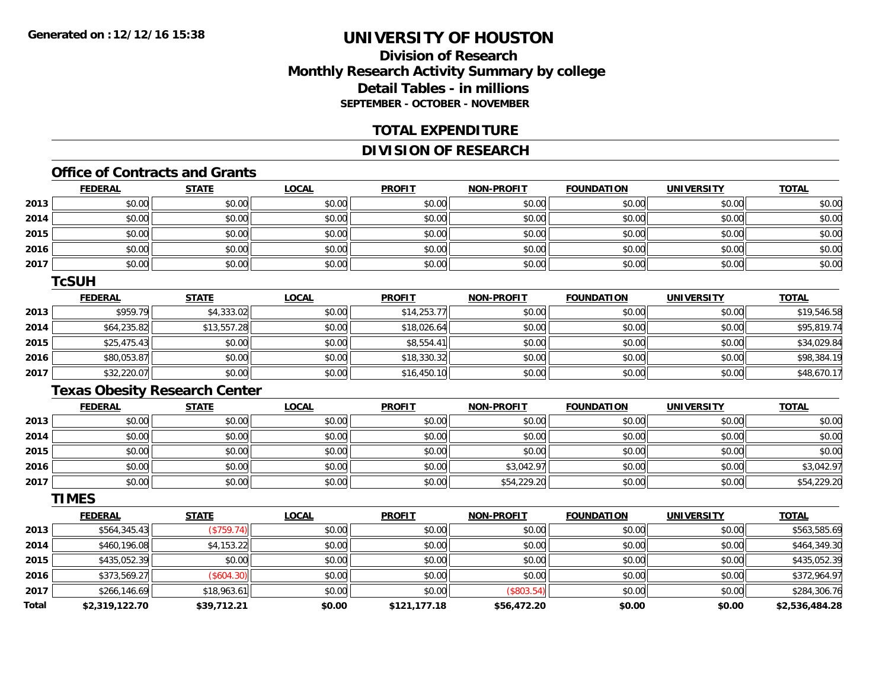# UNIVERSITY OF HOUSTON

## Division of Research
## Monthly Research Activity Summary by college
## Detail Tables - in millions
### SEPTEMBER - OCTOBER - NOVEMBER

## TOTAL EXPENDITURE

## DIVISION OF RESEARCH

### Office of Contracts and Grants

| | FEDERAL | STATE | LOCAL | PROFIT | NON-PROFIT | FOUNDATION | UNIVERSITY | TOTAL |
|---|---|---|---|---|---|---|---|---|
| 2013 | $0.00 | $0.00 | $0.00 | $0.00 | $0.00 | $0.00 | $0.00 | $0.00 |
| 2014 | $0.00 | $0.00 | $0.00 | $0.00 | $0.00 | $0.00 | $0.00 | $0.00 |
| 2015 | $0.00 | $0.00 | $0.00 | $0.00 | $0.00 | $0.00 | $0.00 | $0.00 |
| 2016 | $0.00 | $0.00 | $0.00 | $0.00 | $0.00 | $0.00 | $0.00 | $0.00 |
| 2017 | $0.00 | $0.00 | $0.00 | $0.00 | $0.00 | $0.00 | $0.00 | $0.00 |

### TcSUH

| | FEDERAL | STATE | LOCAL | PROFIT | NON-PROFIT | FOUNDATION | UNIVERSITY | TOTAL |
|---|---|---|---|---|---|---|---|---|
| 2013 | $959.79 | $4,333.02 | $0.00 | $14,253.77 | $0.00 | $0.00 | $0.00 | $19,546.58 |
| 2014 | $64,235.82 | $13,557.28 | $0.00 | $18,026.64 | $0.00 | $0.00 | $0.00 | $95,819.74 |
| 2015 | $25,475.43 | $0.00 | $0.00 | $8,554.41 | $0.00 | $0.00 | $0.00 | $34,029.84 |
| 2016 | $80,053.87 | $0.00 | $0.00 | $18,330.32 | $0.00 | $0.00 | $0.00 | $98,384.19 |
| 2017 | $32,220.07 | $0.00 | $0.00 | $16,450.10 | $0.00 | $0.00 | $0.00 | $48,670.17 |

### Texas Obesity Research Center

| | FEDERAL | STATE | LOCAL | PROFIT | NON-PROFIT | FOUNDATION | UNIVERSITY | TOTAL |
|---|---|---|---|---|---|---|---|---|
| 2013 | $0.00 | $0.00 | $0.00 | $0.00 | $0.00 | $0.00 | $0.00 | $0.00 |
| 2014 | $0.00 | $0.00 | $0.00 | $0.00 | $0.00 | $0.00 | $0.00 | $0.00 |
| 2015 | $0.00 | $0.00 | $0.00 | $0.00 | $0.00 | $0.00 | $0.00 | $0.00 |
| 2016 | $0.00 | $0.00 | $0.00 | $0.00 | $3,042.97 | $0.00 | $0.00 | $3,042.97 |
| 2017 | $0.00 | $0.00 | $0.00 | $0.00 | $54,229.20 | $0.00 | $0.00 | $54,229.20 |

### TIMES

| | FEDERAL | STATE | LOCAL | PROFIT | NON-PROFIT | FOUNDATION | UNIVERSITY | TOTAL |
|---|---|---|---|---|---|---|---|---|
| 2013 | $564,345.43 | ($759.74) | $0.00 | $0.00 | $0.00 | $0.00 | $0.00 | $563,585.69 |
| 2014 | $460,196.08 | $4,153.22 | $0.00 | $0.00 | $0.00 | $0.00 | $0.00 | $464,349.30 |
| 2015 | $435,052.39 | $0.00 | $0.00 | $0.00 | $0.00 | $0.00 | $0.00 | $435,052.39 |
| 2016 | $373,569.27 | ($604.30) | $0.00 | $0.00 | $0.00 | $0.00 | $0.00 | $372,964.97 |
| 2017 | $266,146.69 | $18,963.61 | $0.00 | $0.00 | ($803.54) | $0.00 | $0.00 | $284,306.76 |
| **Total** | **$2,319,122.70** | **$39,712.21** | **$0.00** | **$121,177.18** | **$56,472.20** | **$0.00** | **$0.00** | **$2,536,484.28** |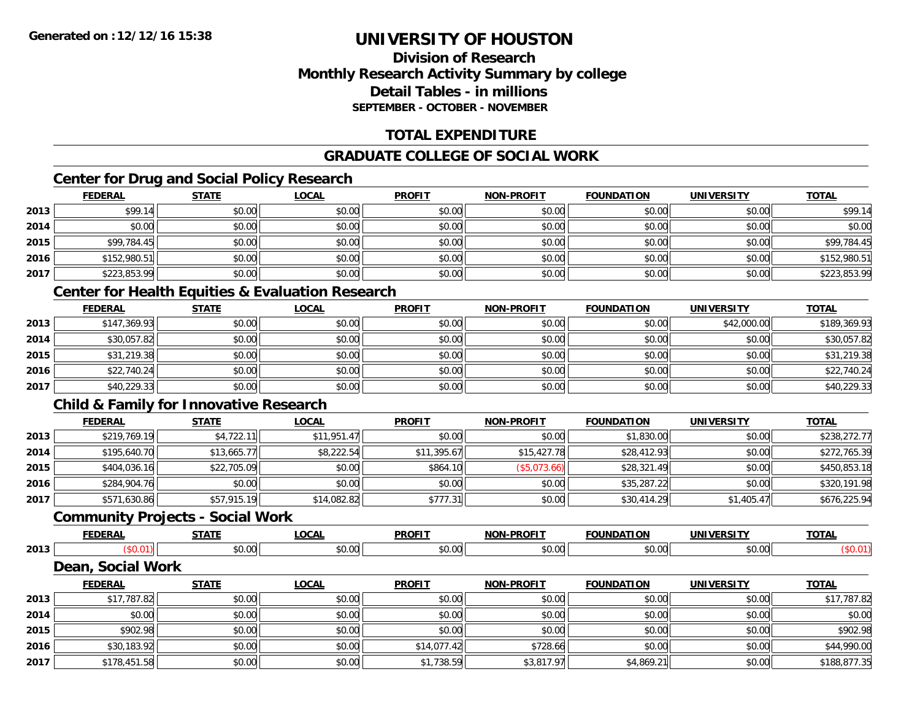**Generated on :12/12/16 15:38**

# UNIVERSITY OF HOUSTON

## Division of Research
## Monthly Research Activity Summary by college
## Detail Tables - in millions
### SEPTEMBER - OCTOBER - NOVEMBER

## TOTAL EXPENDITURE

## GRADUATE COLLEGE OF SOCIAL WORK

### Center for Drug and Social Policy Research

| | FEDERAL | STATE | LOCAL | PROFIT | NON-PROFIT | FOUNDATION | UNIVERSITY | TOTAL |
|---|---|---|---|---|---|---|---|---|
| 2013 | $99.14 | $0.00 | $0.00 | $0.00 | $0.00 | $0.00 | $0.00 | $99.14 |
| 2014 | $0.00 | $0.00 | $0.00 | $0.00 | $0.00 | $0.00 | $0.00 | $0.00 |
| 2015 | $99,784.45 | $0.00 | $0.00 | $0.00 | $0.00 | $0.00 | $0.00 | $99,784.45 |
| 2016 | $152,980.51 | $0.00 | $0.00 | $0.00 | $0.00 | $0.00 | $0.00 | $152,980.51 |
| 2017 | $223,853.99 | $0.00 | $0.00 | $0.00 | $0.00 | $0.00 | $0.00 | $223,853.99 |

### Center for Health Equities & Evaluation Research

| | FEDERAL | STATE | LOCAL | PROFIT | NON-PROFIT | FOUNDATION | UNIVERSITY | TOTAL |
|---|---|---|---|---|---|---|---|---|
| 2013 | $147,369.93 | $0.00 | $0.00 | $0.00 | $0.00 | $0.00 | $42,000.00 | $189,369.93 |
| 2014 | $30,057.82 | $0.00 | $0.00 | $0.00 | $0.00 | $0.00 | $0.00 | $30,057.82 |
| 2015 | $31,219.38 | $0.00 | $0.00 | $0.00 | $0.00 | $0.00 | $0.00 | $31,219.38 |
| 2016 | $22,740.24 | $0.00 | $0.00 | $0.00 | $0.00 | $0.00 | $0.00 | $22,740.24 |
| 2017 | $40,229.33 | $0.00 | $0.00 | $0.00 | $0.00 | $0.00 | $0.00 | $40,229.33 |

### Child & Family for Innovative Research

| | FEDERAL | STATE | LOCAL | PROFIT | NON-PROFIT | FOUNDATION | UNIVERSITY | TOTAL |
|---|---|---|---|---|---|---|---|---|
| 2013 | $219,769.19 | $4,722.11 | $11,951.47 | $0.00 | $0.00 | $1,830.00 | $0.00 | $238,272.77 |
| 2014 | $195,640.70 | $13,665.77 | $8,222.54 | $11,395.67 | $15,427.78 | $28,412.93 | $0.00 | $272,765.39 |
| 2015 | $404,036.16 | $22,705.09 | $0.00 | $864.10 | ($5,073.66) | $28,321.49 | $0.00 | $450,853.18 |
| 2016 | $284,904.76 | $0.00 | $0.00 | $0.00 | $0.00 | $35,287.22 | $0.00 | $320,191.98 |
| 2017 | $571,630.86 | $57,915.19 | $14,082.82 | $777.31 | $0.00 | $30,414.29 | $1,405.47 | $676,225.94 |

### Community Projects - Social Work

| | FEDERAL | STATE | LOCAL | PROFIT | NON-PROFIT | FOUNDATION | UNIVERSITY | TOTAL |
|---|---|---|---|---|---|---|---|---|
| 2013 | ($0.01) | $0.00 | $0.00 | $0.00 | $0.00 | $0.00 | $0.00 | ($0.01) |

### Dean, Social Work

| | FEDERAL | STATE | LOCAL | PROFIT | NON-PROFIT | FOUNDATION | UNIVERSITY | TOTAL |
|---|---|---|---|---|---|---|---|---|
| 2013 | $17,787.82 | $0.00 | $0.00 | $0.00 | $0.00 | $0.00 | $0.00 | $17,787.82 |
| 2014 | $0.00 | $0.00 | $0.00 | $0.00 | $0.00 | $0.00 | $0.00 | $0.00 |
| 2015 | $902.98 | $0.00 | $0.00 | $0.00 | $0.00 | $0.00 | $0.00 | $902.98 |
| 2016 | $30,183.92 | $0.00 | $0.00 | $14,077.42 | $728.66 | $0.00 | $0.00 | $44,990.00 |
| 2017 | $178,451.58 | $0.00 | $0.00 | $1,738.59 | $3,817.97 | $4,869.21 | $0.00 | $188,877.35 |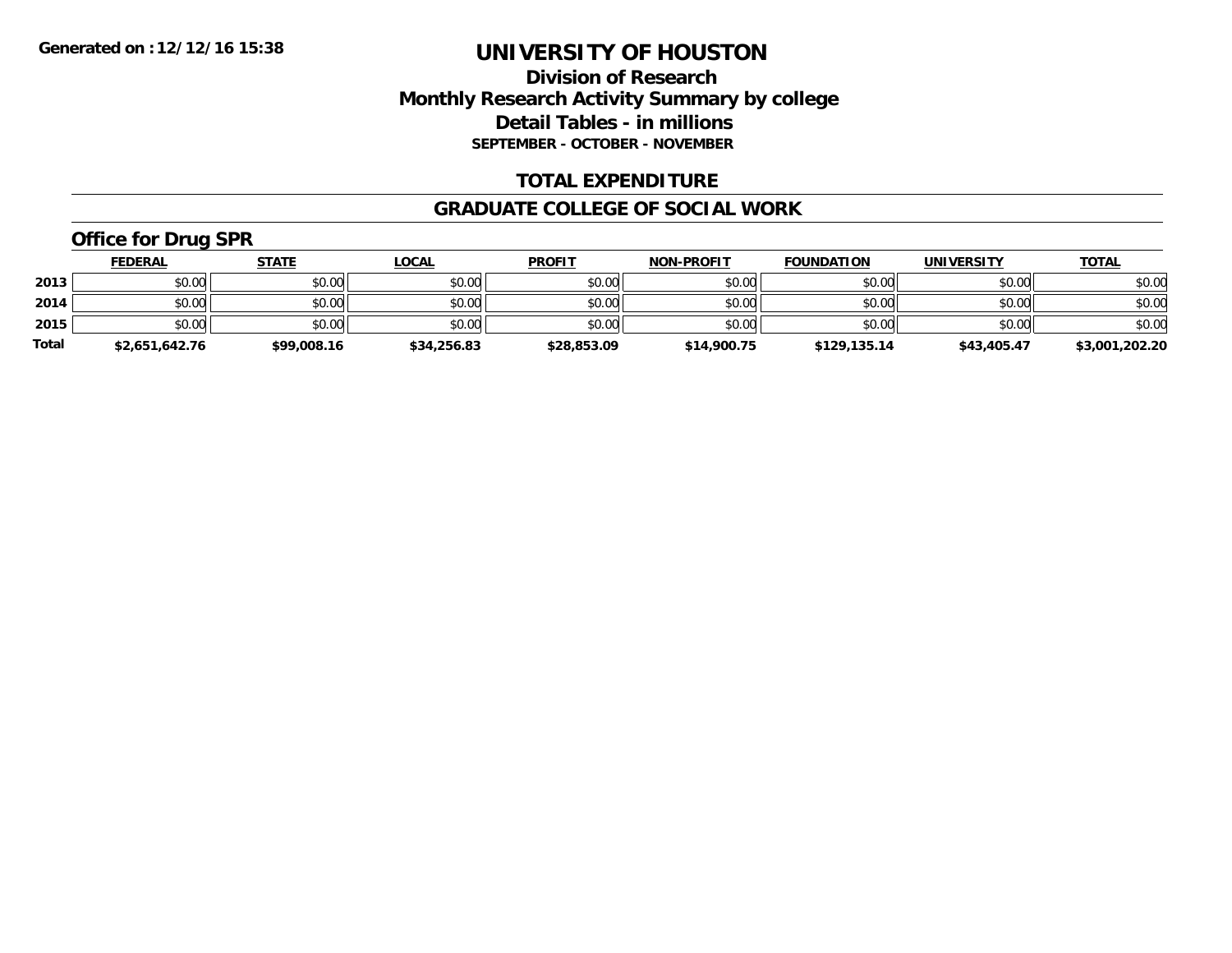Generated on :12/12/16 15:38

# UNIVERSITY OF HOUSTON

## Division of Research
## Monthly Research Activity Summary by college
## Detail Tables - in millions
### SEPTEMBER - OCTOBER - NOVEMBER

## TOTAL EXPENDITURE

## GRADUATE COLLEGE OF SOCIAL WORK

### Office for Drug SPR

| | FEDERAL | STATE | LOCAL | PROFIT | NON-PROFIT | FOUNDATION | UNIVERSITY | TOTAL |
|---|---|---|---|---|---|---|---|---|
| 2013 | $0.00 | $0.00 | $0.00 | $0.00 | $0.00 | $0.00 | $0.00 | $0.00 |
| 2014 | $0.00 | $0.00 | $0.00 | $0.00 | $0.00 | $0.00 | $0.00 | $0.00 |
| 2015 | $0.00 | $0.00 | $0.00 | $0.00 | $0.00 | $0.00 | $0.00 | $0.00 |
| **Total** | **$2,651,642.76** | **$99,008.16** | **$34,256.83** | **$28,853.09** | **$14,900.75** | **$129,135.14** | **$43,405.47** | **$3,001,202.20** |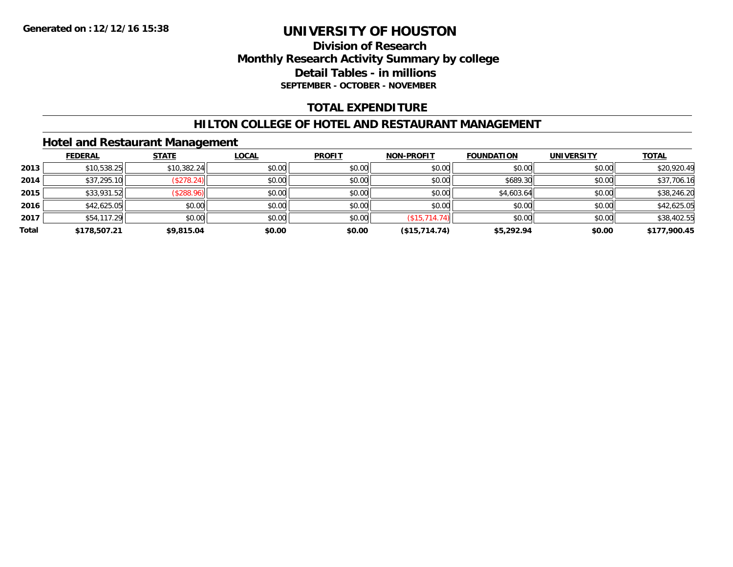**Generated on :12/12/16 15:38**

# UNIVERSITY OF HOUSTON

## Division of Research
## Monthly Research Activity Summary by college
## Detail Tables - in millions
### SEPTEMBER - OCTOBER - NOVEMBER

## TOTAL EXPENDITURE

## HILTON COLLEGE OF HOTEL AND RESTAURANT MANAGEMENT

### Hotel and Restaurant Management

| | FEDERAL | STATE | LOCAL | PROFIT | NON-PROFIT | FOUNDATION | UNIVERSITY | TOTAL |
|---|---|---|---|---|---|---|---|---|
| 2013 | $10,538.25 | $10,382.24 | $0.00 | $0.00 | $0.00 | $0.00 | $0.00 | $20,920.49 |
| 2014 | $37,295.10 | ($278.24) | $0.00 | $0.00 | $0.00 | $689.30 | $0.00 | $37,706.16 |
| 2015 | $33,931.52 | ($288.96) | $0.00 | $0.00 | $0.00 | $4,603.64 | $0.00 | $38,246.20 |
| 2016 | $42,625.05 | $0.00 | $0.00 | $0.00 | $0.00 | $0.00 | $0.00 | $42,625.05 |
| 2017 | $54,117.29 | $0.00 | $0.00 | $0.00 | ($15,714.74) | $0.00 | $0.00 | $38,402.55 |
| **Total** | **$178,507.21** | **$9,815.04** | **$0.00** | **$0.00** | **($15,714.74)** | **$5,292.94** | **$0.00** | **$177,900.45** |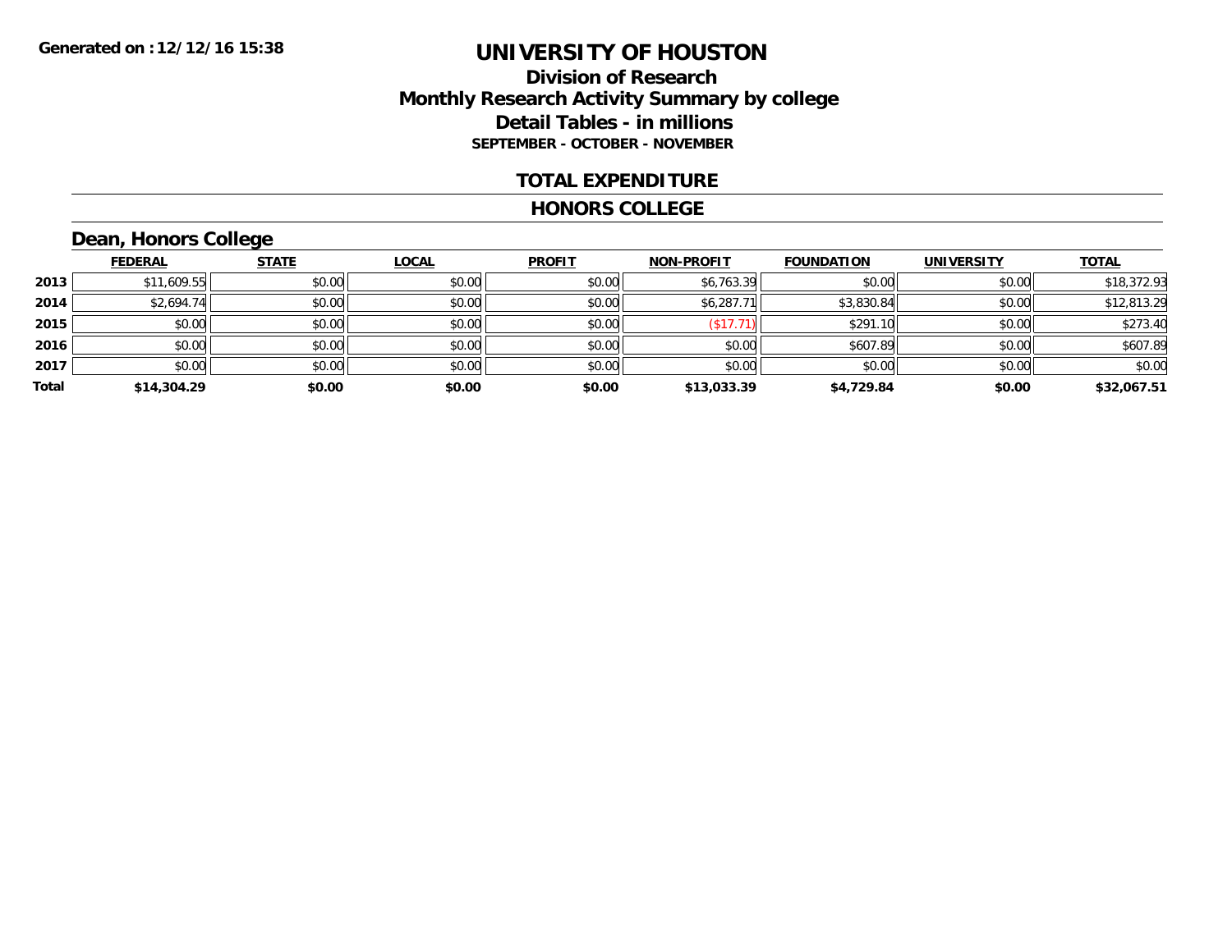**Generated on :12/12/16 15:38**

# UNIVERSITY OF HOUSTON

## Division of Research
## Monthly Research Activity Summary by college
## Detail Tables - in millions
### SEPTEMBER - OCTOBER - NOVEMBER

## TOTAL EXPENDITURE

## HONORS COLLEGE

### Dean, Honors College

| | FEDERAL | STATE | LOCAL | PROFIT | NON-PROFIT | FOUNDATION | UNIVERSITY | TOTAL |
|---|---|---|---|---|---|---|---|---|
| 2013 | $11,609.55 | $0.00 | $0.00 | $0.00 | $6,763.39 | $0.00 | $0.00 | $18,372.93 |
| 2014 | $2,694.74 | $0.00 | $0.00 | $0.00 | $6,287.71 | $3,830.84 | $0.00 | $12,813.29 |
| 2015 | $0.00 | $0.00 | $0.00 | $0.00 | ($17.71) | $291.10 | $0.00 | $273.40 |
| 2016 | $0.00 | $0.00 | $0.00 | $0.00 | $0.00 | $607.89 | $0.00 | $607.89 |
| 2017 | $0.00 | $0.00 | $0.00 | $0.00 | $0.00 | $0.00 | $0.00 | $0.00 |
| **Total** | **$14,304.29** | **$0.00** | **$0.00** | **$0.00** | **$13,033.39** | **$4,729.84** | **$0.00** | **$32,067.51** |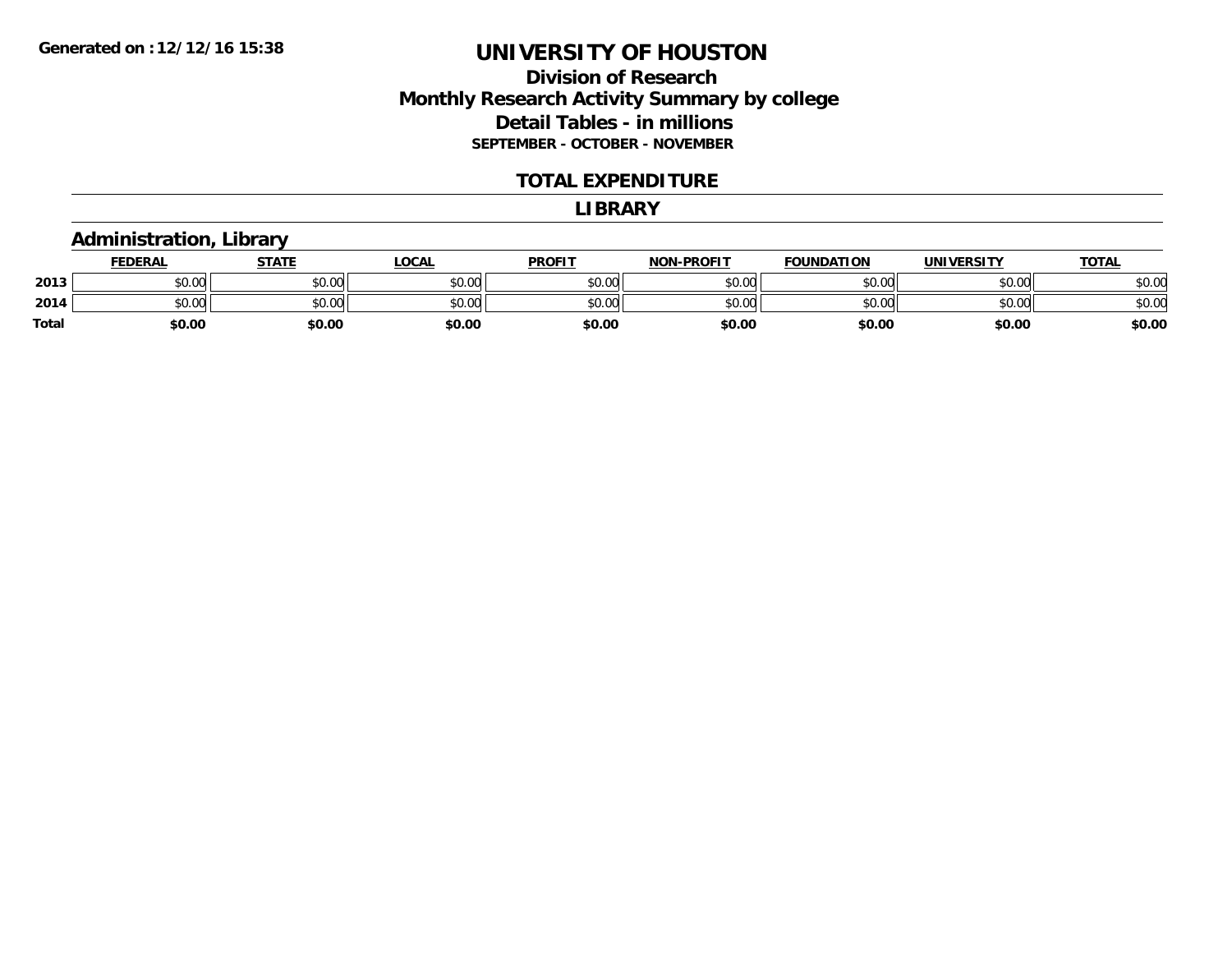**Generated on : 12/12/16 15:38**

# UNIVERSITY OF HOUSTON

## Division of Research
## Monthly Research Activity Summary by college
## Detail Tables - in millions
### SEPTEMBER - OCTOBER - NOVEMBER

## TOTAL EXPENDITURE

## LIBRARY

### Administration, Library

| | FEDERAL | STATE | LOCAL | PROFIT | NON-PROFIT | FOUNDATION | UNIVERSITY | TOTAL |
|---|---|---|---|---|---|---|---|---|
| **2013** | $0.00 | $0.00 | $0.00 | $0.00 | $0.00 | $0.00 | $0.00 | $0.00 |
| **2014** | $0.00 | $0.00 | $0.00 | $0.00 | $0.00 | $0.00 | $0.00 | $0.00 |
| **Total** | **$0.00** | **$0.00** | **$0.00** | **$0.00** | **$0.00** | **$0.00** | **$0.00** | **$0.00** |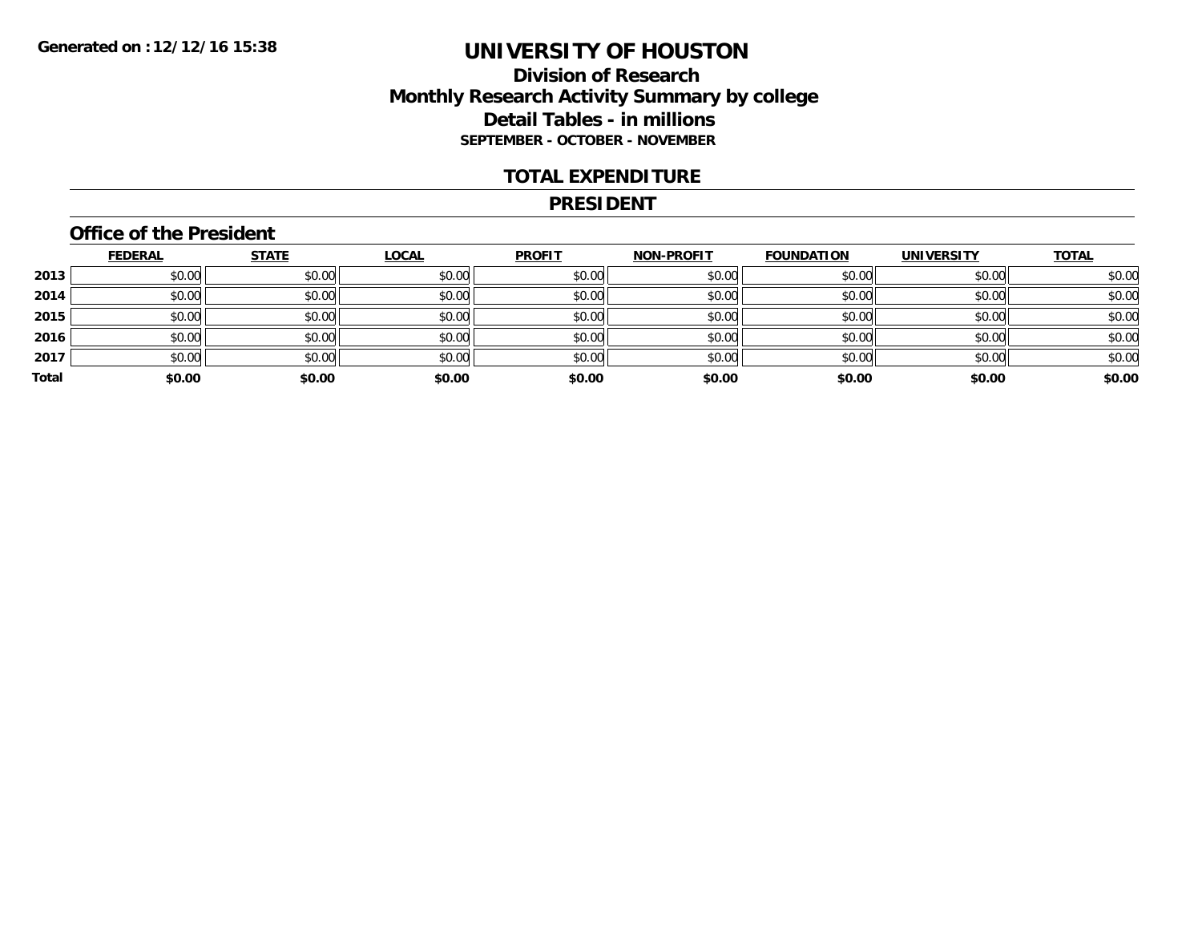Generated on :12/12/16 15:38

# UNIVERSITY OF HOUSTON

## Division of Research
## Monthly Research Activity Summary by college
## Detail Tables - in millions
### SEPTEMBER - OCTOBER - NOVEMBER

## TOTAL EXPENDITURE

## PRESIDENT

### Office of the President

| | FEDERAL | STATE | LOCAL | PROFIT | NON-PROFIT | FOUNDATION | UNIVERSITY | TOTAL |
|---|---|---|---|---|---|---|---|---|
| 2013 | $0.00 | $0.00 | $0.00 | $0.00 | $0.00 | $0.00 | $0.00 | $0.00 |
| 2014 | $0.00 | $0.00 | $0.00 | $0.00 | $0.00 | $0.00 | $0.00 | $0.00 |
| 2015 | $0.00 | $0.00 | $0.00 | $0.00 | $0.00 | $0.00 | $0.00 | $0.00 |
| 2016 | $0.00 | $0.00 | $0.00 | $0.00 | $0.00 | $0.00 | $0.00 | $0.00 |
| 2017 | $0.00 | $0.00 | $0.00 | $0.00 | $0.00 | $0.00 | $0.00 | $0.00 |
| **Total** | **$0.00** | **$0.00** | **$0.00** | **$0.00** | **$0.00** | **$0.00** | **$0.00** | **$0.00** |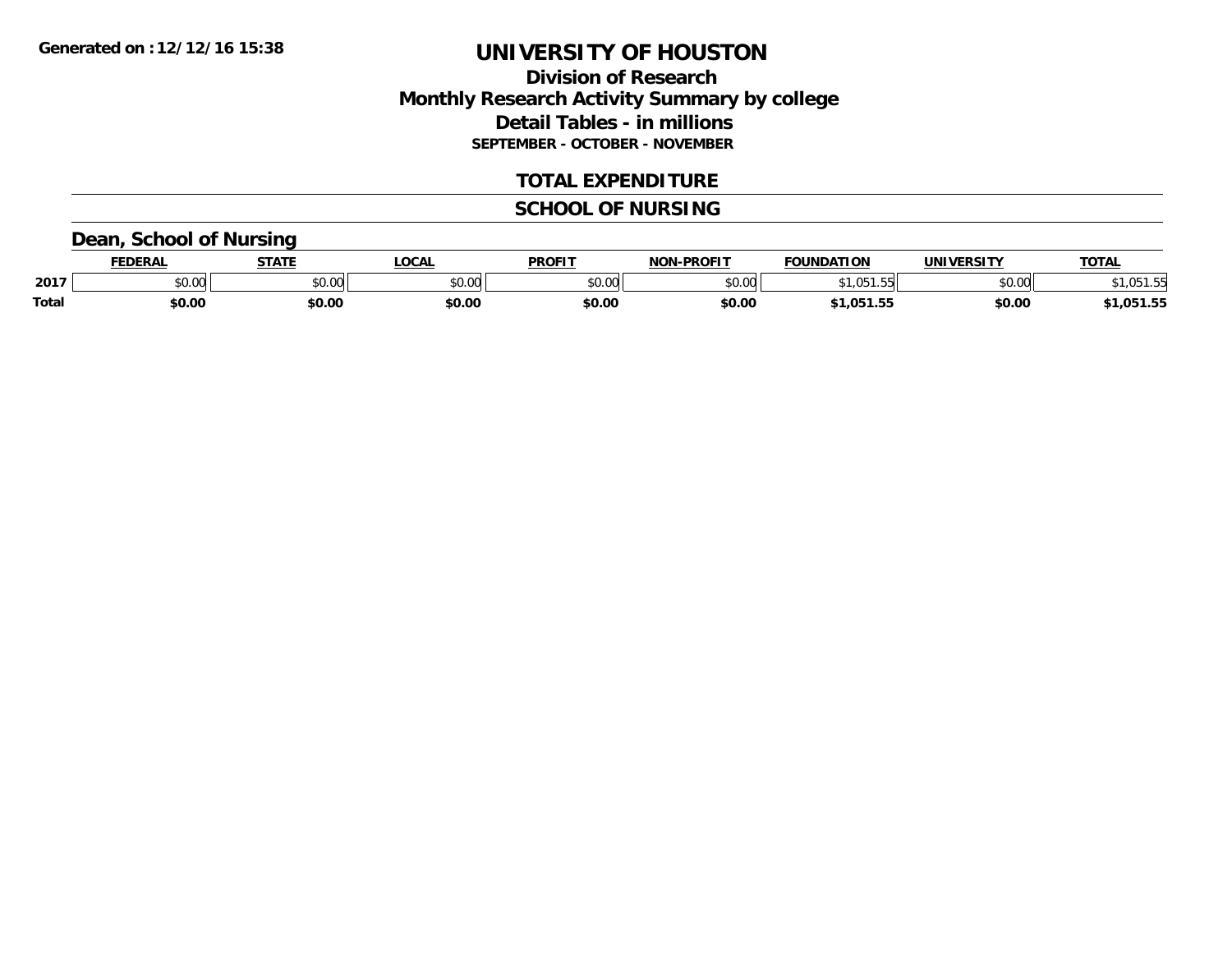Generated on :12/12/16 15:38

# UNIVERSITY OF HOUSTON

## Division of Research
## Monthly Research Activity Summary by college
## Detail Tables - in millions
### SEPTEMBER - OCTOBER - NOVEMBER

## TOTAL EXPENDITURE

## SCHOOL OF NURSING

### Dean, School of Nursing

| | FEDERAL | STATE | LOCAL | PROFIT | NON-PROFIT | FOUNDATION | UNIVERSITY | TOTAL |
|---|---|---|---|---|---|---|---|---|
| 2017 | $0.00 | $0.00 | $0.00 | $0.00 | $0.00 | $1,051.55 | $0.00 | $1,051.55 |
| **Total** | **$0.00** | **$0.00** | **$0.00** | **$0.00** | **$0.00** | **$1,051.55** | **$0.00** | **$1,051.55** |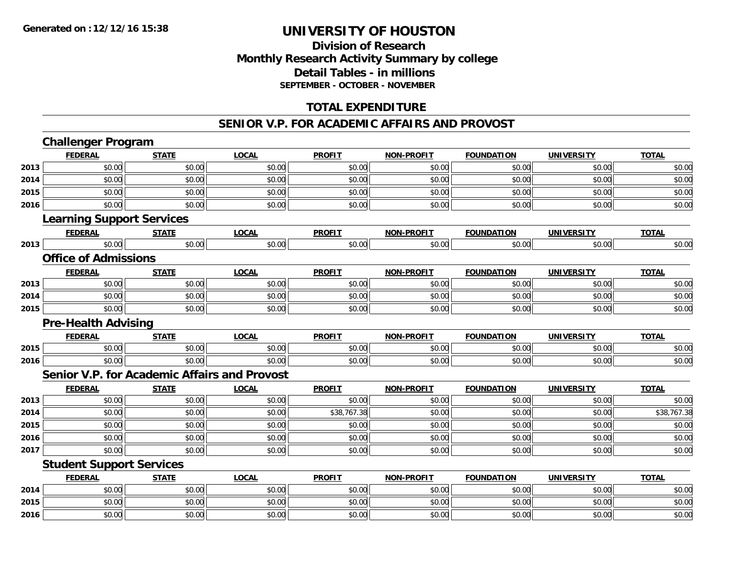# UNIVERSITY OF HOUSTON

## Division of Research
## Monthly Research Activity Summary by college
## Detail Tables - in millions
### SEPTEMBER - OCTOBER - NOVEMBER

## TOTAL EXPENDITURE

## SENIOR V.P. FOR ACADEMIC AFFAIRS AND PROVOST

### Challenger Program

| | FEDERAL | STATE | LOCAL | PROFIT | NON-PROFIT | FOUNDATION | UNIVERSITY | TOTAL |
|---|---|---|---|---|---|---|---|---|
| 2013 | $0.00 | $0.00 | $0.00 | $0.00 | $0.00 | $0.00 | $0.00 | $0.00 |
| 2014 | $0.00 | $0.00 | $0.00 | $0.00 | $0.00 | $0.00 | $0.00 | $0.00 |
| 2015 | $0.00 | $0.00 | $0.00 | $0.00 | $0.00 | $0.00 | $0.00 | $0.00 |
| 2016 | $0.00 | $0.00 | $0.00 | $0.00 | $0.00 | $0.00 | $0.00 | $0.00 |

### Learning Support Services

| | FEDERAL | STATE | LOCAL | PROFIT | NON-PROFIT | FOUNDATION | UNIVERSITY | TOTAL |
|---|---|---|---|---|---|---|---|---|
| 2013 | $0.00 | $0.00 | $0.00 | $0.00 | $0.00 | $0.00 | $0.00 | $0.00 |

### Office of Admissions

| | FEDERAL | STATE | LOCAL | PROFIT | NON-PROFIT | FOUNDATION | UNIVERSITY | TOTAL |
|---|---|---|---|---|---|---|---|---|
| 2013 | $0.00 | $0.00 | $0.00 | $0.00 | $0.00 | $0.00 | $0.00 | $0.00 |
| 2014 | $0.00 | $0.00 | $0.00 | $0.00 | $0.00 | $0.00 | $0.00 | $0.00 |
| 2015 | $0.00 | $0.00 | $0.00 | $0.00 | $0.00 | $0.00 | $0.00 | $0.00 |

### Pre-Health Advising

| | FEDERAL | STATE | LOCAL | PROFIT | NON-PROFIT | FOUNDATION | UNIVERSITY | TOTAL |
|---|---|---|---|---|---|---|---|---|
| 2015 | $0.00 | $0.00 | $0.00 | $0.00 | $0.00 | $0.00 | $0.00 | $0.00 |
| 2016 | $0.00 | $0.00 | $0.00 | $0.00 | $0.00 | $0.00 | $0.00 | $0.00 |

### Senior V.P. for Academic Affairs and Provost

| | FEDERAL | STATE | LOCAL | PROFIT | NON-PROFIT | FOUNDATION | UNIVERSITY | TOTAL |
|---|---|---|---|---|---|---|---|---|
| 2013 | $0.00 | $0.00 | $0.00 | $0.00 | $0.00 | $0.00 | $0.00 | $0.00 |
| 2014 | $0.00 | $0.00 | $0.00 | $38,767.38 | $0.00 | $0.00 | $0.00 | $38,767.38 |
| 2015 | $0.00 | $0.00 | $0.00 | $0.00 | $0.00 | $0.00 | $0.00 | $0.00 |
| 2016 | $0.00 | $0.00 | $0.00 | $0.00 | $0.00 | $0.00 | $0.00 | $0.00 |
| 2017 | $0.00 | $0.00 | $0.00 | $0.00 | $0.00 | $0.00 | $0.00 | $0.00 |

### Student Support Services

| | FEDERAL | STATE | LOCAL | PROFIT | NON-PROFIT | FOUNDATION | UNIVERSITY | TOTAL |
|---|---|---|---|---|---|---|---|---|
| 2014 | $0.00 | $0.00 | $0.00 | $0.00 | $0.00 | $0.00 | $0.00 | $0.00 |
| 2015 | $0.00 | $0.00 | $0.00 | $0.00 | $0.00 | $0.00 | $0.00 | $0.00 |
| 2016 | $0.00 | $0.00 | $0.00 | $0.00 | $0.00 | $0.00 | $0.00 | $0.00 |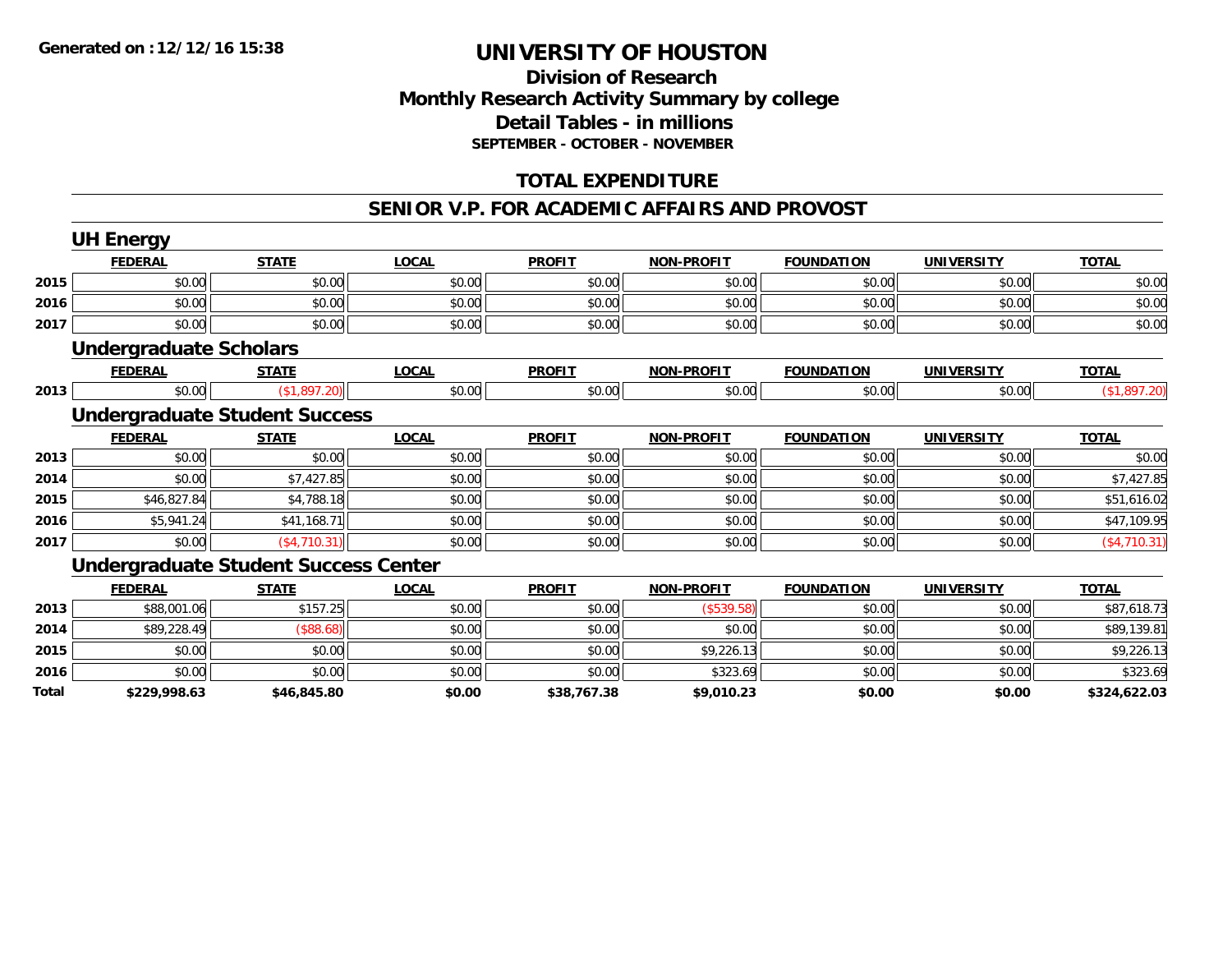# UNIVERSITY OF HOUSTON

## Division of Research
## Monthly Research Activity Summary by college
## Detail Tables - in millions
### SEPTEMBER - OCTOBER - NOVEMBER

Generated on :12/12/16 15:38

## TOTAL EXPENDITURE

## SENIOR V.P. FOR ACADEMIC AFFAIRS AND PROVOST

### UH Energy

| | FEDERAL | STATE | LOCAL | PROFIT | NON-PROFIT | FOUNDATION | UNIVERSITY | TOTAL |
|---|---|---|---|---|---|---|---|---|
| 2015 | $0.00 | $0.00 | $0.00 | $0.00 | $0.00 | $0.00 | $0.00 | $0.00 |
| 2016 | $0.00 | $0.00 | $0.00 | $0.00 | $0.00 | $0.00 | $0.00 | $0.00 |
| 2017 | $0.00 | $0.00 | $0.00 | $0.00 | $0.00 | $0.00 | $0.00 | $0.00 |

### Undergraduate Scholars

| | FEDERAL | STATE | LOCAL | PROFIT | NON-PROFIT | FOUNDATION | UNIVERSITY | TOTAL |
|---|---|---|---|---|---|---|---|---|
| 2013 | $0.00 | ($1,897.20) | $0.00 | $0.00 | $0.00 | $0.00 | $0.00 | ($1,897.20) |

### Undergraduate Student Success

| | FEDERAL | STATE | LOCAL | PROFIT | NON-PROFIT | FOUNDATION | UNIVERSITY | TOTAL |
|---|---|---|---|---|---|---|---|---|
| 2013 | $0.00 | $0.00 | $0.00 | $0.00 | $0.00 | $0.00 | $0.00 | $0.00 |
| 2014 | $0.00 | $7,427.85 | $0.00 | $0.00 | $0.00 | $0.00 | $0.00 | $7,427.85 |
| 2015 | $46,827.84 | $4,788.18 | $0.00 | $0.00 | $0.00 | $0.00 | $0.00 | $51,616.02 |
| 2016 | $5,941.24 | $41,168.71 | $0.00 | $0.00 | $0.00 | $0.00 | $0.00 | $47,109.95 |
| 2017 | $0.00 | ($4,710.31) | $0.00 | $0.00 | $0.00 | $0.00 | $0.00 | ($4,710.31) |

### Undergraduate Student Success Center

| | FEDERAL | STATE | LOCAL | PROFIT | NON-PROFIT | FOUNDATION | UNIVERSITY | TOTAL |
|---|---|---|---|---|---|---|---|---|
| 2013 | $88,001.06 | $157.25 | $0.00 | $0.00 | ($539.58) | $0.00 | $0.00 | $87,618.73 |
| 2014 | $89,228.49 | ($88.68) | $0.00 | $0.00 | $0.00 | $0.00 | $0.00 | $89,139.81 |
| 2015 | $0.00 | $0.00 | $0.00 | $0.00 | $9,226.13 | $0.00 | $0.00 | $9,226.13 |
| 2016 | $0.00 | $0.00 | $0.00 | $0.00 | $323.69 | $0.00 | $0.00 | $323.69 |
| **Total** | **$229,998.63** | **$46,845.80** | **$0.00** | **$38,767.38** | **$9,010.23** | **$0.00** | **$0.00** | **$324,622.03** |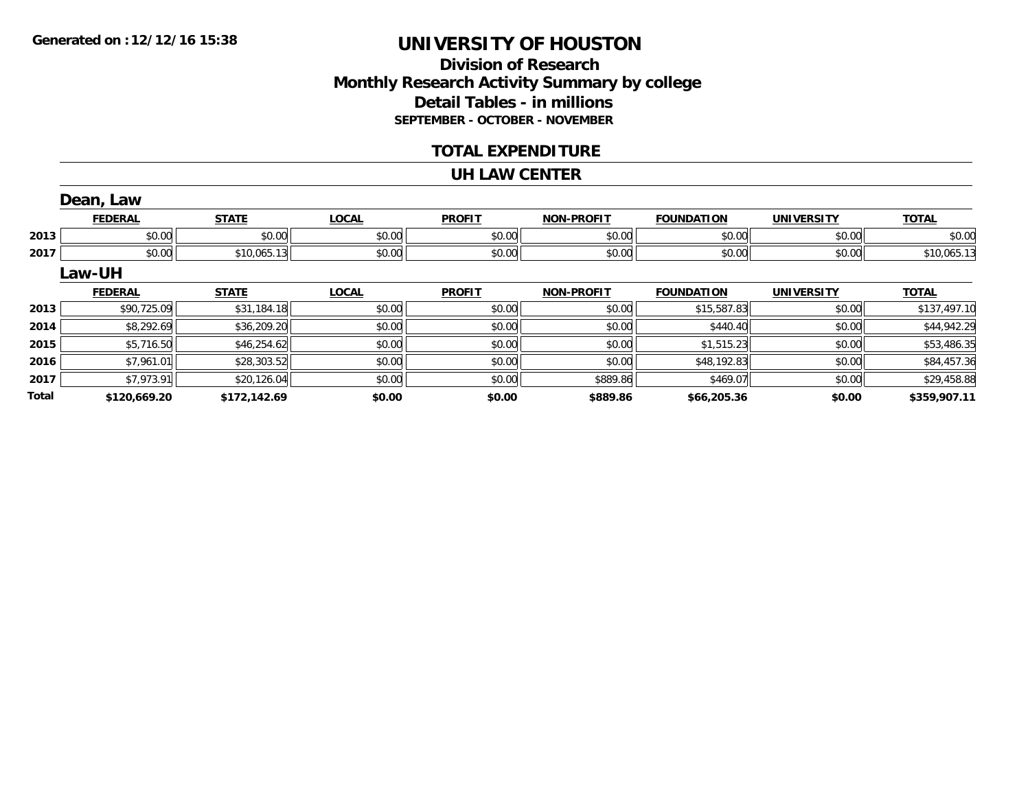**Generated on :12/12/16 15:38**

# UNIVERSITY OF HOUSTON

## Division of Research
## Monthly Research Activity Summary by college
## Detail Tables - in millions
### SEPTEMBER - OCTOBER - NOVEMBER

## TOTAL EXPENDITURE

## UH LAW CENTER

### Dean, Law

| | FEDERAL | STATE | LOCAL | PROFIT | NON-PROFIT | FOUNDATION | UNIVERSITY | TOTAL |
|---|---|---|---|---|---|---|---|---|
| 2013 | $0.00 | $0.00 | $0.00 | $0.00 | $0.00 | $0.00 | $0.00 | $0.00 |
| 2017 | $0.00 | $10,065.13 | $0.00 | $0.00 | $0.00 | $0.00 | $0.00 | $10,065.13 |

### Law-UH

| | FEDERAL | STATE | LOCAL | PROFIT | NON-PROFIT | FOUNDATION | UNIVERSITY | TOTAL |
|---|---|---|---|---|---|---|---|---|
| 2013 | $90,725.09 | $31,184.18 | $0.00 | $0.00 | $0.00 | $15,587.83 | $0.00 | $137,497.10 |
| 2014 | $8,292.69 | $36,209.20 | $0.00 | $0.00 | $0.00 | $440.40 | $0.00 | $44,942.29 |
| 2015 | $5,716.50 | $46,254.62 | $0.00 | $0.00 | $0.00 | $1,515.23 | $0.00 | $53,486.35 |
| 2016 | $7,961.01 | $28,303.52 | $0.00 | $0.00 | $0.00 | $48,192.83 | $0.00 | $84,457.36 |
| 2017 | $7,973.91 | $20,126.04 | $0.00 | $0.00 | $889.86 | $469.07 | $0.00 | $29,458.88 |
| **Total** | **$120,669.20** | **$172,142.69** | **$0.00** | **$0.00** | **$889.86** | **$66,205.36** | **$0.00** | **$359,907.11** |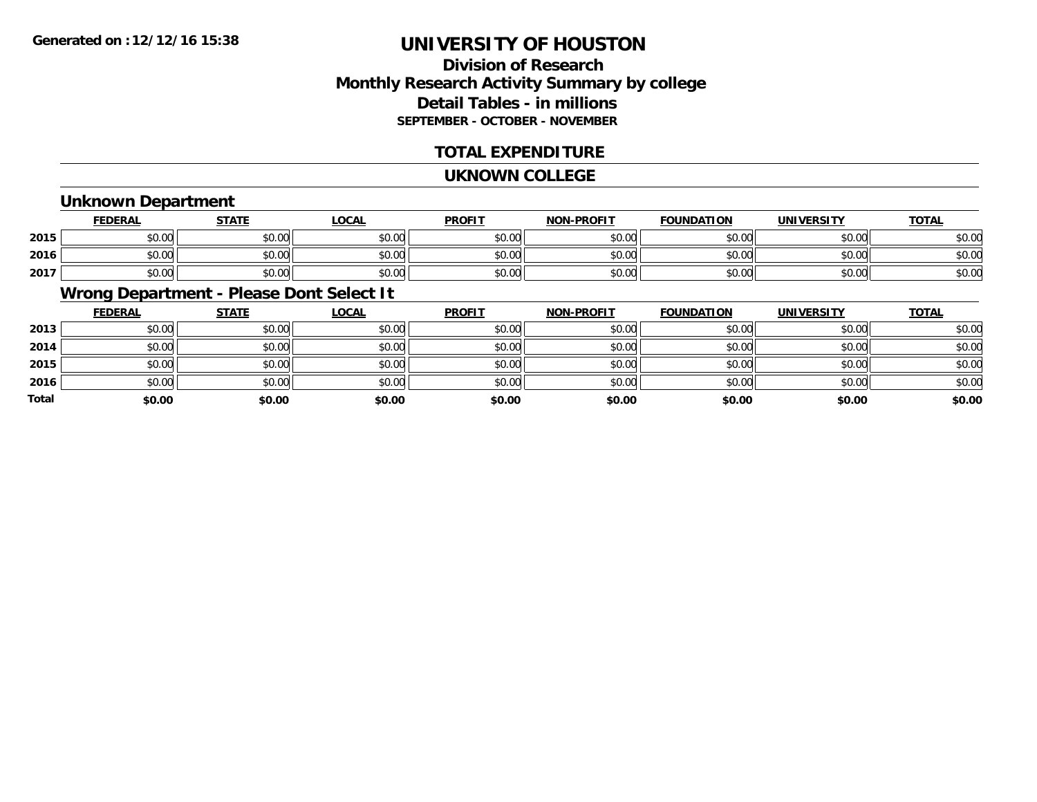**Generated on :12/12/16 15:38**

# UNIVERSITY OF HOUSTON

## Division of Research
## Monthly Research Activity Summary by college
## Detail Tables - in millions
### SEPTEMBER - OCTOBER - NOVEMBER

## TOTAL EXPENDITURE

## UKNOWN COLLEGE

### Unknown Department

| | FEDERAL | STATE | LOCAL | PROFIT | NON-PROFIT | FOUNDATION | UNIVERSITY | TOTAL |
|---|---|---|---|---|---|---|---|---|
| 2015 | $0.00 | $0.00 | $0.00 | $0.00 | $0.00 | $0.00 | $0.00 | $0.00 |
| 2016 | $0.00 | $0.00 | $0.00 | $0.00 | $0.00 | $0.00 | $0.00 | $0.00 |
| 2017 | $0.00 | $0.00 | $0.00 | $0.00 | $0.00 | $0.00 | $0.00 | $0.00 |

### Wrong Department - Please Dont Select It

| | FEDERAL | STATE | LOCAL | PROFIT | NON-PROFIT | FOUNDATION | UNIVERSITY | TOTAL |
|---|---|---|---|---|---|---|---|---|
| 2013 | $0.00 | $0.00 | $0.00 | $0.00 | $0.00 | $0.00 | $0.00 | $0.00 |
| 2014 | $0.00 | $0.00 | $0.00 | $0.00 | $0.00 | $0.00 | $0.00 | $0.00 |
| 2015 | $0.00 | $0.00 | $0.00 | $0.00 | $0.00 | $0.00 | $0.00 | $0.00 |
| 2016 | $0.00 | $0.00 | $0.00 | $0.00 | $0.00 | $0.00 | $0.00 | $0.00 |
| **Total** | **$0.00** | **$0.00** | **$0.00** | **$0.00** | **$0.00** | **$0.00** | **$0.00** | **$0.00** |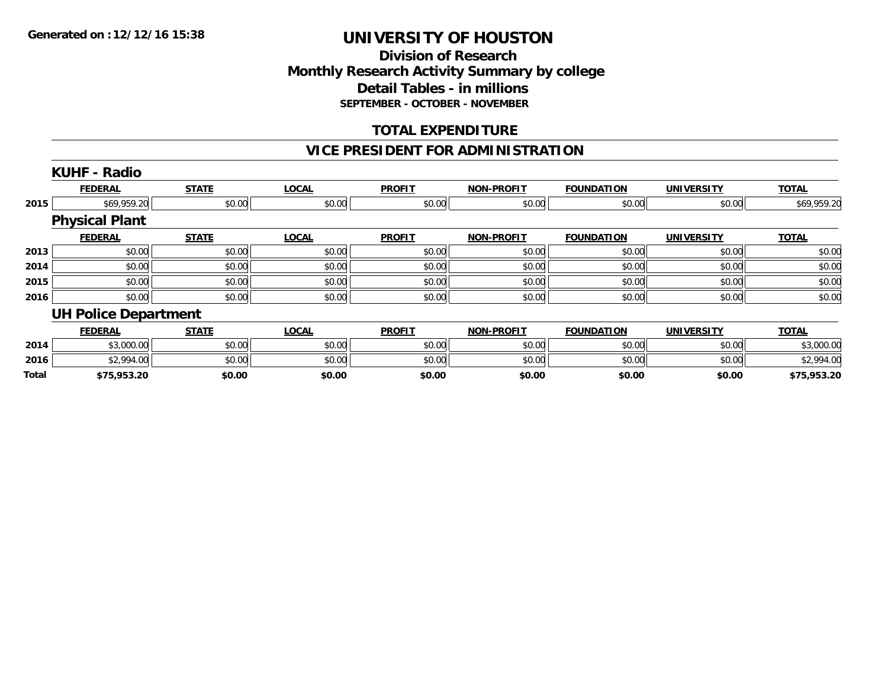**Generated on :12/12/16 15:38**

# UNIVERSITY OF HOUSTON

## Division of Research
## Monthly Research Activity Summary by college
## Detail Tables - in millions
### SEPTEMBER - OCTOBER - NOVEMBER

## TOTAL EXPENDITURE

## VICE PRESIDENT FOR ADMINISTRATION

### KUHF - Radio

| | FEDERAL | STATE | LOCAL | PROFIT | NON-PROFIT | FOUNDATION | UNIVERSITY | TOTAL |
|---|---|---|---|---|---|---|---|---|
| 2015 | $69,959.20 | $0.00 | $0.00 | $0.00 | $0.00 | $0.00 | $0.00 | $69,959.20 |

### Physical Plant

| | FEDERAL | STATE | LOCAL | PROFIT | NON-PROFIT | FOUNDATION | UNIVERSITY | TOTAL |
|---|---|---|---|---|---|---|---|---|
| 2013 | $0.00 | $0.00 | $0.00 | $0.00 | $0.00 | $0.00 | $0.00 | $0.00 |
| 2014 | $0.00 | $0.00 | $0.00 | $0.00 | $0.00 | $0.00 | $0.00 | $0.00 |
| 2015 | $0.00 | $0.00 | $0.00 | $0.00 | $0.00 | $0.00 | $0.00 | $0.00 |
| 2016 | $0.00 | $0.00 | $0.00 | $0.00 | $0.00 | $0.00 | $0.00 | $0.00 |

### UH Police Department

| | FEDERAL | STATE | LOCAL | PROFIT | NON-PROFIT | FOUNDATION | UNIVERSITY | TOTAL |
|---|---|---|---|---|---|---|---|---|
| 2014 | $3,000.00 | $0.00 | $0.00 | $0.00 | $0.00 | $0.00 | $0.00 | $3,000.00 |
| 2016 | $2,994.00 | $0.00 | $0.00 | $0.00 | $0.00 | $0.00 | $0.00 | $2,994.00 |
| **Total** | **$75,953.20** | **$0.00** | **$0.00** | **$0.00** | **$0.00** | **$0.00** | **$0.00** | **$75,953.20** |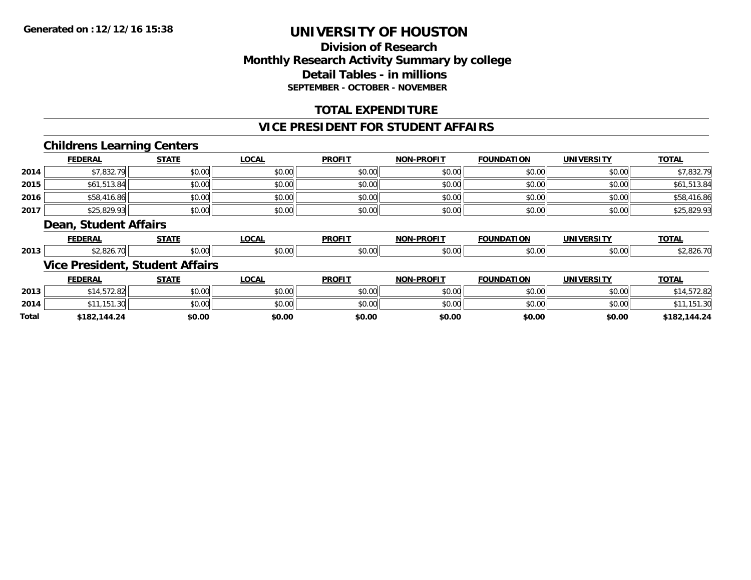**Generated on :12/12/16 15:38**

# UNIVERSITY OF HOUSTON

## Division of Research
## Monthly Research Activity Summary by college
## Detail Tables - in millions
### SEPTEMBER - OCTOBER - NOVEMBER

## TOTAL EXPENDITURE

## VICE PRESIDENT FOR STUDENT AFFAIRS

### Childrens Learning Centers

| | FEDERAL | STATE | LOCAL | PROFIT | NON-PROFIT | FOUNDATION | UNIVERSITY | TOTAL |
|---|---|---|---|---|---|---|---|---|
| 2014 | $7,832.79 | $0.00 | $0.00 | $0.00 | $0.00 | $0.00 | $0.00 | $7,832.79 |
| 2015 | $61,513.84 | $0.00 | $0.00 | $0.00 | $0.00 | $0.00 | $0.00 | $61,513.84 |
| 2016 | $58,416.86 | $0.00 | $0.00 | $0.00 | $0.00 | $0.00 | $0.00 | $58,416.86 |
| 2017 | $25,829.93 | $0.00 | $0.00 | $0.00 | $0.00 | $0.00 | $0.00 | $25,829.93 |

### Dean, Student Affairs

| | FEDERAL | STATE | LOCAL | PROFIT | NON-PROFIT | FOUNDATION | UNIVERSITY | TOTAL |
|---|---|---|---|---|---|---|---|---|
| 2013 | $2,826.70 | $0.00 | $0.00 | $0.00 | $0.00 | $0.00 | $0.00 | $2,826.70 |

### Vice President, Student Affairs

| | FEDERAL | STATE | LOCAL | PROFIT | NON-PROFIT | FOUNDATION | UNIVERSITY | TOTAL |
|---|---|---|---|---|---|---|---|---|
| 2013 | $14,572.82 | $0.00 | $0.00 | $0.00 | $0.00 | $0.00 | $0.00 | $14,572.82 |
| 2014 | $11,151.30 | $0.00 | $0.00 | $0.00 | $0.00 | $0.00 | $0.00 | $11,151.30 |
| **Total** | **$182,144.24** | **$0.00** | **$0.00** | **$0.00** | **$0.00** | **$0.00** | **$0.00** | **$182,144.24** |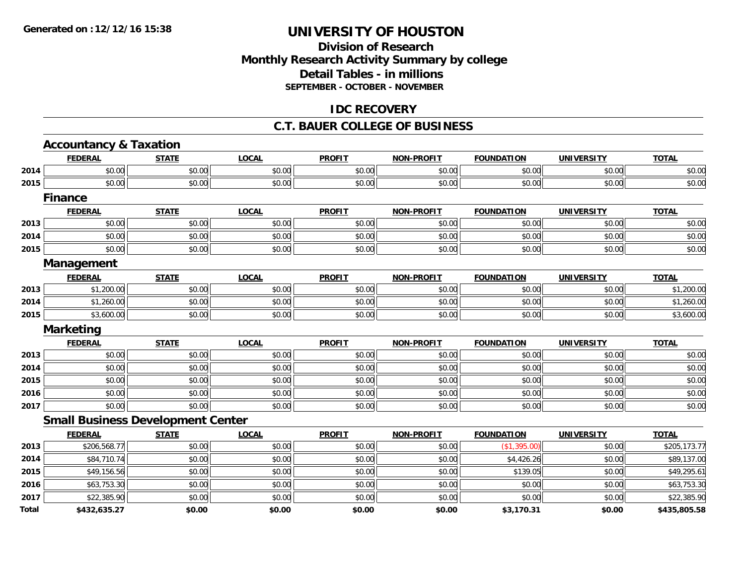# UNIVERSITY OF HOUSTON

## Division of Research
## Monthly Research Activity Summary by college
## Detail Tables - in millions
### SEPTEMBER - OCTOBER - NOVEMBER

## IDC RECOVERY

## C.T. BAUER COLLEGE OF BUSINESS

### Accountancy & Taxation

| | FEDERAL | STATE | LOCAL | PROFIT | NON-PROFIT | FOUNDATION | UNIVERSITY | TOTAL |
|---|---|---|---|---|---|---|---|---|
| 2014 | \$0.00 | \$0.00 | \$0.00 | \$0.00 | \$0.00 | \$0.00 | \$0.00 | \$0.00 |
| 2015 | \$0.00 | \$0.00 | \$0.00 | \$0.00 | \$0.00 | \$0.00 | \$0.00 | \$0.00 |

### Finance

| | FEDERAL | STATE | LOCAL | PROFIT | NON-PROFIT | FOUNDATION | UNIVERSITY | TOTAL |
|---|---|---|---|---|---|---|---|---|
| 2013 | \$0.00 | \$0.00 | \$0.00 | \$0.00 | \$0.00 | \$0.00 | \$0.00 | \$0.00 |
| 2014 | \$0.00 | \$0.00 | \$0.00 | \$0.00 | \$0.00 | \$0.00 | \$0.00 | \$0.00 |
| 2015 | \$0.00 | \$0.00 | \$0.00 | \$0.00 | \$0.00 | \$0.00 | \$0.00 | \$0.00 |

### Management

| | FEDERAL | STATE | LOCAL | PROFIT | NON-PROFIT | FOUNDATION | UNIVERSITY | TOTAL |
|---|---|---|---|---|---|---|---|---|
| 2013 | \$1,200.00 | \$0.00 | \$0.00 | \$0.00 | \$0.00 | \$0.00 | \$0.00 | \$1,200.00 |
| 2014 | \$1,260.00 | \$0.00 | \$0.00 | \$0.00 | \$0.00 | \$0.00 | \$0.00 | \$1,260.00 |
| 2015 | \$3,600.00 | \$0.00 | \$0.00 | \$0.00 | \$0.00 | \$0.00 | \$0.00 | \$3,600.00 |

### Marketing

| | FEDERAL | STATE | LOCAL | PROFIT | NON-PROFIT | FOUNDATION | UNIVERSITY | TOTAL |
|---|---|---|---|---|---|---|---|---|
| 2013 | \$0.00 | \$0.00 | \$0.00 | \$0.00 | \$0.00 | \$0.00 | \$0.00 | \$0.00 |
| 2014 | \$0.00 | \$0.00 | \$0.00 | \$0.00 | \$0.00 | \$0.00 | \$0.00 | \$0.00 |
| 2015 | \$0.00 | \$0.00 | \$0.00 | \$0.00 | \$0.00 | \$0.00 | \$0.00 | \$0.00 |
| 2016 | \$0.00 | \$0.00 | \$0.00 | \$0.00 | \$0.00 | \$0.00 | \$0.00 | \$0.00 |
| 2017 | \$0.00 | \$0.00 | \$0.00 | \$0.00 | \$0.00 | \$0.00 | \$0.00 | \$0.00 |

### Small Business Development Center

| | FEDERAL | STATE | LOCAL | PROFIT | NON-PROFIT | FOUNDATION | UNIVERSITY | TOTAL |
|---|---|---|---|---|---|---|---|---|
| 2013 | \$206,568.77 | \$0.00 | \$0.00 | \$0.00 | \$0.00 | (\$1,395.00) | \$0.00 | \$205,173.77 |
| 2014 | \$84,710.74 | \$0.00 | \$0.00 | \$0.00 | \$0.00 | \$4,426.26 | \$0.00 | \$89,137.00 |
| 2015 | \$49,156.56 | \$0.00 | \$0.00 | \$0.00 | \$0.00 | \$139.05 | \$0.00 | \$49,295.61 |
| 2016 | \$63,753.30 | \$0.00 | \$0.00 | \$0.00 | \$0.00 | \$0.00 | \$0.00 | \$63,753.30 |
| 2017 | \$22,385.90 | \$0.00 | \$0.00 | \$0.00 | \$0.00 | \$0.00 | \$0.00 | \$22,385.90 |
| **Total** | **\$432,635.27** | **\$0.00** | **\$0.00** | **\$0.00** | **\$0.00** | **\$3,170.31** | **\$0.00** | **\$435,805.58** |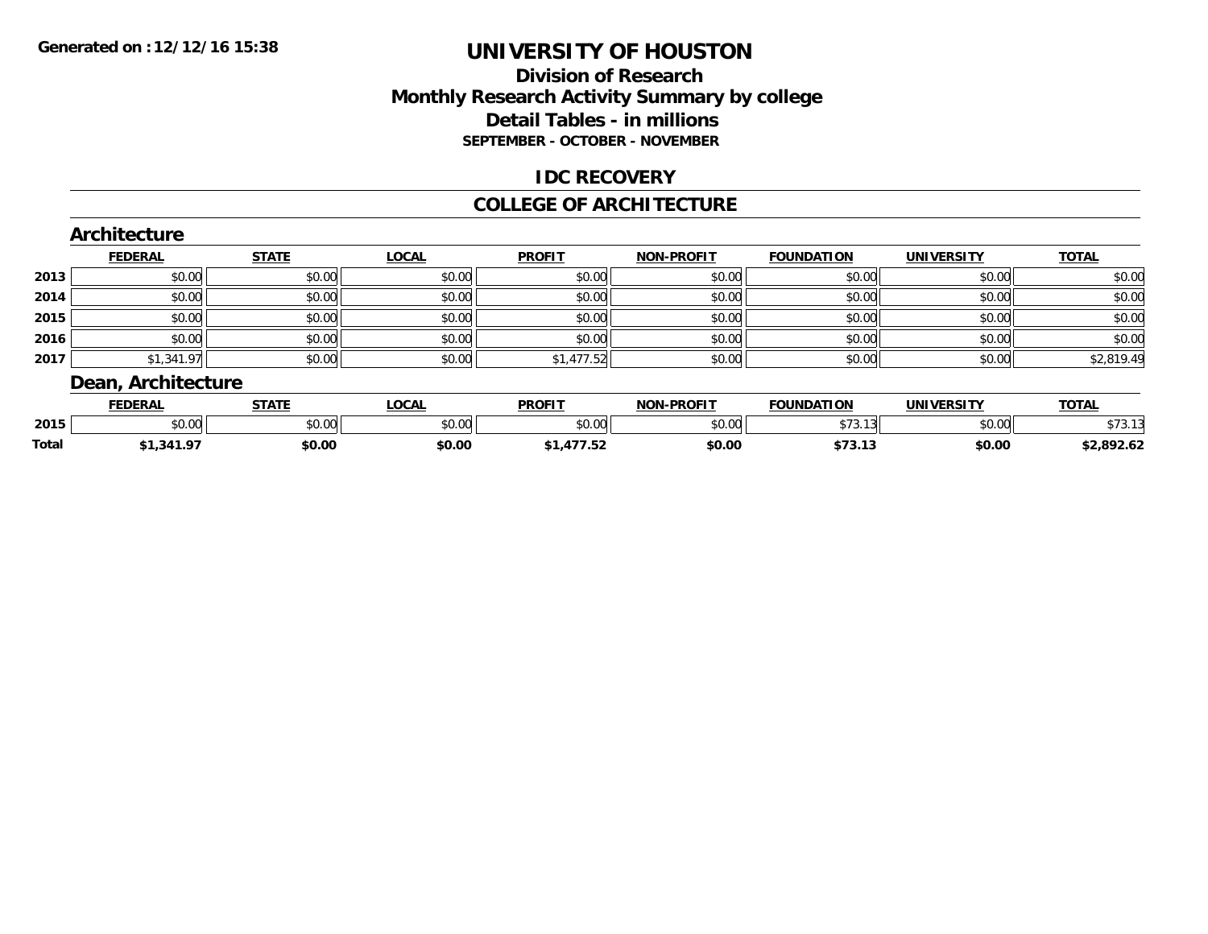# UNIVERSITY OF HOUSTON

## Division of Research
## Monthly Research Activity Summary by college
## Detail Tables - in millions
### SEPTEMBER - OCTOBER - NOVEMBER

## IDC RECOVERY

## COLLEGE OF ARCHITECTURE

### Architecture

| | FEDERAL | STATE | LOCAL | PROFIT | NON-PROFIT | FOUNDATION | UNIVERSITY | TOTAL |
|---|---|---|---|---|---|---|---|---|
| 2013 | $0.00 | $0.00 | $0.00 | $0.00 | $0.00 | $0.00 | $0.00 | $0.00 |
| 2014 | $0.00 | $0.00 | $0.00 | $0.00 | $0.00 | $0.00 | $0.00 | $0.00 |
| 2015 | $0.00 | $0.00 | $0.00 | $0.00 | $0.00 | $0.00 | $0.00 | $0.00 |
| 2016 | $0.00 | $0.00 | $0.00 | $0.00 | $0.00 | $0.00 | $0.00 | $0.00 |
| 2017 | $1,341.97 | $0.00 | $0.00 | $1,477.52 | $0.00 | $0.00 | $0.00 | $2,819.49 |

### Dean, Architecture

| | FEDERAL | STATE | LOCAL | PROFIT | NON-PROFIT | FOUNDATION | UNIVERSITY | TOTAL |
|---|---|---|---|---|---|---|---|---|
| 2015 | $0.00 | $0.00 | $0.00 | $0.00 | $0.00 | $73.13 | $0.00 | $73.13 |
| **Total** | **$1,341.97** | **$0.00** | **$0.00** | **$1,477.52** | **$0.00** | **$73.13** | **$0.00** | **$2,892.62** |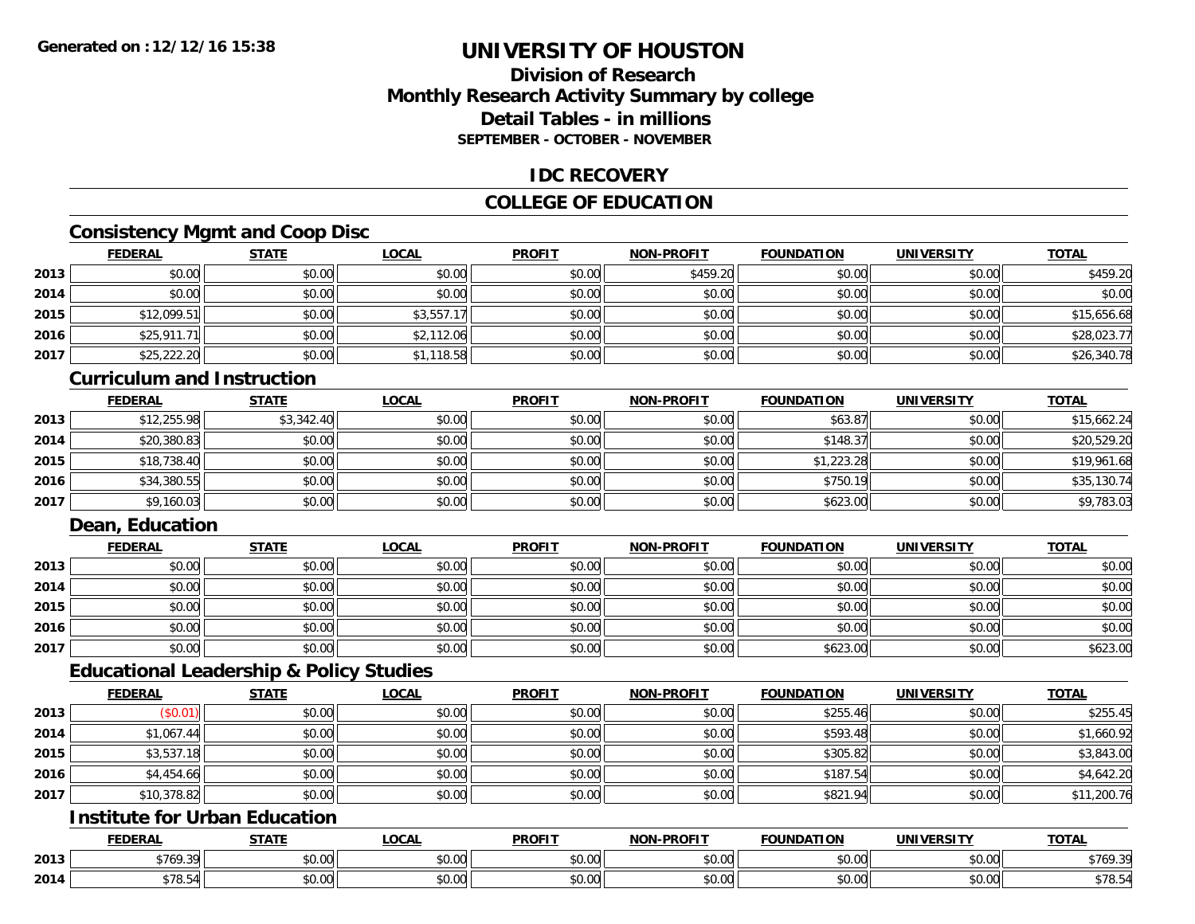**Generated on :12/12/16 15:38**

# UNIVERSITY OF HOUSTON

## Division of Research
## Monthly Research Activity Summary by college
## Detail Tables - in millions
### SEPTEMBER - OCTOBER - NOVEMBER

## IDC RECOVERY

## COLLEGE OF EDUCATION

### Consistency Mgmt and Coop Disc

| | FEDERAL | STATE | LOCAL | PROFIT | NON-PROFIT | FOUNDATION | UNIVERSITY | TOTAL |
|---|---|---|---|---|---|---|---|---|
| 2013 | $0.00 | $0.00 | $0.00 | $0.00 | $459.20 | $0.00 | $0.00 | $459.20 |
| 2014 | $0.00 | $0.00 | $0.00 | $0.00 | $0.00 | $0.00 | $0.00 | $0.00 |
| 2015 | $12,099.51 | $0.00 | $3,557.17 | $0.00 | $0.00 | $0.00 | $0.00 | $15,656.68 |
| 2016 | $25,911.71 | $0.00 | $2,112.06 | $0.00 | $0.00 | $0.00 | $0.00 | $28,023.77 |
| 2017 | $25,222.20 | $0.00 | $1,118.58 | $0.00 | $0.00 | $0.00 | $0.00 | $26,340.78 |

### Curriculum and Instruction

| | FEDERAL | STATE | LOCAL | PROFIT | NON-PROFIT | FOUNDATION | UNIVERSITY | TOTAL |
|---|---|---|---|---|---|---|---|---|
| 2013 | $12,255.98 | $3,342.40 | $0.00 | $0.00 | $0.00 | $63.87 | $0.00 | $15,662.24 |
| 2014 | $20,380.83 | $0.00 | $0.00 | $0.00 | $0.00 | $148.37 | $0.00 | $20,529.20 |
| 2015 | $18,738.40 | $0.00 | $0.00 | $0.00 | $0.00 | $1,223.28 | $0.00 | $19,961.68 |
| 2016 | $34,380.55 | $0.00 | $0.00 | $0.00 | $0.00 | $750.19 | $0.00 | $35,130.74 |
| 2017 | $9,160.03 | $0.00 | $0.00 | $0.00 | $0.00 | $623.00 | $0.00 | $9,783.03 |

### Dean, Education

| | FEDERAL | STATE | LOCAL | PROFIT | NON-PROFIT | FOUNDATION | UNIVERSITY | TOTAL |
|---|---|---|---|---|---|---|---|---|
| 2013 | $0.00 | $0.00 | $0.00 | $0.00 | $0.00 | $0.00 | $0.00 | $0.00 |
| 2014 | $0.00 | $0.00 | $0.00 | $0.00 | $0.00 | $0.00 | $0.00 | $0.00 |
| 2015 | $0.00 | $0.00 | $0.00 | $0.00 | $0.00 | $0.00 | $0.00 | $0.00 |
| 2016 | $0.00 | $0.00 | $0.00 | $0.00 | $0.00 | $0.00 | $0.00 | $0.00 |
| 2017 | $0.00 | $0.00 | $0.00 | $0.00 | $0.00 | $623.00 | $0.00 | $623.00 |

### Educational Leadership & Policy Studies

| | FEDERAL | STATE | LOCAL | PROFIT | NON-PROFIT | FOUNDATION | UNIVERSITY | TOTAL |
|---|---|---|---|---|---|---|---|---|
| 2013 | ($0.01) | $0.00 | $0.00 | $0.00 | $0.00 | $255.46 | $0.00 | $255.45 |
| 2014 | $1,067.44 | $0.00 | $0.00 | $0.00 | $0.00 | $593.48 | $0.00 | $1,660.92 |
| 2015 | $3,537.18 | $0.00 | $0.00 | $0.00 | $0.00 | $305.82 | $0.00 | $3,843.00 |
| 2016 | $4,454.66 | $0.00 | $0.00 | $0.00 | $0.00 | $187.54 | $0.00 | $4,642.20 |
| 2017 | $10,378.82 | $0.00 | $0.00 | $0.00 | $0.00 | $821.94 | $0.00 | $11,200.76 |

### Institute for Urban Education

| | FEDERAL | STATE | LOCAL | PROFIT | NON-PROFIT | FOUNDATION | UNIVERSITY | TOTAL |
|---|---|---|---|---|---|---|---|---|
| 2013 | $769.39 | $0.00 | $0.00 | $0.00 | $0.00 | $0.00 | $0.00 | $769.39 |
| 2014 | $78.54 | $0.00 | $0.00 | $0.00 | $0.00 | $0.00 | $0.00 | $78.54 |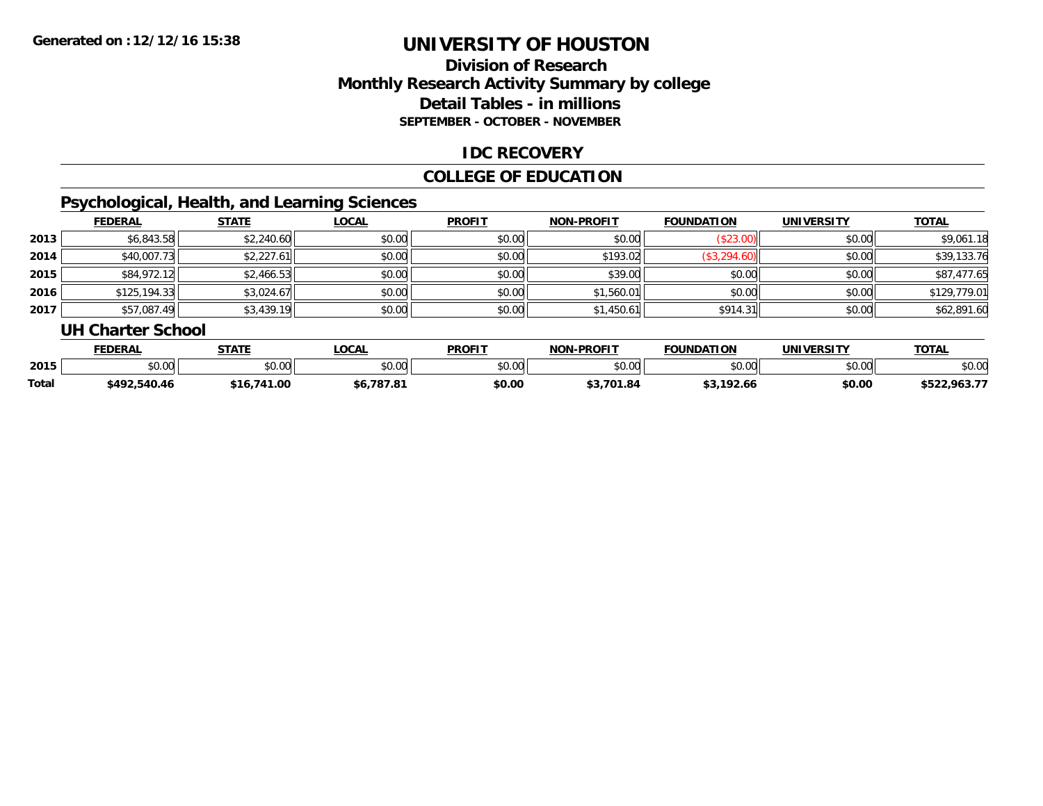**Generated on :12/12/16 15:38**

# UNIVERSITY OF HOUSTON

## Division of Research
## Monthly Research Activity Summary by college
## Detail Tables - in millions
### SEPTEMBER - OCTOBER - NOVEMBER

## IDC RECOVERY

## COLLEGE OF EDUCATION

### Psychological, Health, and Learning Sciences

| | FEDERAL | STATE | LOCAL | PROFIT | NON-PROFIT | FOUNDATION | UNIVERSITY | TOTAL |
|---|---|---|---|---|---|---|---|---|
| 2013 | $6,843.58 | $2,240.60 | $0.00 | $0.00 | $0.00 | ($23.00) | $0.00 | $9,061.18 |
| 2014 | $40,007.73 | $2,227.61 | $0.00 | $0.00 | $193.02 | ($3,294.60) | $0.00 | $39,133.76 |
| 2015 | $84,972.12 | $2,466.53 | $0.00 | $0.00 | $39.00 | $0.00 | $0.00 | $87,477.65 |
| 2016 | $125,194.33 | $3,024.67 | $0.00 | $0.00 | $1,560.01 | $0.00 | $0.00 | $129,779.01 |
| 2017 | $57,087.49 | $3,439.19 | $0.00 | $0.00 | $1,450.61 | $914.31 | $0.00 | $62,891.60 |

### UH Charter School

| | FEDERAL | STATE | LOCAL | PROFIT | NON-PROFIT | FOUNDATION | UNIVERSITY | TOTAL |
|---|---|---|---|---|---|---|---|---|
| 2015 | $0.00 | $0.00 | $0.00 | $0.00 | $0.00 | $0.00 | $0.00 | $0.00 |
| **Total** | **$492,540.46** | **$16,741.00** | **$6,787.81** | **$0.00** | **$3,701.84** | **$3,192.66** | **$0.00** | **$522,963.77** |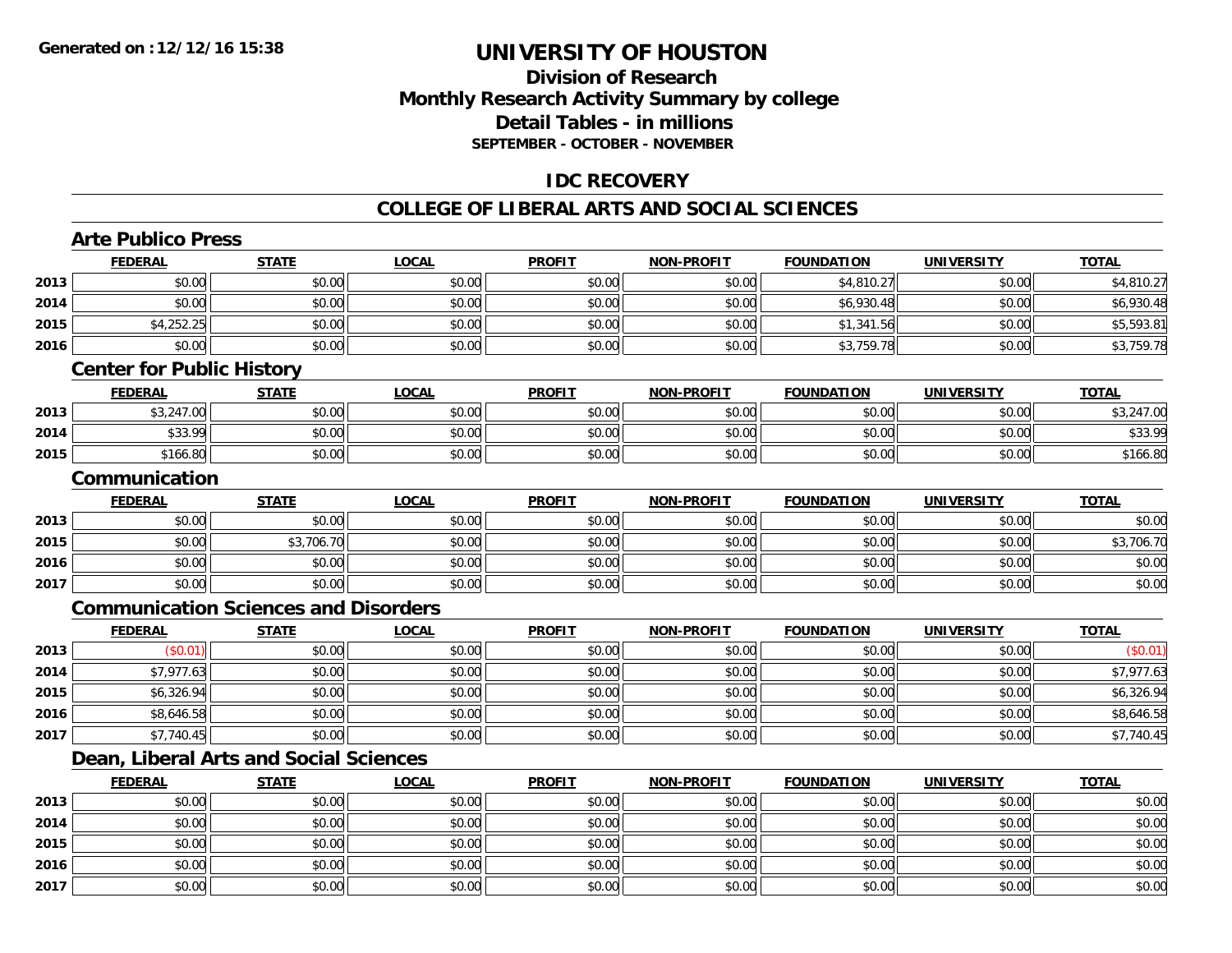**Generated on :12/12/16 15:38**

# UNIVERSITY OF HOUSTON

## Division of Research
## Monthly Research Activity Summary by college
## Detail Tables - in millions
### SEPTEMBER - OCTOBER - NOVEMBER

## IDC RECOVERY

## COLLEGE OF LIBERAL ARTS AND SOCIAL SCIENCES

### Arte Publico Press

| | FEDERAL | STATE | LOCAL | PROFIT | NON-PROFIT | FOUNDATION | UNIVERSITY | TOTAL |
|---|---|---|---|---|---|---|---|---|
| 2013 | $0.00 | $0.00 | $0.00 | $0.00 | $0.00 | $4,810.27 | $0.00 | $4,810.27 |
| 2014 | $0.00 | $0.00 | $0.00 | $0.00 | $0.00 | $6,930.48 | $0.00 | $6,930.48 |
| 2015 | $4,252.25 | $0.00 | $0.00 | $0.00 | $0.00 | $1,341.56 | $0.00 | $5,593.81 |
| 2016 | $0.00 | $0.00 | $0.00 | $0.00 | $0.00 | $3,759.78 | $0.00 | $3,759.78 |

### Center for Public History

| | FEDERAL | STATE | LOCAL | PROFIT | NON-PROFIT | FOUNDATION | UNIVERSITY | TOTAL |
|---|---|---|---|---|---|---|---|---|
| 2013 | $3,247.00 | $0.00 | $0.00 | $0.00 | $0.00 | $0.00 | $0.00 | $3,247.00 |
| 2014 | $33.99 | $0.00 | $0.00 | $0.00 | $0.00 | $0.00 | $0.00 | $33.99 |
| 2015 | $166.80 | $0.00 | $0.00 | $0.00 | $0.00 | $0.00 | $0.00 | $166.80 |

### Communication

| | FEDERAL | STATE | LOCAL | PROFIT | NON-PROFIT | FOUNDATION | UNIVERSITY | TOTAL |
|---|---|---|---|---|---|---|---|---|
| 2013 | $0.00 | $0.00 | $0.00 | $0.00 | $0.00 | $0.00 | $0.00 | $0.00 |
| 2015 | $0.00 | $3,706.70 | $0.00 | $0.00 | $0.00 | $0.00 | $0.00 | $3,706.70 |
| 2016 | $0.00 | $0.00 | $0.00 | $0.00 | $0.00 | $0.00 | $0.00 | $0.00 |
| 2017 | $0.00 | $0.00 | $0.00 | $0.00 | $0.00 | $0.00 | $0.00 | $0.00 |

### Communication Sciences and Disorders

| | FEDERAL | STATE | LOCAL | PROFIT | NON-PROFIT | FOUNDATION | UNIVERSITY | TOTAL |
|---|---|---|---|---|---|---|---|---|
| 2013 | ($0.01) | $0.00 | $0.00 | $0.00 | $0.00 | $0.00 | $0.00 | ($0.01) |
| 2014 | $7,977.63 | $0.00 | $0.00 | $0.00 | $0.00 | $0.00 | $0.00 | $7,977.63 |
| 2015 | $6,326.94 | $0.00 | $0.00 | $0.00 | $0.00 | $0.00 | $0.00 | $6,326.94 |
| 2016 | $8,646.58 | $0.00 | $0.00 | $0.00 | $0.00 | $0.00 | $0.00 | $8,646.58 |
| 2017 | $7,740.45 | $0.00 | $0.00 | $0.00 | $0.00 | $0.00 | $0.00 | $7,740.45 |

### Dean, Liberal Arts and Social Sciences

| | FEDERAL | STATE | LOCAL | PROFIT | NON-PROFIT | FOUNDATION | UNIVERSITY | TOTAL |
|---|---|---|---|---|---|---|---|---|
| 2013 | $0.00 | $0.00 | $0.00 | $0.00 | $0.00 | $0.00 | $0.00 | $0.00 |
| 2014 | $0.00 | $0.00 | $0.00 | $0.00 | $0.00 | $0.00 | $0.00 | $0.00 |
| 2015 | $0.00 | $0.00 | $0.00 | $0.00 | $0.00 | $0.00 | $0.00 | $0.00 |
| 2016 | $0.00 | $0.00 | $0.00 | $0.00 | $0.00 | $0.00 | $0.00 | $0.00 |
| 2017 | $0.00 | $0.00 | $0.00 | $0.00 | $0.00 | $0.00 | $0.00 | $0.00 |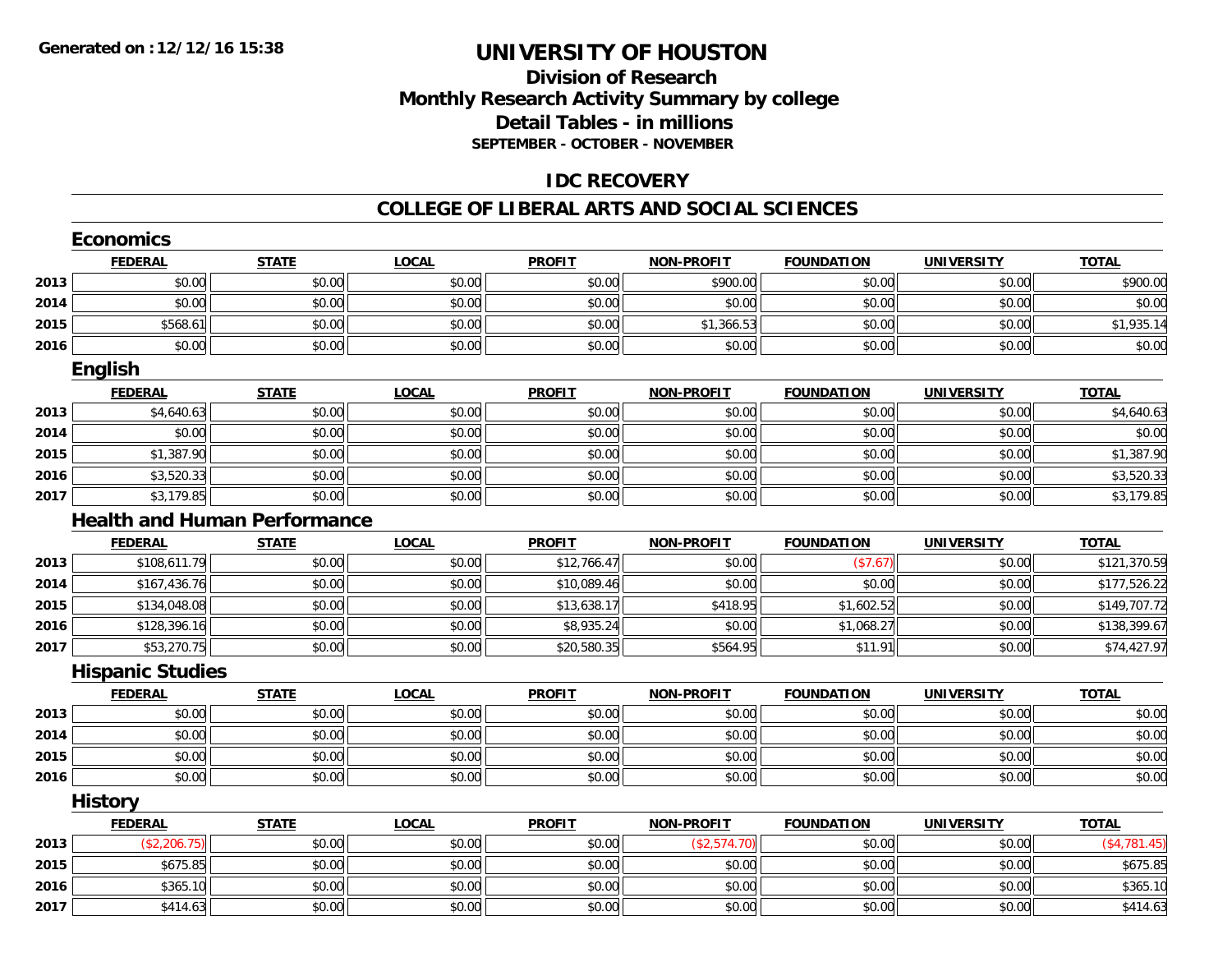Generated on : 12/12/16 15:38

# UNIVERSITY OF HOUSTON

## Division of Research
## Monthly Research Activity Summary by college
## Detail Tables - in millions
### SEPTEMBER - OCTOBER - NOVEMBER

## IDC RECOVERY

## COLLEGE OF LIBERAL ARTS AND SOCIAL SCIENCES

### Economics

| | FEDERAL | STATE | LOCAL | PROFIT | NON-PROFIT | FOUNDATION | UNIVERSITY | TOTAL |
|---|---|---|---|---|---|---|---|---|
| 2013 | $0.00 | $0.00 | $0.00 | $0.00 | $900.00 | $0.00 | $0.00 | $900.00 |
| 2014 | $0.00 | $0.00 | $0.00 | $0.00 | $0.00 | $0.00 | $0.00 | $0.00 |
| 2015 | $568.61 | $0.00 | $0.00 | $0.00 | $1,366.53 | $0.00 | $0.00 | $1,935.14 |
| 2016 | $0.00 | $0.00 | $0.00 | $0.00 | $0.00 | $0.00 | $0.00 | $0.00 |

### English

| | FEDERAL | STATE | LOCAL | PROFIT | NON-PROFIT | FOUNDATION | UNIVERSITY | TOTAL |
|---|---|---|---|---|---|---|---|---|
| 2013 | $4,640.63 | $0.00 | $0.00 | $0.00 | $0.00 | $0.00 | $0.00 | $4,640.63 |
| 2014 | $0.00 | $0.00 | $0.00 | $0.00 | $0.00 | $0.00 | $0.00 | $0.00 |
| 2015 | $1,387.90 | $0.00 | $0.00 | $0.00 | $0.00 | $0.00 | $0.00 | $1,387.90 |
| 2016 | $3,520.33 | $0.00 | $0.00 | $0.00 | $0.00 | $0.00 | $0.00 | $3,520.33 |
| 2017 | $3,179.85 | $0.00 | $0.00 | $0.00 | $0.00 | $0.00 | $0.00 | $3,179.85 |

### Health and Human Performance

| | FEDERAL | STATE | LOCAL | PROFIT | NON-PROFIT | FOUNDATION | UNIVERSITY | TOTAL |
|---|---|---|---|---|---|---|---|---|
| 2013 | $108,611.79 | $0.00 | $0.00 | $12,766.47 | $0.00 | ($7.67) | $0.00 | $121,370.59 |
| 2014 | $167,436.76 | $0.00 | $0.00 | $10,089.46 | $0.00 | $0.00 | $0.00 | $177,526.22 |
| 2015 | $134,048.08 | $0.00 | $0.00 | $13,638.17 | $418.95 | $1,602.52 | $0.00 | $149,707.72 |
| 2016 | $128,396.16 | $0.00 | $0.00 | $8,935.24 | $0.00 | $1,068.27 | $0.00 | $138,399.67 |
| 2017 | $53,270.75 | $0.00 | $0.00 | $20,580.35 | $564.95 | $11.91 | $0.00 | $74,427.97 |

### Hispanic Studies

| | FEDERAL | STATE | LOCAL | PROFIT | NON-PROFIT | FOUNDATION | UNIVERSITY | TOTAL |
|---|---|---|---|---|---|---|---|---|
| 2013 | $0.00 | $0.00 | $0.00 | $0.00 | $0.00 | $0.00 | $0.00 | $0.00 |
| 2014 | $0.00 | $0.00 | $0.00 | $0.00 | $0.00 | $0.00 | $0.00 | $0.00 |
| 2015 | $0.00 | $0.00 | $0.00 | $0.00 | $0.00 | $0.00 | $0.00 | $0.00 |
| 2016 | $0.00 | $0.00 | $0.00 | $0.00 | $0.00 | $0.00 | $0.00 | $0.00 |

### History

| | FEDERAL | STATE | LOCAL | PROFIT | NON-PROFIT | FOUNDATION | UNIVERSITY | TOTAL |
|---|---|---|---|---|---|---|---|---|
| 2013 | ($2,206.75) | $0.00 | $0.00 | $0.00 | ($2,574.70) | $0.00 | $0.00 | ($4,781.45) |
| 2015 | $675.85 | $0.00 | $0.00 | $0.00 | $0.00 | $0.00 | $0.00 | $675.85 |
| 2016 | $365.10 | $0.00 | $0.00 | $0.00 | $0.00 | $0.00 | $0.00 | $365.10 |
| 2017 | $414.63 | $0.00 | $0.00 | $0.00 | $0.00 | $0.00 | $0.00 | $414.63 |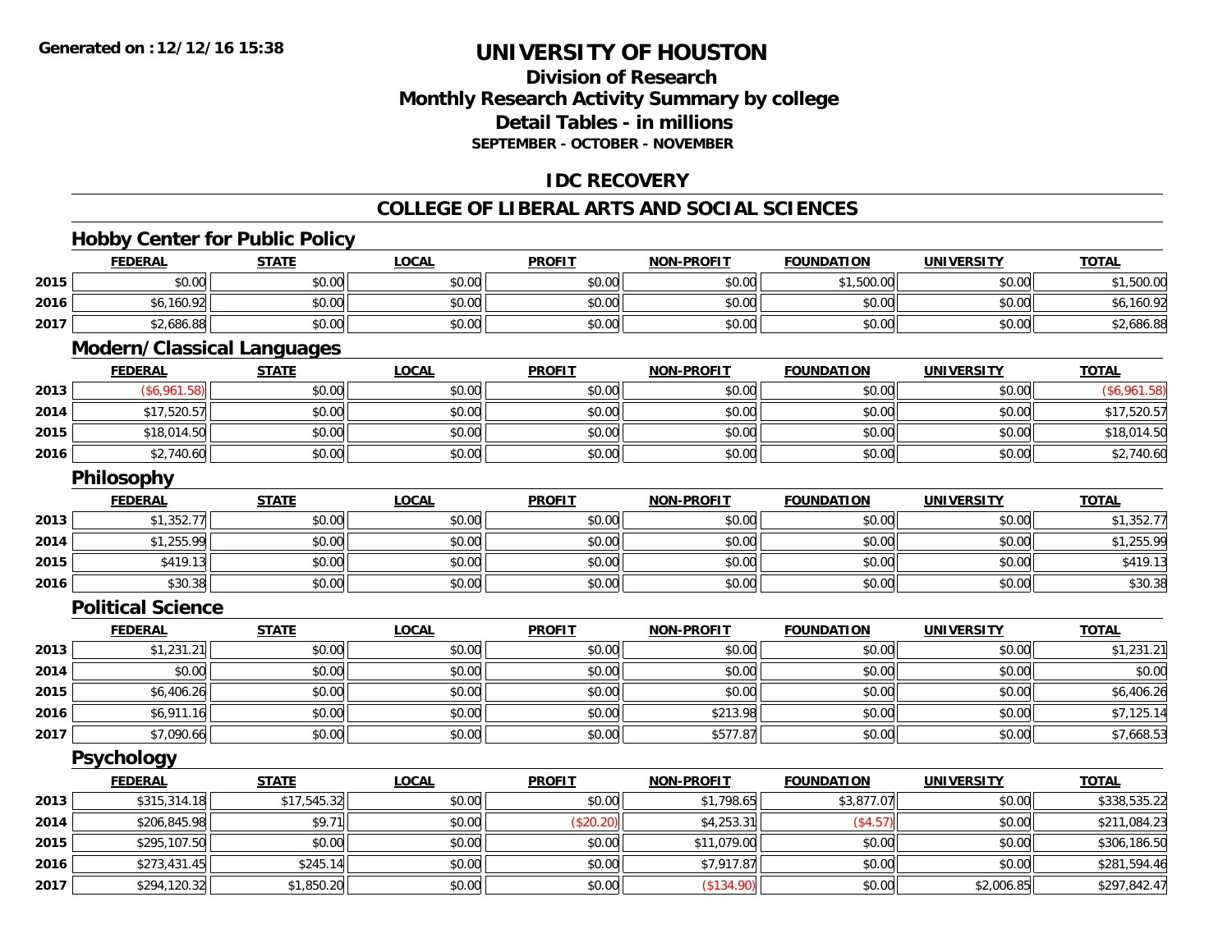# UNIVERSITY OF HOUSTON

## Division of Research
## Monthly Research Activity Summary by college
## Detail Tables - in millions
### SEPTEMBER - OCTOBER - NOVEMBER

## IDC RECOVERY

## COLLEGE OF LIBERAL ARTS AND SOCIAL SCIENCES

### Hobby Center for Public Policy

| | FEDERAL | STATE | LOCAL | PROFIT | NON-PROFIT | FOUNDATION | UNIVERSITY | TOTAL |
|---|---|---|---|---|---|---|---|---|
| 2015 | $0.00 | $0.00 | $0.00 | $0.00 | $0.00 | $1,500.00 | $0.00 | $1,500.00 |
| 2016 | $6,160.92 | $0.00 | $0.00 | $0.00 | $0.00 | $0.00 | $0.00 | $6,160.92 |
| 2017 | $2,686.88 | $0.00 | $0.00 | $0.00 | $0.00 | $0.00 | $0.00 | $2,686.88 |

### Modern/Classical Languages

| | FEDERAL | STATE | LOCAL | PROFIT | NON-PROFIT | FOUNDATION | UNIVERSITY | TOTAL |
|---|---|---|---|---|---|---|---|---|
| 2013 | ($6,961.58) | $0.00 | $0.00 | $0.00 | $0.00 | $0.00 | $0.00 | ($6,961.58) |
| 2014 | $17,520.57 | $0.00 | $0.00 | $0.00 | $0.00 | $0.00 | $0.00 | $17,520.57 |
| 2015 | $18,014.50 | $0.00 | $0.00 | $0.00 | $0.00 | $0.00 | $0.00 | $18,014.50 |
| 2016 | $2,740.60 | $0.00 | $0.00 | $0.00 | $0.00 | $0.00 | $0.00 | $2,740.60 |

### Philosophy

| | FEDERAL | STATE | LOCAL | PROFIT | NON-PROFIT | FOUNDATION | UNIVERSITY | TOTAL |
|---|---|---|---|---|---|---|---|---|
| 2013 | $1,352.77 | $0.00 | $0.00 | $0.00 | $0.00 | $0.00 | $0.00 | $1,352.77 |
| 2014 | $1,255.99 | $0.00 | $0.00 | $0.00 | $0.00 | $0.00 | $0.00 | $1,255.99 |
| 2015 | $419.13 | $0.00 | $0.00 | $0.00 | $0.00 | $0.00 | $0.00 | $419.13 |
| 2016 | $30.38 | $0.00 | $0.00 | $0.00 | $0.00 | $0.00 | $0.00 | $30.38 |

### Political Science

| | FEDERAL | STATE | LOCAL | PROFIT | NON-PROFIT | FOUNDATION | UNIVERSITY | TOTAL |
|---|---|---|---|---|---|---|---|---|
| 2013 | $1,231.21 | $0.00 | $0.00 | $0.00 | $0.00 | $0.00 | $0.00 | $1,231.21 |
| 2014 | $0.00 | $0.00 | $0.00 | $0.00 | $0.00 | $0.00 | $0.00 | $0.00 |
| 2015 | $6,406.26 | $0.00 | $0.00 | $0.00 | $0.00 | $0.00 | $0.00 | $6,406.26 |
| 2016 | $6,911.16 | $0.00 | $0.00 | $0.00 | $213.98 | $0.00 | $0.00 | $7,125.14 |
| 2017 | $7,090.66 | $0.00 | $0.00 | $0.00 | $577.87 | $0.00 | $0.00 | $7,668.53 |

### Psychology

| | FEDERAL | STATE | LOCAL | PROFIT | NON-PROFIT | FOUNDATION | UNIVERSITY | TOTAL |
|---|---|---|---|---|---|---|---|---|
| 2013 | $315,314.18 | $17,545.32 | $0.00 | $0.00 | $1,798.65 | $3,877.07 | $0.00 | $338,535.22 |
| 2014 | $206,845.98 | $9.71 | $0.00 | ($20.20) | $4,253.31 | ($4.57) | $0.00 | $211,084.23 |
| 2015 | $295,107.50 | $0.00 | $0.00 | $0.00 | $11,079.00 | $0.00 | $0.00 | $306,186.50 |
| 2016 | $273,431.45 | $245.14 | $0.00 | $0.00 | $7,917.87 | $0.00 | $0.00 | $281,594.46 |
| 2017 | $294,120.32 | $1,850.20 | $0.00 | $0.00 | ($134.90) | $0.00 | $2,006.85 | $297,842.47 |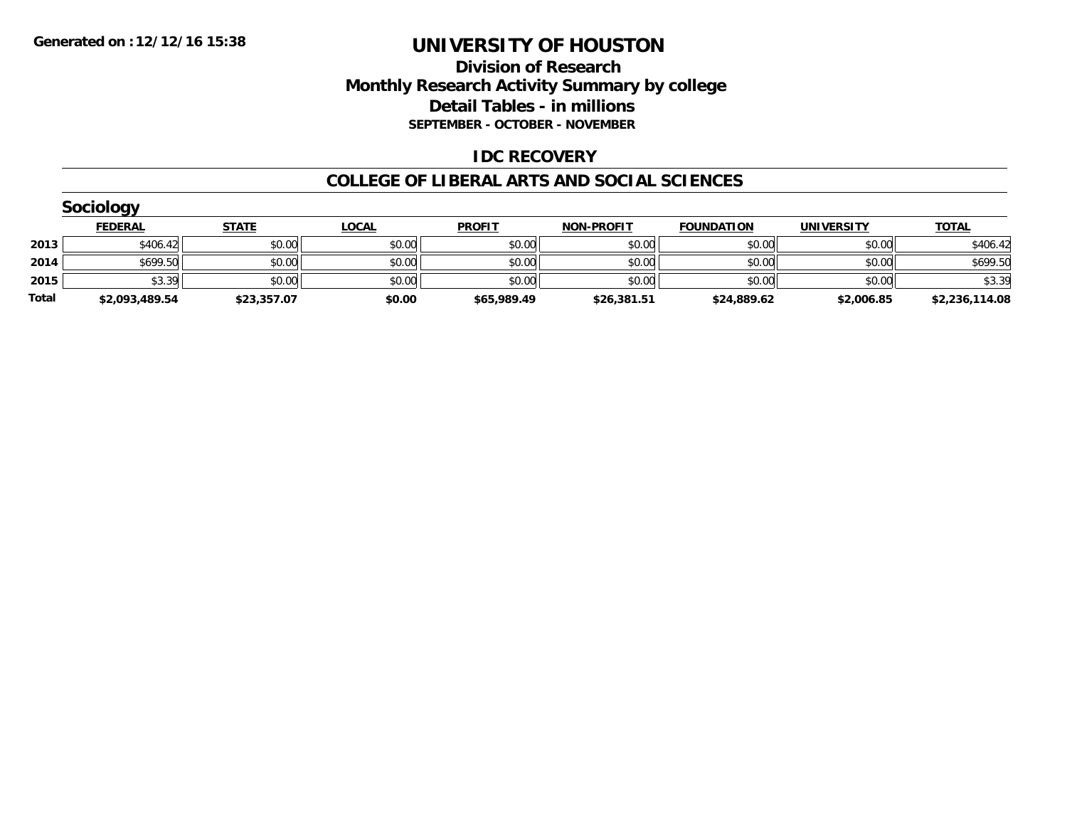Generated on :12/12/16 15:38

# UNIVERSITY OF HOUSTON

## Division of Research
## Monthly Research Activity Summary by college
## Detail Tables - in millions
### SEPTEMBER - OCTOBER - NOVEMBER

### IDC RECOVERY

### COLLEGE OF LIBERAL ARTS AND SOCIAL SCIENCES

### Sociology

| | FEDERAL | STATE | LOCAL | PROFIT | NON-PROFIT | FOUNDATION | UNIVERSITY | TOTAL |
|---|---|---|---|---|---|---|---|---|
| 2013 | $406.42 | $0.00 | $0.00 | $0.00 | $0.00 | $0.00 | $0.00 | $406.42 |
| 2014 | $699.50 | $0.00 | $0.00 | $0.00 | $0.00 | $0.00 | $0.00 | $699.50 |
| 2015 | $3.39 | $0.00 | $0.00 | $0.00 | $0.00 | $0.00 | $0.00 | $3.39 |
| **Total** | **$2,093,489.54** | **$23,357.07** | **$0.00** | **$65,989.49** | **$26,381.51** | **$24,889.62** | **$2,006.85** | **$2,236,114.08** |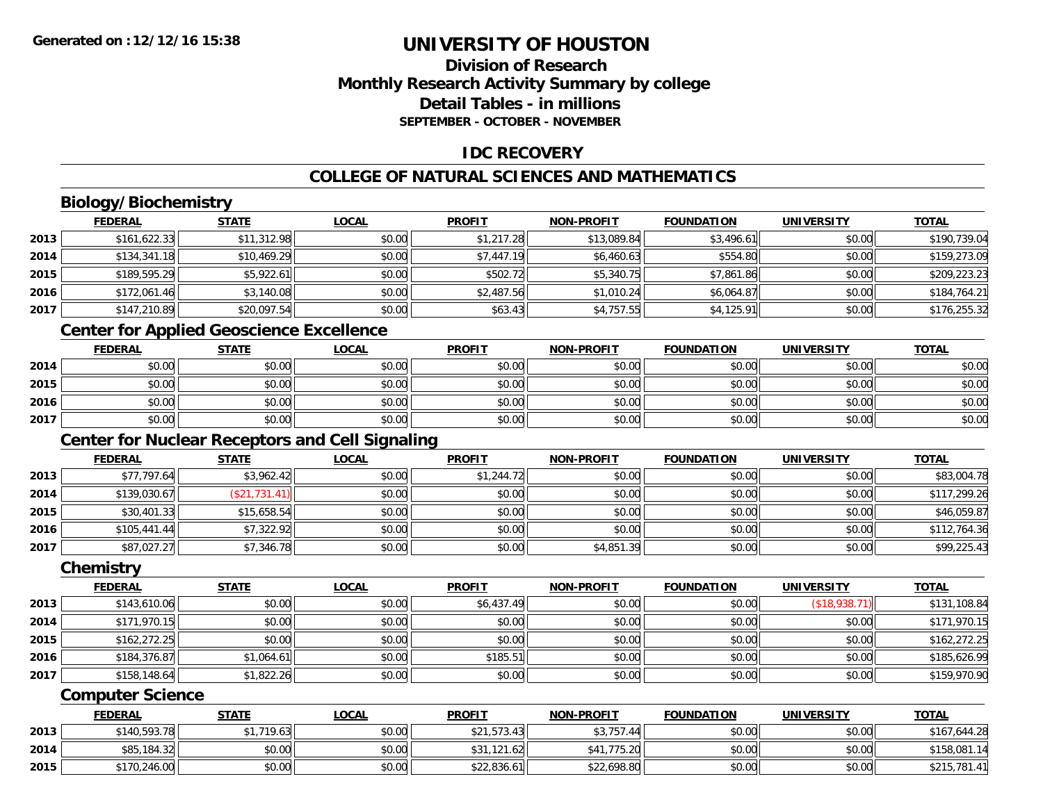# UNIVERSITY OF HOUSTON

## Division of Research
## Monthly Research Activity Summary by college
## Detail Tables - in millions
### SEPTEMBER - OCTOBER - NOVEMBER

## IDC RECOVERY

## COLLEGE OF NATURAL SCIENCES AND MATHEMATICS

### Biology/Biochemistry

| | FEDERAL | STATE | LOCAL | PROFIT | NON-PROFIT | FOUNDATION | UNIVERSITY | TOTAL |
|---|---|---|---|---|---|---|---|---|
| 2013 | $161,622.33 | $11,312.98 | $0.00 | $1,217.28 | $13,089.84 | $3,496.61 | $0.00 | $190,739.04 |
| 2014 | $134,341.18 | $10,469.29 | $0.00 | $7,447.19 | $6,460.63 | $554.80 | $0.00 | $159,273.09 |
| 2015 | $189,595.29 | $5,922.61 | $0.00 | $502.72 | $5,340.75 | $7,861.86 | $0.00 | $209,223.23 |
| 2016 | $172,061.46 | $3,140.08 | $0.00 | $2,487.56 | $1,010.24 | $6,064.87 | $0.00 | $184,764.21 |
| 2017 | $147,210.89 | $20,097.54 | $0.00 | $63.43 | $4,757.55 | $4,125.91 | $0.00 | $176,255.32 |

### Center for Applied Geoscience Excellence

| | FEDERAL | STATE | LOCAL | PROFIT | NON-PROFIT | FOUNDATION | UNIVERSITY | TOTAL |
|---|---|---|---|---|---|---|---|---|
| 2014 | $0.00 | $0.00 | $0.00 | $0.00 | $0.00 | $0.00 | $0.00 | $0.00 |
| 2015 | $0.00 | $0.00 | $0.00 | $0.00 | $0.00 | $0.00 | $0.00 | $0.00 |
| 2016 | $0.00 | $0.00 | $0.00 | $0.00 | $0.00 | $0.00 | $0.00 | $0.00 |
| 2017 | $0.00 | $0.00 | $0.00 | $0.00 | $0.00 | $0.00 | $0.00 | $0.00 |

### Center for Nuclear Receptors and Cell Signaling

| | FEDERAL | STATE | LOCAL | PROFIT | NON-PROFIT | FOUNDATION | UNIVERSITY | TOTAL |
|---|---|---|---|---|---|---|---|---|
| 2013 | $77,797.64 | $3,962.42 | $0.00 | $1,244.72 | $0.00 | $0.00 | $0.00 | $83,004.78 |
| 2014 | $139,030.67 | ($21,731.41) | $0.00 | $0.00 | $0.00 | $0.00 | $0.00 | $117,299.26 |
| 2015 | $30,401.33 | $15,658.54 | $0.00 | $0.00 | $0.00 | $0.00 | $0.00 | $46,059.87 |
| 2016 | $105,441.44 | $7,322.92 | $0.00 | $0.00 | $0.00 | $0.00 | $0.00 | $112,764.36 |
| 2017 | $87,027.27 | $7,346.78 | $0.00 | $0.00 | $4,851.39 | $0.00 | $0.00 | $99,225.43 |

### Chemistry

| | FEDERAL | STATE | LOCAL | PROFIT | NON-PROFIT | FOUNDATION | UNIVERSITY | TOTAL |
|---|---|---|---|---|---|---|---|---|
| 2013 | $143,610.06 | $0.00 | $0.00 | $6,437.49 | $0.00 | $0.00 | ($18,938.71) | $131,108.84 |
| 2014 | $171,970.15 | $0.00 | $0.00 | $0.00 | $0.00 | $0.00 | $0.00 | $171,970.15 |
| 2015 | $162,272.25 | $0.00 | $0.00 | $0.00 | $0.00 | $0.00 | $0.00 | $162,272.25 |
| 2016 | $184,376.87 | $1,064.61 | $0.00 | $185.51 | $0.00 | $0.00 | $0.00 | $185,626.99 |
| 2017 | $158,148.64 | $1,822.26 | $0.00 | $0.00 | $0.00 | $0.00 | $0.00 | $159,970.90 |

### Computer Science

| | FEDERAL | STATE | LOCAL | PROFIT | NON-PROFIT | FOUNDATION | UNIVERSITY | TOTAL |
|---|---|---|---|---|---|---|---|---|
| 2013 | $140,593.78 | $1,719.63 | $0.00 | $21,573.43 | $3,757.44 | $0.00 | $0.00 | $167,644.28 |
| 2014 | $85,184.32 | $0.00 | $0.00 | $31,121.62 | $41,775.20 | $0.00 | $0.00 | $158,081.14 |
| 2015 | $170,246.00 | $0.00 | $0.00 | $22,836.61 | $22,698.80 | $0.00 | $0.00 | $215,781.41 |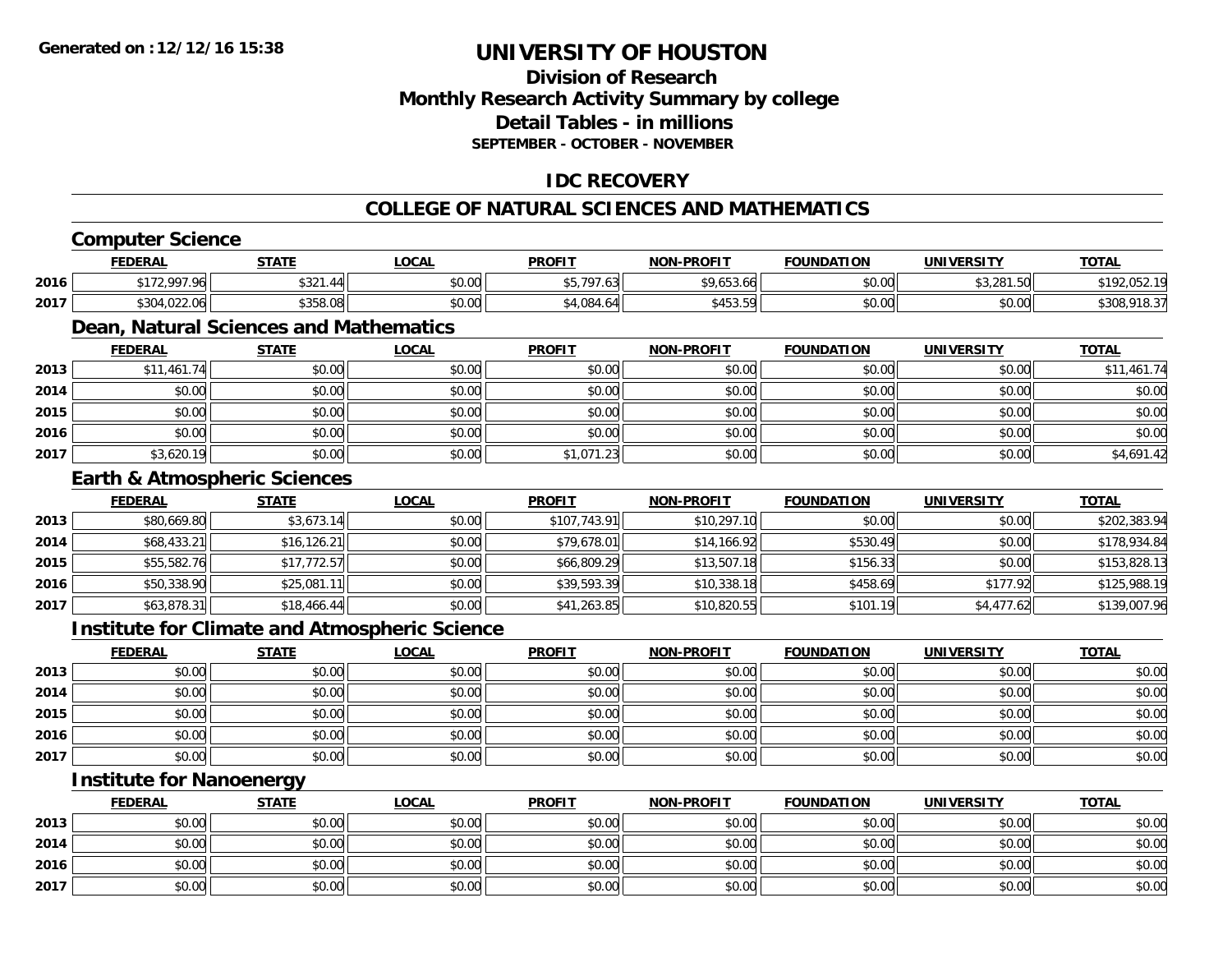**Generated on :12/12/16 15:38**

# UNIVERSITY OF HOUSTON

## Division of Research
## Monthly Research Activity Summary by college
## Detail Tables - in millions
### SEPTEMBER - OCTOBER - NOVEMBER

## IDC RECOVERY

## COLLEGE OF NATURAL SCIENCES AND MATHEMATICS

### Computer Science

| | FEDERAL | STATE | LOCAL | PROFIT | NON-PROFIT | FOUNDATION | UNIVERSITY | TOTAL |
|---|---|---|---|---|---|---|---|---|
| 2016 | $172,997.96 | $321.44 | $0.00 | $5,797.63 | $9,653.66 | $0.00 | $3,281.50 | $192,052.19 |
| 2017 | $304,022.06 | $358.08 | $0.00 | $4,084.64 | $453.59 | $0.00 | $0.00 | $308,918.37 |

### Dean, Natural Sciences and Mathematics

| | FEDERAL | STATE | LOCAL | PROFIT | NON-PROFIT | FOUNDATION | UNIVERSITY | TOTAL |
|---|---|---|---|---|---|---|---|---|
| 2013 | $11,461.74 | $0.00 | $0.00 | $0.00 | $0.00 | $0.00 | $0.00 | $11,461.74 |
| 2014 | $0.00 | $0.00 | $0.00 | $0.00 | $0.00 | $0.00 | $0.00 | $0.00 |
| 2015 | $0.00 | $0.00 | $0.00 | $0.00 | $0.00 | $0.00 | $0.00 | $0.00 |
| 2016 | $0.00 | $0.00 | $0.00 | $0.00 | $0.00 | $0.00 | $0.00 | $0.00 |
| 2017 | $3,620.19 | $0.00 | $0.00 | $1,071.23 | $0.00 | $0.00 | $0.00 | $4,691.42 |

### Earth & Atmospheric Sciences

| | FEDERAL | STATE | LOCAL | PROFIT | NON-PROFIT | FOUNDATION | UNIVERSITY | TOTAL |
|---|---|---|---|---|---|---|---|---|
| 2013 | $80,669.80 | $3,673.14 | $0.00 | $107,743.91 | $10,297.10 | $0.00 | $0.00 | $202,383.94 |
| 2014 | $68,433.21 | $16,126.21 | $0.00 | $79,678.01 | $14,166.92 | $530.49 | $0.00 | $178,934.84 |
| 2015 | $55,582.76 | $17,772.57 | $0.00 | $66,809.29 | $13,507.18 | $156.33 | $0.00 | $153,828.13 |
| 2016 | $50,338.90 | $25,081.11 | $0.00 | $39,593.39 | $10,338.18 | $458.69 | $177.92 | $125,988.19 |
| 2017 | $63,878.31 | $18,466.44 | $0.00 | $41,263.85 | $10,820.55 | $101.19 | $4,477.62 | $139,007.96 |

### Institute for Climate and Atmospheric Science

| | FEDERAL | STATE | LOCAL | PROFIT | NON-PROFIT | FOUNDATION | UNIVERSITY | TOTAL |
|---|---|---|---|---|---|---|---|---|
| 2013 | $0.00 | $0.00 | $0.00 | $0.00 | $0.00 | $0.00 | $0.00 | $0.00 |
| 2014 | $0.00 | $0.00 | $0.00 | $0.00 | $0.00 | $0.00 | $0.00 | $0.00 |
| 2015 | $0.00 | $0.00 | $0.00 | $0.00 | $0.00 | $0.00 | $0.00 | $0.00 |
| 2016 | $0.00 | $0.00 | $0.00 | $0.00 | $0.00 | $0.00 | $0.00 | $0.00 |
| 2017 | $0.00 | $0.00 | $0.00 | $0.00 | $0.00 | $0.00 | $0.00 | $0.00 |

### Institute for Nanoenergy

| | FEDERAL | STATE | LOCAL | PROFIT | NON-PROFIT | FOUNDATION | UNIVERSITY | TOTAL |
|---|---|---|---|---|---|---|---|---|
| 2013 | $0.00 | $0.00 | $0.00 | $0.00 | $0.00 | $0.00 | $0.00 | $0.00 |
| 2014 | $0.00 | $0.00 | $0.00 | $0.00 | $0.00 | $0.00 | $0.00 | $0.00 |
| 2016 | $0.00 | $0.00 | $0.00 | $0.00 | $0.00 | $0.00 | $0.00 | $0.00 |
| 2017 | $0.00 | $0.00 | $0.00 | $0.00 | $0.00 | $0.00 | $0.00 | $0.00 |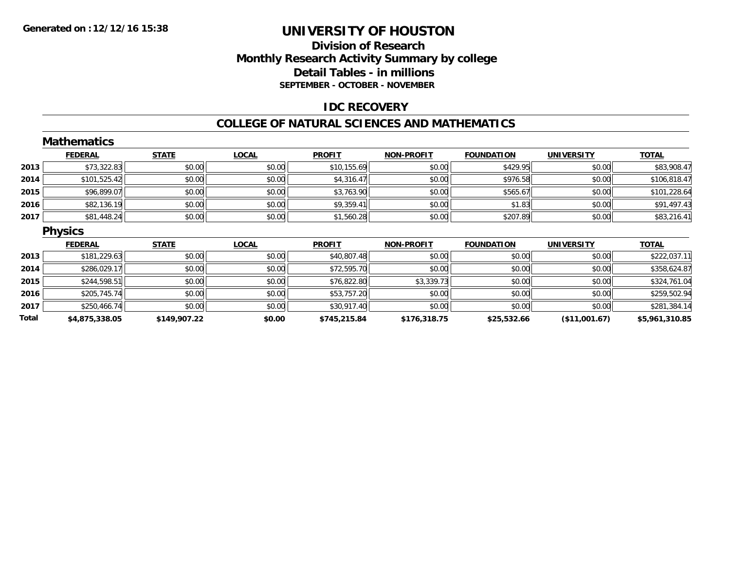**Generated on :12/12/16 15:38**

# UNIVERSITY OF HOUSTON

## Division of Research
## Monthly Research Activity Summary by college
## Detail Tables - in millions
### SEPTEMBER - OCTOBER - NOVEMBER

## IDC RECOVERY

## COLLEGE OF NATURAL SCIENCES AND MATHEMATICS

### Mathematics

| | FEDERAL | STATE | LOCAL | PROFIT | NON-PROFIT | FOUNDATION | UNIVERSITY | TOTAL |
|---|---|---|---|---|---|---|---|---|
| 2013 | $73,322.83 | $0.00 | $0.00 | $10,155.69 | $0.00 | $429.95 | $0.00 | $83,908.47 |
| 2014 | $101,525.42 | $0.00 | $0.00 | $4,316.47 | $0.00 | $976.58 | $0.00 | $106,818.47 |
| 2015 | $96,899.07 | $0.00 | $0.00 | $3,763.90 | $0.00 | $565.67 | $0.00 | $101,228.64 |
| 2016 | $82,136.19 | $0.00 | $0.00 | $9,359.41 | $0.00 | $1.83 | $0.00 | $91,497.43 |
| 2017 | $81,448.24 | $0.00 | $0.00 | $1,560.28 | $0.00 | $207.89 | $0.00 | $83,216.41 |

### Physics

| | FEDERAL | STATE | LOCAL | PROFIT | NON-PROFIT | FOUNDATION | UNIVERSITY | TOTAL |
|---|---|---|---|---|---|---|---|---|
| 2013 | $181,229.63 | $0.00 | $0.00 | $40,807.48 | $0.00 | $0.00 | $0.00 | $222,037.11 |
| 2014 | $286,029.17 | $0.00 | $0.00 | $72,595.70 | $0.00 | $0.00 | $0.00 | $358,624.87 |
| 2015 | $244,598.51 | $0.00 | $0.00 | $76,822.80 | $3,339.73 | $0.00 | $0.00 | $324,761.04 |
| 2016 | $205,745.74 | $0.00 | $0.00 | $53,757.20 | $0.00 | $0.00 | $0.00 | $259,502.94 |
| 2017 | $250,466.74 | $0.00 | $0.00 | $30,917.40 | $0.00 | $0.00 | $0.00 | $281,384.14 |
| **Total** | **$4,875,338.05** | **$149,907.22** | **$0.00** | **$745,215.84** | **$176,318.75** | **$25,532.66** | **($11,001.67)** | **$5,961,310.85** |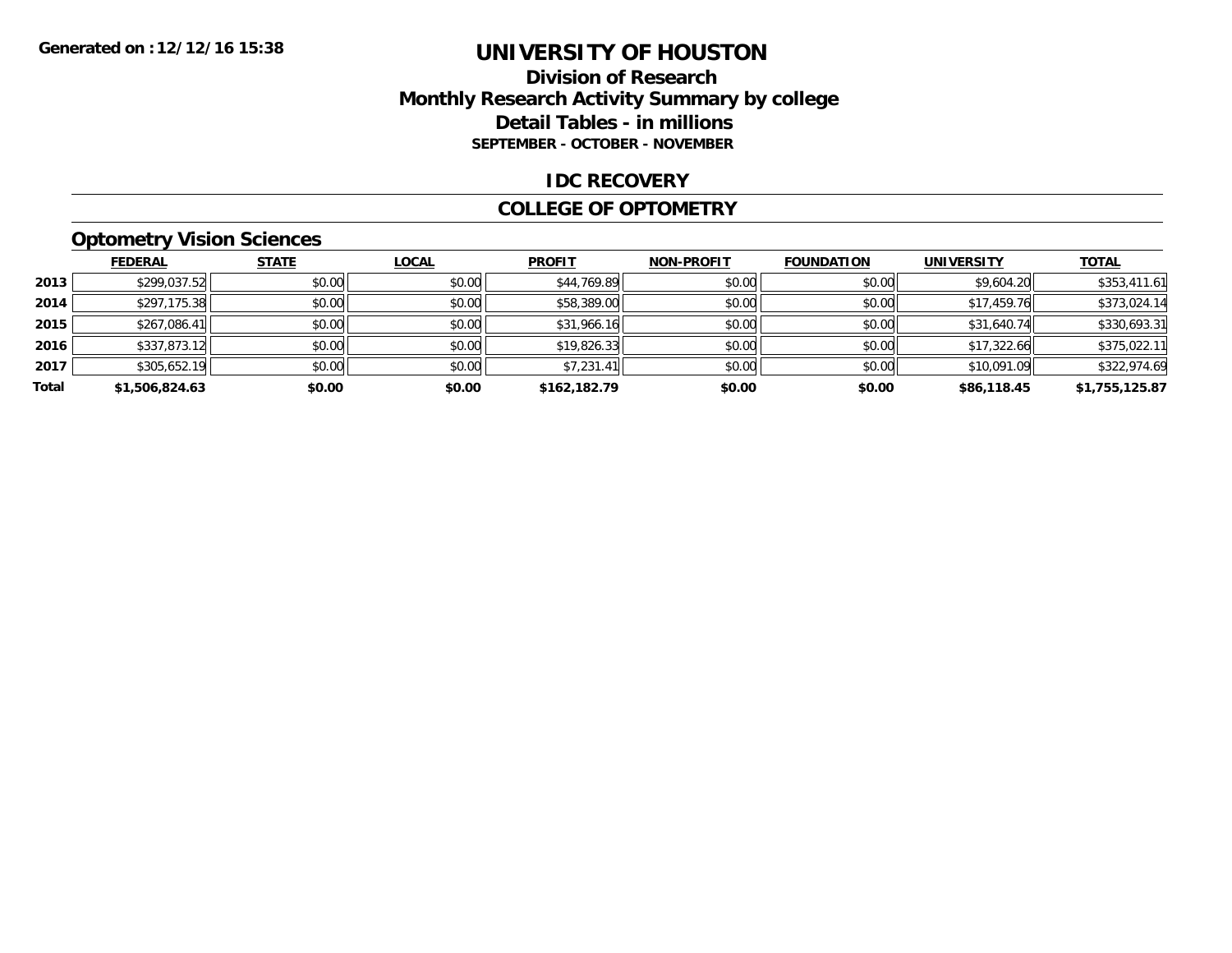Generated on :12/12/16 15:38

# UNIVERSITY OF HOUSTON

## Division of Research
## Monthly Research Activity Summary by college
## Detail Tables - in millions
### SEPTEMBER - OCTOBER - NOVEMBER

## IDC RECOVERY

## COLLEGE OF OPTOMETRY

### Optometry Vision Sciences

| | FEDERAL | STATE | LOCAL | PROFIT | NON-PROFIT | FOUNDATION | UNIVERSITY | TOTAL |
|---|---|---|---|---|---|---|---|---|
| 2013 | $299,037.52 | $0.00 | $0.00 | $44,769.89 | $0.00 | $0.00 | $9,604.20 | $353,411.61 |
| 2014 | $297,175.38 | $0.00 | $0.00 | $58,389.00 | $0.00 | $0.00 | $17,459.76 | $373,024.14 |
| 2015 | $267,086.41 | $0.00 | $0.00 | $31,966.16 | $0.00 | $0.00 | $31,640.74 | $330,693.31 |
| 2016 | $337,873.12 | $0.00 | $0.00 | $19,826.33 | $0.00 | $0.00 | $17,322.66 | $375,022.11 |
| 2017 | $305,652.19 | $0.00 | $0.00 | $7,231.41 | $0.00 | $0.00 | $10,091.09 | $322,974.69 |
| **Total** | **$1,506,824.63** | **$0.00** | **$0.00** | **$162,182.79** | **$0.00** | **$0.00** | **$86,118.45** | **$1,755,125.87** |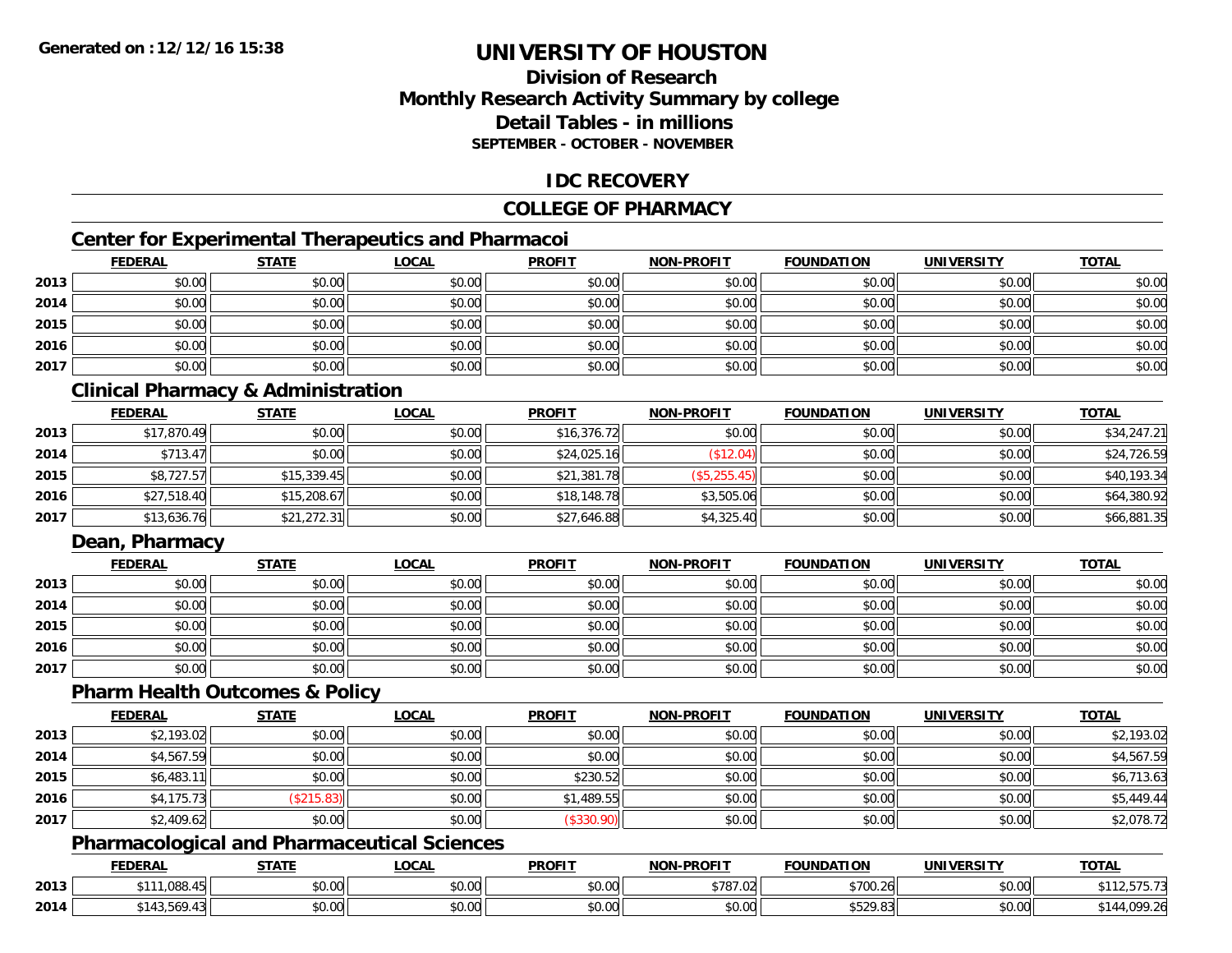**Generated on :12/12/16 15:38**

# UNIVERSITY OF HOUSTON

## Division of Research
## Monthly Research Activity Summary by college
## Detail Tables - in millions
### SEPTEMBER - OCTOBER - NOVEMBER

## IDC RECOVERY

## COLLEGE OF PHARMACY

### Center for Experimental Therapeutics and Pharmacoi

| | FEDERAL | STATE | LOCAL | PROFIT | NON-PROFIT | FOUNDATION | UNIVERSITY | TOTAL |
|---|---|---|---|---|---|---|---|---|
| 2013 | $0.00 | $0.00 | $0.00 | $0.00 | $0.00 | $0.00 | $0.00 | $0.00 |
| 2014 | $0.00 | $0.00 | $0.00 | $0.00 | $0.00 | $0.00 | $0.00 | $0.00 |
| 2015 | $0.00 | $0.00 | $0.00 | $0.00 | $0.00 | $0.00 | $0.00 | $0.00 |
| 2016 | $0.00 | $0.00 | $0.00 | $0.00 | $0.00 | $0.00 | $0.00 | $0.00 |
| 2017 | $0.00 | $0.00 | $0.00 | $0.00 | $0.00 | $0.00 | $0.00 | $0.00 |

### Clinical Pharmacy & Administration

| | FEDERAL | STATE | LOCAL | PROFIT | NON-PROFIT | FOUNDATION | UNIVERSITY | TOTAL |
|---|---|---|---|---|---|---|---|---|
| 2013 | $17,870.49 | $0.00 | $0.00 | $16,376.72 | $0.00 | $0.00 | $0.00 | $34,247.21 |
| 2014 | $713.47 | $0.00 | $0.00 | $24,025.16 | ($12.04) | $0.00 | $0.00 | $24,726.59 |
| 2015 | $8,727.57 | $15,339.45 | $0.00 | $21,381.78 | ($5,255.45) | $0.00 | $0.00 | $40,193.34 |
| 2016 | $27,518.40 | $15,208.67 | $0.00 | $18,148.78 | $3,505.06 | $0.00 | $0.00 | $64,380.92 |
| 2017 | $13,636.76 | $21,272.31 | $0.00 | $27,646.88 | $4,325.40 | $0.00 | $0.00 | $66,881.35 |

### Dean, Pharmacy

| | FEDERAL | STATE | LOCAL | PROFIT | NON-PROFIT | FOUNDATION | UNIVERSITY | TOTAL |
|---|---|---|---|---|---|---|---|---|
| 2013 | $0.00 | $0.00 | $0.00 | $0.00 | $0.00 | $0.00 | $0.00 | $0.00 |
| 2014 | $0.00 | $0.00 | $0.00 | $0.00 | $0.00 | $0.00 | $0.00 | $0.00 |
| 2015 | $0.00 | $0.00 | $0.00 | $0.00 | $0.00 | $0.00 | $0.00 | $0.00 |
| 2016 | $0.00 | $0.00 | $0.00 | $0.00 | $0.00 | $0.00 | $0.00 | $0.00 |
| 2017 | $0.00 | $0.00 | $0.00 | $0.00 | $0.00 | $0.00 | $0.00 | $0.00 |

### Pharm Health Outcomes & Policy

| | FEDERAL | STATE | LOCAL | PROFIT | NON-PROFIT | FOUNDATION | UNIVERSITY | TOTAL |
|---|---|---|---|---|---|---|---|---|
| 2013 | $2,193.02 | $0.00 | $0.00 | $0.00 | $0.00 | $0.00 | $0.00 | $2,193.02 |
| 2014 | $4,567.59 | $0.00 | $0.00 | $0.00 | $0.00 | $0.00 | $0.00 | $4,567.59 |
| 2015 | $6,483.11 | $0.00 | $0.00 | $230.52 | $0.00 | $0.00 | $0.00 | $6,713.63 |
| 2016 | $4,175.73 | ($215.83) | $0.00 | $1,489.55 | $0.00 | $0.00 | $0.00 | $5,449.44 |
| 2017 | $2,409.62 | $0.00 | $0.00 | ($330.90) | $0.00 | $0.00 | $0.00 | $2,078.72 |

### Pharmacological and Pharmaceutical Sciences

| | FEDERAL | STATE | LOCAL | PROFIT | NON-PROFIT | FOUNDATION | UNIVERSITY | TOTAL |
|---|---|---|---|---|---|---|---|---|
| 2013 | $111,088.45 | $0.00 | $0.00 | $0.00 | $787.02 | $700.26 | $0.00 | $112,575.73 |
| 2014 | $143,569.43 | $0.00 | $0.00 | $0.00 | $0.00 | $529.83 | $0.00 | $144,099.26 |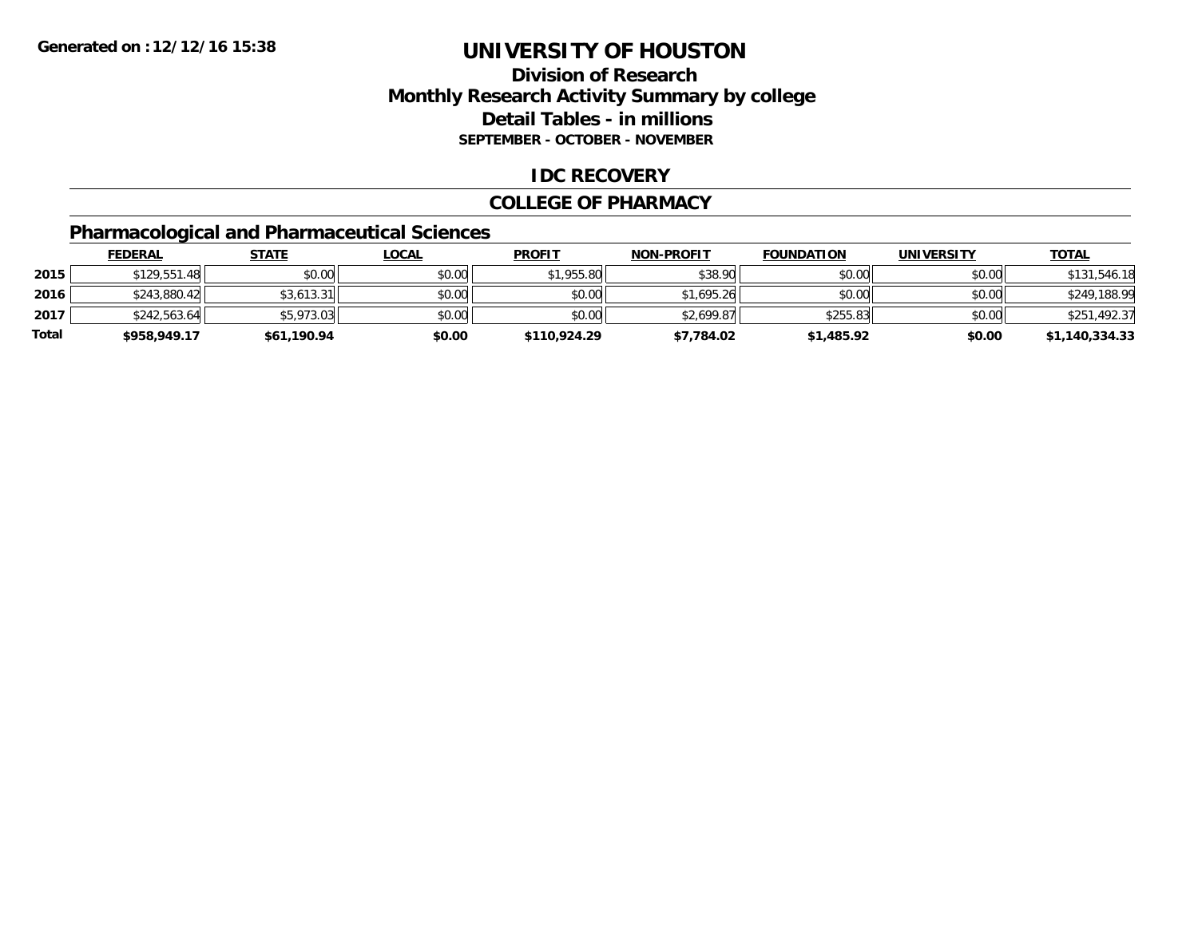# UNIVERSITY OF HOUSTON

## Division of Research
## Monthly Research Activity Summary by college
## Detail Tables - in millions
### SEPTEMBER - OCTOBER - NOVEMBER

**Generated on : 12/12/16 15:38**

## IDC RECOVERY

## COLLEGE OF PHARMACY

### Pharmacological and Pharmaceutical Sciences

| | FEDERAL | STATE | LOCAL | PROFIT | NON-PROFIT | FOUNDATION | UNIVERSITY | TOTAL |
|---|---|---|---|---|---|---|---|---|
| 2015 | $129,551.48 | $0.00 | $0.00 | $1,955.80 | $38.90 | $0.00 | $0.00 | $131,546.18 |
| 2016 | $243,880.42 | $3,613.31 | $0.00 | $0.00 | $1,695.26 | $0.00 | $0.00 | $249,188.99 |
| 2017 | $242,563.64 | $5,973.03 | $0.00 | $0.00 | $2,699.87 | $255.83 | $0.00 | $251,492.37 |
| **Total** | **$958,949.17** | **$61,190.94** | **$0.00** | **$110,924.29** | **$7,784.02** | **$1,485.92** | **$0.00** | **$1,140,334.33** |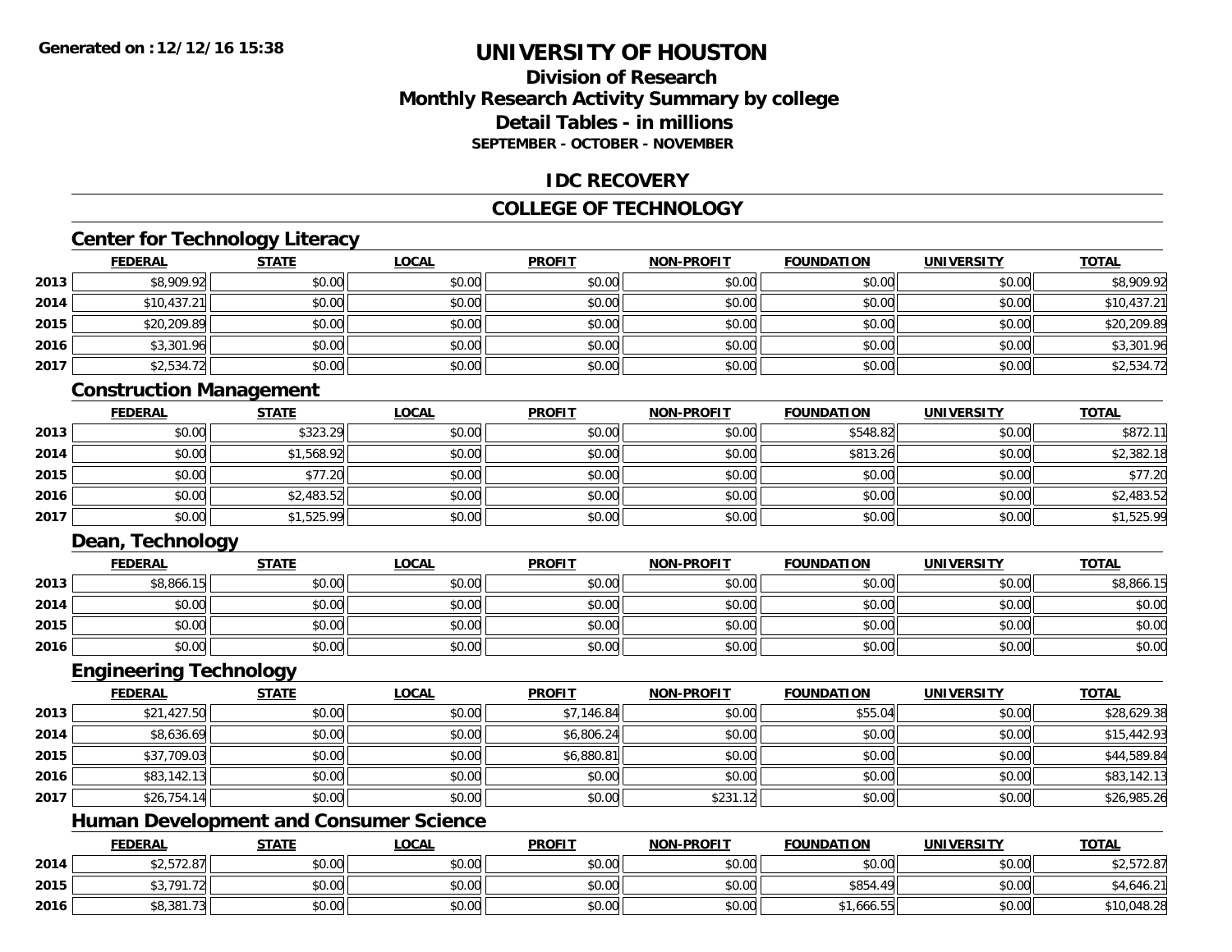# UNIVERSITY OF HOUSTON

## Division of Research
## Monthly Research Activity Summary by college
## Detail Tables - in millions
### SEPTEMBER - OCTOBER - NOVEMBER

## IDC RECOVERY

## COLLEGE OF TECHNOLOGY

### Center for Technology Literacy

| | FEDERAL | STATE | LOCAL | PROFIT | NON-PROFIT | FOUNDATION | UNIVERSITY | TOTAL |
|---|---|---|---|---|---|---|---|---|
| 2013 | $8,909.92 | $0.00 | $0.00 | $0.00 | $0.00 | $0.00 | $0.00 | $8,909.92 |
| 2014 | $10,437.21 | $0.00 | $0.00 | $0.00 | $0.00 | $0.00 | $0.00 | $10,437.21 |
| 2015 | $20,209.89 | $0.00 | $0.00 | $0.00 | $0.00 | $0.00 | $0.00 | $20,209.89 |
| 2016 | $3,301.96 | $0.00 | $0.00 | $0.00 | $0.00 | $0.00 | $0.00 | $3,301.96 |
| 2017 | $2,534.72 | $0.00 | $0.00 | $0.00 | $0.00 | $0.00 | $0.00 | $2,534.72 |

### Construction Management

| | FEDERAL | STATE | LOCAL | PROFIT | NON-PROFIT | FOUNDATION | UNIVERSITY | TOTAL |
|---|---|---|---|---|---|---|---|---|
| 2013 | $0.00 | $323.29 | $0.00 | $0.00 | $0.00 | $548.82 | $0.00 | $872.11 |
| 2014 | $0.00 | $1,568.92 | $0.00 | $0.00 | $0.00 | $813.26 | $0.00 | $2,382.18 |
| 2015 | $0.00 | $77.20 | $0.00 | $0.00 | $0.00 | $0.00 | $0.00 | $77.20 |
| 2016 | $0.00 | $2,483.52 | $0.00 | $0.00 | $0.00 | $0.00 | $0.00 | $2,483.52 |
| 2017 | $0.00 | $1,525.99 | $0.00 | $0.00 | $0.00 | $0.00 | $0.00 | $1,525.99 |

### Dean, Technology

| | FEDERAL | STATE | LOCAL | PROFIT | NON-PROFIT | FOUNDATION | UNIVERSITY | TOTAL |
|---|---|---|---|---|---|---|---|---|
| 2013 | $8,866.15 | $0.00 | $0.00 | $0.00 | $0.00 | $0.00 | $0.00 | $8,866.15 |
| 2014 | $0.00 | $0.00 | $0.00 | $0.00 | $0.00 | $0.00 | $0.00 | $0.00 |
| 2015 | $0.00 | $0.00 | $0.00 | $0.00 | $0.00 | $0.00 | $0.00 | $0.00 |
| 2016 | $0.00 | $0.00 | $0.00 | $0.00 | $0.00 | $0.00 | $0.00 | $0.00 |

### Engineering Technology

| | FEDERAL | STATE | LOCAL | PROFIT | NON-PROFIT | FOUNDATION | UNIVERSITY | TOTAL |
|---|---|---|---|---|---|---|---|---|
| 2013 | $21,427.50 | $0.00 | $0.00 | $7,146.84 | $0.00 | $55.04 | $0.00 | $28,629.38 |
| 2014 | $8,636.69 | $0.00 | $0.00 | $6,806.24 | $0.00 | $0.00 | $0.00 | $15,442.93 |
| 2015 | $37,709.03 | $0.00 | $0.00 | $6,880.81 | $0.00 | $0.00 | $0.00 | $44,589.84 |
| 2016 | $83,142.13 | $0.00 | $0.00 | $0.00 | $0.00 | $0.00 | $0.00 | $83,142.13 |
| 2017 | $26,754.14 | $0.00 | $0.00 | $0.00 | $231.12 | $0.00 | $0.00 | $26,985.26 |

### Human Development and Consumer Science

| | FEDERAL | STATE | LOCAL | PROFIT | NON-PROFIT | FOUNDATION | UNIVERSITY | TOTAL |
|---|---|---|---|---|---|---|---|---|
| 2014 | $2,572.87 | $0.00 | $0.00 | $0.00 | $0.00 | $0.00 | $0.00 | $2,572.87 |
| 2015 | $3,791.72 | $0.00 | $0.00 | $0.00 | $0.00 | $854.49 | $0.00 | $4,646.21 |
| 2016 | $8,381.73 | $0.00 | $0.00 | $0.00 | $0.00 | $1,666.55 | $0.00 | $10,048.28 |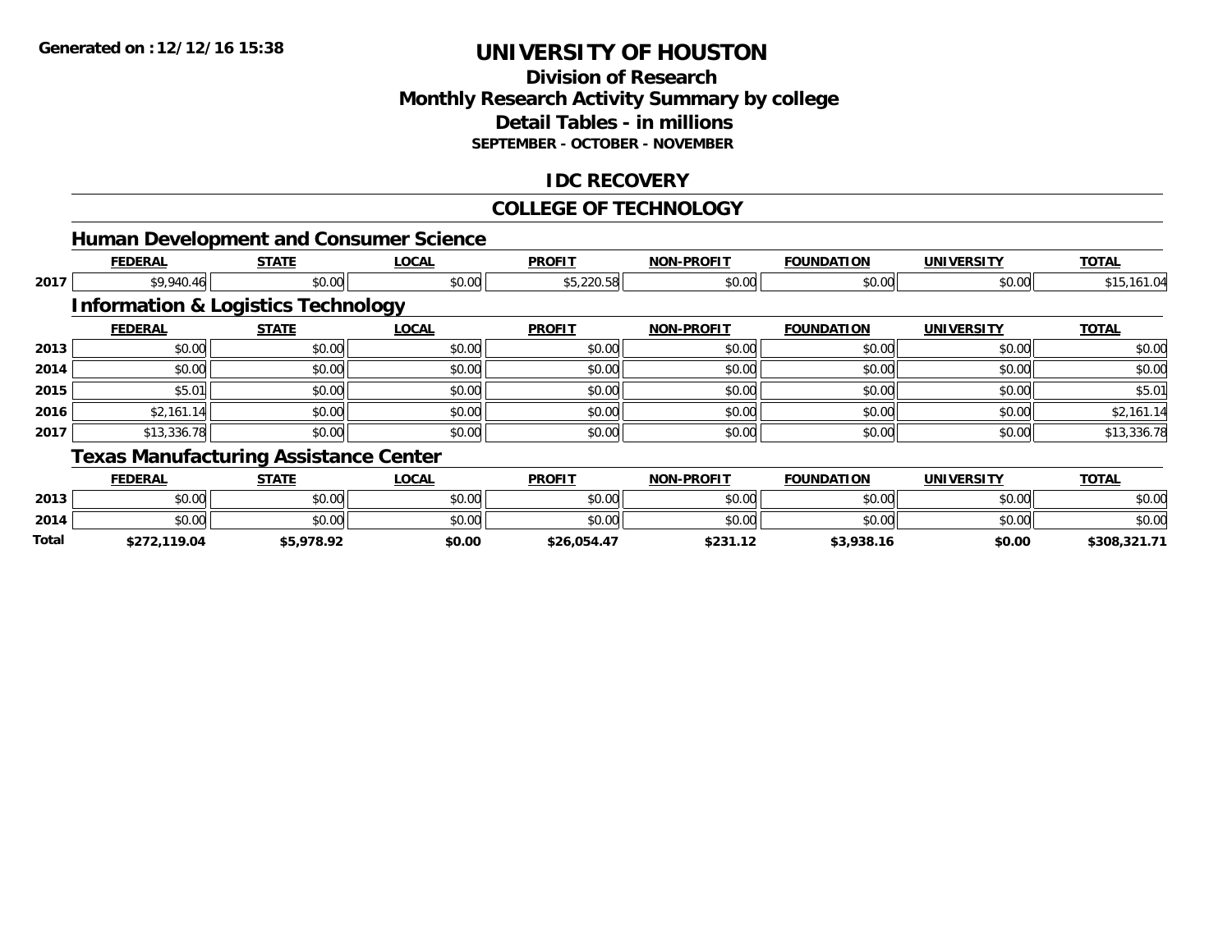# UNIVERSITY OF HOUSTON

## Division of Research
## Monthly Research Activity Summary by college
## Detail Tables - in millions
### SEPTEMBER - OCTOBER - NOVEMBER

## IDC RECOVERY

## COLLEGE OF TECHNOLOGY

### Human Development and Consumer Science

| | FEDERAL | STATE | LOCAL | PROFIT | NON-PROFIT | FOUNDATION | UNIVERSITY | TOTAL |
|---|---|---|---|---|---|---|---|---|
| 2017 | $9,940.46 | $0.00 | $0.00 | $5,220.58 | $0.00 | $0.00 | $0.00 | $15,161.04 |

### Information & Logistics Technology

| | FEDERAL | STATE | LOCAL | PROFIT | NON-PROFIT | FOUNDATION | UNIVERSITY | TOTAL |
|---|---|---|---|---|---|---|---|---|
| 2013 | $0.00 | $0.00 | $0.00 | $0.00 | $0.00 | $0.00 | $0.00 | $0.00 |
| 2014 | $0.00 | $0.00 | $0.00 | $0.00 | $0.00 | $0.00 | $0.00 | $0.00 |
| 2015 | $5.01 | $0.00 | $0.00 | $0.00 | $0.00 | $0.00 | $0.00 | $5.01 |
| 2016 | $2,161.14 | $0.00 | $0.00 | $0.00 | $0.00 | $0.00 | $0.00 | $2,161.14 |
| 2017 | $13,336.78 | $0.00 | $0.00 | $0.00 | $0.00 | $0.00 | $0.00 | $13,336.78 |

### Texas Manufacturing Assistance Center

| | FEDERAL | STATE | LOCAL | PROFIT | NON-PROFIT | FOUNDATION | UNIVERSITY | TOTAL |
|---|---|---|---|---|---|---|---|---|
| 2013 | $0.00 | $0.00 | $0.00 | $0.00 | $0.00 | $0.00 | $0.00 | $0.00 |
| 2014 | $0.00 | $0.00 | $0.00 | $0.00 | $0.00 | $0.00 | $0.00 | $0.00 |
| **Total** | **$272,119.04** | **$5,978.92** | **$0.00** | **$26,054.47** | **$231.12** | **$3,938.16** | **$0.00** | **$308,321.71** |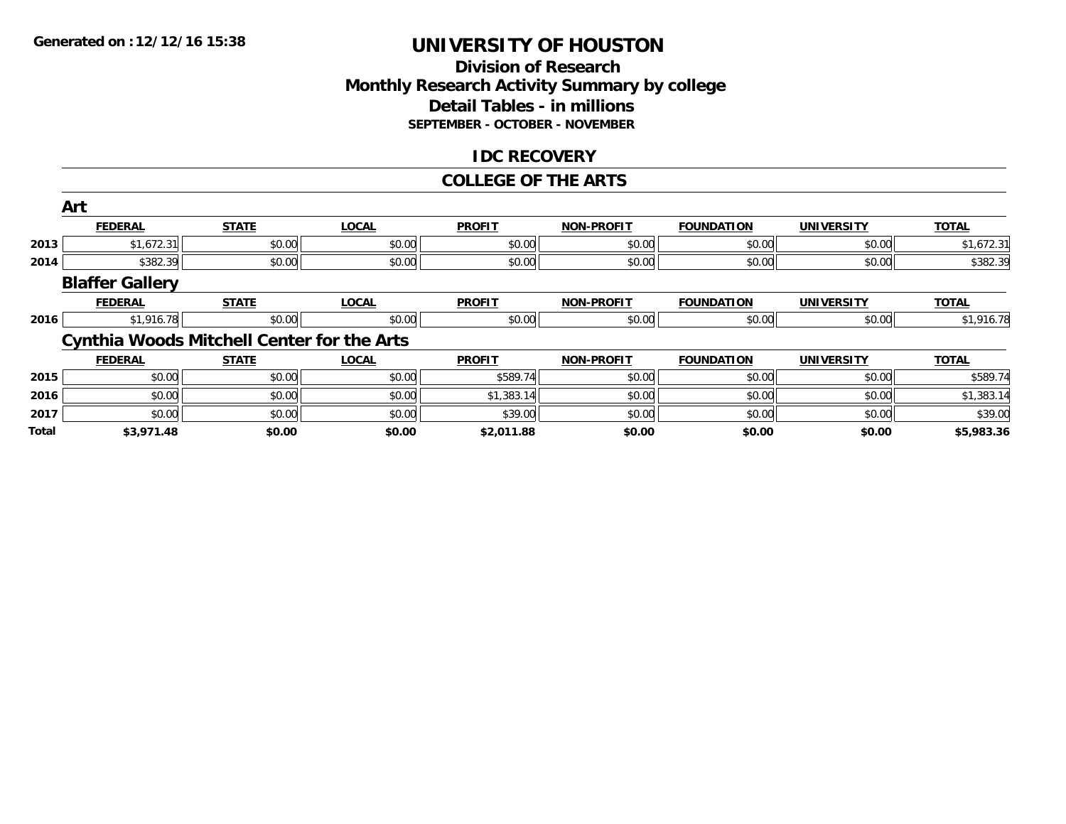**Generated on :12/12/16 15:38**

# UNIVERSITY OF HOUSTON

## Division of Research
## Monthly Research Activity Summary by college
## Detail Tables - in millions
### SEPTEMBER - OCTOBER - NOVEMBER

## IDC RECOVERY

## COLLEGE OF THE ARTS

### Art

| | FEDERAL | STATE | LOCAL | PROFIT | NON-PROFIT | FOUNDATION | UNIVERSITY | TOTAL |
|---|---|---|---|---|---|---|---|---|
| 2013 | $1,672.31 | $0.00 | $0.00 | $0.00 | $0.00 | $0.00 | $0.00 | $1,672.31 |
| 2014 | $382.39 | $0.00 | $0.00 | $0.00 | $0.00 | $0.00 | $0.00 | $382.39 |

### Blaffer Gallery

| | FEDERAL | STATE | LOCAL | PROFIT | NON-PROFIT | FOUNDATION | UNIVERSITY | TOTAL |
|---|---|---|---|---|---|---|---|---|
| 2016 | $1,916.78 | $0.00 | $0.00 | $0.00 | $0.00 | $0.00 | $0.00 | $1,916.78 |

### Cynthia Woods Mitchell Center for the Arts

| | FEDERAL | STATE | LOCAL | PROFIT | NON-PROFIT | FOUNDATION | UNIVERSITY | TOTAL |
|---|---|---|---|---|---|---|---|---|
| 2015 | $0.00 | $0.00 | $0.00 | $589.74 | $0.00 | $0.00 | $0.00 | $589.74 |
| 2016 | $0.00 | $0.00 | $0.00 | $1,383.14 | $0.00 | $0.00 | $0.00 | $1,383.14 |
| 2017 | $0.00 | $0.00 | $0.00 | $39.00 | $0.00 | $0.00 | $0.00 | $39.00 |
| **Total** | **$3,971.48** | **$0.00** | **$0.00** | **$2,011.88** | **$0.00** | **$0.00** | **$0.00** | **$5,983.36** |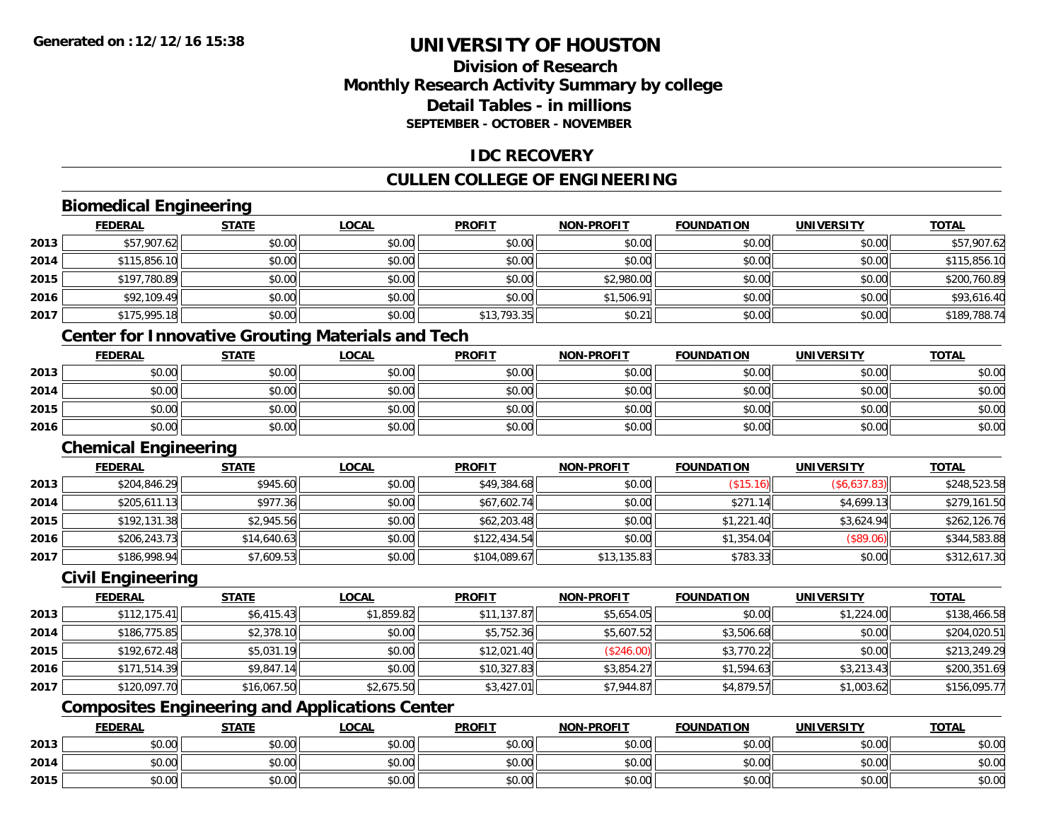# UNIVERSITY OF HOUSTON

## Division of Research
## Monthly Research Activity Summary by college
## Detail Tables - in millions
### SEPTEMBER - OCTOBER - NOVEMBER

## IDC RECOVERY

## CULLEN COLLEGE OF ENGINEERING

### Biomedical Engineering

| | FEDERAL | STATE | LOCAL | PROFIT | NON-PROFIT | FOUNDATION | UNIVERSITY | TOTAL |
|---|---|---|---|---|---|---|---|---|
| 2013 | $57,907.62 | $0.00 | $0.00 | $0.00 | $0.00 | $0.00 | $0.00 | $57,907.62 |
| 2014 | $115,856.10 | $0.00 | $0.00 | $0.00 | $0.00 | $0.00 | $0.00 | $115,856.10 |
| 2015 | $197,780.89 | $0.00 | $0.00 | $0.00 | $2,980.00 | $0.00 | $0.00 | $200,760.89 |
| 2016 | $92,109.49 | $0.00 | $0.00 | $0.00 | $1,506.91 | $0.00 | $0.00 | $93,616.40 |
| 2017 | $175,995.18 | $0.00 | $0.00 | $13,793.35 | $0.21 | $0.00 | $0.00 | $189,788.74 |

### Center for Innovative Grouting Materials and Tech

| | FEDERAL | STATE | LOCAL | PROFIT | NON-PROFIT | FOUNDATION | UNIVERSITY | TOTAL |
|---|---|---|---|---|---|---|---|---|
| 2013 | $0.00 | $0.00 | $0.00 | $0.00 | $0.00 | $0.00 | $0.00 | $0.00 |
| 2014 | $0.00 | $0.00 | $0.00 | $0.00 | $0.00 | $0.00 | $0.00 | $0.00 |
| 2015 | $0.00 | $0.00 | $0.00 | $0.00 | $0.00 | $0.00 | $0.00 | $0.00 |
| 2016 | $0.00 | $0.00 | $0.00 | $0.00 | $0.00 | $0.00 | $0.00 | $0.00 |

### Chemical Engineering

| | FEDERAL | STATE | LOCAL | PROFIT | NON-PROFIT | FOUNDATION | UNIVERSITY | TOTAL |
|---|---|---|---|---|---|---|---|---|
| 2013 | $204,846.29 | $945.60 | $0.00 | $49,384.68 | $0.00 | ($15.16) | ($6,637.83) | $248,523.58 |
| 2014 | $205,611.13 | $977.36 | $0.00 | $67,602.74 | $0.00 | $271.14 | $4,699.13 | $279,161.50 |
| 2015 | $192,131.38 | $2,945.56 | $0.00 | $62,203.48 | $0.00 | $1,221.40 | $3,624.94 | $262,126.76 |
| 2016 | $206,243.73 | $14,640.63 | $0.00 | $122,434.54 | $0.00 | $1,354.04 | ($89.06) | $344,583.88 |
| 2017 | $186,998.94 | $7,609.53 | $0.00 | $104,089.67 | $13,135.83 | $783.33 | $0.00 | $312,617.30 |

### Civil Engineering

| | FEDERAL | STATE | LOCAL | PROFIT | NON-PROFIT | FOUNDATION | UNIVERSITY | TOTAL |
|---|---|---|---|---|---|---|---|---|
| 2013 | $112,175.41 | $6,415.43 | $1,859.82 | $11,137.87 | $5,654.05 | $0.00 | $1,224.00 | $138,466.58 |
| 2014 | $186,775.85 | $2,378.10 | $0.00 | $5,752.36 | $5,607.52 | $3,506.68 | $0.00 | $204,020.51 |
| 2015 | $192,672.48 | $5,031.19 | $0.00 | $12,021.40 | ($246.00) | $3,770.22 | $0.00 | $213,249.29 |
| 2016 | $171,514.39 | $9,847.14 | $0.00 | $10,327.83 | $3,854.27 | $1,594.63 | $3,213.43 | $200,351.69 |
| 2017 | $120,097.70 | $16,067.50 | $2,675.50 | $3,427.01 | $7,944.87 | $4,879.57 | $1,003.62 | $156,095.77 |

### Composites Engineering and Applications Center

| | FEDERAL | STATE | LOCAL | PROFIT | NON-PROFIT | FOUNDATION | UNIVERSITY | TOTAL |
|---|---|---|---|---|---|---|---|---|
| 2013 | $0.00 | $0.00 | $0.00 | $0.00 | $0.00 | $0.00 | $0.00 | $0.00 |
| 2014 | $0.00 | $0.00 | $0.00 | $0.00 | $0.00 | $0.00 | $0.00 | $0.00 |
| 2015 | $0.00 | $0.00 | $0.00 | $0.00 | $0.00 | $0.00 | $0.00 | $0.00 |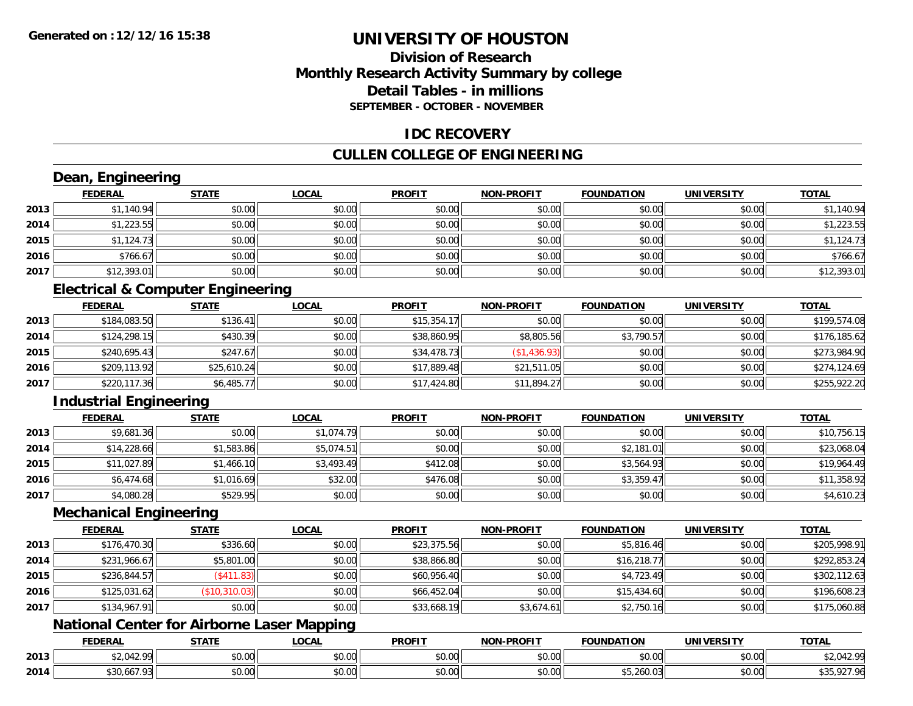**Generated on :12/12/16 15:38**

# UNIVERSITY OF HOUSTON

## Division of Research
## Monthly Research Activity Summary by college
## Detail Tables - in millions
### SEPTEMBER - OCTOBER - NOVEMBER

## IDC RECOVERY

## CULLEN COLLEGE OF ENGINEERING

### Dean, Engineering

| | FEDERAL | STATE | LOCAL | PROFIT | NON-PROFIT | FOUNDATION | UNIVERSITY | TOTAL |
|---|---|---|---|---|---|---|---|---|
| 2013 | $1,140.94 | $0.00 | $0.00 | $0.00 | $0.00 | $0.00 | $0.00 | $1,140.94 |
| 2014 | $1,223.55 | $0.00 | $0.00 | $0.00 | $0.00 | $0.00 | $0.00 | $1,223.55 |
| 2015 | $1,124.73 | $0.00 | $0.00 | $0.00 | $0.00 | $0.00 | $0.00 | $1,124.73 |
| 2016 | $766.67 | $0.00 | $0.00 | $0.00 | $0.00 | $0.00 | $0.00 | $766.67 |
| 2017 | $12,393.01 | $0.00 | $0.00 | $0.00 | $0.00 | $0.00 | $0.00 | $12,393.01 |

### Electrical & Computer Engineering

| | FEDERAL | STATE | LOCAL | PROFIT | NON-PROFIT | FOUNDATION | UNIVERSITY | TOTAL |
|---|---|---|---|---|---|---|---|---|
| 2013 | $184,083.50 | $136.41 | $0.00 | $15,354.17 | $0.00 | $0.00 | $0.00 | $199,574.08 |
| 2014 | $124,298.15 | $430.39 | $0.00 | $38,860.95 | $8,805.56 | $3,790.57 | $0.00 | $176,185.62 |
| 2015 | $240,695.43 | $247.67 | $0.00 | $34,478.73 | ($1,436.93) | $0.00 | $0.00 | $273,984.90 |
| 2016 | $209,113.92 | $25,610.24 | $0.00 | $17,889.48 | $21,511.05 | $0.00 | $0.00 | $274,124.69 |
| 2017 | $220,117.36 | $6,485.77 | $0.00 | $17,424.80 | $11,894.27 | $0.00 | $0.00 | $255,922.20 |

### Industrial Engineering

| | FEDERAL | STATE | LOCAL | PROFIT | NON-PROFIT | FOUNDATION | UNIVERSITY | TOTAL |
|---|---|---|---|---|---|---|---|---|
| 2013 | $9,681.36 | $0.00 | $1,074.79 | $0.00 | $0.00 | $0.00 | $0.00 | $10,756.15 |
| 2014 | $14,228.66 | $1,583.86 | $5,074.51 | $0.00 | $0.00 | $2,181.01 | $0.00 | $23,068.04 |
| 2015 | $11,027.89 | $1,466.10 | $3,493.49 | $412.08 | $0.00 | $3,564.93 | $0.00 | $19,964.49 |
| 2016 | $6,474.68 | $1,016.69 | $32.00 | $476.08 | $0.00 | $3,359.47 | $0.00 | $11,358.92 |
| 2017 | $4,080.28 | $529.95 | $0.00 | $0.00 | $0.00 | $0.00 | $0.00 | $4,610.23 |

### Mechanical Engineering

| | FEDERAL | STATE | LOCAL | PROFIT | NON-PROFIT | FOUNDATION | UNIVERSITY | TOTAL |
|---|---|---|---|---|---|---|---|---|
| 2013 | $176,470.30 | $336.60 | $0.00 | $23,375.56 | $0.00 | $5,816.46 | $0.00 | $205,998.91 |
| 2014 | $231,966.67 | $5,801.00 | $0.00 | $38,866.80 | $0.00 | $16,218.77 | $0.00 | $292,853.24 |
| 2015 | $236,844.57 | ($411.83) | $0.00 | $60,956.40 | $0.00 | $4,723.49 | $0.00 | $302,112.63 |
| 2016 | $125,031.62 | ($10,310.03) | $0.00 | $66,452.04 | $0.00 | $15,434.60 | $0.00 | $196,608.23 |
| 2017 | $134,967.91 | $0.00 | $0.00 | $33,668.19 | $3,674.61 | $2,750.16 | $0.00 | $175,060.88 |

### National Center for Airborne Laser Mapping

| | FEDERAL | STATE | LOCAL | PROFIT | NON-PROFIT | FOUNDATION | UNIVERSITY | TOTAL |
|---|---|---|---|---|---|---|---|---|
| 2013 | $2,042.99 | $0.00 | $0.00 | $0.00 | $0.00 | $0.00 | $0.00 | $2,042.99 |
| 2014 | $30,667.93 | $0.00 | $0.00 | $0.00 | $0.00 | $5,260.03 | $0.00 | $35,927.96 |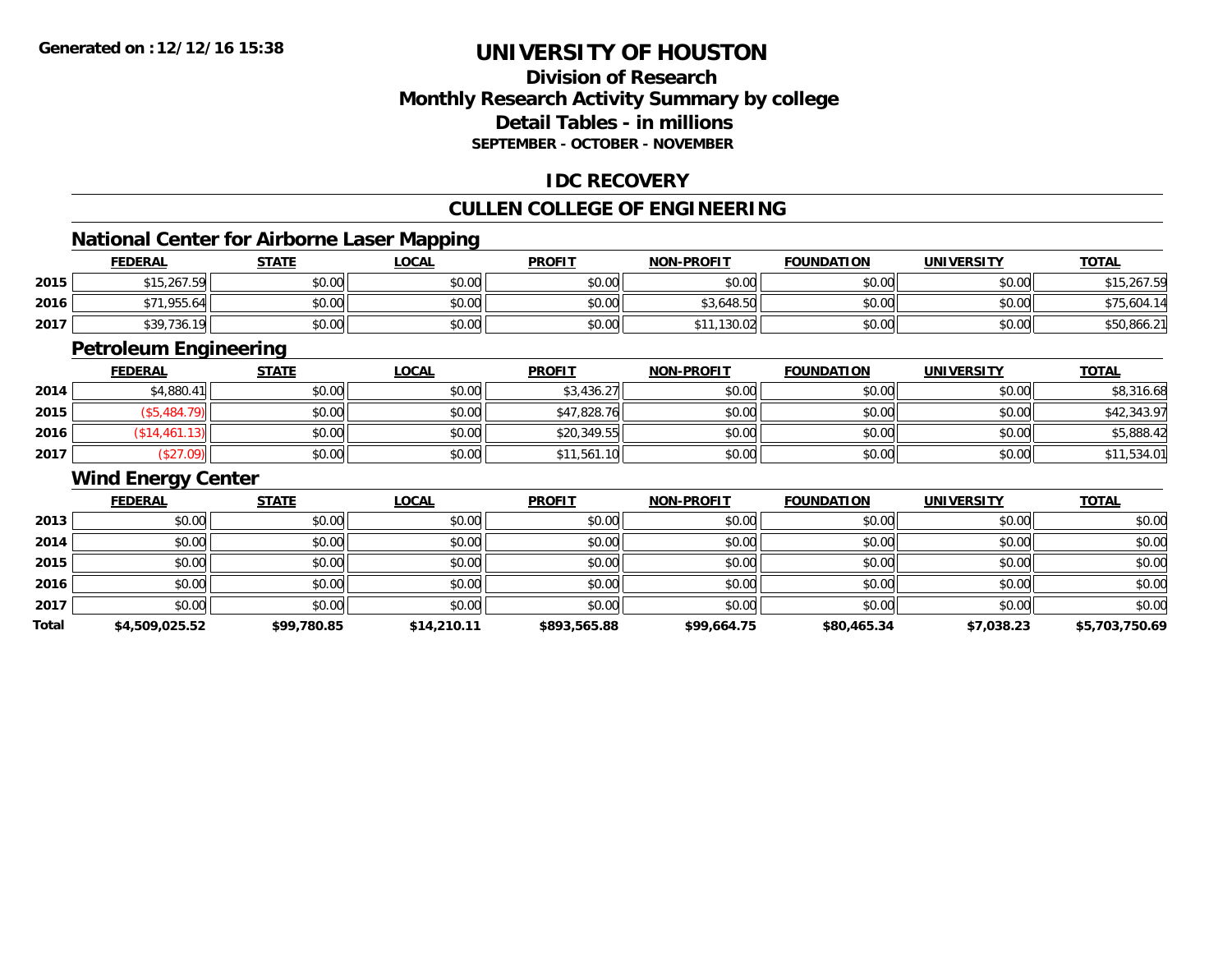**Generated on :12/12/16 15:38**

# UNIVERSITY OF HOUSTON

## Division of Research
## Monthly Research Activity Summary by college
## Detail Tables - in millions
### SEPTEMBER - OCTOBER - NOVEMBER

## IDC RECOVERY

## CULLEN COLLEGE OF ENGINEERING

### National Center for Airborne Laser Mapping

| | FEDERAL | STATE | LOCAL | PROFIT | NON-PROFIT | FOUNDATION | UNIVERSITY | TOTAL |
|---|---|---|---|---|---|---|---|---|
| 2015 | $15,267.59 | $0.00 | $0.00 | $0.00 | $0.00 | $0.00 | $0.00 | $15,267.59 |
| 2016 | $71,955.64 | $0.00 | $0.00 | $0.00 | $3,648.50 | $0.00 | $0.00 | $75,604.14 |
| 2017 | $39,736.19 | $0.00 | $0.00 | $0.00 | $11,130.02 | $0.00 | $0.00 | $50,866.21 |

### Petroleum Engineering

| | FEDERAL | STATE | LOCAL | PROFIT | NON-PROFIT | FOUNDATION | UNIVERSITY | TOTAL |
|---|---|---|---|---|---|---|---|---|
| 2014 | $4,880.41 | $0.00 | $0.00 | $3,436.27 | $0.00 | $0.00 | $0.00 | $8,316.68 |
| 2015 | ($5,484.79) | $0.00 | $0.00 | $47,828.76 | $0.00 | $0.00 | $0.00 | $42,343.97 |
| 2016 | ($14,461.13) | $0.00 | $0.00 | $20,349.55 | $0.00 | $0.00 | $0.00 | $5,888.42 |
| 2017 | ($27.09) | $0.00 | $0.00 | $11,561.10 | $0.00 | $0.00 | $0.00 | $11,534.01 |

### Wind Energy Center

| | FEDERAL | STATE | LOCAL | PROFIT | NON-PROFIT | FOUNDATION | UNIVERSITY | TOTAL |
|---|---|---|---|---|---|---|---|---|
| 2013 | $0.00 | $0.00 | $0.00 | $0.00 | $0.00 | $0.00 | $0.00 | $0.00 |
| 2014 | $0.00 | $0.00 | $0.00 | $0.00 | $0.00 | $0.00 | $0.00 | $0.00 |
| 2015 | $0.00 | $0.00 | $0.00 | $0.00 | $0.00 | $0.00 | $0.00 | $0.00 |
| 2016 | $0.00 | $0.00 | $0.00 | $0.00 | $0.00 | $0.00 | $0.00 | $0.00 |
| 2017 | $0.00 | $0.00 | $0.00 | $0.00 | $0.00 | $0.00 | $0.00 | $0.00 |
| **Total** | **$4,509,025.52** | **$99,780.85** | **$14,210.11** | **$893,565.88** | **$99,664.75** | **$80,465.34** | **$7,038.23** | **$5,703,750.69** |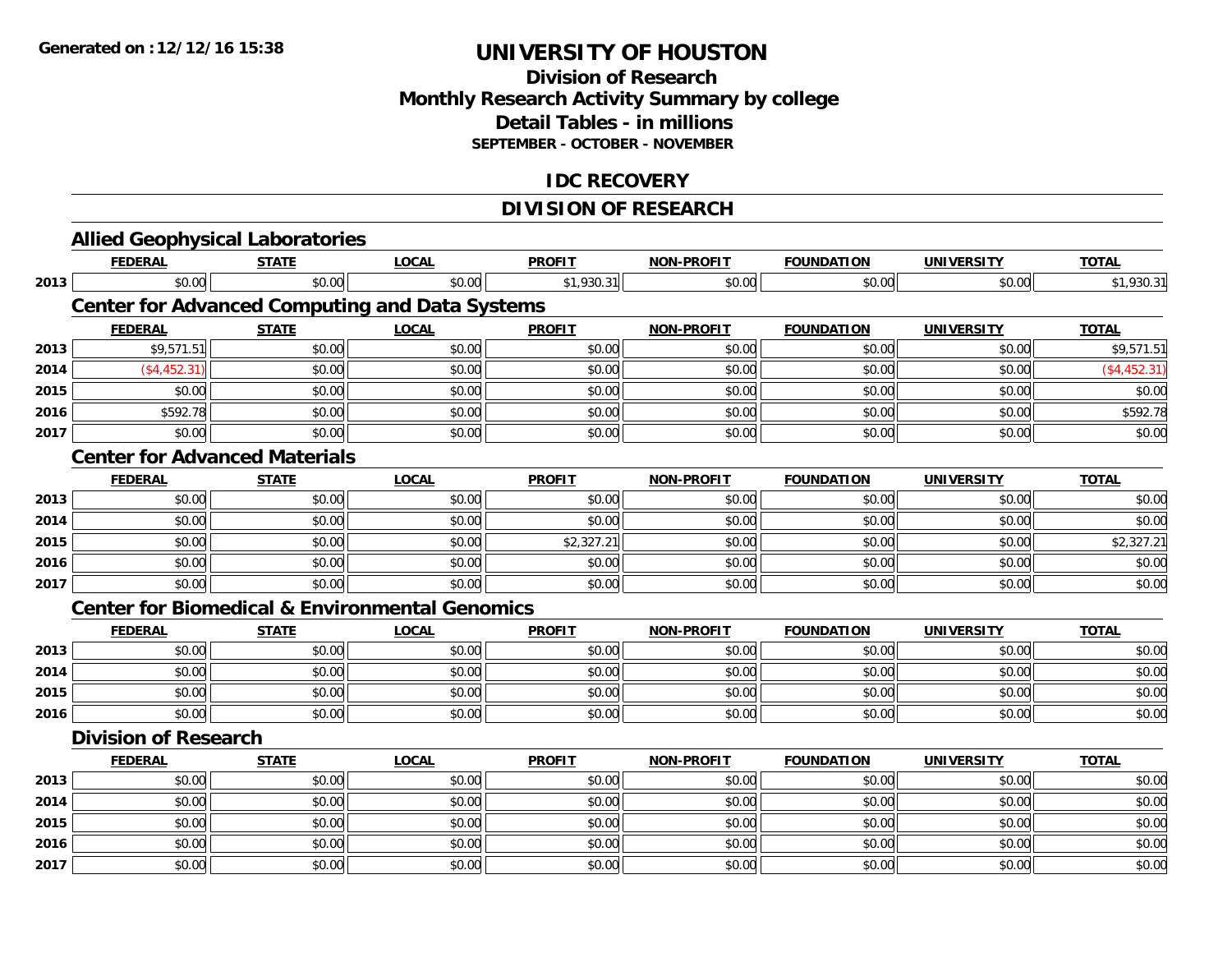**Generated on :12/12/16 15:38**

# UNIVERSITY OF HOUSTON

## Division of Research
## Monthly Research Activity Summary by college
## Detail Tables - in millions
### SEPTEMBER - OCTOBER - NOVEMBER

## IDC RECOVERY

## DIVISION OF RESEARCH

### Allied Geophysical Laboratories

| | FEDERAL | STATE | LOCAL | PROFIT | NON-PROFIT | FOUNDATION | UNIVERSITY | TOTAL |
|---|---|---|---|---|---|---|---|---|
| 2013 | $0.00 | $0.00 | $0.00 | $1,930.31 | $0.00 | $0.00 | $0.00 | $1,930.31 |

### Center for Advanced Computing and Data Systems

| | FEDERAL | STATE | LOCAL | PROFIT | NON-PROFIT | FOUNDATION | UNIVERSITY | TOTAL |
|---|---|---|---|---|---|---|---|---|
| 2013 | $9,571.51 | $0.00 | $0.00 | $0.00 | $0.00 | $0.00 | $0.00 | $9,571.51 |
| 2014 | ($4,452.31) | $0.00 | $0.00 | $0.00 | $0.00 | $0.00 | $0.00 | ($4,452.31) |
| 2015 | $0.00 | $0.00 | $0.00 | $0.00 | $0.00 | $0.00 | $0.00 | $0.00 |
| 2016 | $592.78 | $0.00 | $0.00 | $0.00 | $0.00 | $0.00 | $0.00 | $592.78 |
| 2017 | $0.00 | $0.00 | $0.00 | $0.00 | $0.00 | $0.00 | $0.00 | $0.00 |

### Center for Advanced Materials

| | FEDERAL | STATE | LOCAL | PROFIT | NON-PROFIT | FOUNDATION | UNIVERSITY | TOTAL |
|---|---|---|---|---|---|---|---|---|
| 2013 | $0.00 | $0.00 | $0.00 | $0.00 | $0.00 | $0.00 | $0.00 | $0.00 |
| 2014 | $0.00 | $0.00 | $0.00 | $0.00 | $0.00 | $0.00 | $0.00 | $0.00 |
| 2015 | $0.00 | $0.00 | $0.00 | $2,327.21 | $0.00 | $0.00 | $0.00 | $2,327.21 |
| 2016 | $0.00 | $0.00 | $0.00 | $0.00 | $0.00 | $0.00 | $0.00 | $0.00 |
| 2017 | $0.00 | $0.00 | $0.00 | $0.00 | $0.00 | $0.00 | $0.00 | $0.00 |

### Center for Biomedical & Environmental Genomics

| | FEDERAL | STATE | LOCAL | PROFIT | NON-PROFIT | FOUNDATION | UNIVERSITY | TOTAL |
|---|---|---|---|---|---|---|---|---|
| 2013 | $0.00 | $0.00 | $0.00 | $0.00 | $0.00 | $0.00 | $0.00 | $0.00 |
| 2014 | $0.00 | $0.00 | $0.00 | $0.00 | $0.00 | $0.00 | $0.00 | $0.00 |
| 2015 | $0.00 | $0.00 | $0.00 | $0.00 | $0.00 | $0.00 | $0.00 | $0.00 |
| 2016 | $0.00 | $0.00 | $0.00 | $0.00 | $0.00 | $0.00 | $0.00 | $0.00 |

### Division of Research

| | FEDERAL | STATE | LOCAL | PROFIT | NON-PROFIT | FOUNDATION | UNIVERSITY | TOTAL |
|---|---|---|---|---|---|---|---|---|
| 2013 | $0.00 | $0.00 | $0.00 | $0.00 | $0.00 | $0.00 | $0.00 | $0.00 |
| 2014 | $0.00 | $0.00 | $0.00 | $0.00 | $0.00 | $0.00 | $0.00 | $0.00 |
| 2015 | $0.00 | $0.00 | $0.00 | $0.00 | $0.00 | $0.00 | $0.00 | $0.00 |
| 2016 | $0.00 | $0.00 | $0.00 | $0.00 | $0.00 | $0.00 | $0.00 | $0.00 |
| 2017 | $0.00 | $0.00 | $0.00 | $0.00 | $0.00 | $0.00 | $0.00 | $0.00 |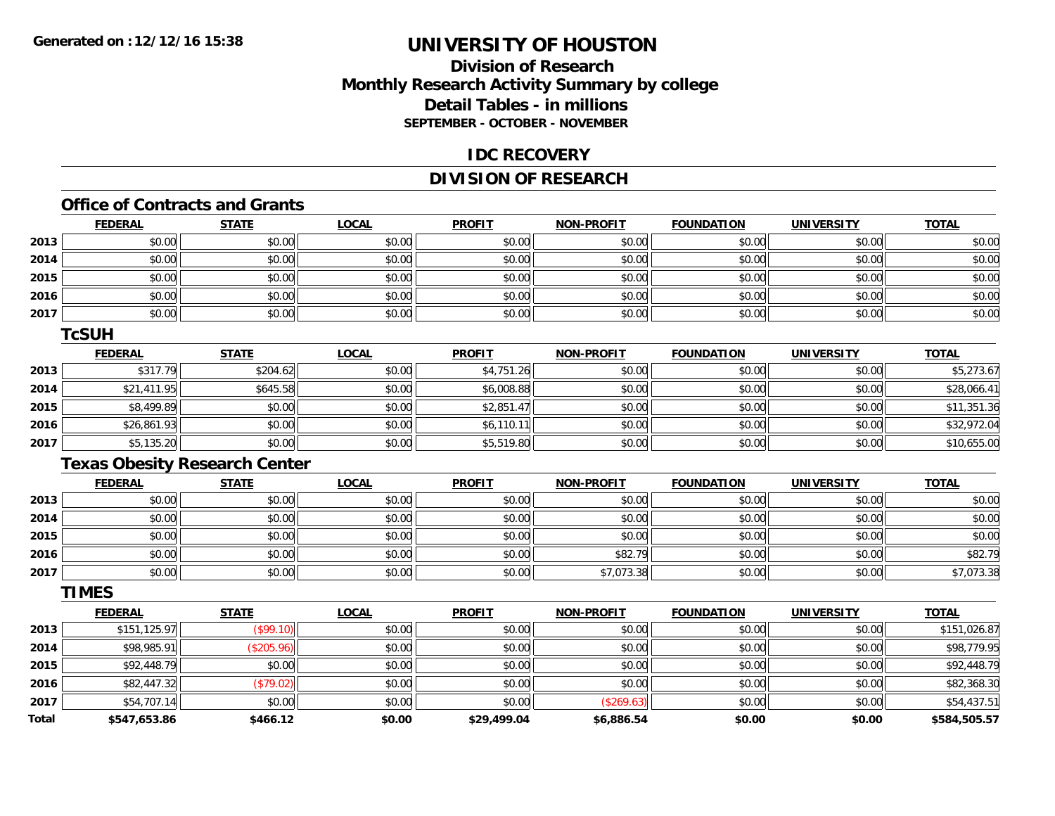**Generated on :12/12/16 15:38**

# UNIVERSITY OF HOUSTON

## Division of Research
## Monthly Research Activity Summary by college
## Detail Tables - in millions
### SEPTEMBER - OCTOBER - NOVEMBER

## IDC RECOVERY

## DIVISION OF RESEARCH

### Office of Contracts and Grants

| | FEDERAL | STATE | LOCAL | PROFIT | NON-PROFIT | FOUNDATION | UNIVERSITY | TOTAL |
|---|---|---|---|---|---|---|---|---|
| 2013 | $0.00 | $0.00 | $0.00 | $0.00 | $0.00 | $0.00 | $0.00 | $0.00 |
| 2014 | $0.00 | $0.00 | $0.00 | $0.00 | $0.00 | $0.00 | $0.00 | $0.00 |
| 2015 | $0.00 | $0.00 | $0.00 | $0.00 | $0.00 | $0.00 | $0.00 | $0.00 |
| 2016 | $0.00 | $0.00 | $0.00 | $0.00 | $0.00 | $0.00 | $0.00 | $0.00 |
| 2017 | $0.00 | $0.00 | $0.00 | $0.00 | $0.00 | $0.00 | $0.00 | $0.00 |

### TcSUH

| | FEDERAL | STATE | LOCAL | PROFIT | NON-PROFIT | FOUNDATION | UNIVERSITY | TOTAL |
|---|---|---|---|---|---|---|---|---|
| 2013 | $317.79 | $204.62 | $0.00 | $4,751.26 | $0.00 | $0.00 | $0.00 | $5,273.67 |
| 2014 | $21,411.95 | $645.58 | $0.00 | $6,008.88 | $0.00 | $0.00 | $0.00 | $28,066.41 |
| 2015 | $8,499.89 | $0.00 | $0.00 | $2,851.47 | $0.00 | $0.00 | $0.00 | $11,351.36 |
| 2016 | $26,861.93 | $0.00 | $0.00 | $6,110.11 | $0.00 | $0.00 | $0.00 | $32,972.04 |
| 2017 | $5,135.20 | $0.00 | $0.00 | $5,519.80 | $0.00 | $0.00 | $0.00 | $10,655.00 |

### Texas Obesity Research Center

| | FEDERAL | STATE | LOCAL | PROFIT | NON-PROFIT | FOUNDATION | UNIVERSITY | TOTAL |
|---|---|---|---|---|---|---|---|---|
| 2013 | $0.00 | $0.00 | $0.00 | $0.00 | $0.00 | $0.00 | $0.00 | $0.00 |
| 2014 | $0.00 | $0.00 | $0.00 | $0.00 | $0.00 | $0.00 | $0.00 | $0.00 |
| 2015 | $0.00 | $0.00 | $0.00 | $0.00 | $0.00 | $0.00 | $0.00 | $0.00 |
| 2016 | $0.00 | $0.00 | $0.00 | $0.00 | $82.79 | $0.00 | $0.00 | $82.79 |
| 2017 | $0.00 | $0.00 | $0.00 | $0.00 | $7,073.38 | $0.00 | $0.00 | $7,073.38 |

### TIMES

| | FEDERAL | STATE | LOCAL | PROFIT | NON-PROFIT | FOUNDATION | UNIVERSITY | TOTAL |
|---|---|---|---|---|---|---|---|---|
| 2013 | $151,125.97 | ($99.10) | $0.00 | $0.00 | $0.00 | $0.00 | $0.00 | $151,026.87 |
| 2014 | $98,985.91 | ($205.96) | $0.00 | $0.00 | $0.00 | $0.00 | $0.00 | $98,779.95 |
| 2015 | $92,448.79 | $0.00 | $0.00 | $0.00 | $0.00 | $0.00 | $0.00 | $92,448.79 |
| 2016 | $82,447.32 | ($79.02) | $0.00 | $0.00 | $0.00 | $0.00 | $0.00 | $82,368.30 |
| 2017 | $54,707.14 | $0.00 | $0.00 | $0.00 | ($269.63) | $0.00 | $0.00 | $54,437.51 |
| **Total** | **$547,653.86** | **$466.12** | **$0.00** | **$29,499.04** | **$6,886.54** | **$0.00** | **$0.00** | **$584,505.57** |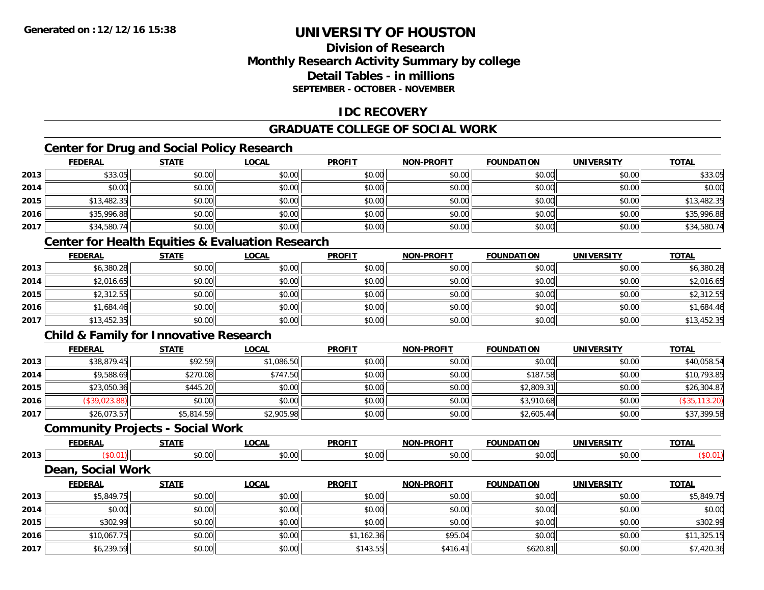Generated on :12/12/16 15:38

# UNIVERSITY OF HOUSTON

## Division of Research
## Monthly Research Activity Summary by college
## Detail Tables - in millions
### SEPTEMBER - OCTOBER - NOVEMBER

## IDC RECOVERY

## GRADUATE COLLEGE OF SOCIAL WORK

### Center for Drug and Social Policy Research

| | FEDERAL | STATE | LOCAL | PROFIT | NON-PROFIT | FOUNDATION | UNIVERSITY | TOTAL |
|---|---|---|---|---|---|---|---|---|
| 2013 | $33.05 | $0.00 | $0.00 | $0.00 | $0.00 | $0.00 | $0.00 | $33.05 |
| 2014 | $0.00 | $0.00 | $0.00 | $0.00 | $0.00 | $0.00 | $0.00 | $0.00 |
| 2015 | $13,482.35 | $0.00 | $0.00 | $0.00 | $0.00 | $0.00 | $0.00 | $13,482.35 |
| 2016 | $35,996.88 | $0.00 | $0.00 | $0.00 | $0.00 | $0.00 | $0.00 | $35,996.88 |
| 2017 | $34,580.74 | $0.00 | $0.00 | $0.00 | $0.00 | $0.00 | $0.00 | $34,580.74 |

### Center for Health Equities & Evaluation Research

| | FEDERAL | STATE | LOCAL | PROFIT | NON-PROFIT | FOUNDATION | UNIVERSITY | TOTAL |
|---|---|---|---|---|---|---|---|---|
| 2013 | $6,380.28 | $0.00 | $0.00 | $0.00 | $0.00 | $0.00 | $0.00 | $6,380.28 |
| 2014 | $2,016.65 | $0.00 | $0.00 | $0.00 | $0.00 | $0.00 | $0.00 | $2,016.65 |
| 2015 | $2,312.55 | $0.00 | $0.00 | $0.00 | $0.00 | $0.00 | $0.00 | $2,312.55 |
| 2016 | $1,684.46 | $0.00 | $0.00 | $0.00 | $0.00 | $0.00 | $0.00 | $1,684.46 |
| 2017 | $13,452.35 | $0.00 | $0.00 | $0.00 | $0.00 | $0.00 | $0.00 | $13,452.35 |

### Child & Family for Innovative Research

| | FEDERAL | STATE | LOCAL | PROFIT | NON-PROFIT | FOUNDATION | UNIVERSITY | TOTAL |
|---|---|---|---|---|---|---|---|---|
| 2013 | $38,879.45 | $92.59 | $1,086.50 | $0.00 | $0.00 | $0.00 | $0.00 | $40,058.54 |
| 2014 | $9,588.69 | $270.08 | $747.50 | $0.00 | $0.00 | $187.58 | $0.00 | $10,793.85 |
| 2015 | $23,050.36 | $445.20 | $0.00 | $0.00 | $0.00 | $2,809.31 | $0.00 | $26,304.87 |
| 2016 | ($39,023.88) | $0.00 | $0.00 | $0.00 | $0.00 | $3,910.68 | $0.00 | ($35,113.20) |
| 2017 | $26,073.57 | $5,814.59 | $2,905.98 | $0.00 | $0.00 | $2,605.44 | $0.00 | $37,399.58 |

### Community Projects - Social Work

| | FEDERAL | STATE | LOCAL | PROFIT | NON-PROFIT | FOUNDATION | UNIVERSITY | TOTAL |
|---|---|---|---|---|---|---|---|---|
| 2013 | ($0.01) | $0.00 | $0.00 | $0.00 | $0.00 | $0.00 | $0.00 | ($0.01) |

### Dean, Social Work

| | FEDERAL | STATE | LOCAL | PROFIT | NON-PROFIT | FOUNDATION | UNIVERSITY | TOTAL |
|---|---|---|---|---|---|---|---|---|
| 2013 | $5,849.75 | $0.00 | $0.00 | $0.00 | $0.00 | $0.00 | $0.00 | $5,849.75 |
| 2014 | $0.00 | $0.00 | $0.00 | $0.00 | $0.00 | $0.00 | $0.00 | $0.00 |
| 2015 | $302.99 | $0.00 | $0.00 | $0.00 | $0.00 | $0.00 | $0.00 | $302.99 |
| 2016 | $10,067.75 | $0.00 | $0.00 | $1,162.36 | $95.04 | $0.00 | $0.00 | $11,325.15 |
| 2017 | $6,239.59 | $0.00 | $0.00 | $143.55 | $416.41 | $620.81 | $0.00 | $7,420.36 |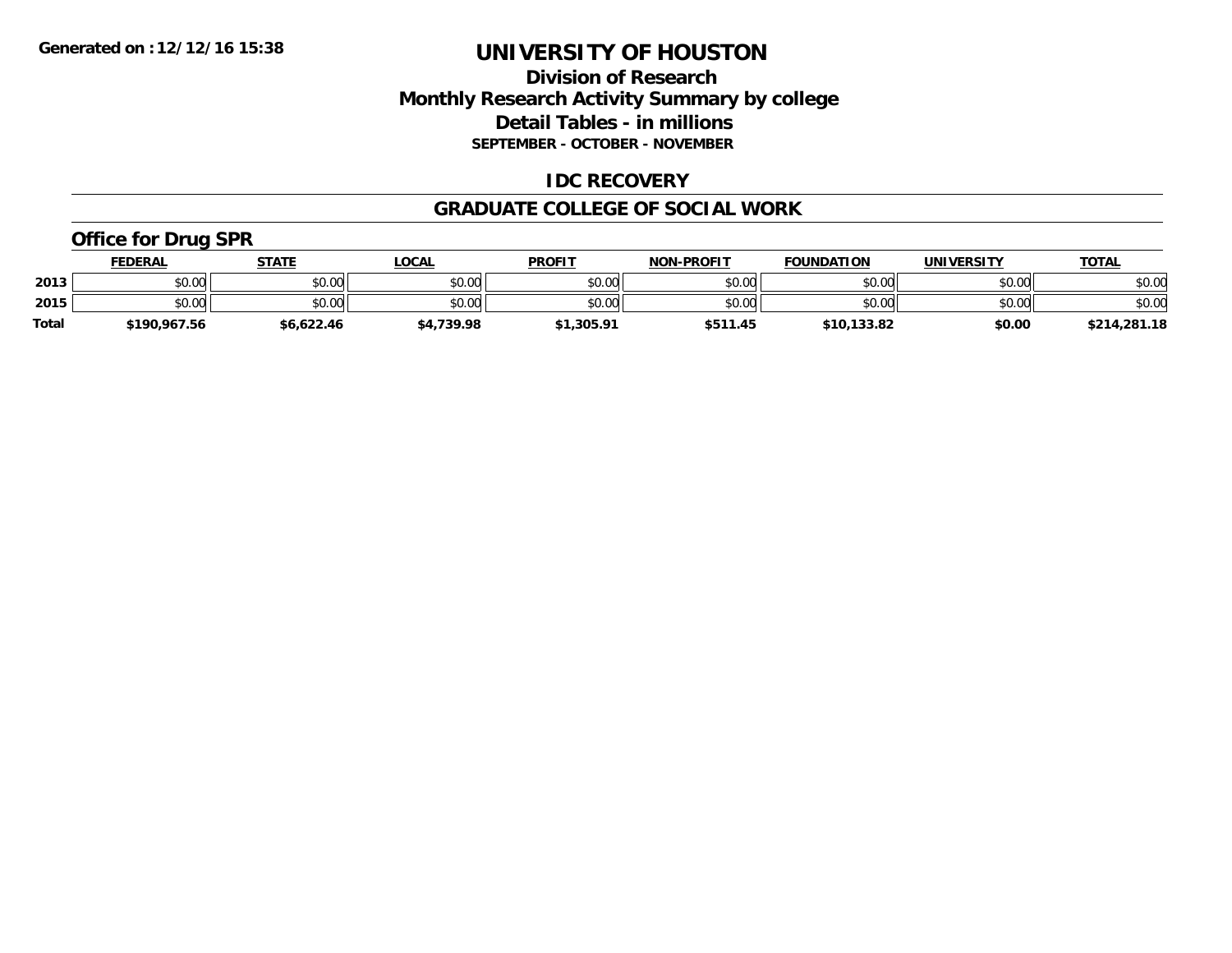# UNIVERSITY OF HOUSTON

## Division of Research
## Monthly Research Activity Summary by college
## Detail Tables - in millions
### SEPTEMBER - OCTOBER - NOVEMBER

## IDC RECOVERY

## GRADUATE COLLEGE OF SOCIAL WORK

### Office for Drug SPR

| | FEDERAL | STATE | LOCAL | PROFIT | NON-PROFIT | FOUNDATION | UNIVERSITY | TOTAL |
|---|---|---|---|---|---|---|---|---|
| 2013 | $0.00 | $0.00 | $0.00 | $0.00 | $0.00 | $0.00 | $0.00 | $0.00 |
| 2015 | $0.00 | $0.00 | $0.00 | $0.00 | $0.00 | $0.00 | $0.00 | $0.00 |
| **Total** | **$190,967.56** | **$6,622.46** | **$4,739.98** | **$1,305.91** | **$511.45** | **$10,133.82** | **$0.00** | **$214,281.18** |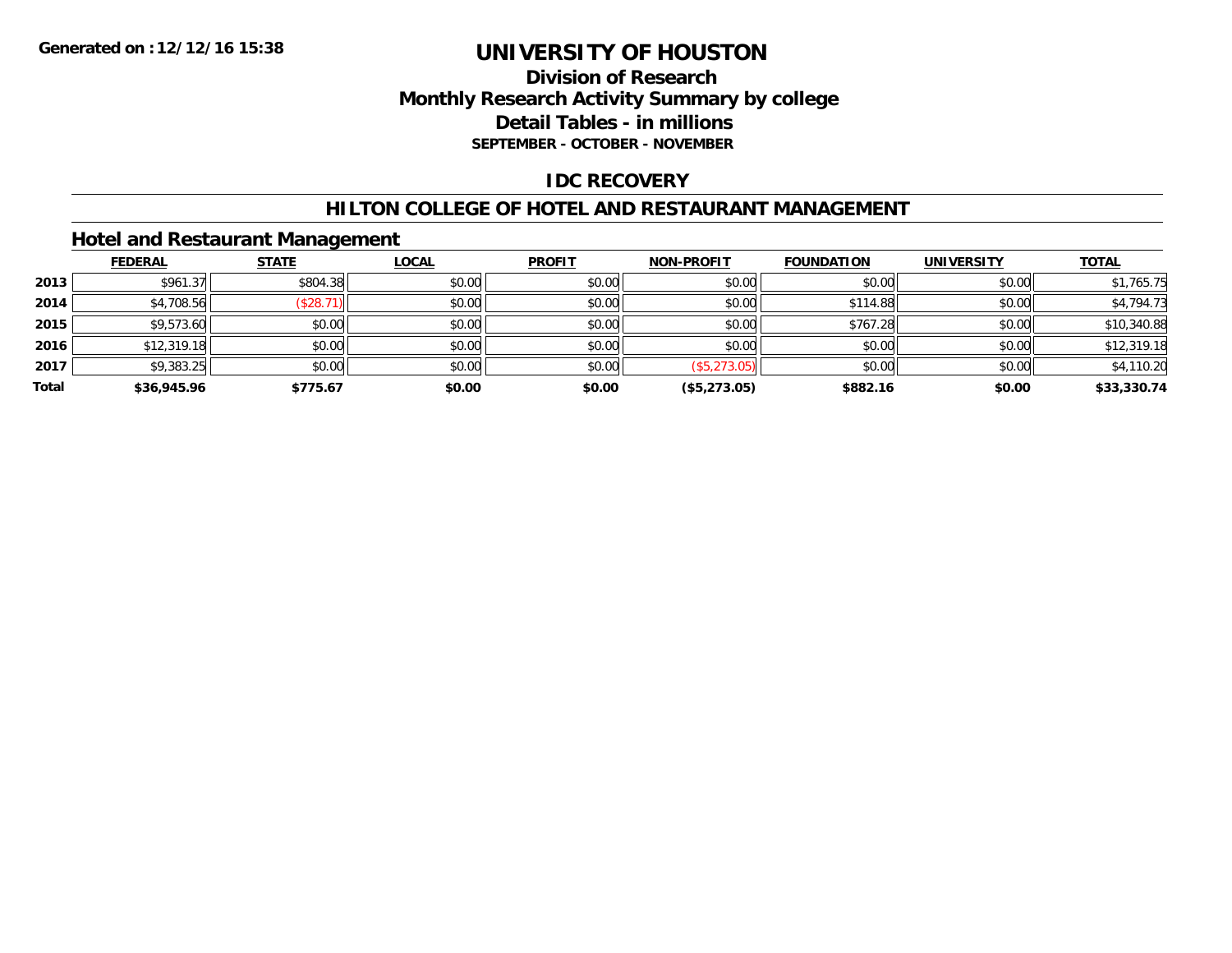**Generated on :12/12/16 15:38**

# UNIVERSITY OF HOUSTON

## Division of Research
## Monthly Research Activity Summary by college
## Detail Tables - in millions
### SEPTEMBER - OCTOBER - NOVEMBER

## IDC RECOVERY

## HILTON COLLEGE OF HOTEL AND RESTAURANT MANAGEMENT

### Hotel and Restaurant Management

| | FEDERAL | STATE | LOCAL | PROFIT | NON-PROFIT | FOUNDATION | UNIVERSITY | TOTAL |
|---|---|---|---|---|---|---|---|---|
| 2013 | $961.37 | $804.38 | $0.00 | $0.00 | $0.00 | $0.00 | $0.00 | $1,765.75 |
| 2014 | $4,708.56 | ($28.71) | $0.00 | $0.00 | $0.00 | $114.88 | $0.00 | $4,794.73 |
| 2015 | $9,573.60 | $0.00 | $0.00 | $0.00 | $0.00 | $767.28 | $0.00 | $10,340.88 |
| 2016 | $12,319.18 | $0.00 | $0.00 | $0.00 | $0.00 | $0.00 | $0.00 | $12,319.18 |
| 2017 | $9,383.25 | $0.00 | $0.00 | $0.00 | ($5,273.05) | $0.00 | $0.00 | $4,110.20 |
| **Total** | **$36,945.96** | **$775.67** | **$0.00** | **$0.00** | **($5,273.05)** | **$882.16** | **$0.00** | **$33,330.74** |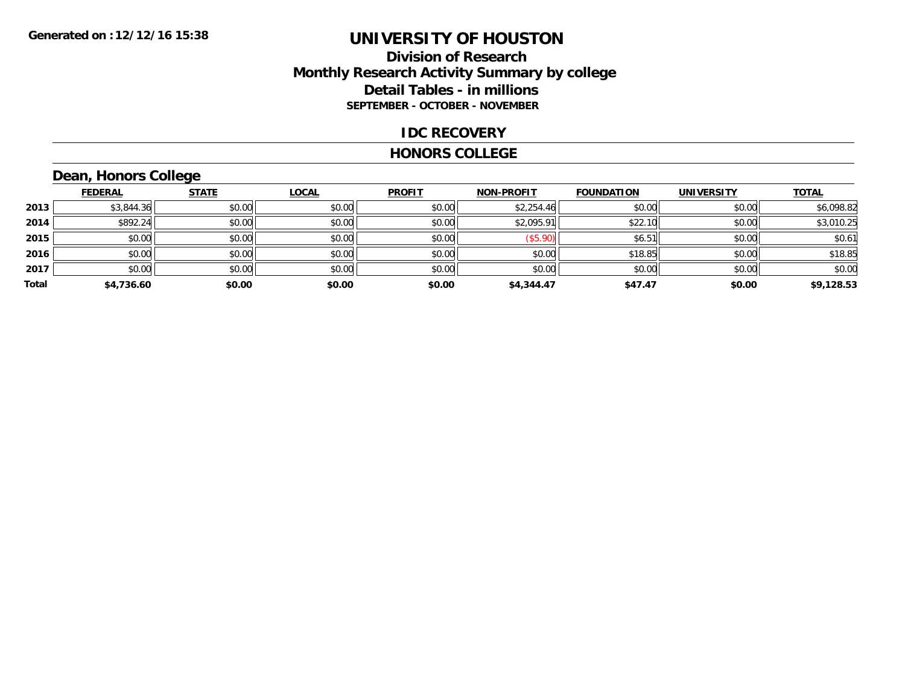Generated on :12/12/16 15:38

# UNIVERSITY OF HOUSTON

## Division of Research
## Monthly Research Activity Summary by college
## Detail Tables - in millions
### SEPTEMBER - OCTOBER - NOVEMBER

## IDC RECOVERY

## HONORS COLLEGE

### Dean, Honors College

| | FEDERAL | STATE | LOCAL | PROFIT | NON-PROFIT | FOUNDATION | UNIVERSITY | TOTAL |
|---|---|---|---|---|---|---|---|---|
| 2013 | $3,844.36 | $0.00 | $0.00 | $0.00 | $2,254.46 | $0.00 | $0.00 | $6,098.82 |
| 2014 | $892.24 | $0.00 | $0.00 | $0.00 | $2,095.91 | $22.10 | $0.00 | $3,010.25 |
| 2015 | $0.00 | $0.00 | $0.00 | $0.00 | ($5.90) | $6.51 | $0.00 | $0.61 |
| 2016 | $0.00 | $0.00 | $0.00 | $0.00 | $0.00 | $18.85 | $0.00 | $18.85 |
| 2017 | $0.00 | $0.00 | $0.00 | $0.00 | $0.00 | $0.00 | $0.00 | $0.00 |
| **Total** | **$4,736.60** | **$0.00** | **$0.00** | **$0.00** | **$4,344.47** | **$47.47** | **$0.00** | **$9,128.53** |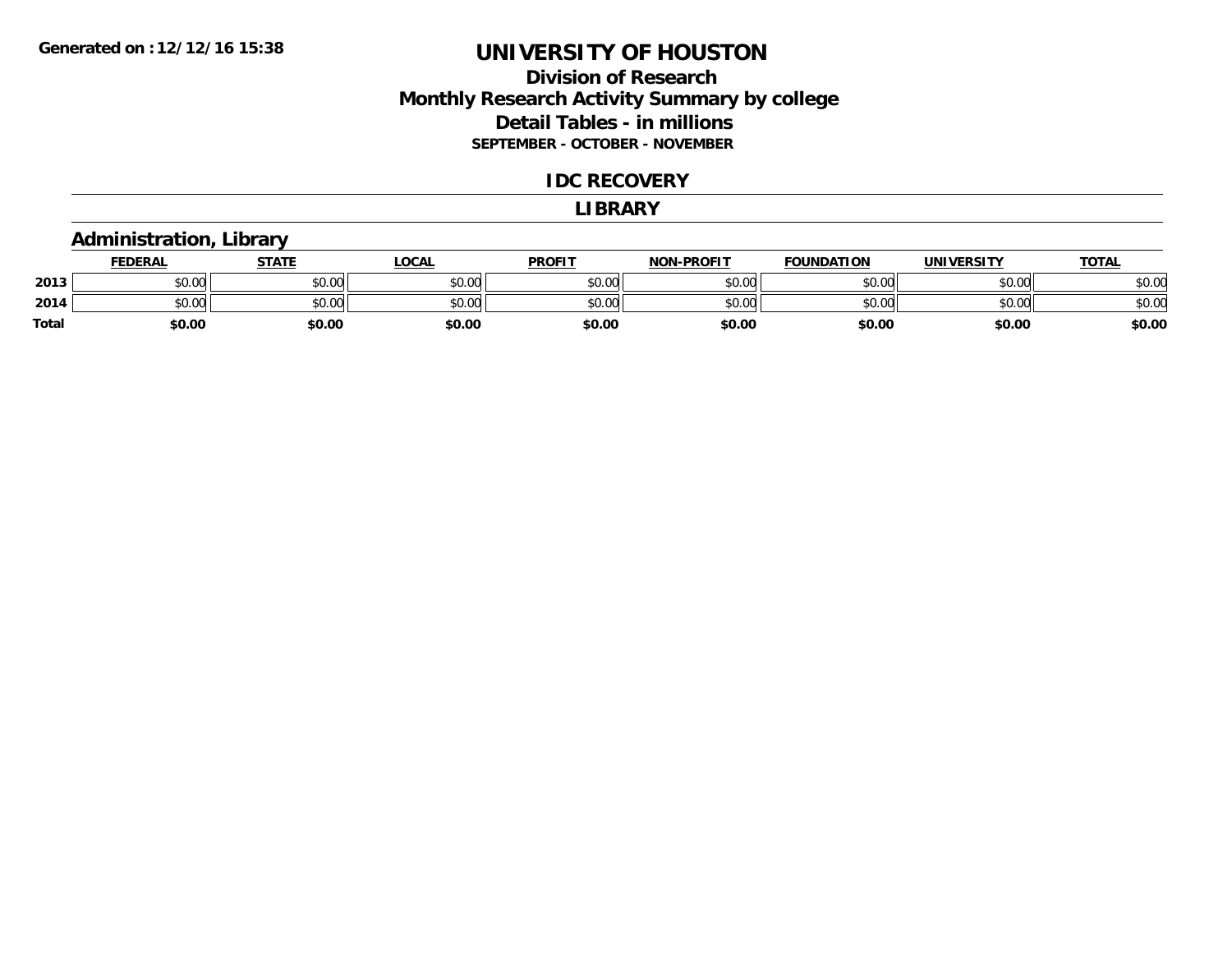Generated on :12/12/16 15:38

# UNIVERSITY OF HOUSTON

## Division of Research
## Monthly Research Activity Summary by college
## Detail Tables - in millions
### SEPTEMBER - OCTOBER - NOVEMBER

## IDC RECOVERY

## LIBRARY

### Administration, Library

| | FEDERAL | STATE | LOCAL | PROFIT | NON-PROFIT | FOUNDATION | UNIVERSITY | TOTAL |
|---|---|---|---|---|---|---|---|---|
| 2013 | $0.00 | $0.00 | $0.00 | $0.00 | $0.00 | $0.00 | $0.00 | $0.00 |
| 2014 | $0.00 | $0.00 | $0.00 | $0.00 | $0.00 | $0.00 | $0.00 | $0.00 |
| Total | $0.00 | $0.00 | $0.00 | $0.00 | $0.00 | $0.00 | $0.00 | $0.00 |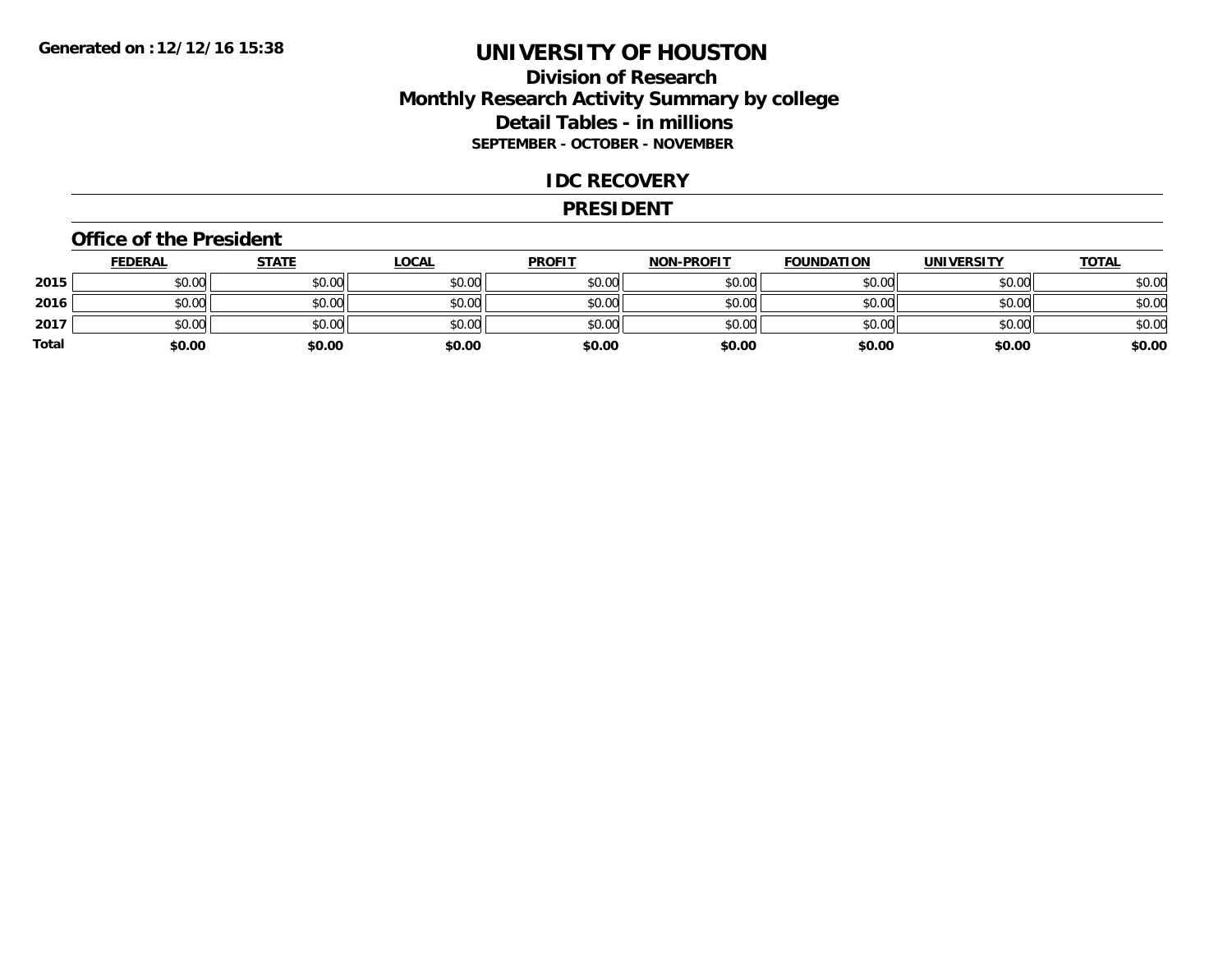Generated on :12/12/16 15:38

# UNIVERSITY OF HOUSTON

## Division of Research
## Monthly Research Activity Summary by college
## Detail Tables - in millions
### SEPTEMBER - OCTOBER - NOVEMBER

## IDC RECOVERY

## PRESIDENT

### Office of the President

| | FEDERAL | STATE | LOCAL | PROFIT | NON-PROFIT | FOUNDATION | UNIVERSITY | TOTAL |
|---|---|---|---|---|---|---|---|---|
| 2015 | $0.00 | $0.00 | $0.00 | $0.00 | $0.00 | $0.00 | $0.00 | $0.00 |
| 2016 | $0.00 | $0.00 | $0.00 | $0.00 | $0.00 | $0.00 | $0.00 | $0.00 |
| 2017 | $0.00 | $0.00 | $0.00 | $0.00 | $0.00 | $0.00 | $0.00 | $0.00 |
| Total | $0.00 | $0.00 | $0.00 | $0.00 | $0.00 | $0.00 | $0.00 | $0.00 |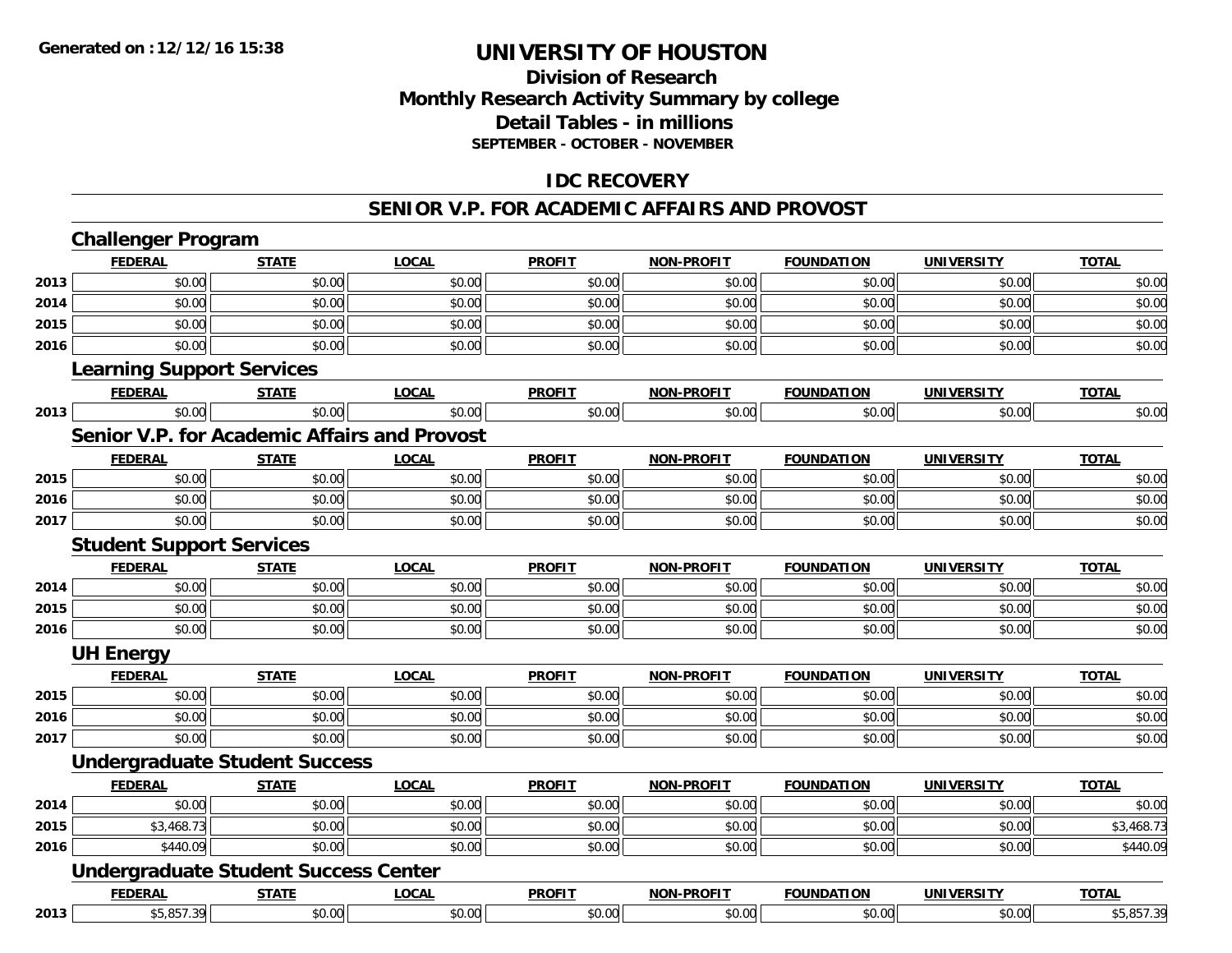# UNIVERSITY OF HOUSTON

## Division of Research
## Monthly Research Activity Summary by college
## Detail Tables - in millions
### SEPTEMBER - OCTOBER - NOVEMBER

## IDC RECOVERY

## SENIOR V.P. FOR ACADEMIC AFFAIRS AND PROVOST

### Challenger Program

| | FEDERAL | STATE | LOCAL | PROFIT | NON-PROFIT | FOUNDATION | UNIVERSITY | TOTAL |
|---|---|---|---|---|---|---|---|---|
| 2013 | $0.00 | $0.00 | $0.00 | $0.00 | $0.00 | $0.00 | $0.00 | $0.00 |
| 2014 | $0.00 | $0.00 | $0.00 | $0.00 | $0.00 | $0.00 | $0.00 | $0.00 |
| 2015 | $0.00 | $0.00 | $0.00 | $0.00 | $0.00 | $0.00 | $0.00 | $0.00 |
| 2016 | $0.00 | $0.00 | $0.00 | $0.00 | $0.00 | $0.00 | $0.00 | $0.00 |

### Learning Support Services

| | FEDERAL | STATE | LOCAL | PROFIT | NON-PROFIT | FOUNDATION | UNIVERSITY | TOTAL |
|---|---|---|---|---|---|---|---|---|
| 2013 | $0.00 | $0.00 | $0.00 | $0.00 | $0.00 | $0.00 | $0.00 | $0.00 |

### Senior V.P. for Academic Affairs and Provost

| | FEDERAL | STATE | LOCAL | PROFIT | NON-PROFIT | FOUNDATION | UNIVERSITY | TOTAL |
|---|---|---|---|---|---|---|---|---|
| 2015 | $0.00 | $0.00 | $0.00 | $0.00 | $0.00 | $0.00 | $0.00 | $0.00 |
| 2016 | $0.00 | $0.00 | $0.00 | $0.00 | $0.00 | $0.00 | $0.00 | $0.00 |
| 2017 | $0.00 | $0.00 | $0.00 | $0.00 | $0.00 | $0.00 | $0.00 | $0.00 |

### Student Support Services

| | FEDERAL | STATE | LOCAL | PROFIT | NON-PROFIT | FOUNDATION | UNIVERSITY | TOTAL |
|---|---|---|---|---|---|---|---|---|
| 2014 | $0.00 | $0.00 | $0.00 | $0.00 | $0.00 | $0.00 | $0.00 | $0.00 |
| 2015 | $0.00 | $0.00 | $0.00 | $0.00 | $0.00 | $0.00 | $0.00 | $0.00 |
| 2016 | $0.00 | $0.00 | $0.00 | $0.00 | $0.00 | $0.00 | $0.00 | $0.00 |

### UH Energy

| | FEDERAL | STATE | LOCAL | PROFIT | NON-PROFIT | FOUNDATION | UNIVERSITY | TOTAL |
|---|---|---|---|---|---|---|---|---|
| 2015 | $0.00 | $0.00 | $0.00 | $0.00 | $0.00 | $0.00 | $0.00 | $0.00 |
| 2016 | $0.00 | $0.00 | $0.00 | $0.00 | $0.00 | $0.00 | $0.00 | $0.00 |
| 2017 | $0.00 | $0.00 | $0.00 | $0.00 | $0.00 | $0.00 | $0.00 | $0.00 |

### Undergraduate Student Success

| | FEDERAL | STATE | LOCAL | PROFIT | NON-PROFIT | FOUNDATION | UNIVERSITY | TOTAL |
|---|---|---|---|---|---|---|---|---|
| 2014 | $0.00 | $0.00 | $0.00 | $0.00 | $0.00 | $0.00 | $0.00 | $0.00 |
| 2015 | $3,468.73 | $0.00 | $0.00 | $0.00 | $0.00 | $0.00 | $0.00 | $3,468.73 |
| 2016 | $440.09 | $0.00 | $0.00 | $0.00 | $0.00 | $0.00 | $0.00 | $440.09 |

### Undergraduate Student Success Center

| | FEDERAL | STATE | LOCAL | PROFIT | NON-PROFIT | FOUNDATION | UNIVERSITY | TOTAL |
|---|---|---|---|---|---|---|---|---|
| 2013 | $5,857.39 | $0.00 | $0.00 | $0.00 | $0.00 | $0.00 | $0.00 | $5,857.39 |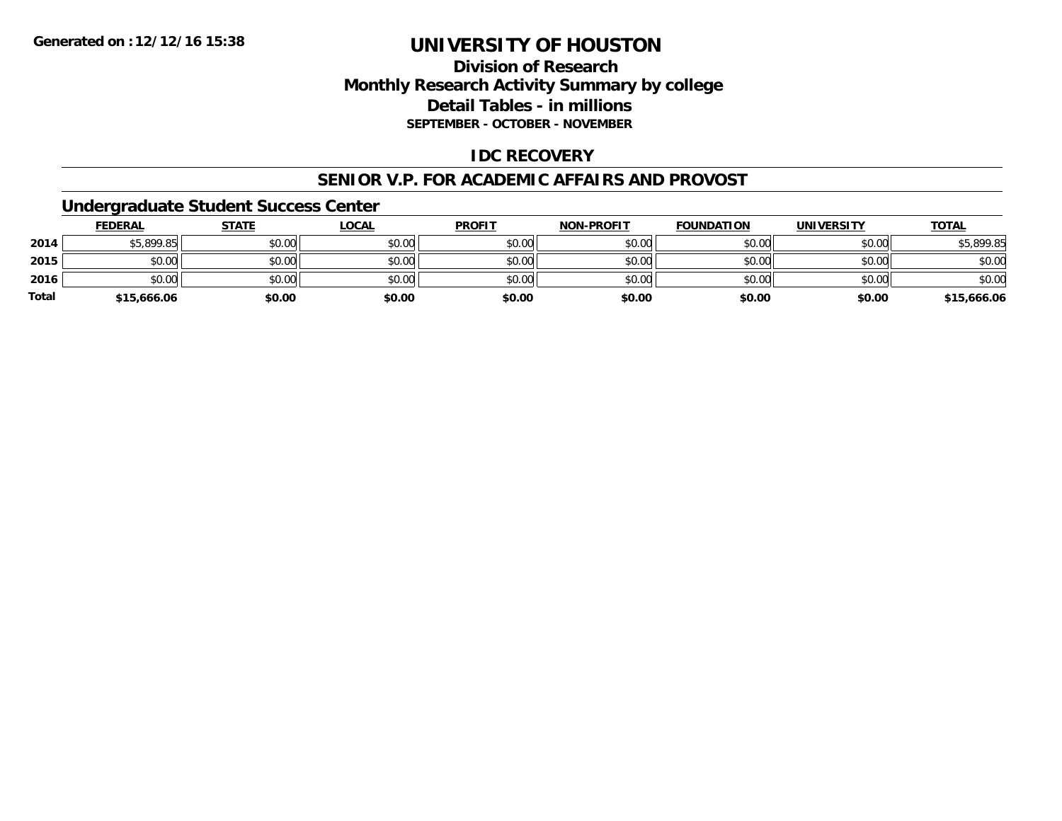# UNIVERSITY OF HOUSTON

## Division of Research
## Monthly Research Activity Summary by college
## Detail Tables - in millions
### SEPTEMBER - OCTOBER - NOVEMBER

## IDC RECOVERY

## SENIOR V.P. FOR ACADEMIC AFFAIRS AND PROVOST

### Undergraduate Student Success Center

| | FEDERAL | STATE | LOCAL | PROFIT | NON-PROFIT | FOUNDATION | UNIVERSITY | TOTAL |
|---|---|---|---|---|---|---|---|---|
| 2014 | $5,899.85 | $0.00 | $0.00 | $0.00 | $0.00 | $0.00 | $0.00 | $5,899.85 |
| 2015 | $0.00 | $0.00 | $0.00 | $0.00 | $0.00 | $0.00 | $0.00 | $0.00 |
| 2016 | $0.00 | $0.00 | $0.00 | $0.00 | $0.00 | $0.00 | $0.00 | $0.00 |
| Total | $15,666.06 | $0.00 | $0.00 | $0.00 | $0.00 | $0.00 | $0.00 | $15,666.06 |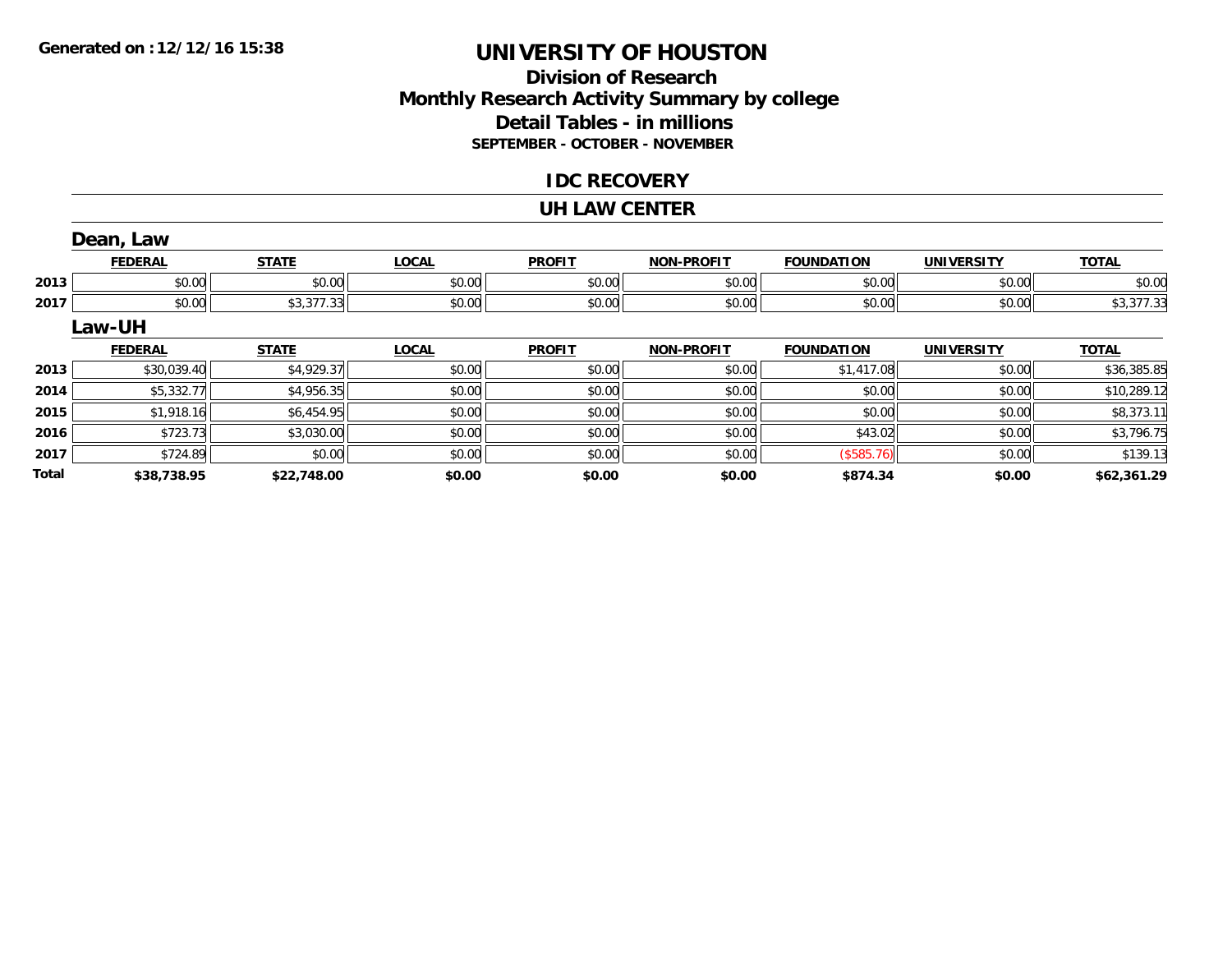Generated on :12/12/16 15:38

# UNIVERSITY OF HOUSTON

## Division of Research
## Monthly Research Activity Summary by college
## Detail Tables - in millions
### SEPTEMBER - OCTOBER - NOVEMBER

## IDC RECOVERY

## UH LAW CENTER

### Dean, Law

| | FEDERAL | STATE | LOCAL | PROFIT | NON-PROFIT | FOUNDATION | UNIVERSITY | TOTAL |
|---|---|---|---|---|---|---|---|---|
| 2013 | $0.00 | $0.00 | $0.00 | $0.00 | $0.00 | $0.00 | $0.00 | $0.00 |
| 2017 | $0.00 | $3,377.33 | $0.00 | $0.00 | $0.00 | $0.00 | $0.00 | $3,377.33 |

### Law-UH

| | FEDERAL | STATE | LOCAL | PROFIT | NON-PROFIT | FOUNDATION | UNIVERSITY | TOTAL |
|---|---|---|---|---|---|---|---|---|
| 2013 | $30,039.40 | $4,929.37 | $0.00 | $0.00 | $0.00 | $1,417.08 | $0.00 | $36,385.85 |
| 2014 | $5,332.77 | $4,956.35 | $0.00 | $0.00 | $0.00 | $0.00 | $0.00 | $10,289.12 |
| 2015 | $1,918.16 | $6,454.95 | $0.00 | $0.00 | $0.00 | $0.00 | $0.00 | $8,373.11 |
| 2016 | $723.73 | $3,030.00 | $0.00 | $0.00 | $0.00 | $43.02 | $0.00 | $3,796.75 |
| 2017 | $724.89 | $0.00 | $0.00 | $0.00 | $0.00 | ($585.76) | $0.00 | $139.13 |
| **Total** | **$38,738.95** | **$22,748.00** | **$0.00** | **$0.00** | **$0.00** | **$874.34** | **$0.00** | **$62,361.29** |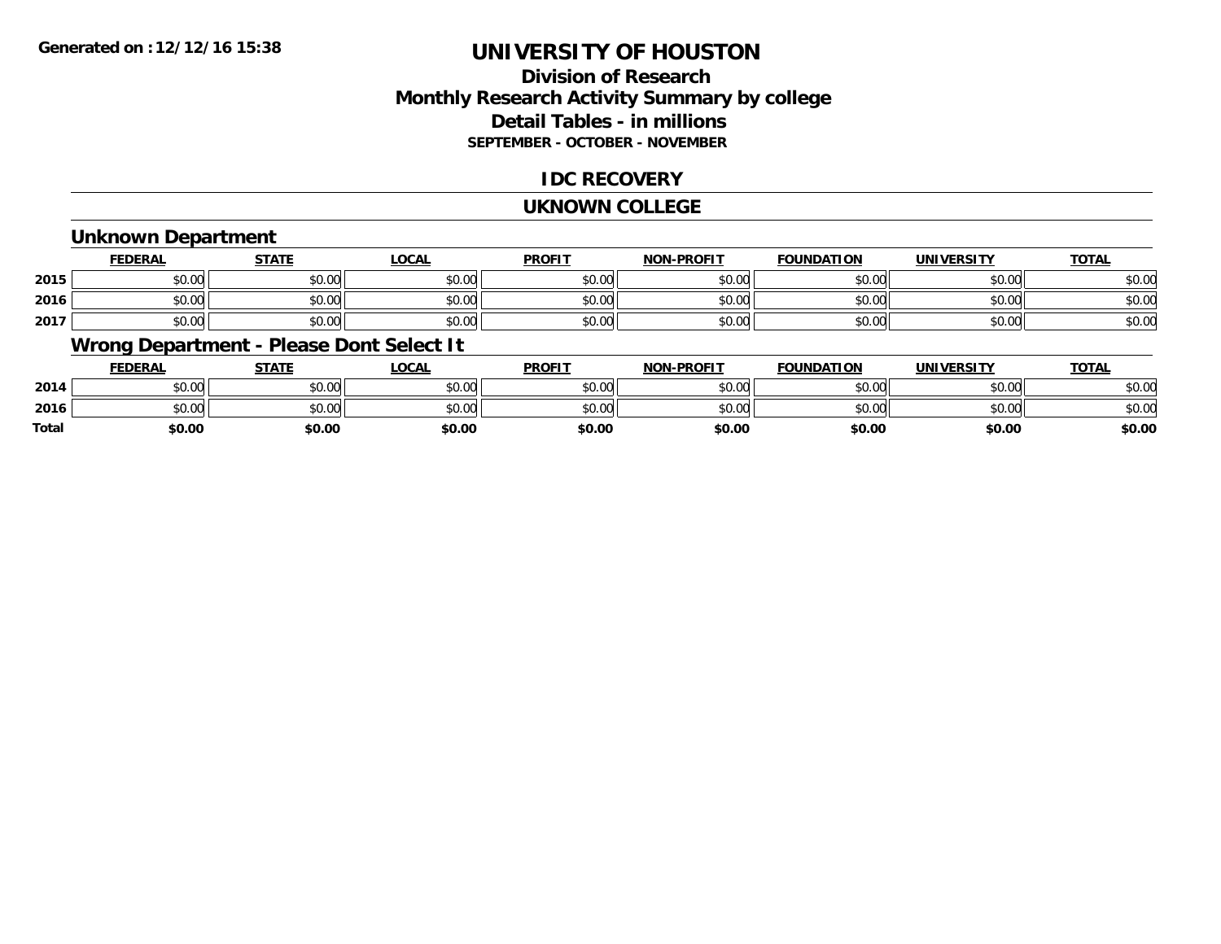**Generated on :12/12/16 15:38**

# UNIVERSITY OF HOUSTON

## Division of Research
## Monthly Research Activity Summary by college
## Detail Tables - in millions
### SEPTEMBER - OCTOBER - NOVEMBER

## IDC RECOVERY

## UKNOWN COLLEGE

### Unknown Department

| | FEDERAL | STATE | LOCAL | PROFIT | NON-PROFIT | FOUNDATION | UNIVERSITY | TOTAL |
|---|---|---|---|---|---|---|---|---|
| 2015 | $0.00 | $0.00 | $0.00 | $0.00 | $0.00 | $0.00 | $0.00 | $0.00 |
| 2016 | $0.00 | $0.00 | $0.00 | $0.00 | $0.00 | $0.00 | $0.00 | $0.00 |
| 2017 | $0.00 | $0.00 | $0.00 | $0.00 | $0.00 | $0.00 | $0.00 | $0.00 |

### Wrong Department - Please Dont Select It

| | FEDERAL | STATE | LOCAL | PROFIT | NON-PROFIT | FOUNDATION | UNIVERSITY | TOTAL |
|---|---|---|---|---|---|---|---|---|
| 2014 | $0.00 | $0.00 | $0.00 | $0.00 | $0.00 | $0.00 | $0.00 | $0.00 |
| 2016 | $0.00 | $0.00 | $0.00 | $0.00 | $0.00 | $0.00 | $0.00 | $0.00 |
| **Total** | **$0.00** | **$0.00** | **$0.00** | **$0.00** | **$0.00** | **$0.00** | **$0.00** | **$0.00** |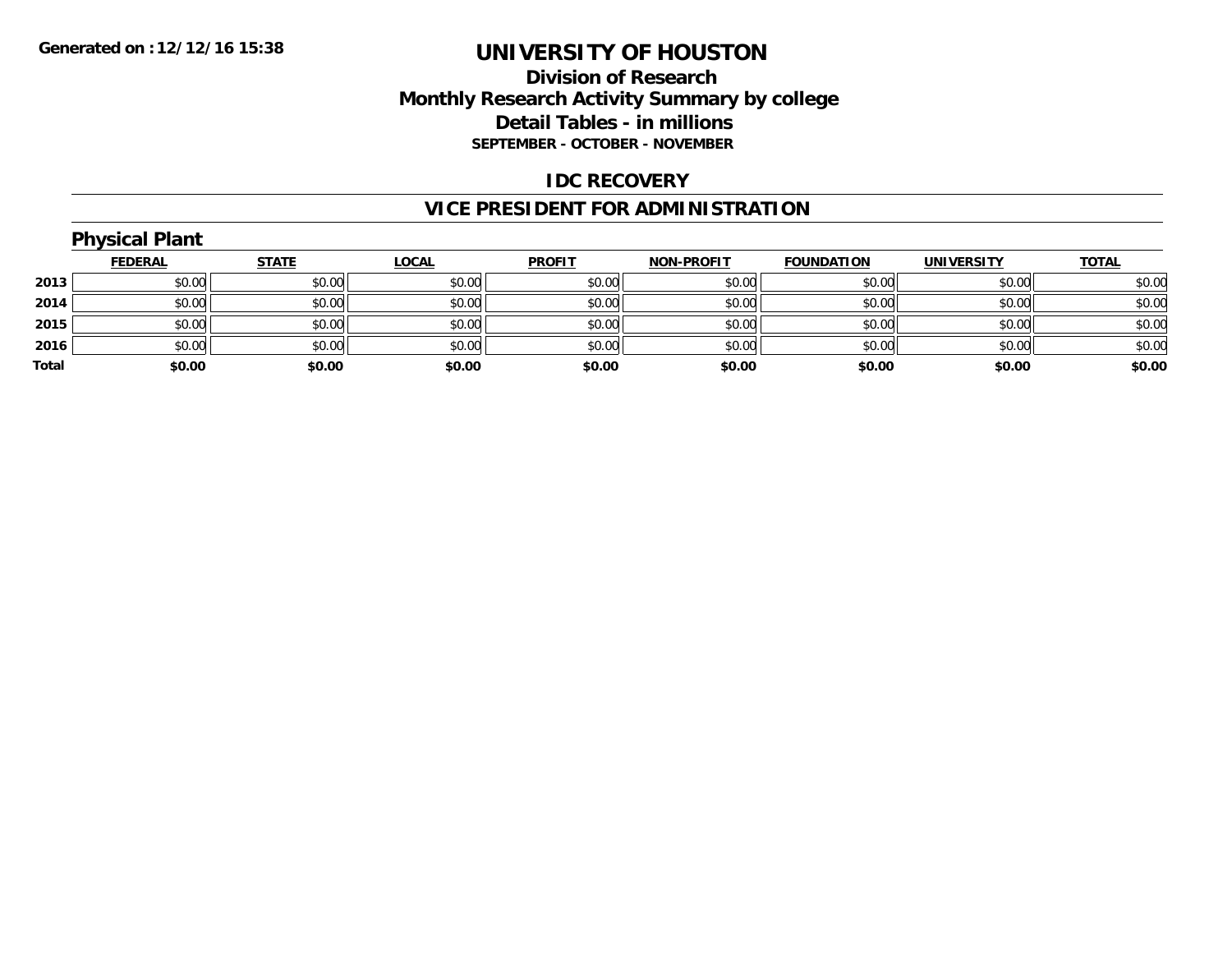Generated on :12/12/16 15:38

# UNIVERSITY OF HOUSTON

## Division of Research
## Monthly Research Activity Summary by college
## Detail Tables - in millions
### SEPTEMBER - OCTOBER - NOVEMBER

## IDC RECOVERY

## VICE PRESIDENT FOR ADMINISTRATION

### Physical Plant

| | FEDERAL | STATE | LOCAL | PROFIT | NON-PROFIT | FOUNDATION | UNIVERSITY | TOTAL |
|---|---|---|---|---|---|---|---|---|
| 2013 | $0.00 | $0.00 | $0.00 | $0.00 | $0.00 | $0.00 | $0.00 | $0.00 |
| 2014 | $0.00 | $0.00 | $0.00 | $0.00 | $0.00 | $0.00 | $0.00 | $0.00 |
| 2015 | $0.00 | $0.00 | $0.00 | $0.00 | $0.00 | $0.00 | $0.00 | $0.00 |
| 2016 | $0.00 | $0.00 | $0.00 | $0.00 | $0.00 | $0.00 | $0.00 | $0.00 |
| **Total** | **$0.00** | **$0.00** | **$0.00** | **$0.00** | **$0.00** | **$0.00** | **$0.00** | **$0.00** |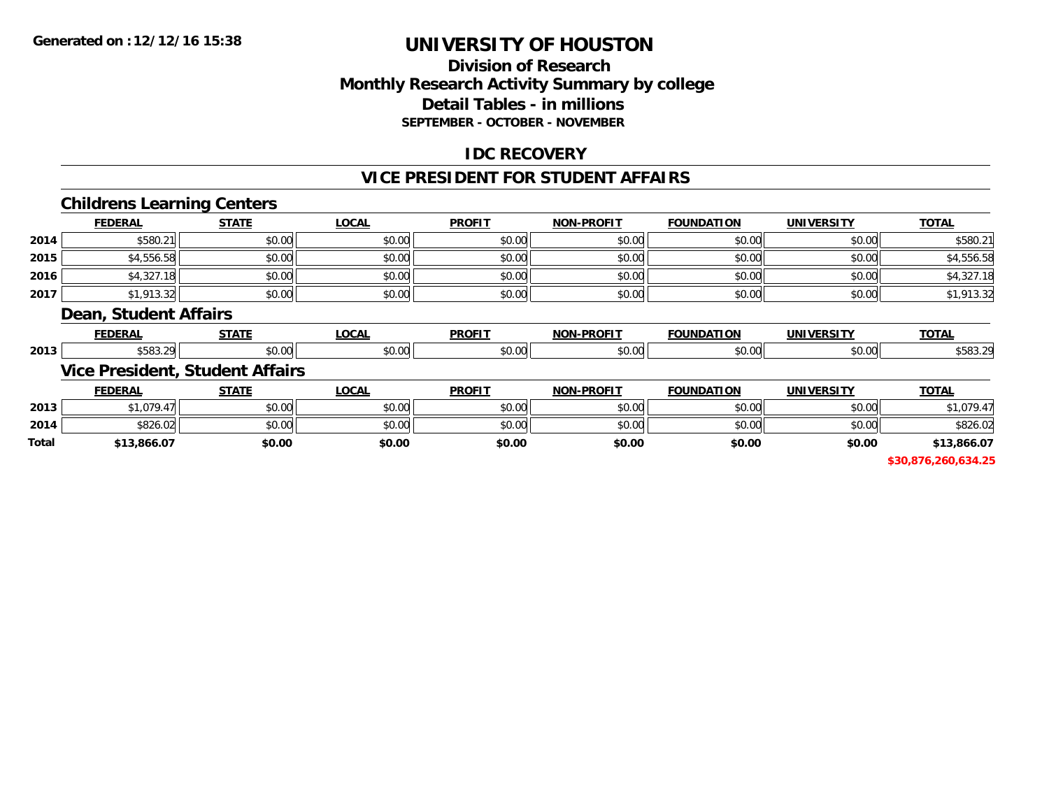**Generated on :12/12/16 15:38**

# UNIVERSITY OF HOUSTON

## Division of Research
## Monthly Research Activity Summary by college
## Detail Tables - in millions
### SEPTEMBER - OCTOBER - NOVEMBER

## IDC RECOVERY

## VICE PRESIDENT FOR STUDENT AFFAIRS

### Childrens Learning Centers

| | FEDERAL | STATE | LOCAL | PROFIT | NON-PROFIT | FOUNDATION | UNIVERSITY | TOTAL |
|---|---|---|---|---|---|---|---|---|
| 2014 | $580.21 | $0.00 | $0.00 | $0.00 | $0.00 | $0.00 | $0.00 | $580.21 |
| 2015 | $4,556.58 | $0.00 | $0.00 | $0.00 | $0.00 | $0.00 | $0.00 | $4,556.58 |
| 2016 | $4,327.18 | $0.00 | $0.00 | $0.00 | $0.00 | $0.00 | $0.00 | $4,327.18 |
| 2017 | $1,913.32 | $0.00 | $0.00 | $0.00 | $0.00 | $0.00 | $0.00 | $1,913.32 |

### Dean, Student Affairs

| | FEDERAL | STATE | LOCAL | PROFIT | NON-PROFIT | FOUNDATION | UNIVERSITY | TOTAL |
|---|---|---|---|---|---|---|---|---|
| 2013 | $583.29 | $0.00 | $0.00 | $0.00 | $0.00 | $0.00 | $0.00 | $583.29 |

### Vice President, Student Affairs

| | FEDERAL | STATE | LOCAL | PROFIT | NON-PROFIT | FOUNDATION | UNIVERSITY | TOTAL |
|---|---|---|---|---|---|---|---|---|
| 2013 | $1,079.47 | $0.00 | $0.00 | $0.00 | $0.00 | $0.00 | $0.00 | $1,079.47 |
| 2014 | $826.02 | $0.00 | $0.00 | $0.00 | $0.00 | $0.00 | $0.00 | $826.02 |
| **Total** | **$13,866.07** | **$0.00** | **$0.00** | **$0.00** | **$0.00** | **$0.00** | **$0.00** | **$13,866.07** |

**$30,876,260,634.25**